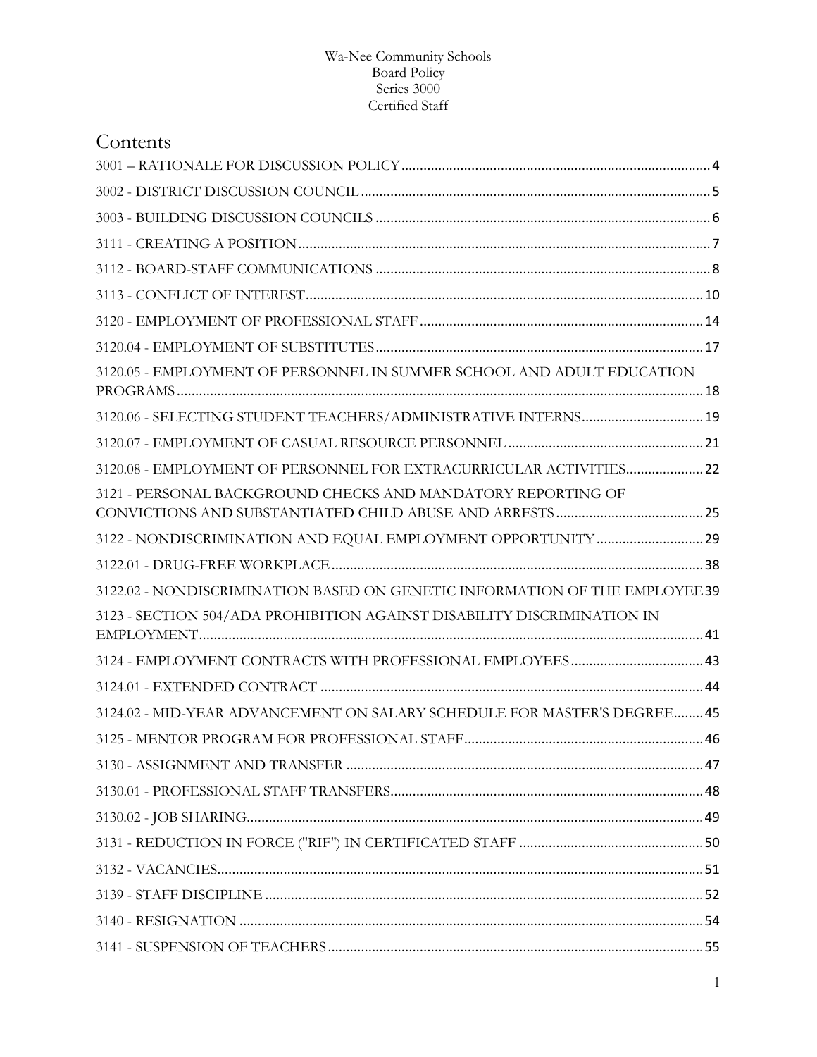Wa-Nee Community Schools
Board Policy
Series 3000
Certified Staff

# Contents

3001 – RATIONALE FOR DISCUSSION POLICY .......... 4

3002 - DISTRICT DISCUSSION COUNCIL .......... 5

3003 - BUILDING DISCUSSION COUNCILS .......... 6

3111 - CREATING A POSITION .......... 7

3112 - BOARD-STAFF COMMUNICATIONS .......... 8

3113 - CONFLICT OF INTEREST .......... 10

3120 - EMPLOYMENT OF PROFESSIONAL STAFF .......... 14

3120.04 - EMPLOYMENT OF SUBSTITUTES .......... 17

3120.05 - EMPLOYMENT OF PERSONNEL IN SUMMER SCHOOL AND ADULT EDUCATION PROGRAMS .......... 18

3120.06 - SELECTING STUDENT TEACHERS/ADMINISTRATIVE INTERNS .......... 19

3120.07 - EMPLOYMENT OF CASUAL RESOURCE PERSONNEL .......... 21

3120.08 - EMPLOYMENT OF PERSONNEL FOR EXTRACURRICULAR ACTIVITIES .......... 22

3121 - PERSONAL BACKGROUND CHECKS AND MANDATORY REPORTING OF CONVICTIONS AND SUBSTANTIATED CHILD ABUSE AND ARRESTS .......... 25

3122 - NONDISCRIMINATION AND EQUAL EMPLOYMENT OPPORTUNITY .......... 29

3122.01 - DRUG-FREE WORKPLACE .......... 38

3122.02 - NONDISCRIMINATION BASED ON GENETIC INFORMATION OF THE EMPLOYEE 39

3123 - SECTION 504/ADA PROHIBITION AGAINST DISABILITY DISCRIMINATION IN EMPLOYMENT .......... 41

3124 - EMPLOYMENT CONTRACTS WITH PROFESSIONAL EMPLOYEES .......... 43

3124.01 - EXTENDED CONTRACT .......... 44

3124.02 - MID-YEAR ADVANCEMENT ON SALARY SCHEDULE FOR MASTER'S DEGREE .......... 45

3125 - MENTOR PROGRAM FOR PROFESSIONAL STAFF .......... 46

3130 - ASSIGNMENT AND TRANSFER .......... 47

3130.01 - PROFESSIONAL STAFF TRANSFERS .......... 48

3130.02 - JOB SHARING .......... 49

3131 - REDUCTION IN FORCE ("RIF") IN CERTIFICATED STAFF .......... 50

3132 - VACANCIES .......... 51

3139 - STAFF DISCIPLINE .......... 52

3140 - RESIGNATION .......... 54

3141 - SUSPENSION OF TEACHERS .......... 55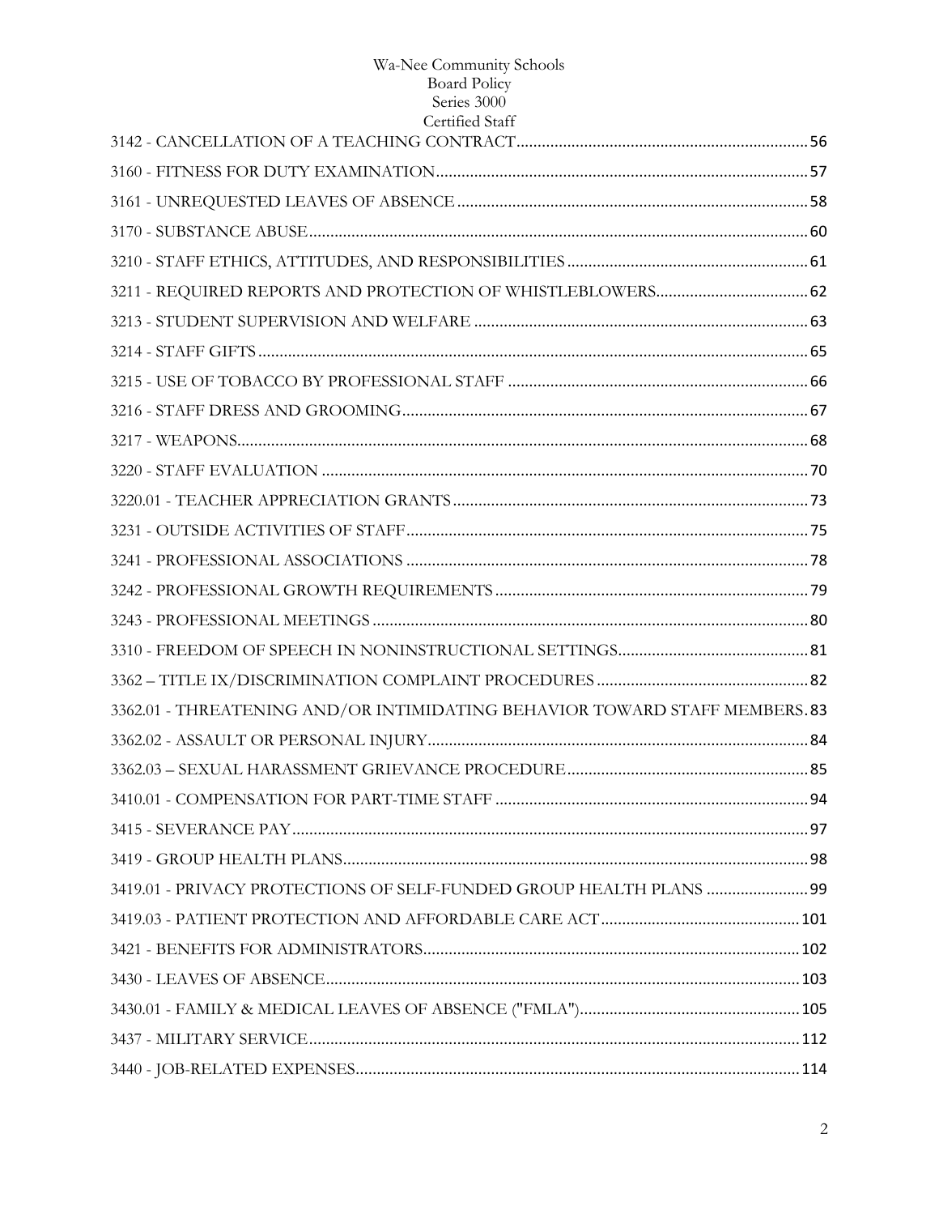3142 - CANCELLATION OF A TEACHING CONTRACT....................................................................56

3160 - FITNESS FOR DUTY EXAMINATION.......................................................................................57

3161 - UNREQUESTED LEAVES OF ABSENCE..................................................................................58

3170 - SUBSTANCE ABUSE.....................................................................................................................60

3210 - STAFF ETHICS, ATTITUDES, AND RESPONSIBILITIES........................................................61

3211 - REQUIRED REPORTS AND PROTECTION OF WHISTLEBLOWERS....................................62

3213 - STUDENT SUPERVISION AND WELFARE ..............................................................................63

3214 - STAFF GIFTS.................................................................................................................................65

3215 - USE OF TOBACCO BY PROFESSIONAL STAFF ......................................................................66

3216 - STAFF DRESS AND GROOMING...............................................................................................67

3217 - WEAPONS......................................................................................................................................68

3220 - STAFF EVALUATION ..................................................................................................................70

3220.01 - TEACHER APPRECIATION GRANTS...................................................................................73

3231 - OUTSIDE ACTIVITIES OF STAFF..............................................................................................75

3241 - PROFESSIONAL ASSOCIATIONS ..............................................................................................78

3242 - PROFESSIONAL GROWTH REQUIREMENTS.........................................................................79

3243 - PROFESSIONAL MEETINGS......................................................................................................80

3310 - FREEDOM OF SPEECH IN NONINSTRUCTIONAL SETTINGS.............................................81

3362 – TITLE IX/DISCRIMINATION COMPLAINT PROCEDURES..................................................82

3362.01 - THREATENING AND/OR INTIMIDATING BEHAVIOR TOWARD STAFF MEMBERS.83

3362.02 - ASSAULT OR PERSONAL INJURY.........................................................................................84

3362.03 – SEXUAL HARASSMENT GRIEVANCE PROCEDURE.........................................................85

3410.01 - COMPENSATION FOR PART-TIME STAFF ..........................................................................94

3415 - SEVERANCE PAY.........................................................................................................................97

3419 - GROUP HEALTH PLANS.............................................................................................................98

3419.01 - PRIVACY PROTECTIONS OF SELF-FUNDED GROUP HEALTH PLANS ........................99

3419.03 - PATIENT PROTECTION AND AFFORDABLE CARE ACT..............................................101

3421 - BENEFITS FOR ADMINISTRATORS.........................................................................................102

3430 - LEAVES OF ABSENCE................................................................................................................103

3430.01 - FAMILY & MEDICAL LEAVES OF ABSENCE ("FMLA")...................................................105

3437 - MILITARY SERVICE....................................................................................................................112

3440 - JOB-RELATED EXPENSES.........................................................................................................114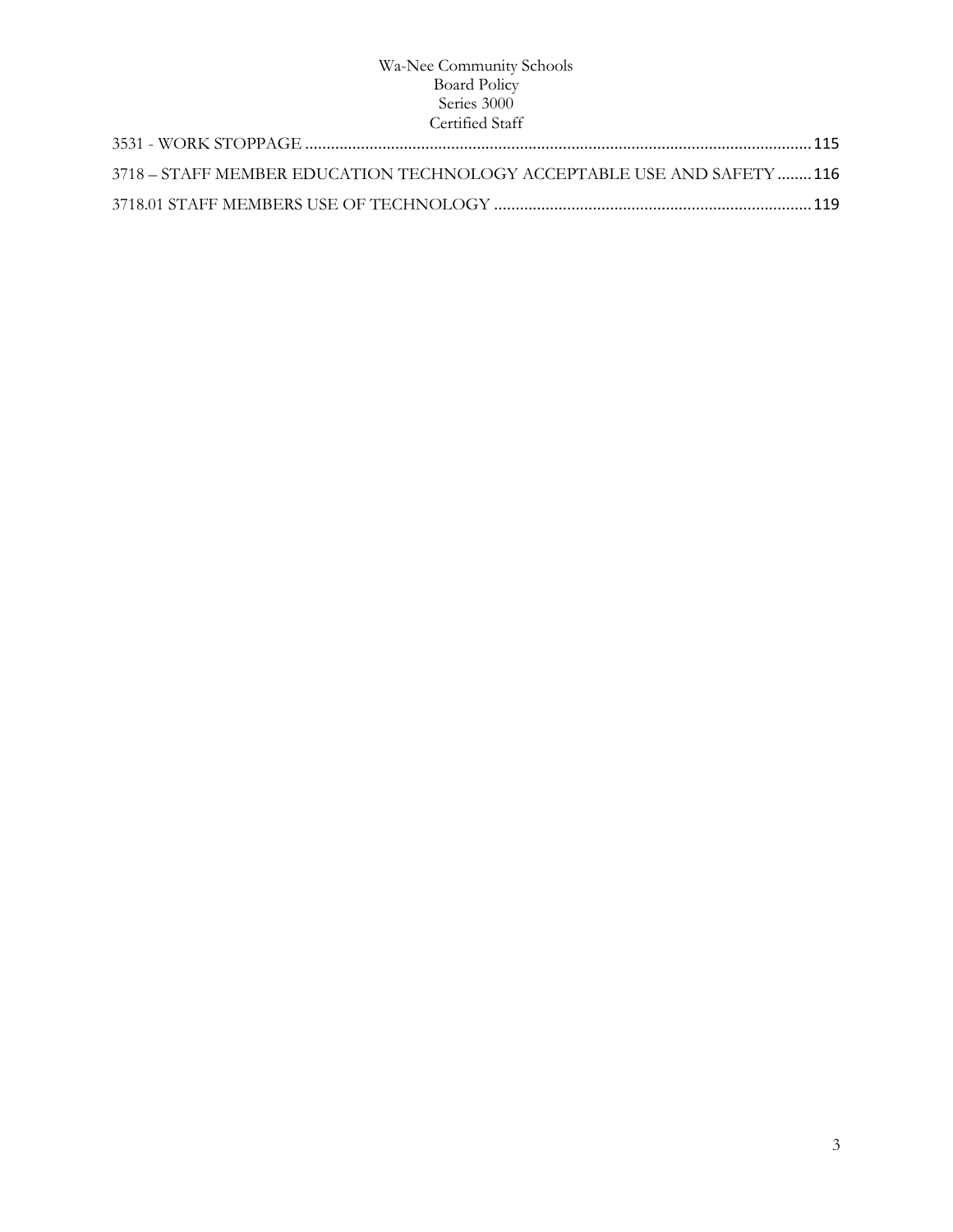3531 - WORK STOPPAGE .................................................................................................................... 115

3718 – STAFF MEMBER EDUCATION TECHNOLOGY ACCEPTABLE USE AND SAFETY ........ 116

3718.01 STAFF MEMBERS USE OF TECHNOLOGY .......................................................................... 119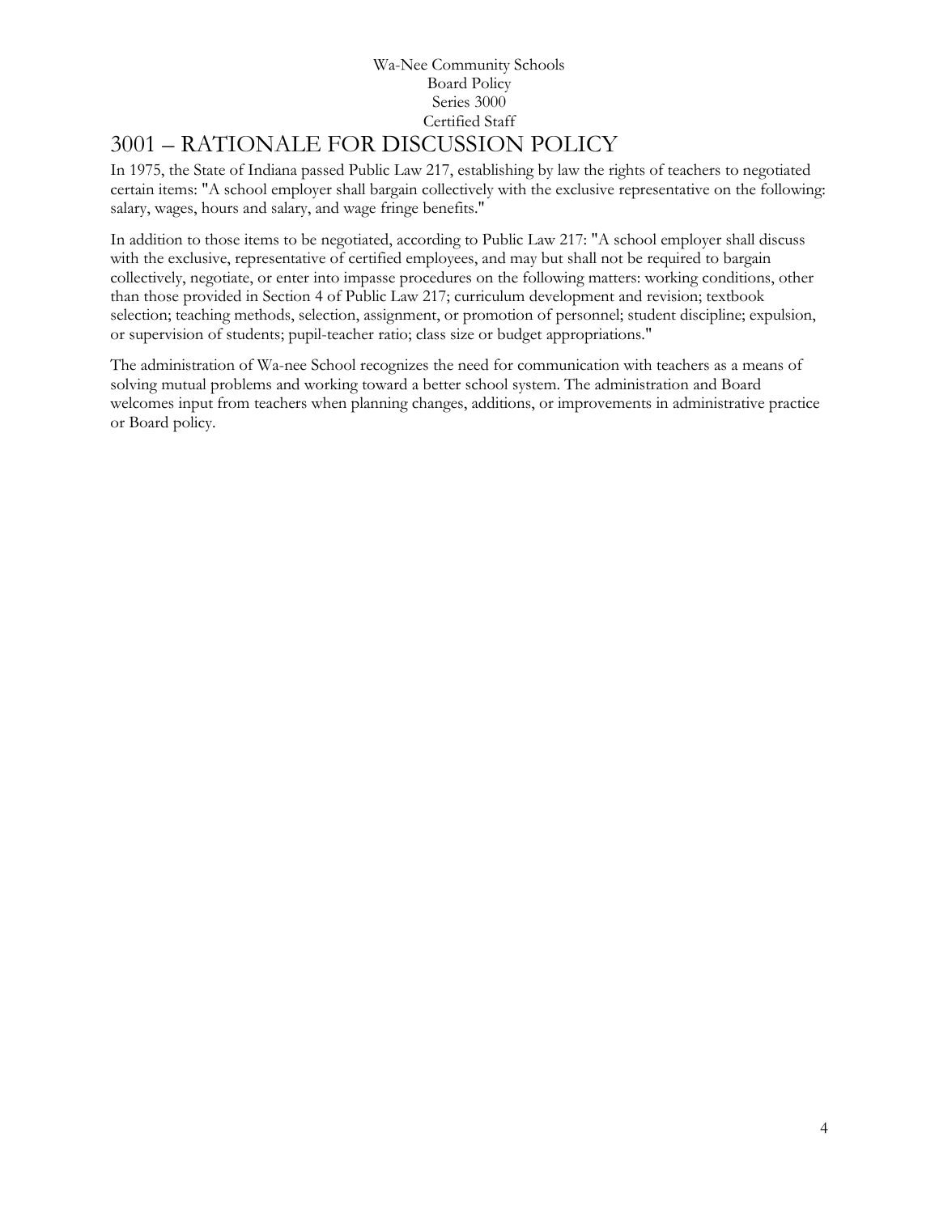Wa-Nee Community Schools
Board Policy
Series 3000
Certified Staff

# 3001 – RATIONALE FOR DISCUSSION POLICY

In 1975, the State of Indiana passed Public Law 217, establishing by law the rights of teachers to negotiated certain items: "A school employer shall bargain collectively with the exclusive representative on the following: salary, wages, hours and salary, and wage fringe benefits."

In addition to those items to be negotiated, according to Public Law 217: "A school employer shall discuss with the exclusive, representative of certified employees, and may but shall not be required to bargain collectively, negotiate, or enter into impasse procedures on the following matters: working conditions, other than those provided in Section 4 of Public Law 217; curriculum development and revision; textbook selection; teaching methods, selection, assignment, or promotion of personnel; student discipline; expulsion, or supervision of students; pupil-teacher ratio; class size or budget appropriations."

The administration of Wa-nee School recognizes the need for communication with teachers as a means of solving mutual problems and working toward a better school system. The administration and Board welcomes input from teachers when planning changes, additions, or improvements in administrative practice or Board policy.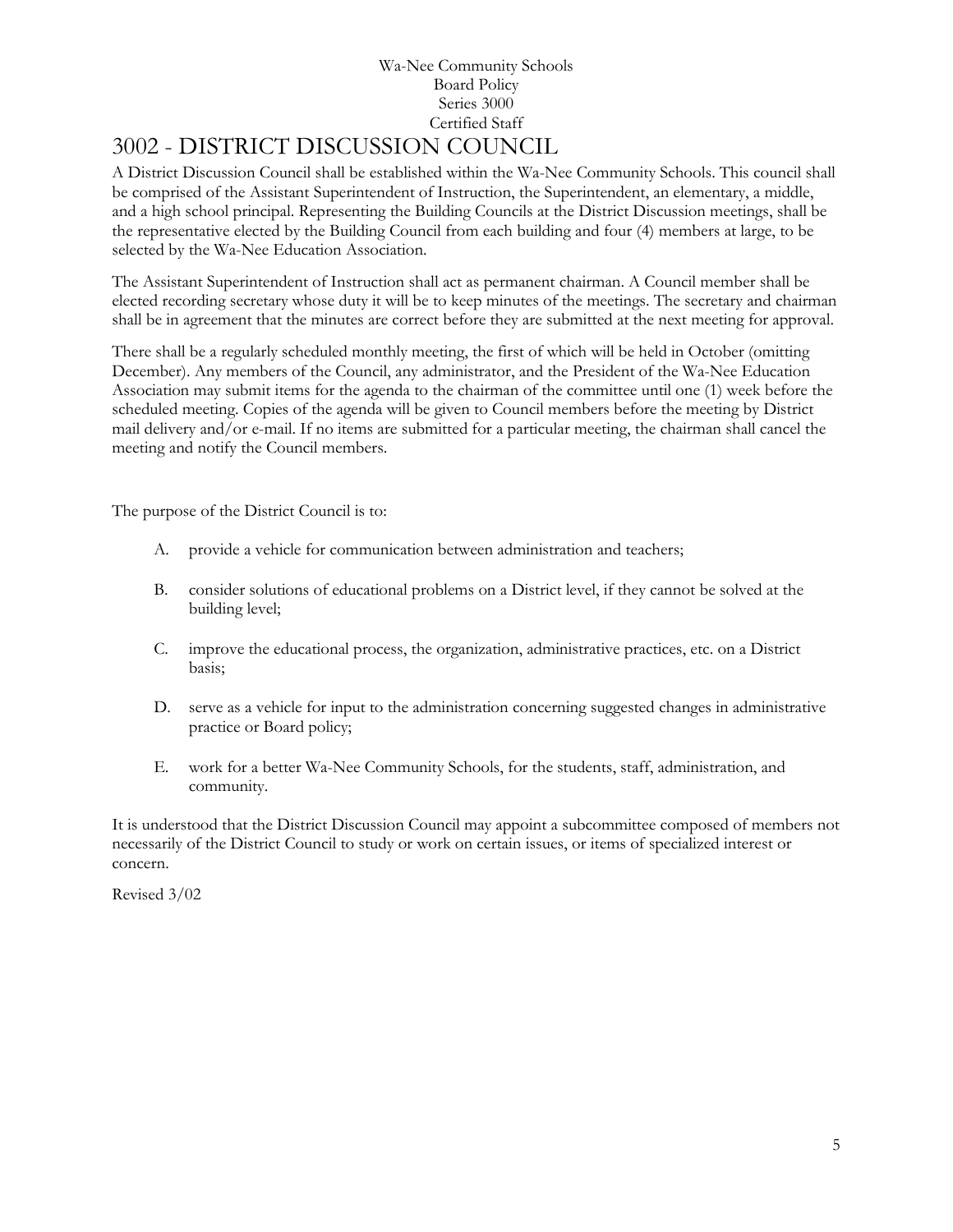# 3002 - DISTRICT DISCUSSION COUNCIL

A District Discussion Council shall be established within the Wa-Nee Community Schools. This council shall be comprised of the Assistant Superintendent of Instruction, the Superintendent, an elementary, a middle, and a high school principal. Representing the Building Councils at the District Discussion meetings, shall be the representative elected by the Building Council from each building and four (4) members at large, to be selected by the Wa-Nee Education Association.

The Assistant Superintendent of Instruction shall act as permanent chairman. A Council member shall be elected recording secretary whose duty it will be to keep minutes of the meetings. The secretary and chairman shall be in agreement that the minutes are correct before they are submitted at the next meeting for approval.

There shall be a regularly scheduled monthly meeting, the first of which will be held in October (omitting December). Any members of the Council, any administrator, and the President of the Wa-Nee Education Association may submit items for the agenda to the chairman of the committee until one (1) week before the scheduled meeting. Copies of the agenda will be given to Council members before the meeting by District mail delivery and/or e-mail. If no items are submitted for a particular meeting, the chairman shall cancel the meeting and notify the Council members.

The purpose of the District Council is to:

A. provide a vehicle for communication between administration and teachers;

B. consider solutions of educational problems on a District level, if they cannot be solved at the building level;

C. improve the educational process, the organization, administrative practices, etc. on a District basis;

D. serve as a vehicle for input to the administration concerning suggested changes in administrative practice or Board policy;

E. work for a better Wa-Nee Community Schools, for the students, staff, administration, and community.

It is understood that the District Discussion Council may appoint a subcommittee composed of members not necessarily of the District Council to study or work on certain issues, or items of specialized interest or concern.

Revised 3/02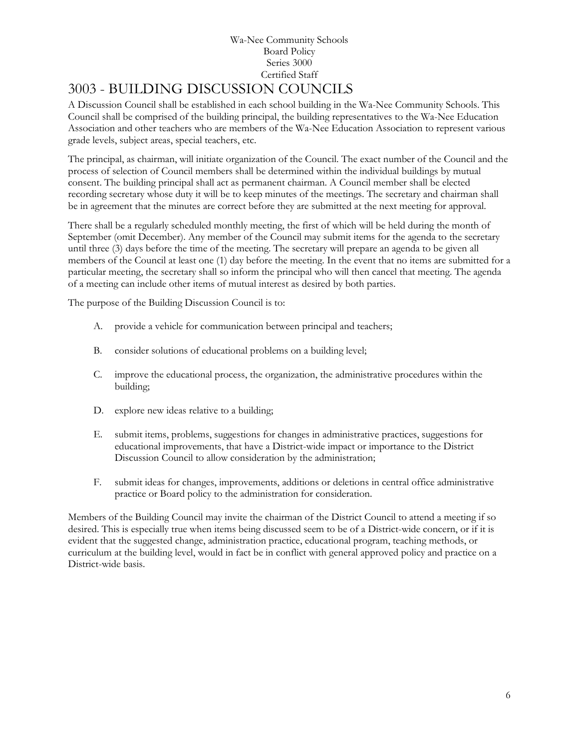Wa-Nee Community Schools
Board Policy
Series 3000
Certified Staff

# 3003 - BUILDING DISCUSSION COUNCILS

A Discussion Council shall be established in each school building in the Wa-Nee Community Schools. This Council shall be comprised of the building principal, the building representatives to the Wa-Nee Education Association and other teachers who are members of the Wa-Nee Education Association to represent various grade levels, subject areas, special teachers, etc.

The principal, as chairman, will initiate organization of the Council. The exact number of the Council and the process of selection of Council members shall be determined within the individual buildings by mutual consent. The building principal shall act as permanent chairman. A Council member shall be elected recording secretary whose duty it will be to keep minutes of the meetings. The secretary and chairman shall be in agreement that the minutes are correct before they are submitted at the next meeting for approval.

There shall be a regularly scheduled monthly meeting, the first of which will be held during the month of September (omit December). Any member of the Council may submit items for the agenda to the secretary until three (3) days before the time of the meeting. The secretary will prepare an agenda to be given all members of the Council at least one (1) day before the meeting. In the event that no items are submitted for a particular meeting, the secretary shall so inform the principal who will then cancel that meeting. The agenda of a meeting can include other items of mutual interest as desired by both parties.

The purpose of the Building Discussion Council is to:

A. provide a vehicle for communication between principal and teachers;

B. consider solutions of educational problems on a building level;

C. improve the educational process, the organization, the administrative procedures within the building;

D. explore new ideas relative to a building;

E. submit items, problems, suggestions for changes in administrative practices, suggestions for educational improvements, that have a District-wide impact or importance to the District Discussion Council to allow consideration by the administration;

F. submit ideas for changes, improvements, additions or deletions in central office administrative practice or Board policy to the administration for consideration.

Members of the Building Council may invite the chairman of the District Council to attend a meeting if so desired. This is especially true when items being discussed seem to be of a District-wide concern, or if it is evident that the suggested change, administration practice, educational program, teaching methods, or curriculum at the building level, would in fact be in conflict with general approved policy and practice on a District-wide basis.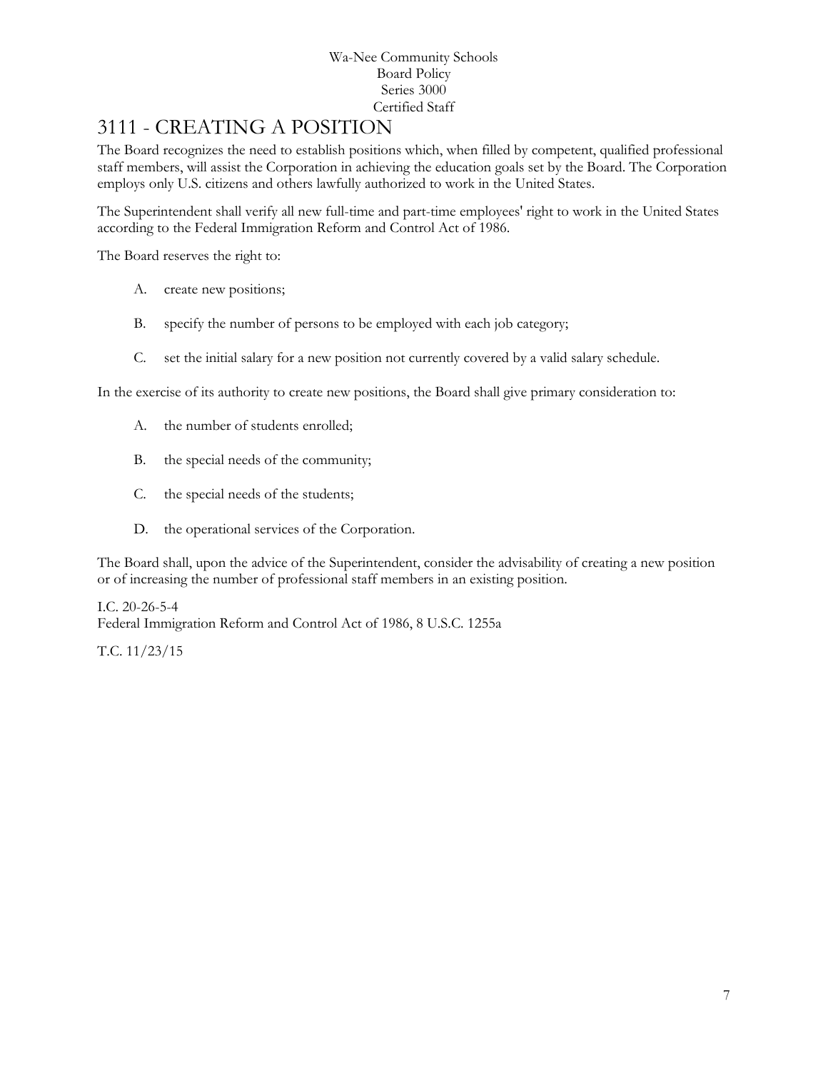Wa-Nee Community Schools
Board Policy
Series 3000
Certified Staff

# 3111 - CREATING A POSITION

The Board recognizes the need to establish positions which, when filled by competent, qualified professional staff members, will assist the Corporation in achieving the education goals set by the Board. The Corporation employs only U.S. citizens and others lawfully authorized to work in the United States.

The Superintendent shall verify all new full-time and part-time employees' right to work in the United States according to the Federal Immigration Reform and Control Act of 1986.

The Board reserves the right to:

A. create new positions;

B. specify the number of persons to be employed with each job category;

C. set the initial salary for a new position not currently covered by a valid salary schedule.

In the exercise of its authority to create new positions, the Board shall give primary consideration to:

A. the number of students enrolled;

B. the special needs of the community;

C. the special needs of the students;

D. the operational services of the Corporation.

The Board shall, upon the advice of the Superintendent, consider the advisability of creating a new position or of increasing the number of professional staff members in an existing position.

I.C. 20-26-5-4
Federal Immigration Reform and Control Act of 1986, 8 U.S.C. 1255a

T.C. 11/23/15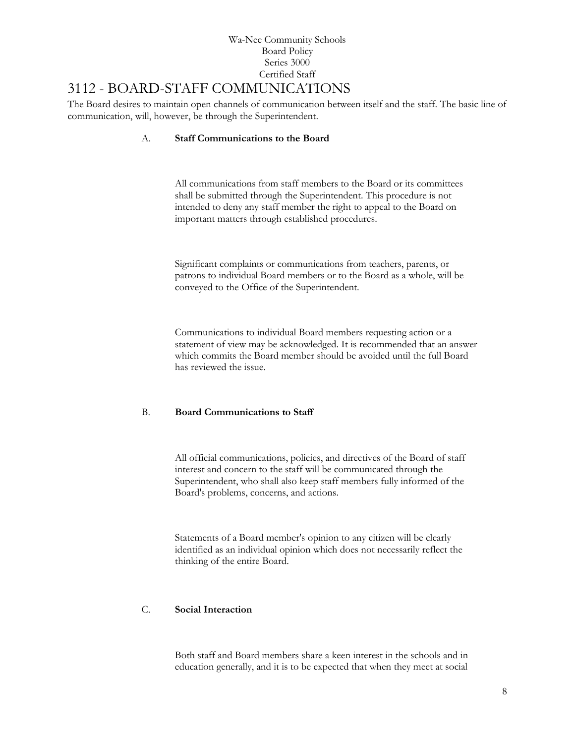Wa-Nee Community Schools
Board Policy
Series 3000
Certified Staff

# 3112 - BOARD-STAFF COMMUNICATIONS

The Board desires to maintain open channels of communication between itself and the staff. The basic line of communication, will, however, be through the Superintendent.

A. **Staff Communications to the Board**

All communications from staff members to the Board or its committees shall be submitted through the Superintendent. This procedure is not intended to deny any staff member the right to appeal to the Board on important matters through established procedures.

Significant complaints or communications from teachers, parents, or patrons to individual Board members or to the Board as a whole, will be conveyed to the Office of the Superintendent.

Communications to individual Board members requesting action or a statement of view may be acknowledged. It is recommended that an answer which commits the Board member should be avoided until the full Board has reviewed the issue.

B. **Board Communications to Staff**

All official communications, policies, and directives of the Board of staff interest and concern to the staff will be communicated through the Superintendent, who shall also keep staff members fully informed of the Board's problems, concerns, and actions.

Statements of a Board member's opinion to any citizen will be clearly identified as an individual opinion which does not necessarily reflect the thinking of the entire Board.

C. **Social Interaction**

Both staff and Board members share a keen interest in the schools and in education generally, and it is to be expected that when they meet at social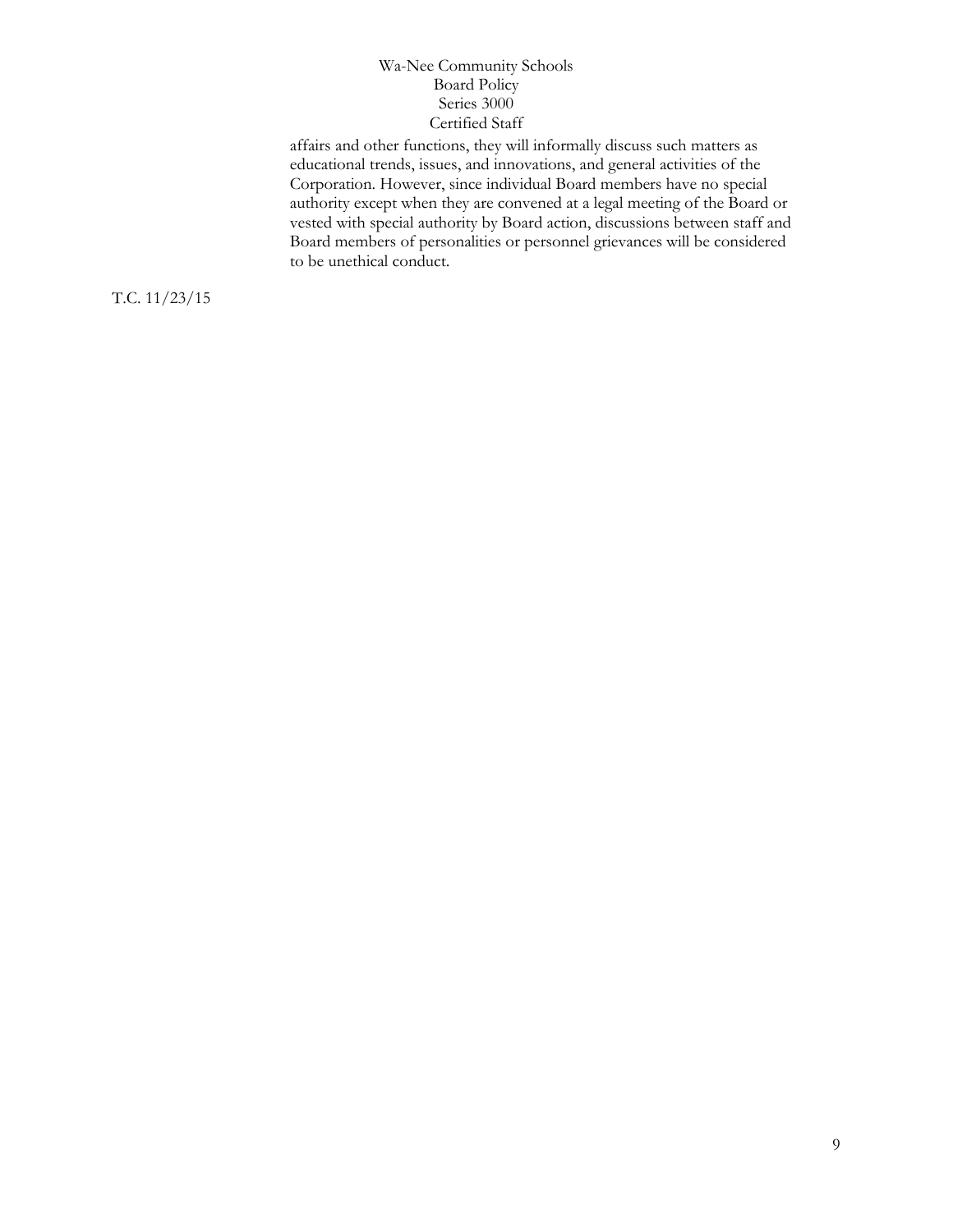affairs and other functions, they will informally discuss such matters as educational trends, issues, and innovations, and general activities of the Corporation. However, since individual Board members have no special authority except when they are convened at a legal meeting of the Board or vested with special authority by Board action, discussions between staff and Board members of personalities or personnel grievances will be considered to be unethical conduct.

T.C. 11/23/15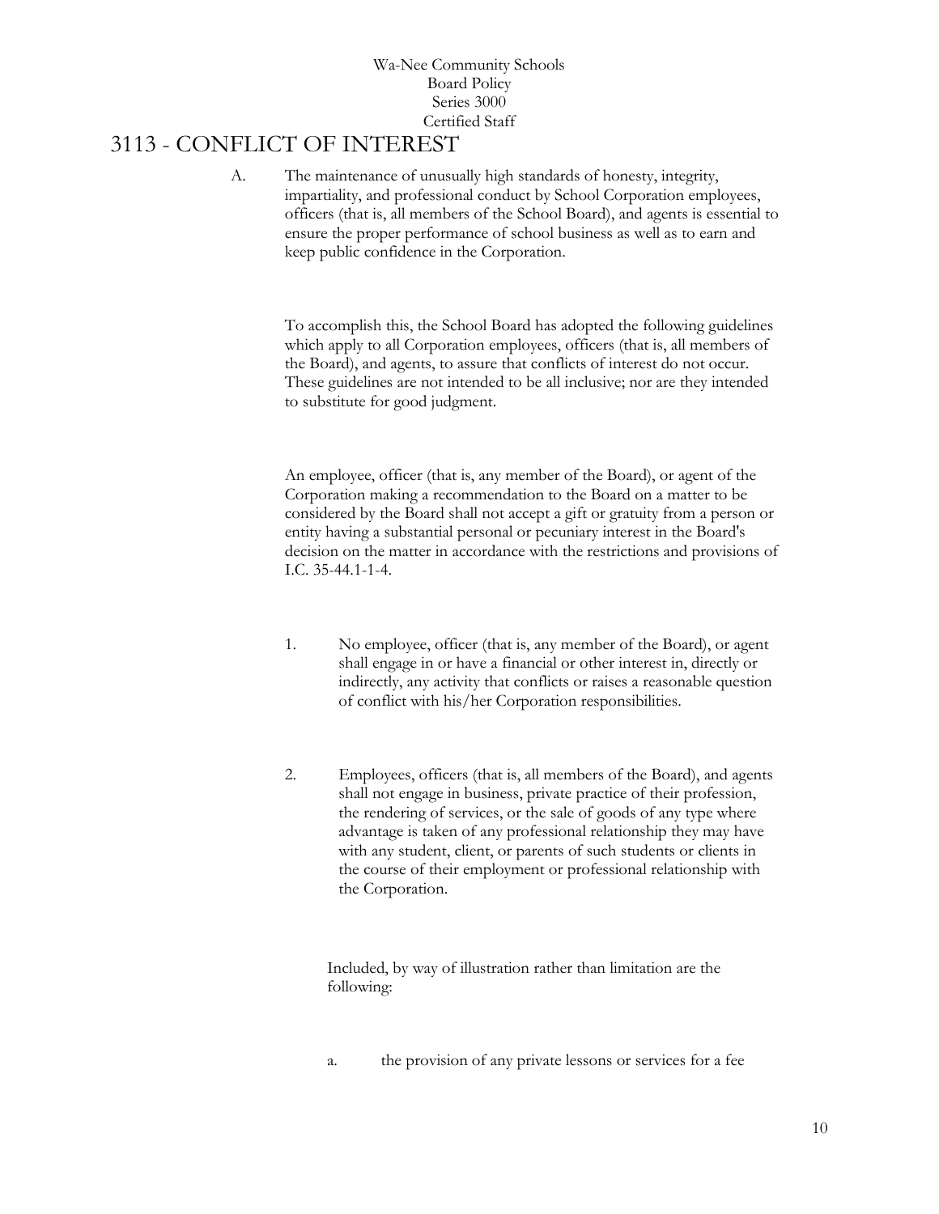Wa-Nee Community Schools
Board Policy
Series 3000
Certified Staff

# 3113 - CONFLICT OF INTEREST

A. The maintenance of unusually high standards of honesty, integrity, impartiality, and professional conduct by School Corporation employees, officers (that is, all members of the School Board), and agents is essential to ensure the proper performance of school business as well as to earn and keep public confidence in the Corporation.

To accomplish this, the School Board has adopted the following guidelines which apply to all Corporation employees, officers (that is, all members of the Board), and agents, to assure that conflicts of interest do not occur. These guidelines are not intended to be all inclusive; nor are they intended to substitute for good judgment.

An employee, officer (that is, any member of the Board), or agent of the Corporation making a recommendation to the Board on a matter to be considered by the Board shall not accept a gift or gratuity from a person or entity having a substantial personal or pecuniary interest in the Board's decision on the matter in accordance with the restrictions and provisions of I.C. 35-44.1-1-4.

1. No employee, officer (that is, any member of the Board), or agent shall engage in or have a financial or other interest in, directly or indirectly, any activity that conflicts or raises a reasonable question of conflict with his/her Corporation responsibilities.

2. Employees, officers (that is, all members of the Board), and agents shall not engage in business, private practice of their profession, the rendering of services, or the sale of goods of any type where advantage is taken of any professional relationship they may have with any student, client, or parents of such students or clients in the course of their employment or professional relationship with the Corporation.

   Included, by way of illustration rather than limitation are the following:

   a. the provision of any private lessons or services for a fee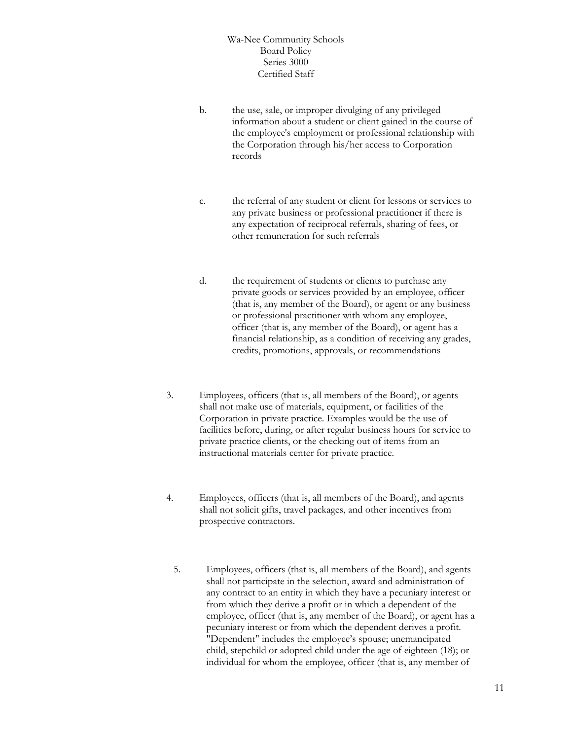b. the use, sale, or improper divulging of any privileged information about a student or client gained in the course of the employee's employment or professional relationship with the Corporation through his/her access to Corporation records

c. the referral of any student or client for lessons or services to any private business or professional practitioner if there is any expectation of reciprocal referrals, sharing of fees, or other remuneration for such referrals

d. the requirement of students or clients to purchase any private goods or services provided by an employee, officer (that is, any member of the Board), or agent or any business or professional practitioner with whom any employee, officer (that is, any member of the Board), or agent has a financial relationship, as a condition of receiving any grades, credits, promotions, approvals, or recommendations

3. Employees, officers (that is, all members of the Board), or agents shall not make use of materials, equipment, or facilities of the Corporation in private practice. Examples would be the use of facilities before, during, or after regular business hours for service to private practice clients, or the checking out of items from an instructional materials center for private practice.

4. Employees, officers (that is, all members of the Board), and agents shall not solicit gifts, travel packages, and other incentives from prospective contractors.

5. Employees, officers (that is, all members of the Board), and agents shall not participate in the selection, award and administration of any contract to an entity in which they have a pecuniary interest or from which they derive a profit or in which a dependent of the employee, officer (that is, any member of the Board), or agent has a pecuniary interest or from which the dependent derives a profit. "Dependent" includes the employee's spouse; unemancipated child, stepchild or adopted child under the age of eighteen (18); or individual for whom the employee, officer (that is, any member of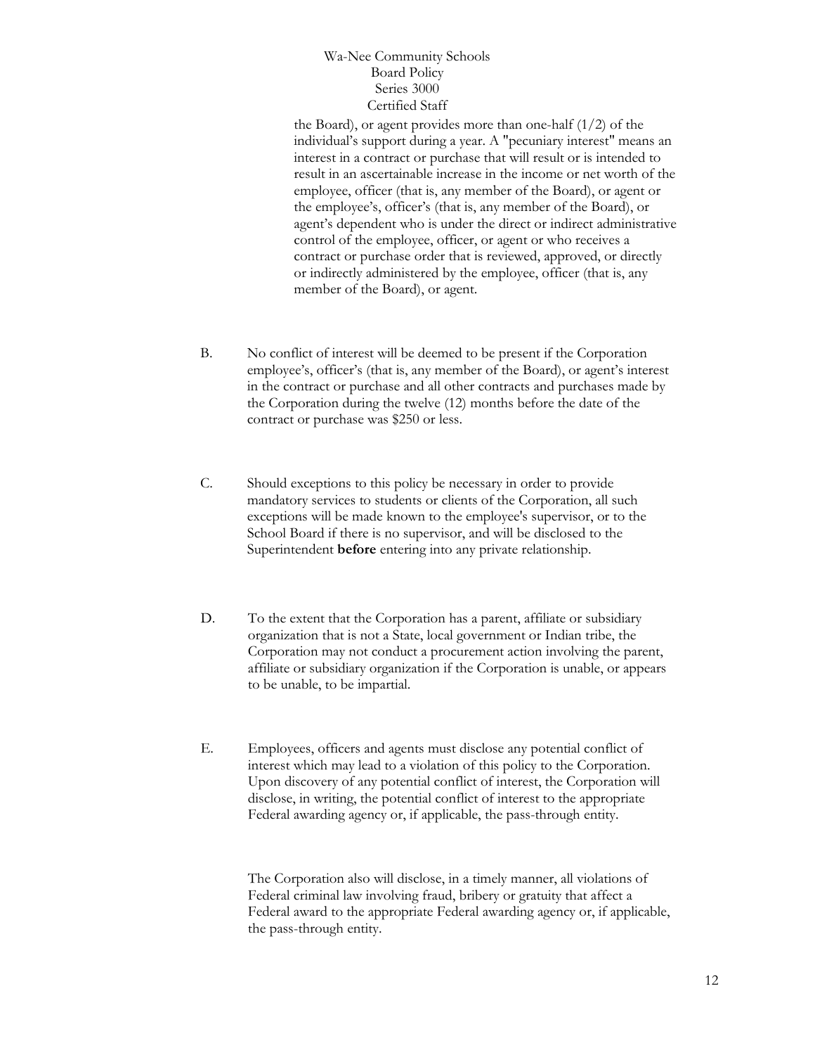the Board), or agent provides more than one-half (1/2) of the individual's support during a year. A "pecuniary interest" means an interest in a contract or purchase that will result or is intended to result in an ascertainable increase in the income or net worth of the employee, officer (that is, any member of the Board), or agent or the employee's, officer's (that is, any member of the Board), or agent's dependent who is under the direct or indirect administrative control of the employee, officer, or agent or who receives a contract or purchase order that is reviewed, approved, or directly or indirectly administered by the employee, officer (that is, any member of the Board), or agent.

B. No conflict of interest will be deemed to be present if the Corporation employee's, officer's (that is, any member of the Board), or agent's interest in the contract or purchase and all other contracts and purchases made by the Corporation during the twelve (12) months before the date of the contract or purchase was $250 or less.

C. Should exceptions to this policy be necessary in order to provide mandatory services to students or clients of the Corporation, all such exceptions will be made known to the employee's supervisor, or to the School Board if there is no supervisor, and will be disclosed to the Superintendent **before** entering into any private relationship.

D. To the extent that the Corporation has a parent, affiliate or subsidiary organization that is not a State, local government or Indian tribe, the Corporation may not conduct a procurement action involving the parent, affiliate or subsidiary organization if the Corporation is unable, or appears to be unable, to be impartial.

E. Employees, officers and agents must disclose any potential conflict of interest which may lead to a violation of this policy to the Corporation. Upon discovery of any potential conflict of interest, the Corporation will disclose, in writing, the potential conflict of interest to the appropriate Federal awarding agency or, if applicable, the pass-through entity.

The Corporation also will disclose, in a timely manner, all violations of Federal criminal law involving fraud, bribery or gratuity that affect a Federal award to the appropriate Federal awarding agency or, if applicable, the pass-through entity.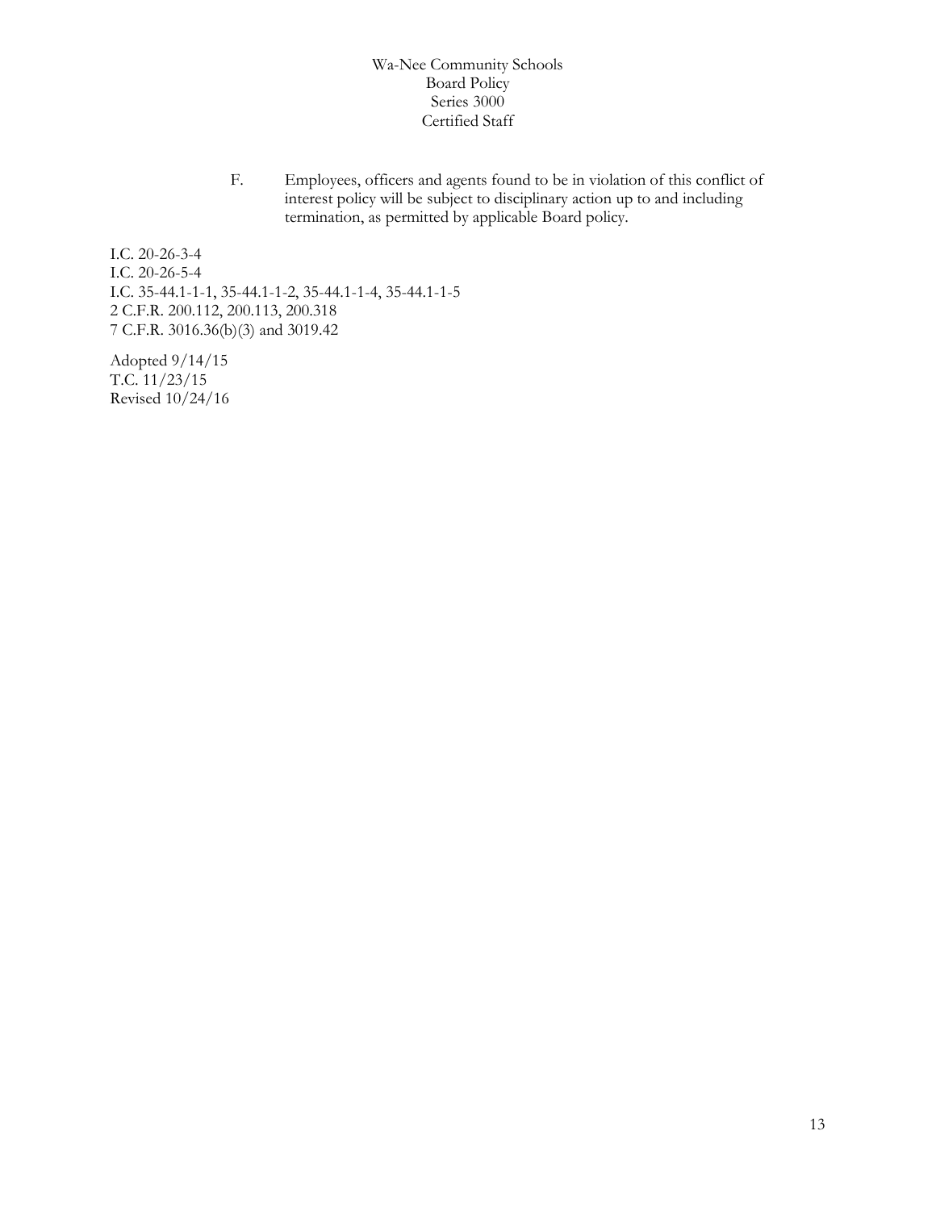F. Employees, officers and agents found to be in violation of this conflict of interest policy will be subject to disciplinary action up to and including termination, as permitted by applicable Board policy.

I.C. 20-26-3-4
I.C. 20-26-5-4
I.C. 35-44.1-1-1, 35-44.1-1-2, 35-44.1-1-4, 35-44.1-1-5
2 C.F.R. 200.112, 200.113, 200.318
7 C.F.R. 3016.36(b)(3) and 3019.42

Adopted 9/14/15
T.C. 11/23/15
Revised 10/24/16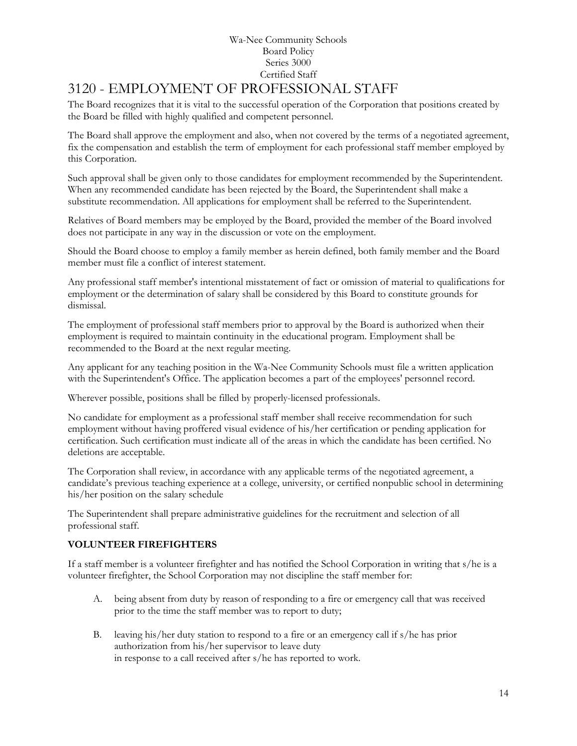# 3120 - EMPLOYMENT OF PROFESSIONAL STAFF

The Board recognizes that it is vital to the successful operation of the Corporation that positions created by the Board be filled with highly qualified and competent personnel.

The Board shall approve the employment and also, when not covered by the terms of a negotiated agreement, fix the compensation and establish the term of employment for each professional staff member employed by this Corporation.

Such approval shall be given only to those candidates for employment recommended by the Superintendent. When any recommended candidate has been rejected by the Board, the Superintendent shall make a substitute recommendation. All applications for employment shall be referred to the Superintendent.

Relatives of Board members may be employed by the Board, provided the member of the Board involved does not participate in any way in the discussion or vote on the employment.

Should the Board choose to employ a family member as herein defined, both family member and the Board member must file a conflict of interest statement.

Any professional staff member's intentional misstatement of fact or omission of material to qualifications for employment or the determination of salary shall be considered by this Board to constitute grounds for dismissal.

The employment of professional staff members prior to approval by the Board is authorized when their employment is required to maintain continuity in the educational program. Employment shall be recommended to the Board at the next regular meeting.

Any applicant for any teaching position in the Wa-Nee Community Schools must file a written application with the Superintendent's Office. The application becomes a part of the employees' personnel record.

Wherever possible, positions shall be filled by properly-licensed professionals.

No candidate for employment as a professional staff member shall receive recommendation for such employment without having proffered visual evidence of his/her certification or pending application for certification. Such certification must indicate all of the areas in which the candidate has been certified. No deletions are acceptable.

The Corporation shall review, in accordance with any applicable terms of the negotiated agreement, a candidate's previous teaching experience at a college, university, or certified nonpublic school in determining his/her position on the salary schedule

The Superintendent shall prepare administrative guidelines for the recruitment and selection of all professional staff.

**VOLUNTEER FIREFIGHTERS**

If a staff member is a volunteer firefighter and has notified the School Corporation in writing that s/he is a volunteer firefighter, the School Corporation may not discipline the staff member for:

A. being absent from duty by reason of responding to a fire or emergency call that was received prior to the time the staff member was to report to duty;

B. leaving his/her duty station to respond to a fire or an emergency call if s/he has prior authorization from his/her supervisor to leave duty in response to a call received after s/he has reported to work.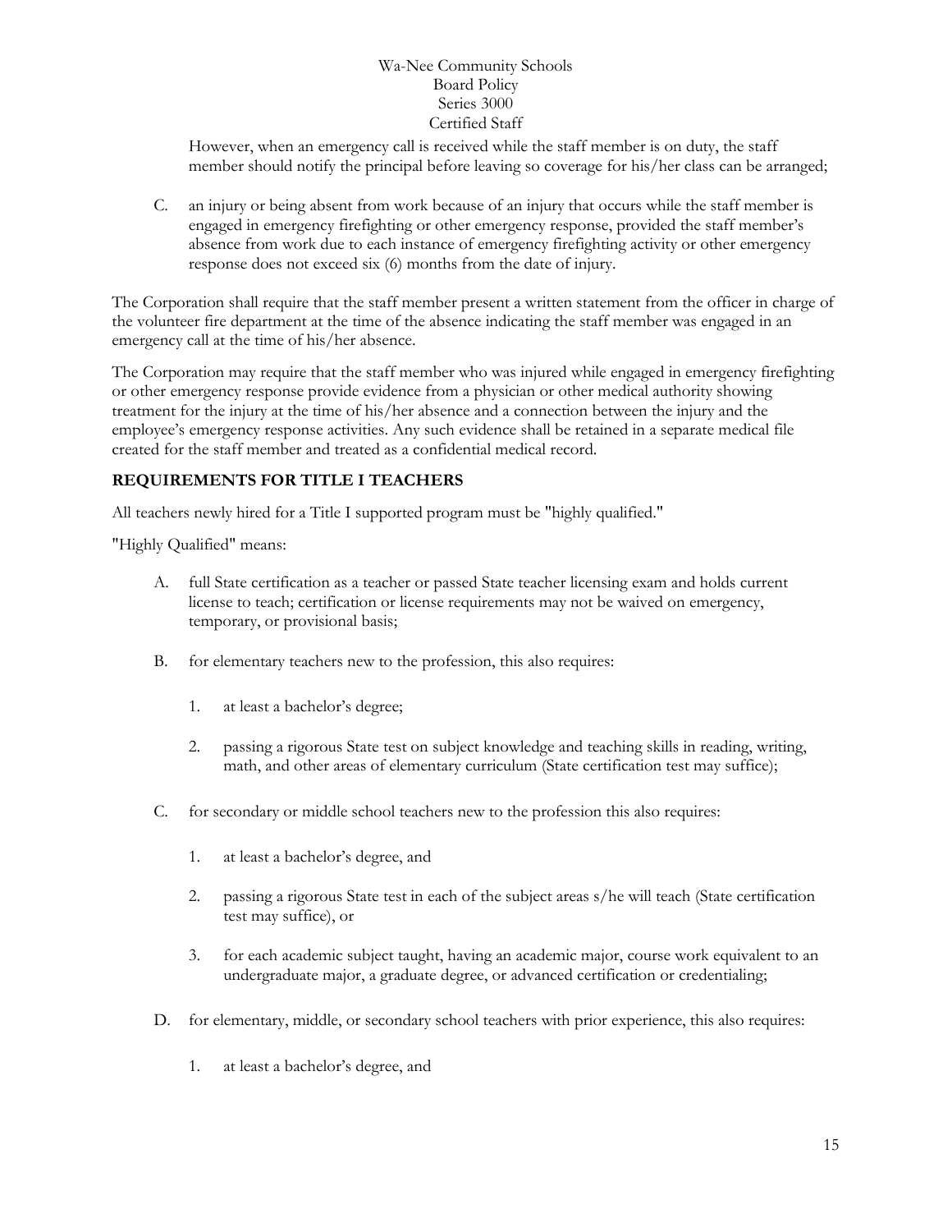However, when an emergency call is received while the staff member is on duty, the staff member should notify the principal before leaving so coverage for his/her class can be arranged;

C. an injury or being absent from work because of an injury that occurs while the staff member is engaged in emergency firefighting or other emergency response, provided the staff member's absence from work due to each instance of emergency firefighting activity or other emergency response does not exceed six (6) months from the date of injury.

The Corporation shall require that the staff member present a written statement from the officer in charge of the volunteer fire department at the time of the absence indicating the staff member was engaged in an emergency call at the time of his/her absence.

The Corporation may require that the staff member who was injured while engaged in emergency firefighting or other emergency response provide evidence from a physician or other medical authority showing treatment for the injury at the time of his/her absence and a connection between the injury and the employee's emergency response activities. Any such evidence shall be retained in a separate medical file created for the staff member and treated as a confidential medical record.

## REQUIREMENTS FOR TITLE I TEACHERS

All teachers newly hired for a Title I supported program must be "highly qualified."

"Highly Qualified" means:

A. full State certification as a teacher or passed State teacher licensing exam and holds current license to teach; certification or license requirements may not be waived on emergency, temporary, or provisional basis;

B. for elementary teachers new to the profession, this also requires:

   1. at least a bachelor's degree;

   2. passing a rigorous State test on subject knowledge and teaching skills in reading, writing, math, and other areas of elementary curriculum (State certification test may suffice);

C. for secondary or middle school teachers new to the profession this also requires:

   1. at least a bachelor's degree, and

   2. passing a rigorous State test in each of the subject areas s/he will teach (State certification test may suffice), or

   3. for each academic subject taught, having an academic major, course work equivalent to an undergraduate major, a graduate degree, or advanced certification or credentialing;

D. for elementary, middle, or secondary school teachers with prior experience, this also requires:

   1. at least a bachelor's degree, and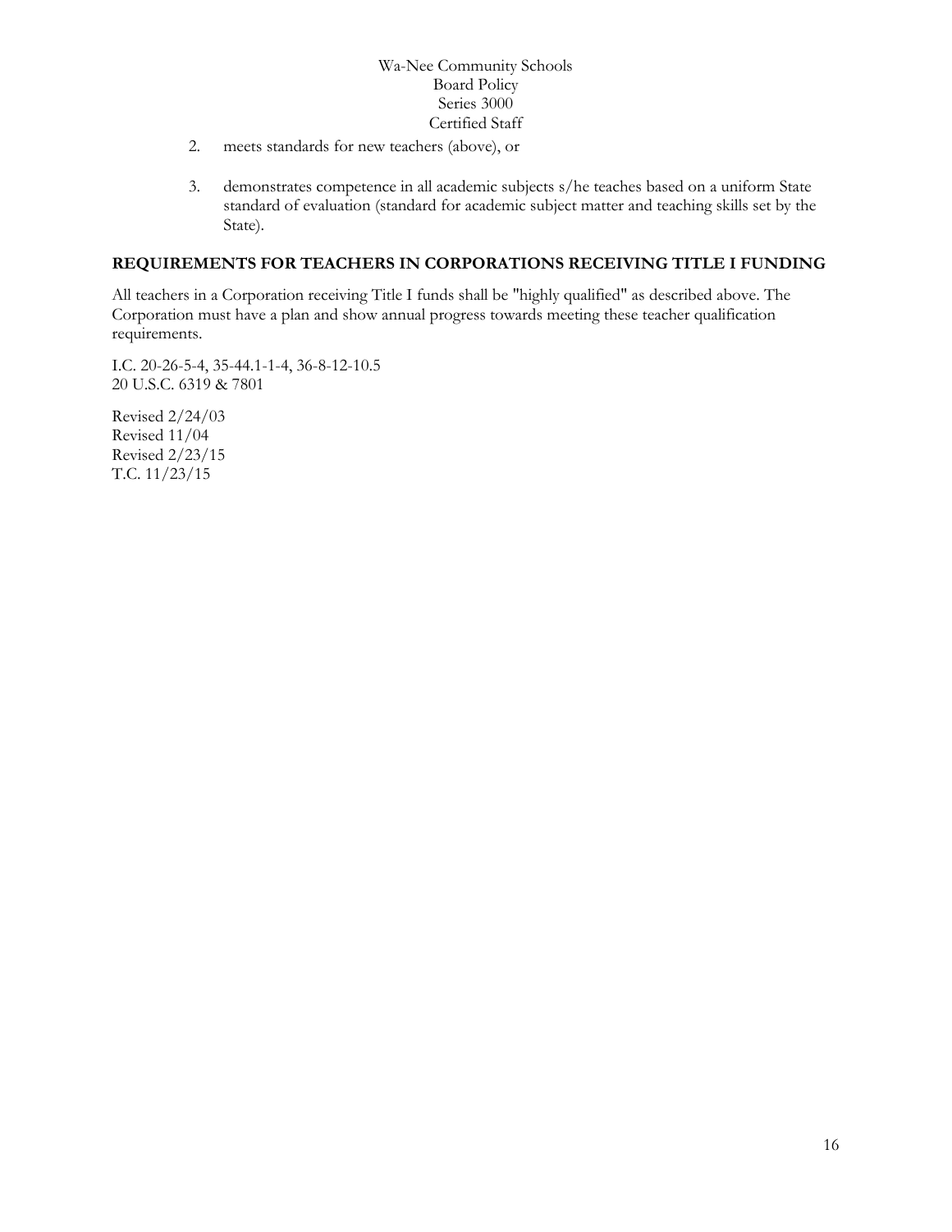2. meets standards for new teachers (above), or

3. demonstrates competence in all academic subjects s/he teaches based on a uniform State standard of evaluation (standard for academic subject matter and teaching skills set by the State).

**REQUIREMENTS FOR TEACHERS IN CORPORATIONS RECEIVING TITLE I FUNDING**

All teachers in a Corporation receiving Title I funds shall be "highly qualified" as described above. The Corporation must have a plan and show annual progress towards meeting these teacher qualification requirements.

I.C. 20-26-5-4, 35-44.1-1-4, 36-8-12-10.5
20 U.S.C. 6319 & 7801

Revised 2/24/03
Revised 11/04
Revised 2/23/15
T.C. 11/23/15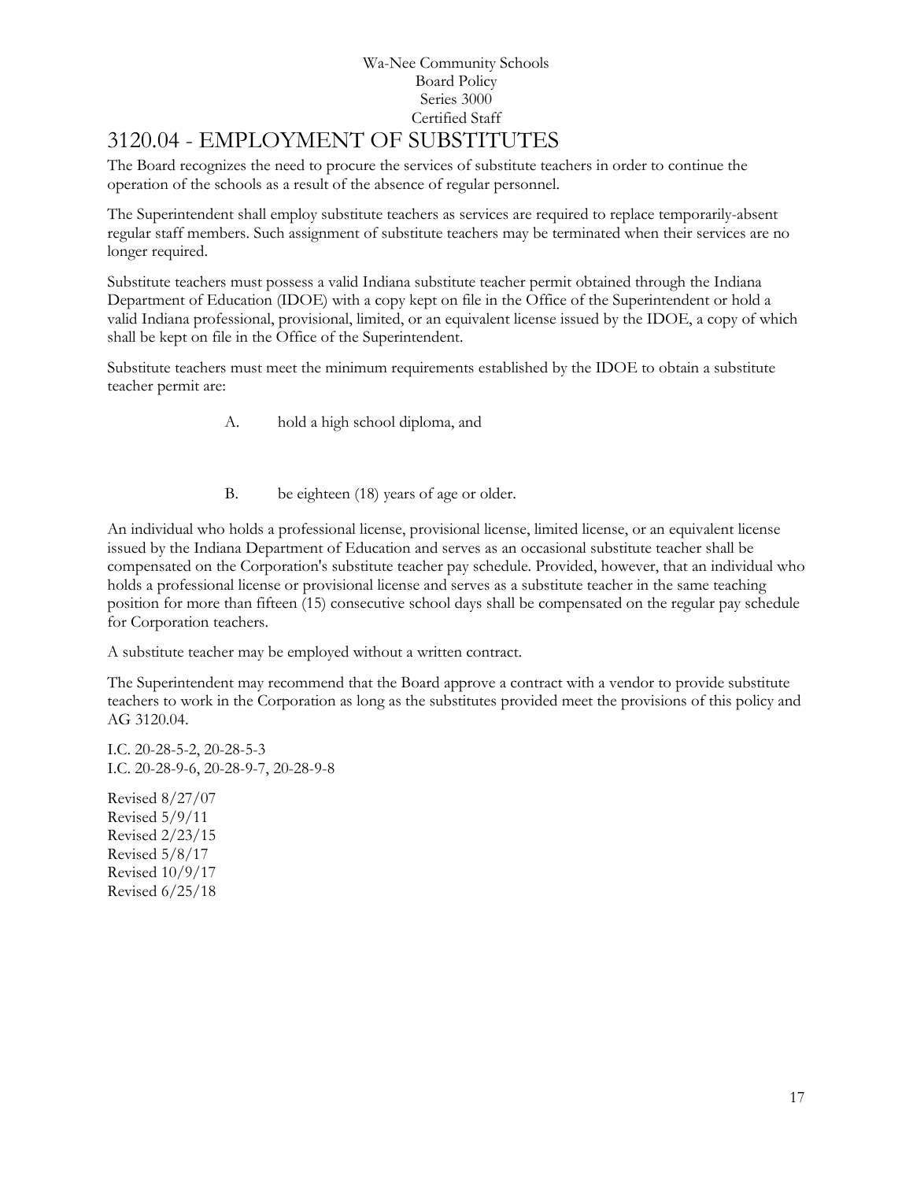Wa-Nee Community Schools
Board Policy
Series 3000
Certified Staff

# 3120.04 - EMPLOYMENT OF SUBSTITUTES

The Board recognizes the need to procure the services of substitute teachers in order to continue the operation of the schools as a result of the absence of regular personnel.

The Superintendent shall employ substitute teachers as services are required to replace temporarily-absent regular staff members. Such assignment of substitute teachers may be terminated when their services are no longer required.

Substitute teachers must possess a valid Indiana substitute teacher permit obtained through the Indiana Department of Education (IDOE) with a copy kept on file in the Office of the Superintendent or hold a valid Indiana professional, provisional, limited, or an equivalent license issued by the IDOE, a copy of which shall be kept on file in the Office of the Superintendent.

Substitute teachers must meet the minimum requirements established by the IDOE to obtain a substitute teacher permit are:

A. hold a high school diploma, and

B. be eighteen (18) years of age or older.

An individual who holds a professional license, provisional license, limited license, or an equivalent license issued by the Indiana Department of Education and serves as an occasional substitute teacher shall be compensated on the Corporation's substitute teacher pay schedule. Provided, however, that an individual who holds a professional license or provisional license and serves as a substitute teacher in the same teaching position for more than fifteen (15) consecutive school days shall be compensated on the regular pay schedule for Corporation teachers.

A substitute teacher may be employed without a written contract.

The Superintendent may recommend that the Board approve a contract with a vendor to provide substitute teachers to work in the Corporation as long as the substitutes provided meet the provisions of this policy and AG 3120.04.

I.C. 20-28-5-2, 20-28-5-3
I.C. 20-28-9-6, 20-28-9-7, 20-28-9-8

Revised 8/27/07
Revised 5/9/11
Revised 2/23/15
Revised 5/8/17
Revised 10/9/17
Revised 6/25/18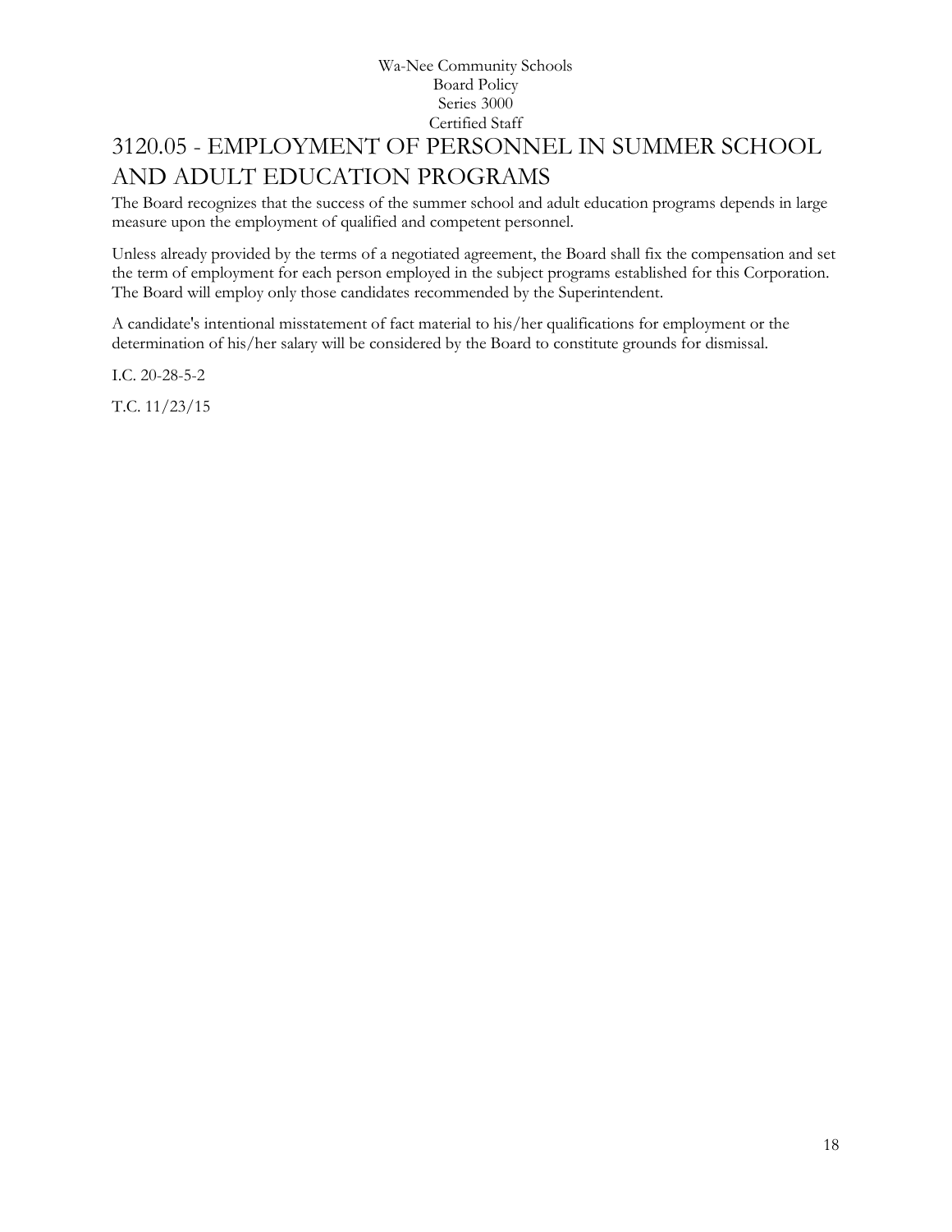# 3120.05 - EMPLOYMENT OF PERSONNEL IN SUMMER SCHOOL AND ADULT EDUCATION PROGRAMS

The Board recognizes that the success of the summer school and adult education programs depends in large measure upon the employment of qualified and competent personnel.

Unless already provided by the terms of a negotiated agreement, the Board shall fix the compensation and set the term of employment for each person employed in the subject programs established for this Corporation. The Board will employ only those candidates recommended by the Superintendent.

A candidate's intentional misstatement of fact material to his/her qualifications for employment or the determination of his/her salary will be considered by the Board to constitute grounds for dismissal.

I.C. 20-28-5-2

T.C. 11/23/15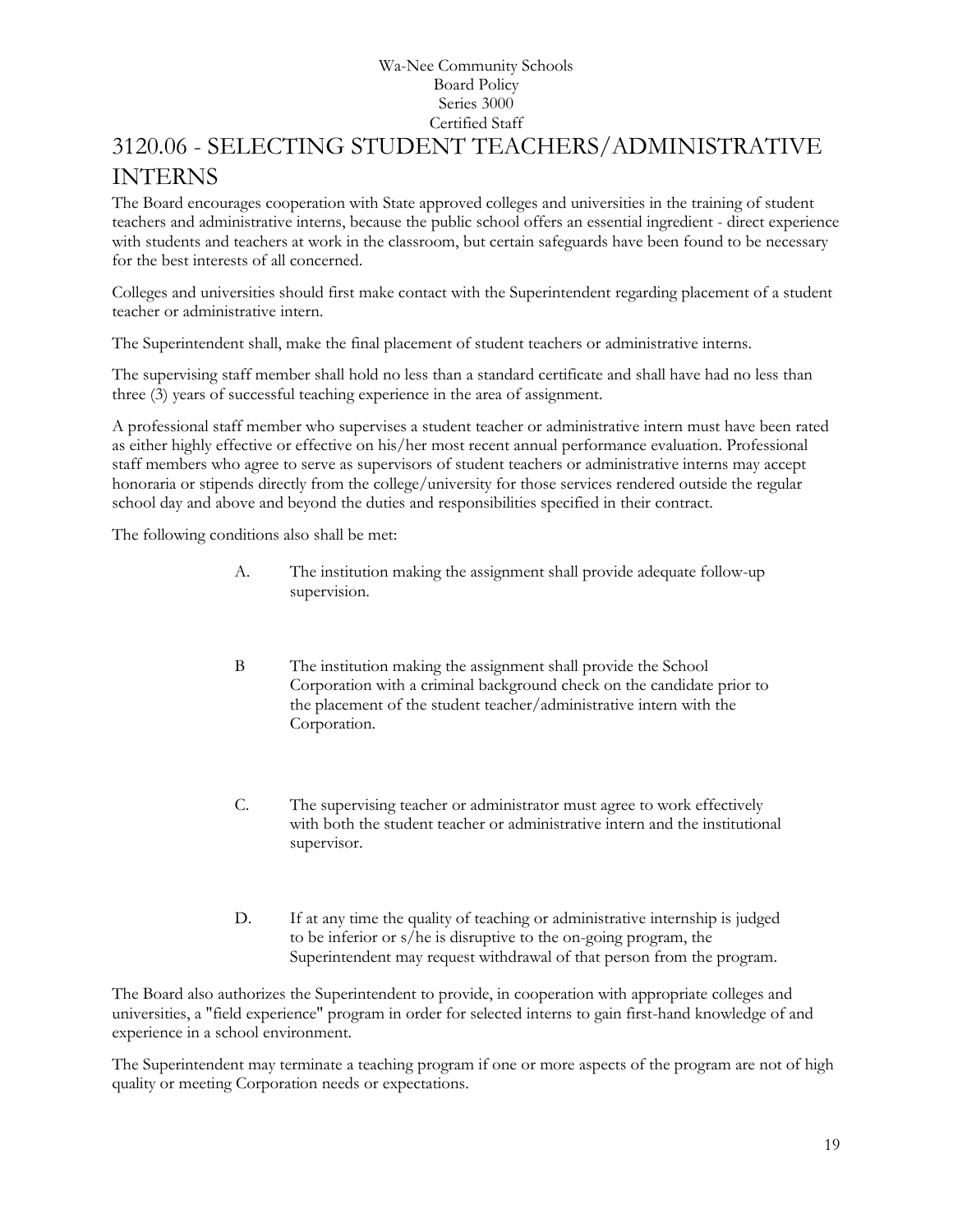# 3120.06 - SELECTING STUDENT TEACHERS/ADMINISTRATIVE INTERNS

The Board encourages cooperation with State approved colleges and universities in the training of student teachers and administrative interns, because the public school offers an essential ingredient - direct experience with students and teachers at work in the classroom, but certain safeguards have been found to be necessary for the best interests of all concerned.

Colleges and universities should first make contact with the Superintendent regarding placement of a student teacher or administrative intern.

The Superintendent shall, make the final placement of student teachers or administrative interns.

The supervising staff member shall hold no less than a standard certificate and shall have had no less than three (3) years of successful teaching experience in the area of assignment.

A professional staff member who supervises a student teacher or administrative intern must have been rated as either highly effective or effective on his/her most recent annual performance evaluation. Professional staff members who agree to serve as supervisors of student teachers or administrative interns may accept honoraria or stipends directly from the college/university for those services rendered outside the regular school day and above and beyond the duties and responsibilities specified in their contract.

The following conditions also shall be met:

A. The institution making the assignment shall provide adequate follow-up supervision.

B The institution making the assignment shall provide the School Corporation with a criminal background check on the candidate prior to the placement of the student teacher/administrative intern with the Corporation.

C. The supervising teacher or administrator must agree to work effectively with both the student teacher or administrative intern and the institutional supervisor.

D. If at any time the quality of teaching or administrative internship is judged to be inferior or s/he is disruptive to the on-going program, the Superintendent may request withdrawal of that person from the program.

The Board also authorizes the Superintendent to provide, in cooperation with appropriate colleges and universities, a "field experience" program in order for selected interns to gain first-hand knowledge of and experience in a school environment.

The Superintendent may terminate a teaching program if one or more aspects of the program are not of high quality or meeting Corporation needs or expectations.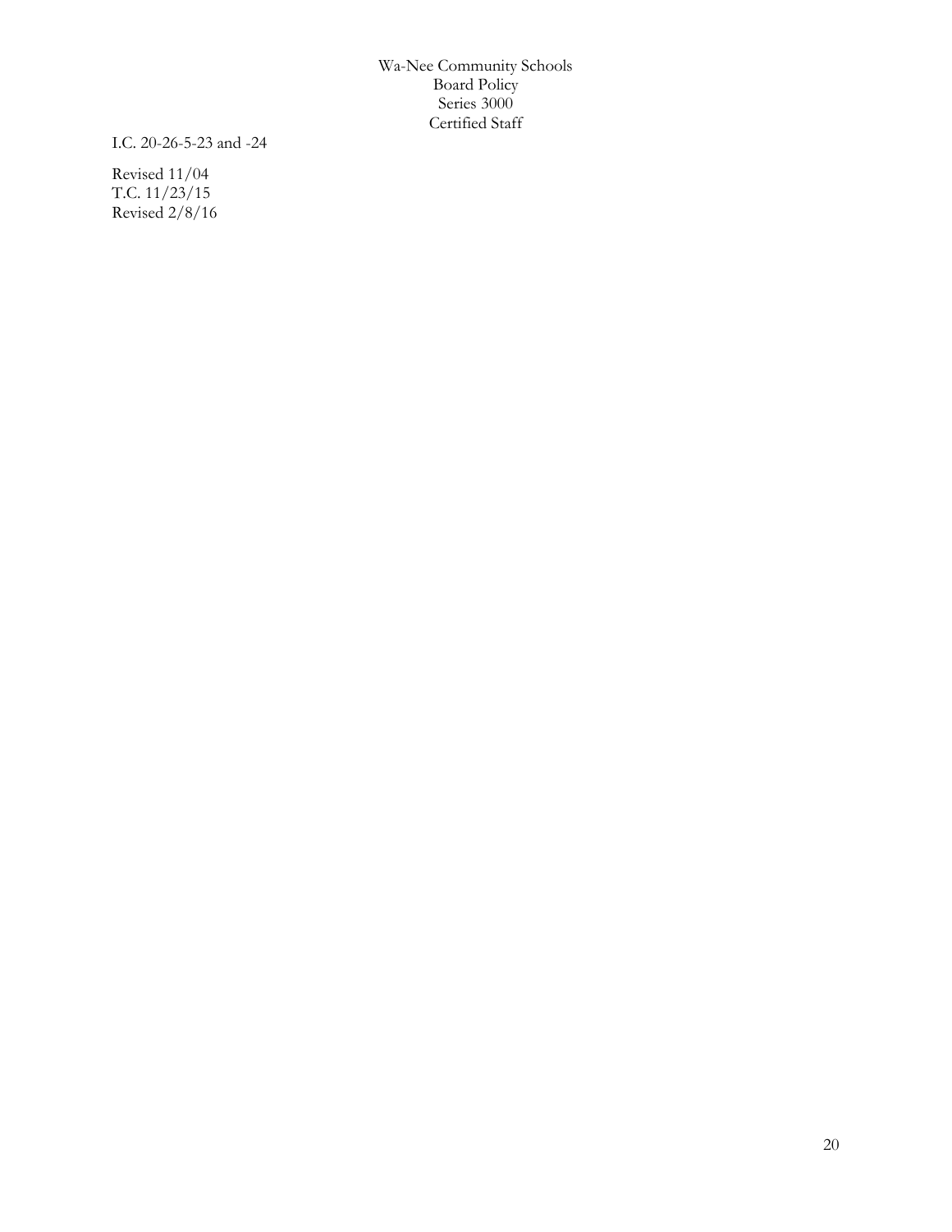I.C. 20-26-5-23 and -24

Revised 11/04
T.C. 11/23/15
Revised 2/8/16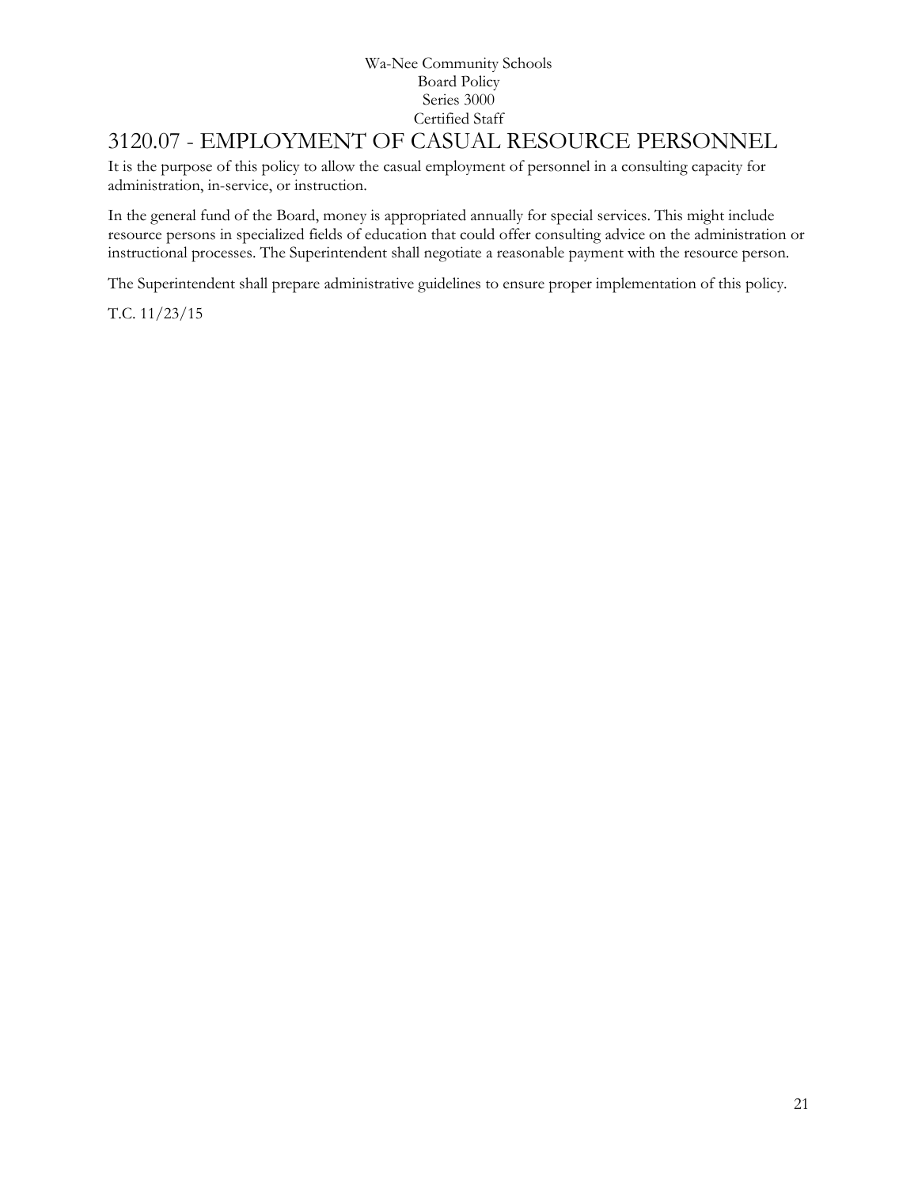# 3120.07 - EMPLOYMENT OF CASUAL RESOURCE PERSONNEL

It is the purpose of this policy to allow the casual employment of personnel in a consulting capacity for administration, in-service, or instruction.

In the general fund of the Board, money is appropriated annually for special services. This might include resource persons in specialized fields of education that could offer consulting advice on the administration or instructional processes. The Superintendent shall negotiate a reasonable payment with the resource person.

The Superintendent shall prepare administrative guidelines to ensure proper implementation of this policy.

T.C. 11/23/15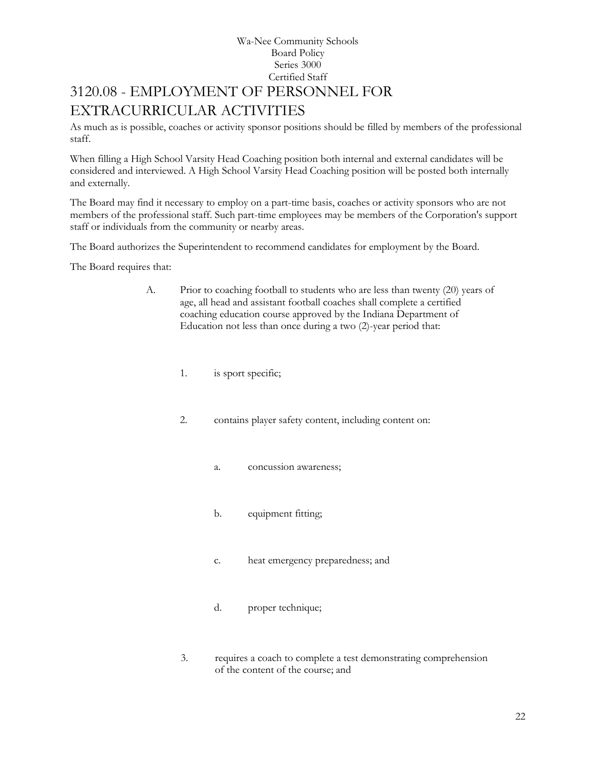Wa-Nee Community Schools
Board Policy
Series 3000
Certified Staff

# 3120.08 - EMPLOYMENT OF PERSONNEL FOR EXTRACURRICULAR ACTIVITIES

As much as is possible, coaches or activity sponsor positions should be filled by members of the professional staff.

When filling a High School Varsity Head Coaching position both internal and external candidates will be considered and interviewed. A High School Varsity Head Coaching position will be posted both internally and externally.

The Board may find it necessary to employ on a part-time basis, coaches or activity sponsors who are not members of the professional staff. Such part-time employees may be members of the Corporation's support staff or individuals from the community or nearby areas.

The Board authorizes the Superintendent to recommend candidates for employment by the Board.

The Board requires that:

A. Prior to coaching football to students who are less than twenty (20) years of age, all head and assistant football coaches shall complete a certified coaching education course approved by the Indiana Department of Education not less than once during a two (2)-year period that:

   1. is sport specific;

   2. contains player safety content, including content on:

      a. concussion awareness;

      b. equipment fitting;

      c. heat emergency preparedness; and

      d. proper technique;

   3. requires a coach to complete a test demonstrating comprehension of the content of the course; and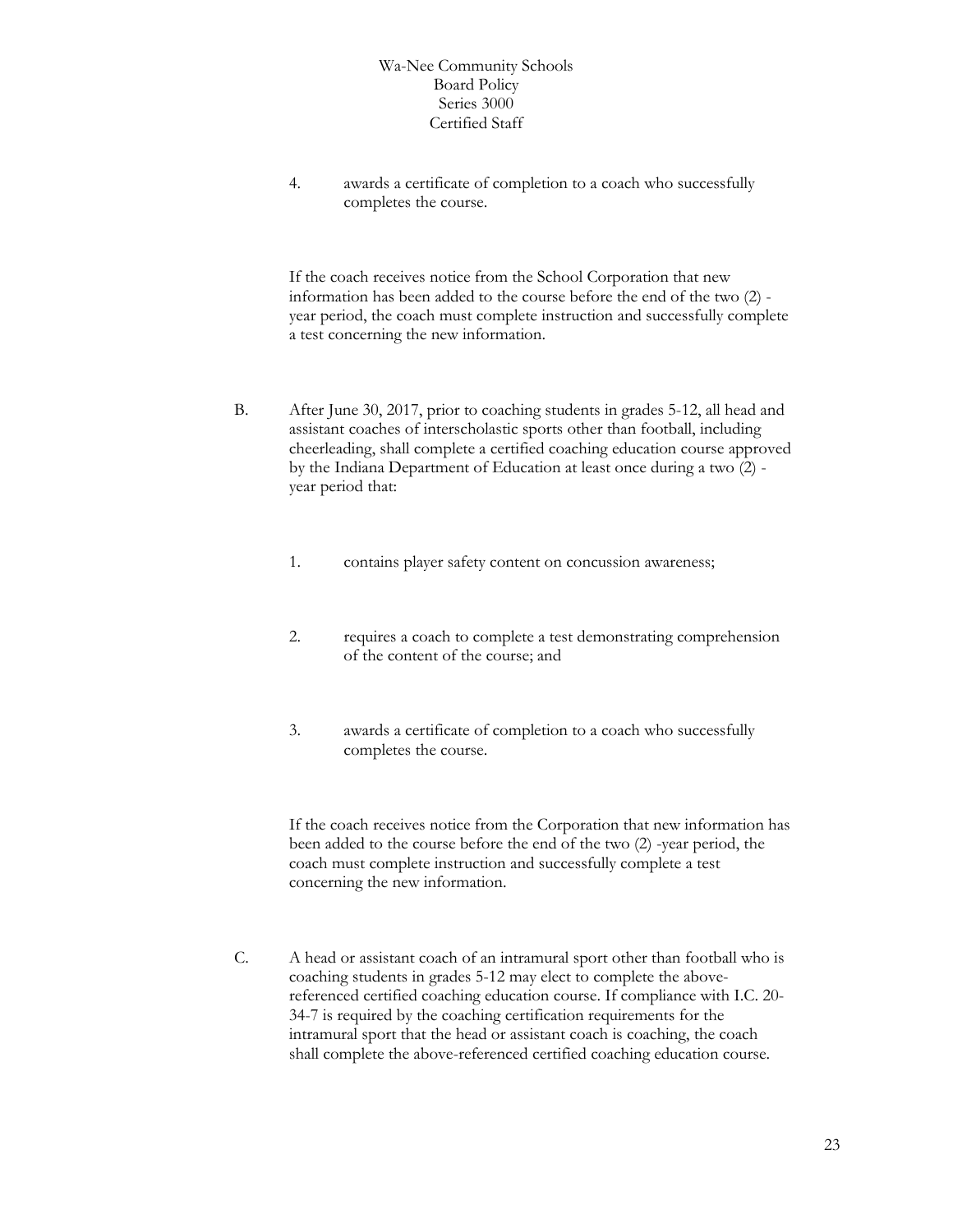4. awards a certificate of completion to a coach who successfully completes the course.

If the coach receives notice from the School Corporation that new information has been added to the course before the end of the two (2) -year period, the coach must complete instruction and successfully complete a test concerning the new information.

B. After June 30, 2017, prior to coaching students in grades 5-12, all head and assistant coaches of interscholastic sports other than football, including cheerleading, shall complete a certified coaching education course approved by the Indiana Department of Education at least once during a two (2) -year period that:

1. contains player safety content on concussion awareness;

2. requires a coach to complete a test demonstrating comprehension of the content of the course; and

3. awards a certificate of completion to a coach who successfully completes the course.

If the coach receives notice from the Corporation that new information has been added to the course before the end of the two (2) -year period, the coach must complete instruction and successfully complete a test concerning the new information.

C. A head or assistant coach of an intramural sport other than football who is coaching students in grades 5-12 may elect to complete the above-referenced certified coaching education course. If compliance with I.C. 20-34-7 is required by the coaching certification requirements for the intramural sport that the head or assistant coach is coaching, the coach shall complete the above-referenced certified coaching education course.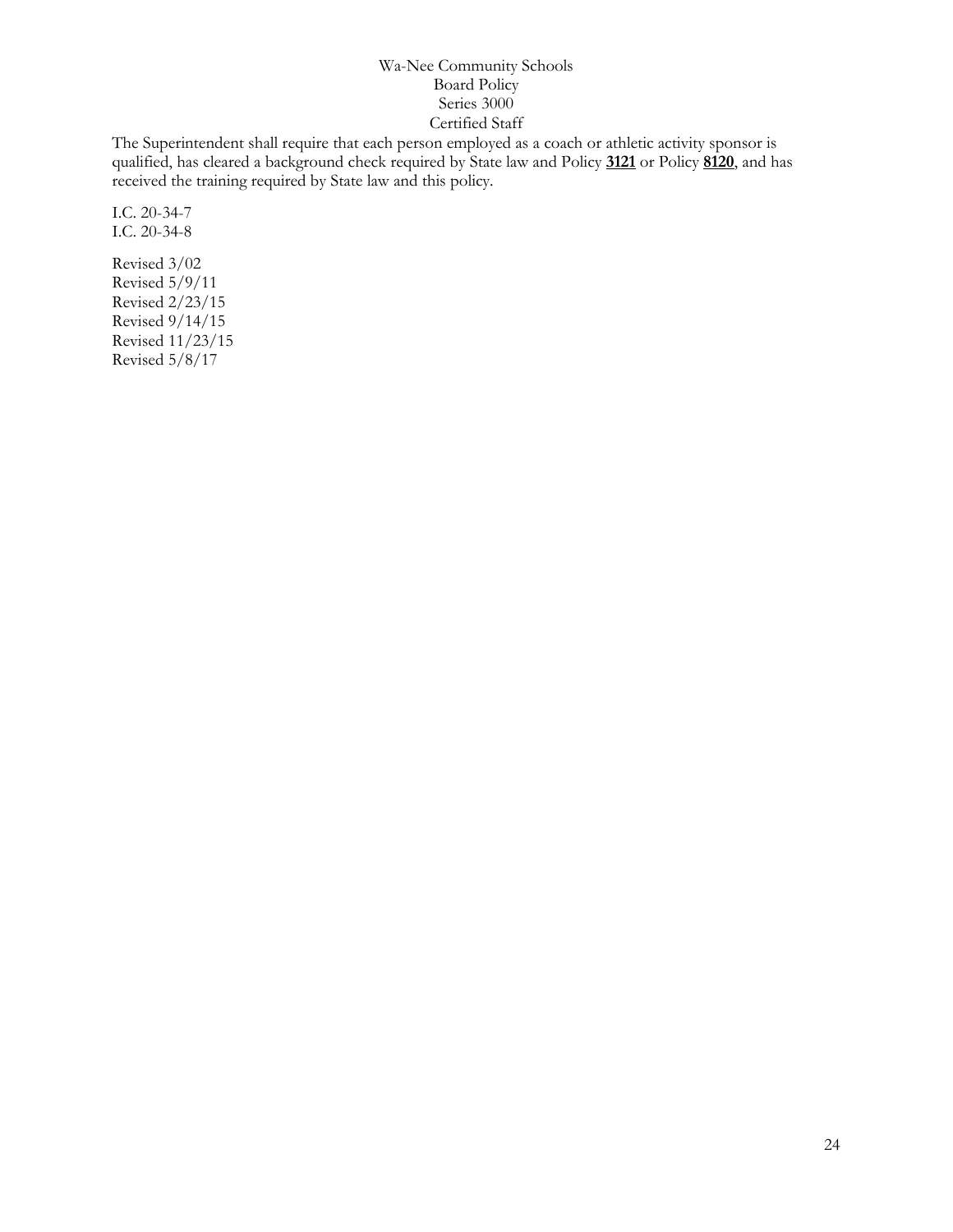The Superintendent shall require that each person employed as a coach or athletic activity sponsor is qualified, has cleared a background check required by State law and Policy **3121** or Policy **8120**, and has received the training required by State law and this policy.

I.C. 20-34-7
I.C. 20-34-8

Revised 3/02
Revised 5/9/11
Revised 2/23/15
Revised 9/14/15
Revised 11/23/15
Revised 5/8/17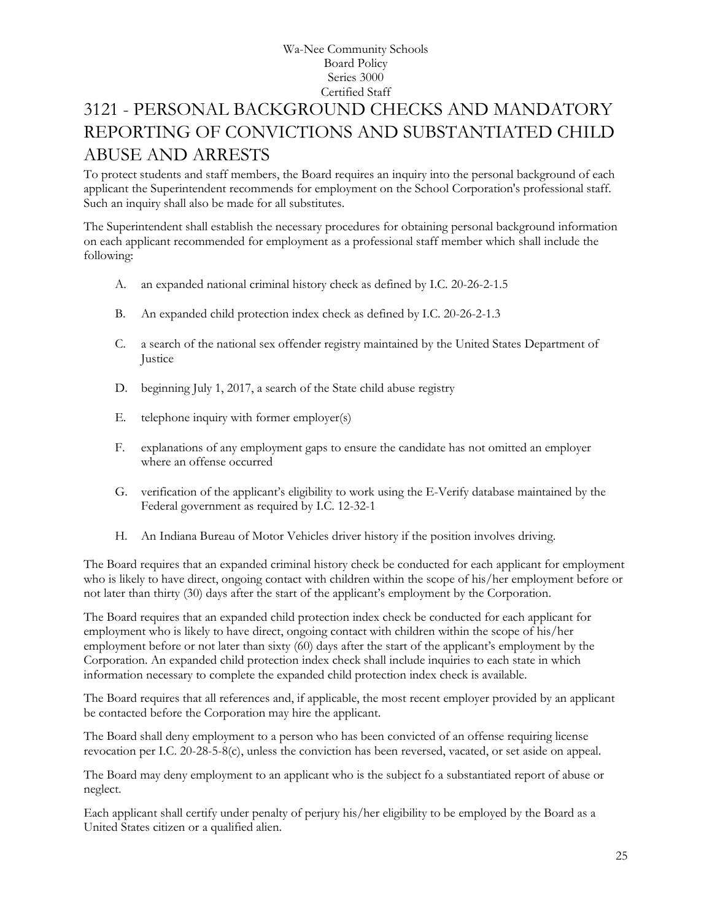Wa-Nee Community Schools
Board Policy
Series 3000
Certified Staff

# 3121 - PERSONAL BACKGROUND CHECKS AND MANDATORY REPORTING OF CONVICTIONS AND SUBSTANTIATED CHILD ABUSE AND ARRESTS

To protect students and staff members, the Board requires an inquiry into the personal background of each applicant the Superintendent recommends for employment on the School Corporation's professional staff. Such an inquiry shall also be made for all substitutes.

The Superintendent shall establish the necessary procedures for obtaining personal background information on each applicant recommended for employment as a professional staff member which shall include the following:

A. an expanded national criminal history check as defined by I.C. 20-26-2-1.5

B. An expanded child protection index check as defined by I.C. 20-26-2-1.3

C. a search of the national sex offender registry maintained by the United States Department of Justice

D. beginning July 1, 2017, a search of the State child abuse registry

E. telephone inquiry with former employer(s)

F. explanations of any employment gaps to ensure the candidate has not omitted an employer where an offense occurred

G. verification of the applicant's eligibility to work using the E-Verify database maintained by the Federal government as required by I.C. 12-32-1

H. An Indiana Bureau of Motor Vehicles driver history if the position involves driving.

The Board requires that an expanded criminal history check be conducted for each applicant for employment who is likely to have direct, ongoing contact with children within the scope of his/her employment before or not later than thirty (30) days after the start of the applicant's employment by the Corporation.

The Board requires that an expanded child protection index check be conducted for each applicant for employment who is likely to have direct, ongoing contact with children within the scope of his/her employment before or not later than sixty (60) days after the start of the applicant's employment by the Corporation. An expanded child protection index check shall include inquiries to each state in which information necessary to complete the expanded child protection index check is available.

The Board requires that all references and, if applicable, the most recent employer provided by an applicant be contacted before the Corporation may hire the applicant.

The Board shall deny employment to a person who has been convicted of an offense requiring license revocation per I.C. 20-28-5-8(c), unless the conviction has been reversed, vacated, or set aside on appeal.

The Board may deny employment to an applicant who is the subject fo a substantiated report of abuse or neglect.

Each applicant shall certify under penalty of perjury his/her eligibility to be employed by the Board as a United States citizen or a qualified alien.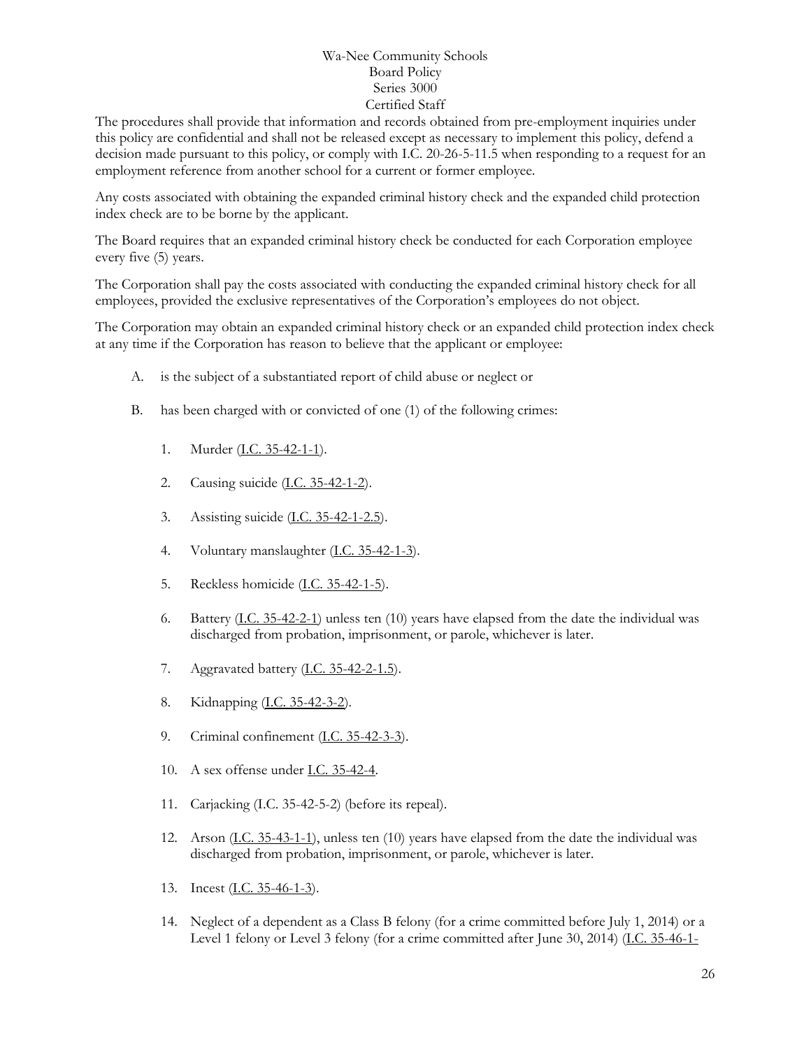The procedures shall provide that information and records obtained from pre-employment inquiries under this policy are confidential and shall not be released except as necessary to implement this policy, defend a decision made pursuant to this policy, or comply with I.C. 20-26-5-11.5 when responding to a request for an employment reference from another school for a current or former employee.

Any costs associated with obtaining the expanded criminal history check and the expanded child protection index check are to be borne by the applicant.

The Board requires that an expanded criminal history check be conducted for each Corporation employee every five (5) years.

The Corporation shall pay the costs associated with conducting the expanded criminal history check for all employees, provided the exclusive representatives of the Corporation's employees do not object.

The Corporation may obtain an expanded criminal history check or an expanded child protection index check at any time if the Corporation has reason to believe that the applicant or employee:

A. is the subject of a substantiated report of child abuse or neglect or

B. has been charged with or convicted of one (1) of the following crimes:

   1. Murder (I.C. 35-42-1-1).

   2. Causing suicide (I.C. 35-42-1-2).

   3. Assisting suicide (I.C. 35-42-1-2.5).

   4. Voluntary manslaughter (I.C. 35-42-1-3).

   5. Reckless homicide (I.C. 35-42-1-5).

   6. Battery (I.C. 35-42-2-1) unless ten (10) years have elapsed from the date the individual was discharged from probation, imprisonment, or parole, whichever is later.

   7. Aggravated battery (I.C. 35-42-2-1.5).

   8. Kidnapping (I.C. 35-42-3-2).

   9. Criminal confinement (I.C. 35-42-3-3).

   10. A sex offense under I.C. 35-42-4.

   11. Carjacking (I.C. 35-42-5-2) (before its repeal).

   12. Arson (I.C. 35-43-1-1), unless ten (10) years have elapsed from the date the individual was discharged from probation, imprisonment, or parole, whichever is later.

   13. Incest (I.C. 35-46-1-3).

   14. Neglect of a dependent as a Class B felony (for a crime committed before July 1, 2014) or a Level 1 felony or Level 3 felony (for a crime committed after June 30, 2014) (I.C. 35-46-1-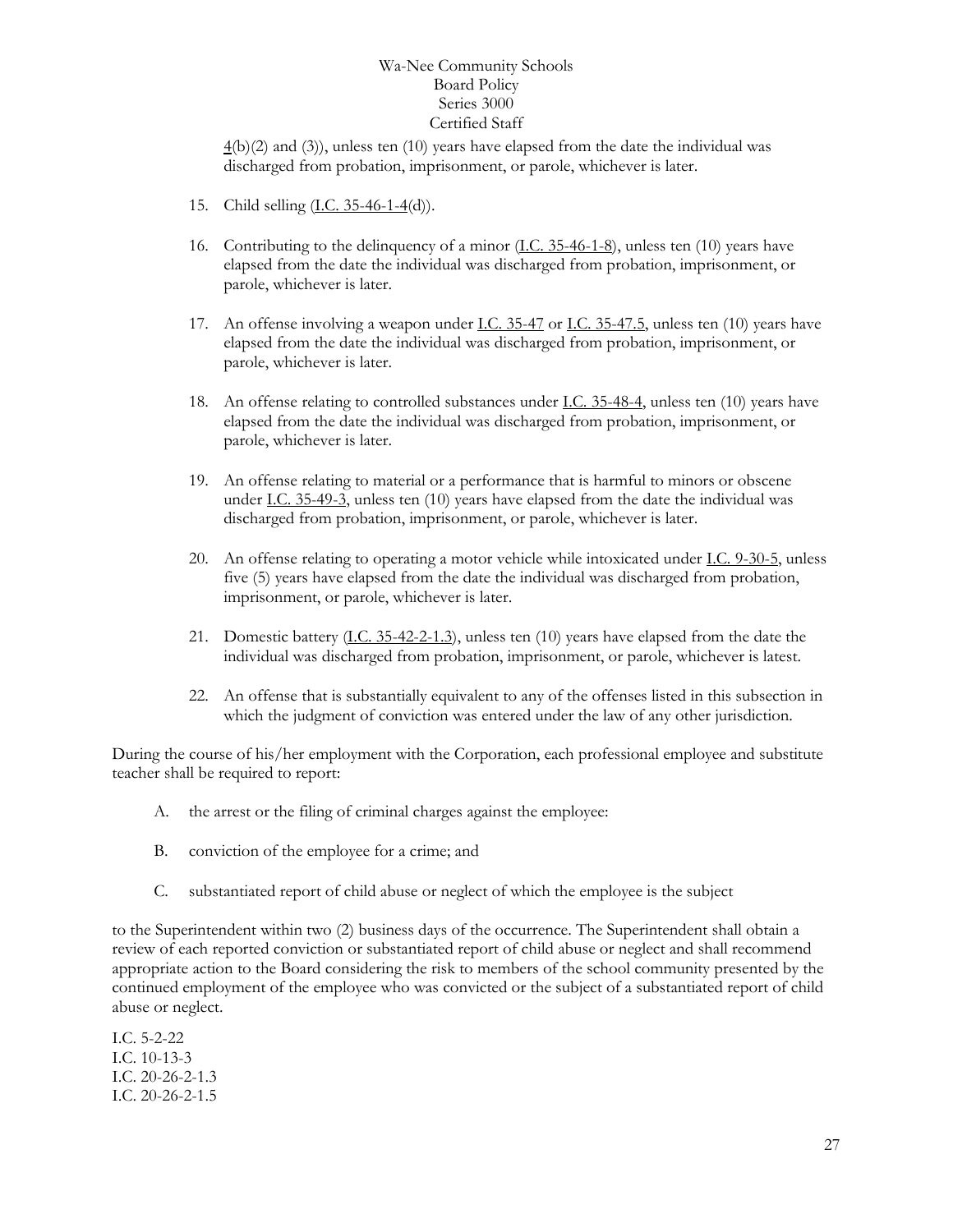4(b)(2) and (3)), unless ten (10) years have elapsed from the date the individual was discharged from probation, imprisonment, or parole, whichever is later.

15. Child selling (I.C. 35-46-1-4(d)).

16. Contributing to the delinquency of a minor (I.C. 35-46-1-8), unless ten (10) years have elapsed from the date the individual was discharged from probation, imprisonment, or parole, whichever is later.

17. An offense involving a weapon under I.C. 35-47 or I.C. 35-47.5, unless ten (10) years have elapsed from the date the individual was discharged from probation, imprisonment, or parole, whichever is later.

18. An offense relating to controlled substances under I.C. 35-48-4, unless ten (10) years have elapsed from the date the individual was discharged from probation, imprisonment, or parole, whichever is later.

19. An offense relating to material or a performance that is harmful to minors or obscene under I.C. 35-49-3, unless ten (10) years have elapsed from the date the individual was discharged from probation, imprisonment, or parole, whichever is later.

20. An offense relating to operating a motor vehicle while intoxicated under I.C. 9-30-5, unless five (5) years have elapsed from the date the individual was discharged from probation, imprisonment, or parole, whichever is later.

21. Domestic battery (I.C. 35-42-2-1.3), unless ten (10) years have elapsed from the date the individual was discharged from probation, imprisonment, or parole, whichever is latest.

22. An offense that is substantially equivalent to any of the offenses listed in this subsection in which the judgment of conviction was entered under the law of any other jurisdiction.

During the course of his/her employment with the Corporation, each professional employee and substitute teacher shall be required to report:

A. the arrest or the filing of criminal charges against the employee:

B. conviction of the employee for a crime; and

C. substantiated report of child abuse or neglect of which the employee is the subject

to the Superintendent within two (2) business days of the occurrence. The Superintendent shall obtain a review of each reported conviction or substantiated report of child abuse or neglect and shall recommend appropriate action to the Board considering the risk to members of the school community presented by the continued employment of the employee who was convicted or the subject of a substantiated report of child abuse or neglect.

I.C. 5-2-22
I.C. 10-13-3
I.C. 20-26-2-1.3
I.C. 20-26-2-1.5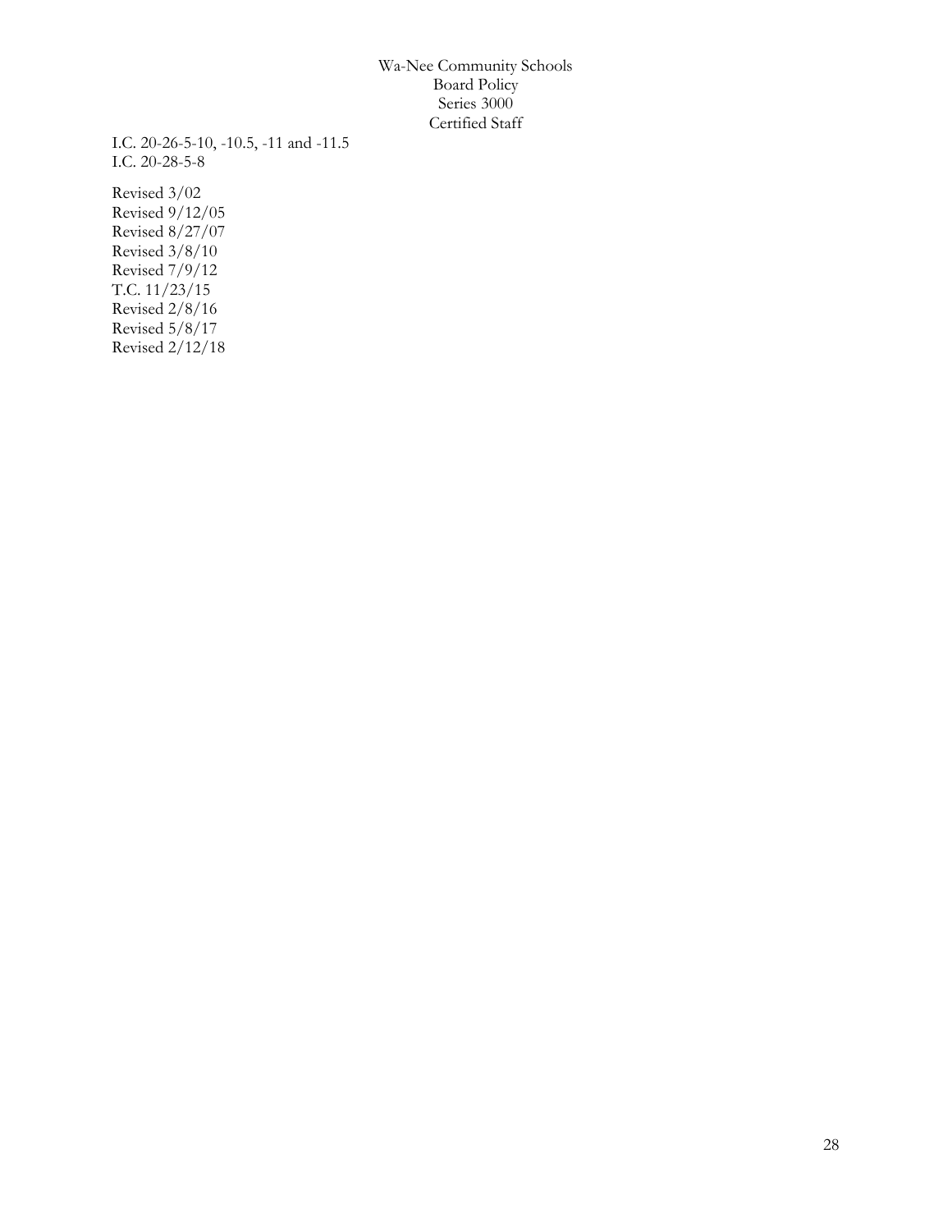I.C. 20-26-5-10, -10.5, -11 and -11.5
I.C. 20-28-5-8

Revised 3/02
Revised 9/12/05
Revised 8/27/07
Revised 3/8/10
Revised 7/9/12
T.C. 11/23/15
Revised 2/8/16
Revised 5/8/17
Revised 2/12/18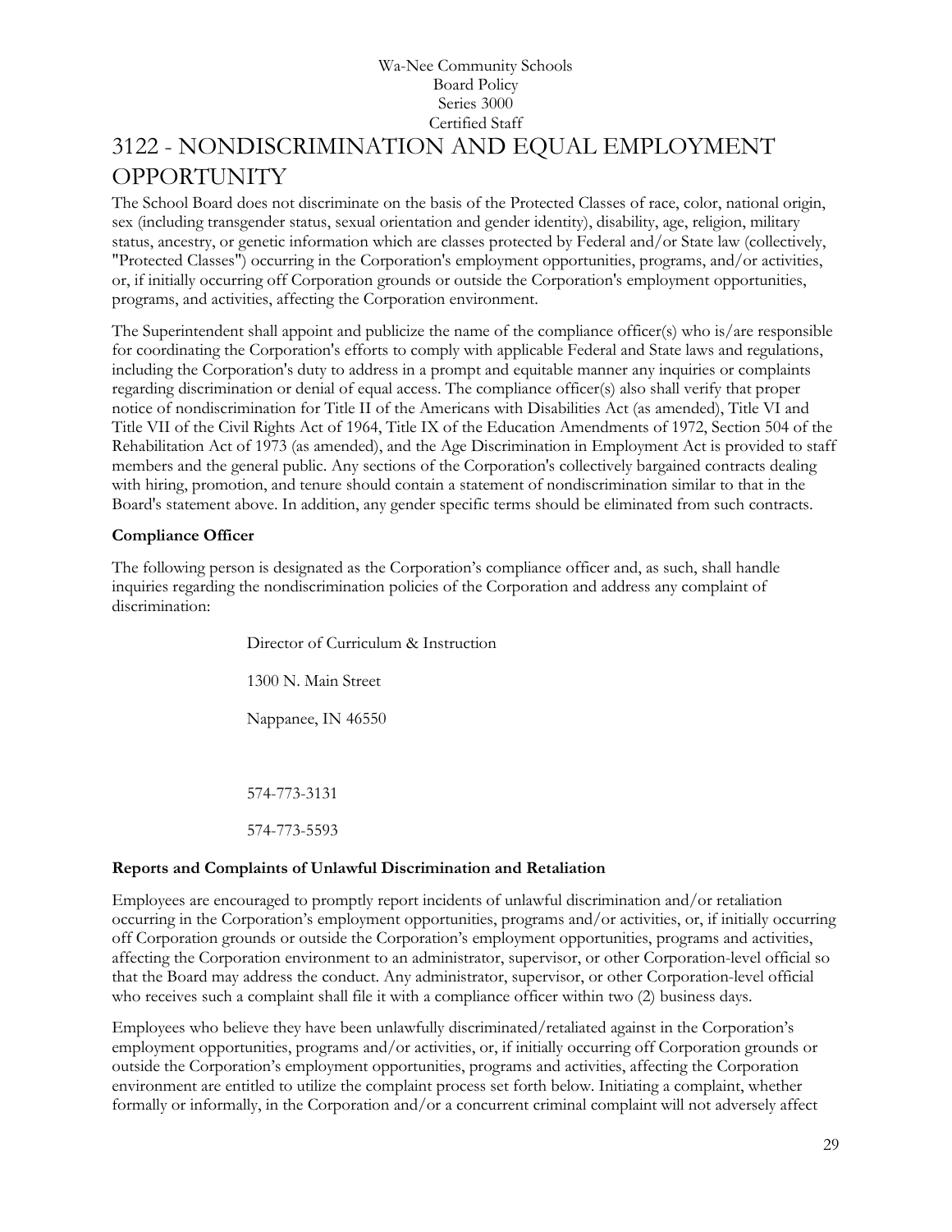Wa-Nee Community Schools
Board Policy
Series 3000
Certified Staff

# 3122 - NONDISCRIMINATION AND EQUAL EMPLOYMENT OPPORTUNITY

The School Board does not discriminate on the basis of the Protected Classes of race, color, national origin, sex (including transgender status, sexual orientation and gender identity), disability, age, religion, military status, ancestry, or genetic information which are classes protected by Federal and/or State law (collectively, "Protected Classes") occurring in the Corporation's employment opportunities, programs, and/or activities, or, if initially occurring off Corporation grounds or outside the Corporation's employment opportunities, programs, and activities, affecting the Corporation environment.

The Superintendent shall appoint and publicize the name of the compliance officer(s) who is/are responsible for coordinating the Corporation's efforts to comply with applicable Federal and State laws and regulations, including the Corporation's duty to address in a prompt and equitable manner any inquiries or complaints regarding discrimination or denial of equal access. The compliance officer(s) also shall verify that proper notice of nondiscrimination for Title II of the Americans with Disabilities Act (as amended), Title VI and Title VII of the Civil Rights Act of 1964, Title IX of the Education Amendments of 1972, Section 504 of the Rehabilitation Act of 1973 (as amended), and the Age Discrimination in Employment Act is provided to staff members and the general public. Any sections of the Corporation's collectively bargained contracts dealing with hiring, promotion, and tenure should contain a statement of nondiscrimination similar to that in the Board's statement above. In addition, any gender specific terms should be eliminated from such contracts.

**Compliance Officer**

The following person is designated as the Corporation's compliance officer and, as such, shall handle inquiries regarding the nondiscrimination policies of the Corporation and address any complaint of discrimination:

Director of Curriculum & Instruction

1300 N. Main Street

Nappanee, IN 46550

574-773-3131

574-773-5593

**Reports and Complaints of Unlawful Discrimination and Retaliation**

Employees are encouraged to promptly report incidents of unlawful discrimination and/or retaliation occurring in the Corporation's employment opportunities, programs and/or activities, or, if initially occurring off Corporation grounds or outside the Corporation's employment opportunities, programs and activities, affecting the Corporation environment to an administrator, supervisor, or other Corporation-level official so that the Board may address the conduct. Any administrator, supervisor, or other Corporation-level official who receives such a complaint shall file it with a compliance officer within two (2) business days.

Employees who believe they have been unlawfully discriminated/retaliated against in the Corporation's employment opportunities, programs and/or activities, or, if initially occurring off Corporation grounds or outside the Corporation's employment opportunities, programs and activities, affecting the Corporation environment are entitled to utilize the complaint process set forth below. Initiating a complaint, whether formally or informally, in the Corporation and/or a concurrent criminal complaint will not adversely affect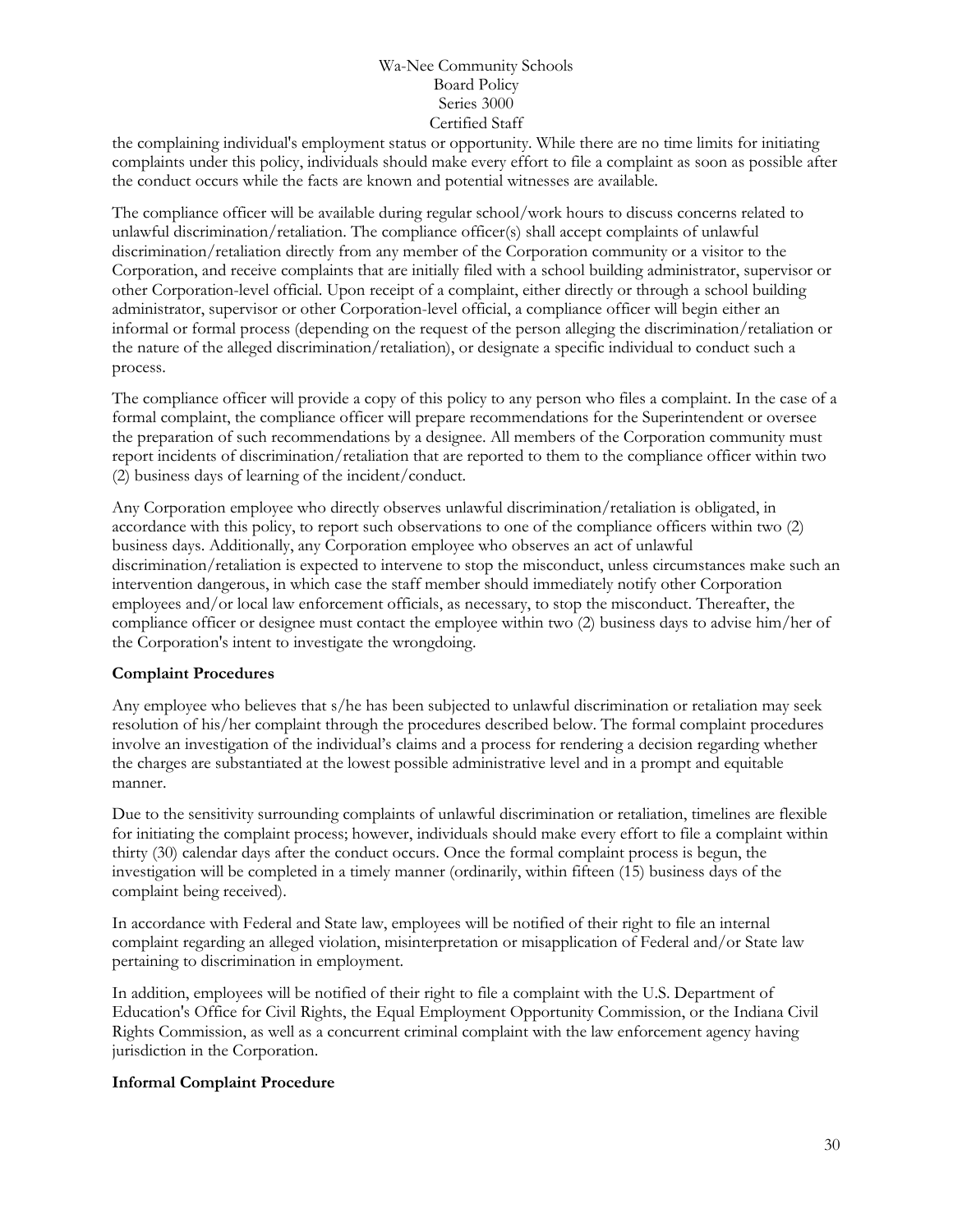the complaining individual's employment status or opportunity. While there are no time limits for initiating complaints under this policy, individuals should make every effort to file a complaint as soon as possible after the conduct occurs while the facts are known and potential witnesses are available.

The compliance officer will be available during regular school/work hours to discuss concerns related to unlawful discrimination/retaliation. The compliance officer(s) shall accept complaints of unlawful discrimination/retaliation directly from any member of the Corporation community or a visitor to the Corporation, and receive complaints that are initially filed with a school building administrator, supervisor or other Corporation-level official. Upon receipt of a complaint, either directly or through a school building administrator, supervisor or other Corporation-level official, a compliance officer will begin either an informal or formal process (depending on the request of the person alleging the discrimination/retaliation or the nature of the alleged discrimination/retaliation), or designate a specific individual to conduct such a process.

The compliance officer will provide a copy of this policy to any person who files a complaint. In the case of a formal complaint, the compliance officer will prepare recommendations for the Superintendent or oversee the preparation of such recommendations by a designee. All members of the Corporation community must report incidents of discrimination/retaliation that are reported to them to the compliance officer within two (2) business days of learning of the incident/conduct.

Any Corporation employee who directly observes unlawful discrimination/retaliation is obligated, in accordance with this policy, to report such observations to one of the compliance officers within two (2) business days. Additionally, any Corporation employee who observes an act of unlawful discrimination/retaliation is expected to intervene to stop the misconduct, unless circumstances make such an intervention dangerous, in which case the staff member should immediately notify other Corporation employees and/or local law enforcement officials, as necessary, to stop the misconduct. Thereafter, the compliance officer or designee must contact the employee within two (2) business days to advise him/her of the Corporation's intent to investigate the wrongdoing.

**Complaint Procedures**

Any employee who believes that s/he has been subjected to unlawful discrimination or retaliation may seek resolution of his/her complaint through the procedures described below. The formal complaint procedures involve an investigation of the individual's claims and a process for rendering a decision regarding whether the charges are substantiated at the lowest possible administrative level and in a prompt and equitable manner.

Due to the sensitivity surrounding complaints of unlawful discrimination or retaliation, timelines are flexible for initiating the complaint process; however, individuals should make every effort to file a complaint within thirty (30) calendar days after the conduct occurs. Once the formal complaint process is begun, the investigation will be completed in a timely manner (ordinarily, within fifteen (15) business days of the complaint being received).

In accordance with Federal and State law, employees will be notified of their right to file an internal complaint regarding an alleged violation, misinterpretation or misapplication of Federal and/or State law pertaining to discrimination in employment.

In addition, employees will be notified of their right to file a complaint with the U.S. Department of Education's Office for Civil Rights, the Equal Employment Opportunity Commission, or the Indiana Civil Rights Commission, as well as a concurrent criminal complaint with the law enforcement agency having jurisdiction in the Corporation.

**Informal Complaint Procedure**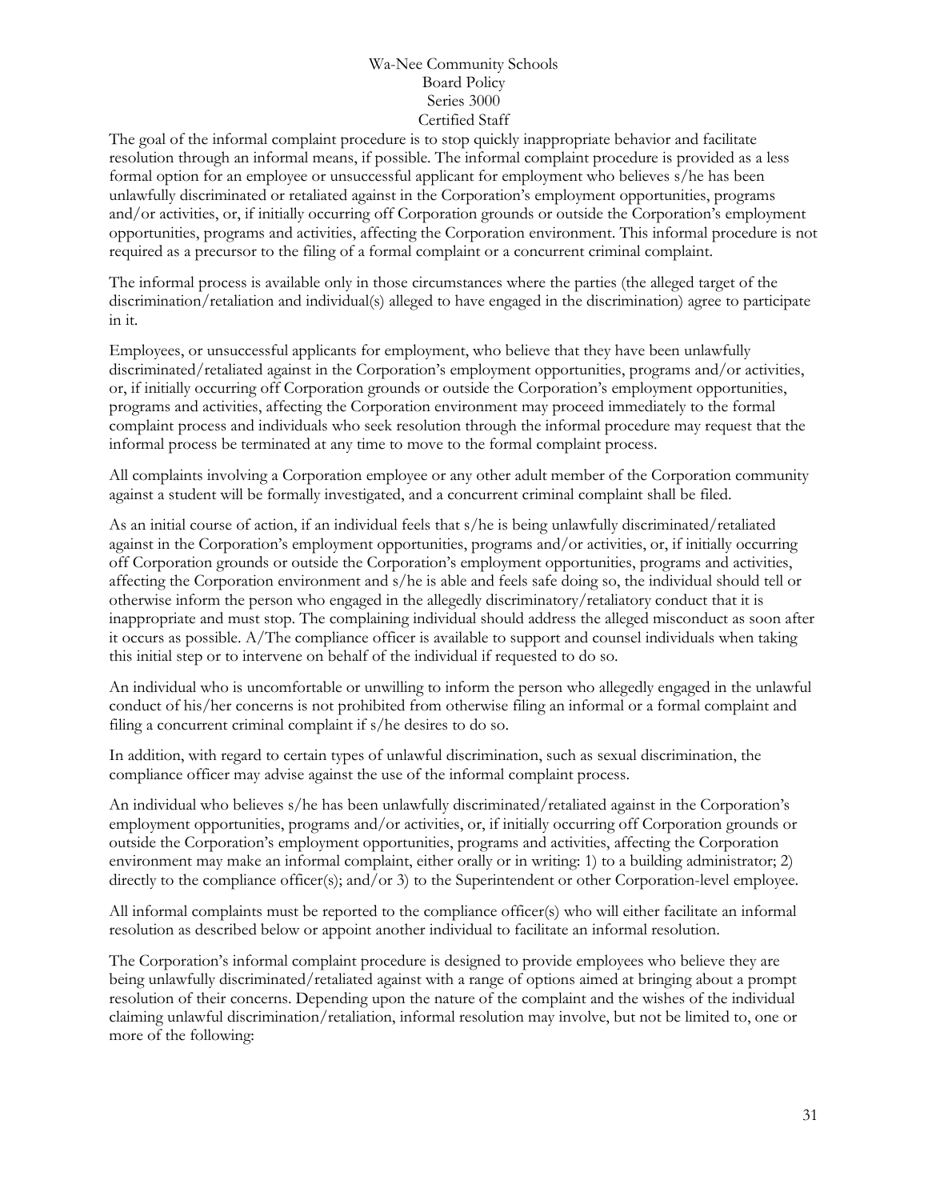The goal of the informal complaint procedure is to stop quickly inappropriate behavior and facilitate resolution through an informal means, if possible. The informal complaint procedure is provided as a less formal option for an employee or unsuccessful applicant for employment who believes s/he has been unlawfully discriminated or retaliated against in the Corporation's employment opportunities, programs and/or activities, or, if initially occurring off Corporation grounds or outside the Corporation's employment opportunities, programs and activities, affecting the Corporation environment. This informal procedure is not required as a precursor to the filing of a formal complaint or a concurrent criminal complaint.

The informal process is available only in those circumstances where the parties (the alleged target of the discrimination/retaliation and individual(s) alleged to have engaged in the discrimination) agree to participate in it.

Employees, or unsuccessful applicants for employment, who believe that they have been unlawfully discriminated/retaliated against in the Corporation's employment opportunities, programs and/or activities, or, if initially occurring off Corporation grounds or outside the Corporation's employment opportunities, programs and activities, affecting the Corporation environment may proceed immediately to the formal complaint process and individuals who seek resolution through the informal procedure may request that the informal process be terminated at any time to move to the formal complaint process.

All complaints involving a Corporation employee or any other adult member of the Corporation community against a student will be formally investigated, and a concurrent criminal complaint shall be filed.

As an initial course of action, if an individual feels that s/he is being unlawfully discriminated/retaliated against in the Corporation's employment opportunities, programs and/or activities, or, if initially occurring off Corporation grounds or outside the Corporation's employment opportunities, programs and activities, affecting the Corporation environment and s/he is able and feels safe doing so, the individual should tell or otherwise inform the person who engaged in the allegedly discriminatory/retaliatory conduct that it is inappropriate and must stop. The complaining individual should address the alleged misconduct as soon after it occurs as possible. A/The compliance officer is available to support and counsel individuals when taking this initial step or to intervene on behalf of the individual if requested to do so.

An individual who is uncomfortable or unwilling to inform the person who allegedly engaged in the unlawful conduct of his/her concerns is not prohibited from otherwise filing an informal or a formal complaint and filing a concurrent criminal complaint if s/he desires to do so.

In addition, with regard to certain types of unlawful discrimination, such as sexual discrimination, the compliance officer may advise against the use of the informal complaint process.

An individual who believes s/he has been unlawfully discriminated/retaliated against in the Corporation's employment opportunities, programs and/or activities, or, if initially occurring off Corporation grounds or outside the Corporation's employment opportunities, programs and activities, affecting the Corporation environment may make an informal complaint, either orally or in writing: 1) to a building administrator; 2) directly to the compliance officer(s); and/or 3) to the Superintendent or other Corporation-level employee.

All informal complaints must be reported to the compliance officer(s) who will either facilitate an informal resolution as described below or appoint another individual to facilitate an informal resolution.

The Corporation's informal complaint procedure is designed to provide employees who believe they are being unlawfully discriminated/retaliated against with a range of options aimed at bringing about a prompt resolution of their concerns. Depending upon the nature of the complaint and the wishes of the individual claiming unlawful discrimination/retaliation, informal resolution may involve, but not be limited to, one or more of the following: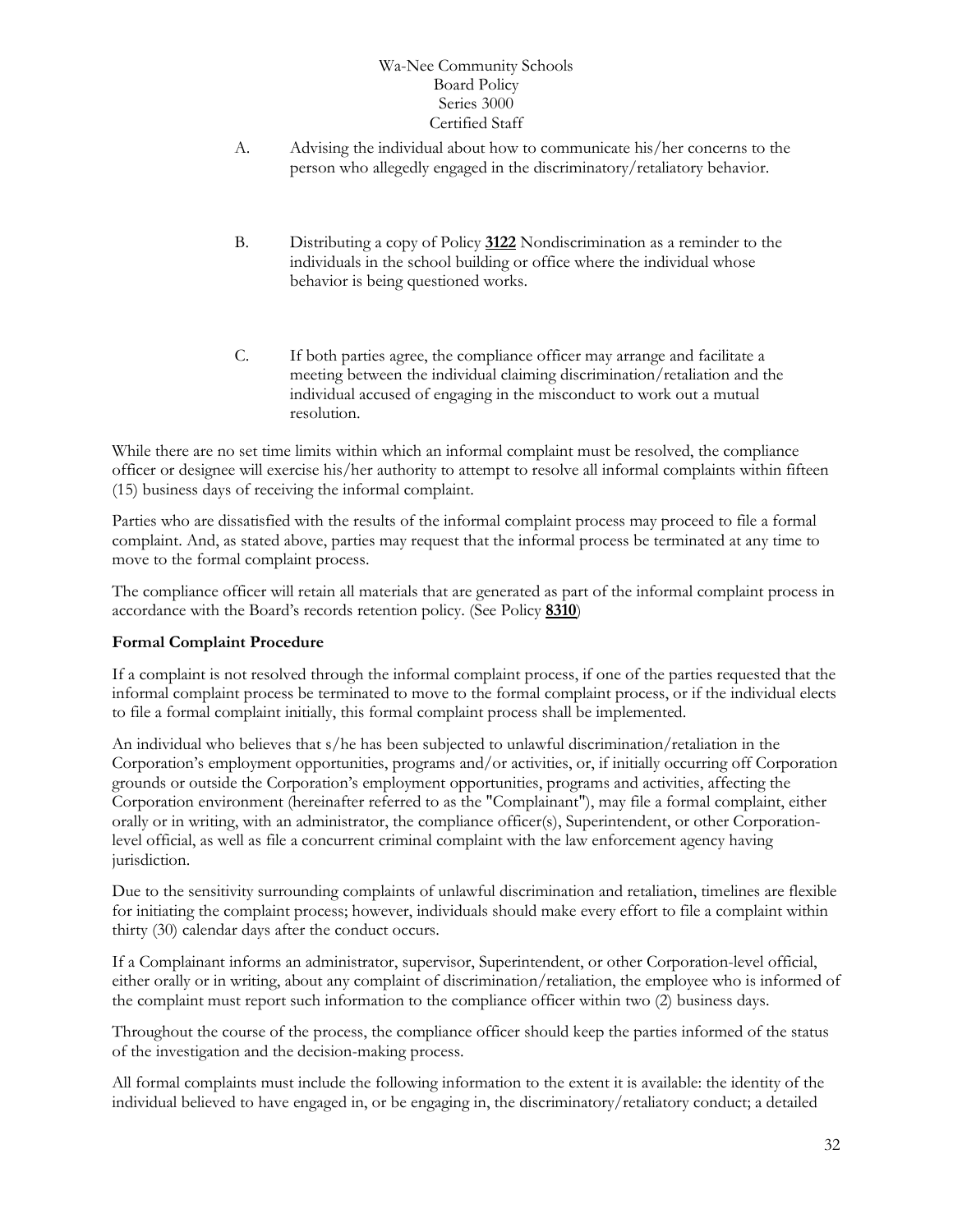A. Advising the individual about how to communicate his/her concerns to the person who allegedly engaged in the discriminatory/retaliatory behavior.

B. Distributing a copy of Policy **3122** Nondiscrimination as a reminder to the individuals in the school building or office where the individual whose behavior is being questioned works.

C. If both parties agree, the compliance officer may arrange and facilitate a meeting between the individual claiming discrimination/retaliation and the individual accused of engaging in the misconduct to work out a mutual resolution.

While there are no set time limits within which an informal complaint must be resolved, the compliance officer or designee will exercise his/her authority to attempt to resolve all informal complaints within fifteen (15) business days of receiving the informal complaint.

Parties who are dissatisfied with the results of the informal complaint process may proceed to file a formal complaint. And, as stated above, parties may request that the informal process be terminated at any time to move to the formal complaint process.

The compliance officer will retain all materials that are generated as part of the informal complaint process in accordance with the Board's records retention policy. (See Policy **8310**)

**Formal Complaint Procedure**

If a complaint is not resolved through the informal complaint process, if one of the parties requested that the informal complaint process be terminated to move to the formal complaint process, or if the individual elects to file a formal complaint initially, this formal complaint process shall be implemented.

An individual who believes that s/he has been subjected to unlawful discrimination/retaliation in the Corporation's employment opportunities, programs and/or activities, or, if initially occurring off Corporation grounds or outside the Corporation's employment opportunities, programs and activities, affecting the Corporation environment (hereinafter referred to as the "Complainant"), may file a formal complaint, either orally or in writing, with an administrator, the compliance officer(s), Superintendent, or other Corporation-level official, as well as file a concurrent criminal complaint with the law enforcement agency having jurisdiction.

Due to the sensitivity surrounding complaints of unlawful discrimination and retaliation, timelines are flexible for initiating the complaint process; however, individuals should make every effort to file a complaint within thirty (30) calendar days after the conduct occurs.

If a Complainant informs an administrator, supervisor, Superintendent, or other Corporation-level official, either orally or in writing, about any complaint of discrimination/retaliation, the employee who is informed of the complaint must report such information to the compliance officer within two (2) business days.

Throughout the course of the process, the compliance officer should keep the parties informed of the status of the investigation and the decision-making process.

All formal complaints must include the following information to the extent it is available: the identity of the individual believed to have engaged in, or be engaging in, the discriminatory/retaliatory conduct; a detailed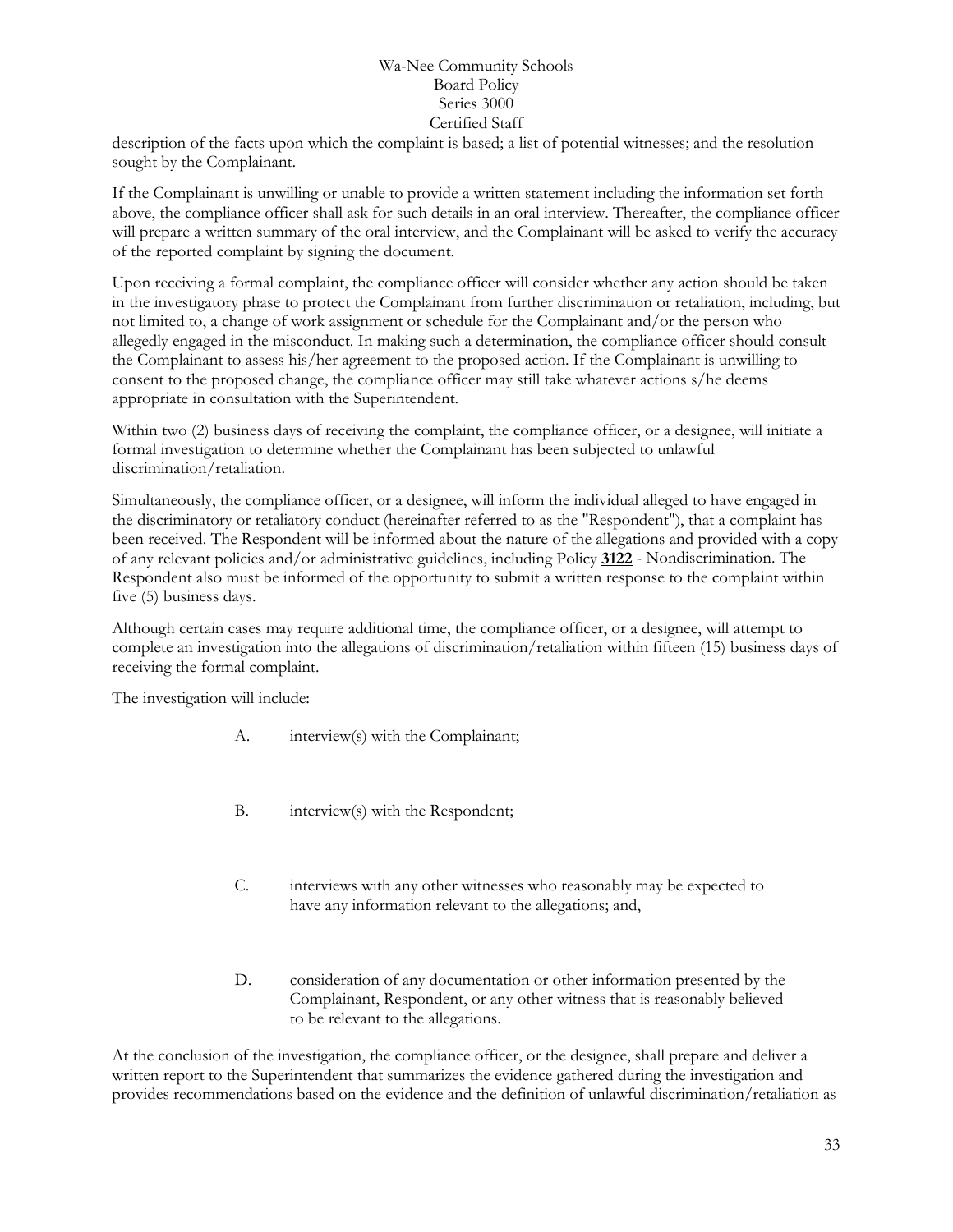description of the facts upon which the complaint is based; a list of potential witnesses; and the resolution sought by the Complainant.

If the Complainant is unwilling or unable to provide a written statement including the information set forth above, the compliance officer shall ask for such details in an oral interview. Thereafter, the compliance officer will prepare a written summary of the oral interview, and the Complainant will be asked to verify the accuracy of the reported complaint by signing the document.

Upon receiving a formal complaint, the compliance officer will consider whether any action should be taken in the investigatory phase to protect the Complainant from further discrimination or retaliation, including, but not limited to, a change of work assignment or schedule for the Complainant and/or the person who allegedly engaged in the misconduct. In making such a determination, the compliance officer should consult the Complainant to assess his/her agreement to the proposed action. If the Complainant is unwilling to consent to the proposed change, the compliance officer may still take whatever actions s/he deems appropriate in consultation with the Superintendent.

Within two (2) business days of receiving the complaint, the compliance officer, or a designee, will initiate a formal investigation to determine whether the Complainant has been subjected to unlawful discrimination/retaliation.

Simultaneously, the compliance officer, or a designee, will inform the individual alleged to have engaged in the discriminatory or retaliatory conduct (hereinafter referred to as the "Respondent"), that a complaint has been received. The Respondent will be informed about the nature of the allegations and provided with a copy of any relevant policies and/or administrative guidelines, including Policy **3122** - Nondiscrimination. The Respondent also must be informed of the opportunity to submit a written response to the complaint within five (5) business days.

Although certain cases may require additional time, the compliance officer, or a designee, will attempt to complete an investigation into the allegations of discrimination/retaliation within fifteen (15) business days of receiving the formal complaint.

The investigation will include:

A. interview(s) with the Complainant;

B. interview(s) with the Respondent;

C. interviews with any other witnesses who reasonably may be expected to have any information relevant to the allegations; and,

D. consideration of any documentation or other information presented by the Complainant, Respondent, or any other witness that is reasonably believed to be relevant to the allegations.

At the conclusion of the investigation, the compliance officer, or the designee, shall prepare and deliver a written report to the Superintendent that summarizes the evidence gathered during the investigation and provides recommendations based on the evidence and the definition of unlawful discrimination/retaliation as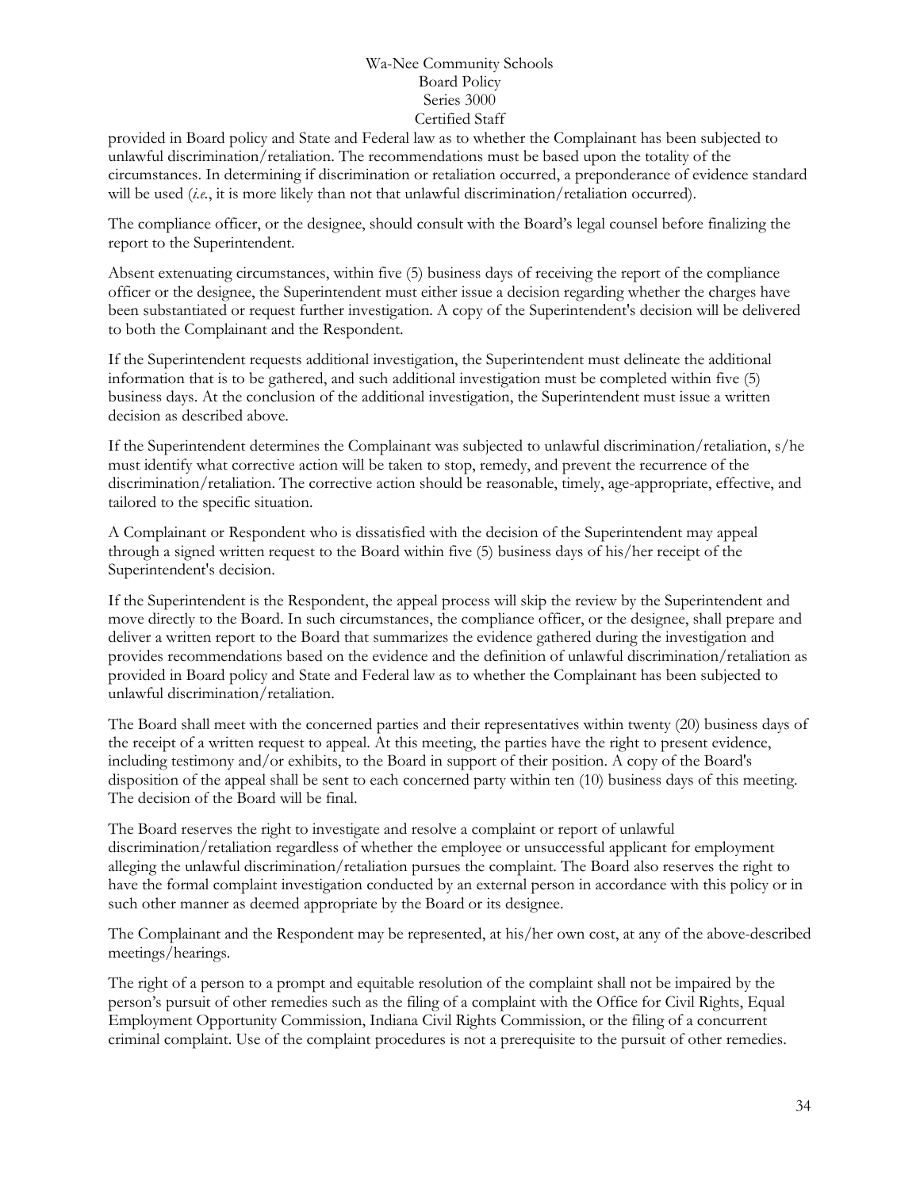provided in Board policy and State and Federal law as to whether the Complainant has been subjected to unlawful discrimination/retaliation. The recommendations must be based upon the totality of the circumstances. In determining if discrimination or retaliation occurred, a preponderance of evidence standard will be used (*i.e.*, it is more likely than not that unlawful discrimination/retaliation occurred).

The compliance officer, or the designee, should consult with the Board's legal counsel before finalizing the report to the Superintendent.

Absent extenuating circumstances, within five (5) business days of receiving the report of the compliance officer or the designee, the Superintendent must either issue a decision regarding whether the charges have been substantiated or request further investigation. A copy of the Superintendent's decision will be delivered to both the Complainant and the Respondent.

If the Superintendent requests additional investigation, the Superintendent must delineate the additional information that is to be gathered, and such additional investigation must be completed within five (5) business days. At the conclusion of the additional investigation, the Superintendent must issue a written decision as described above.

If the Superintendent determines the Complainant was subjected to unlawful discrimination/retaliation, s/he must identify what corrective action will be taken to stop, remedy, and prevent the recurrence of the discrimination/retaliation. The corrective action should be reasonable, timely, age-appropriate, effective, and tailored to the specific situation.

A Complainant or Respondent who is dissatisfied with the decision of the Superintendent may appeal through a signed written request to the Board within five (5) business days of his/her receipt of the Superintendent's decision.

If the Superintendent is the Respondent, the appeal process will skip the review by the Superintendent and move directly to the Board. In such circumstances, the compliance officer, or the designee, shall prepare and deliver a written report to the Board that summarizes the evidence gathered during the investigation and provides recommendations based on the evidence and the definition of unlawful discrimination/retaliation as provided in Board policy and State and Federal law as to whether the Complainant has been subjected to unlawful discrimination/retaliation.

The Board shall meet with the concerned parties and their representatives within twenty (20) business days of the receipt of a written request to appeal. At this meeting, the parties have the right to present evidence, including testimony and/or exhibits, to the Board in support of their position. A copy of the Board's disposition of the appeal shall be sent to each concerned party within ten (10) business days of this meeting. The decision of the Board will be final.

The Board reserves the right to investigate and resolve a complaint or report of unlawful discrimination/retaliation regardless of whether the employee or unsuccessful applicant for employment alleging the unlawful discrimination/retaliation pursues the complaint. The Board also reserves the right to have the formal complaint investigation conducted by an external person in accordance with this policy or in such other manner as deemed appropriate by the Board or its designee.

The Complainant and the Respondent may be represented, at his/her own cost, at any of the above-described meetings/hearings.

The right of a person to a prompt and equitable resolution of the complaint shall not be impaired by the person's pursuit of other remedies such as the filing of a complaint with the Office for Civil Rights, Equal Employment Opportunity Commission, Indiana Civil Rights Commission, or the filing of a concurrent criminal complaint. Use of the complaint procedures is not a prerequisite to the pursuit of other remedies.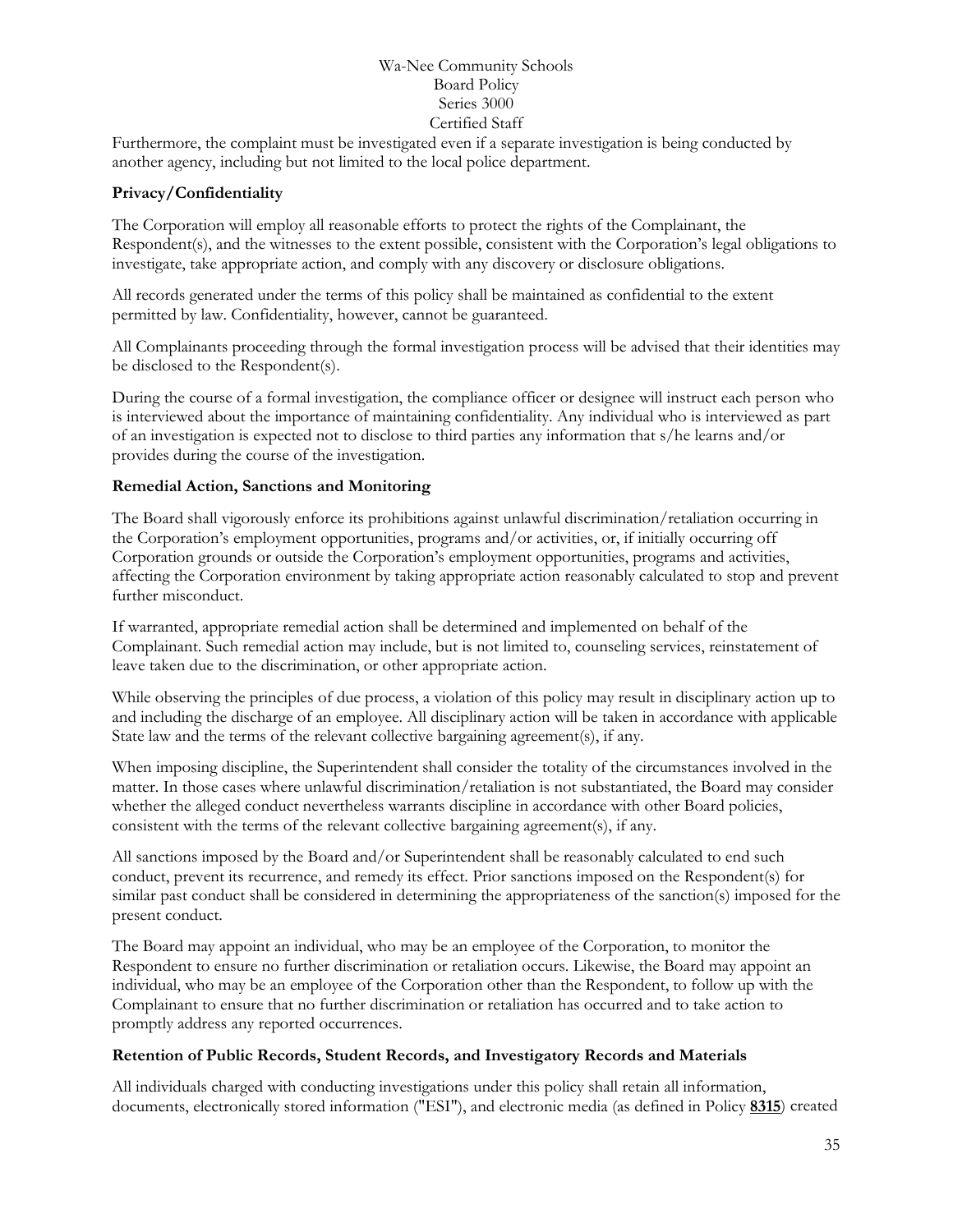Furthermore, the complaint must be investigated even if a separate investigation is being conducted by another agency, including but not limited to the local police department.

**Privacy/Confidentiality**

The Corporation will employ all reasonable efforts to protect the rights of the Complainant, the Respondent(s), and the witnesses to the extent possible, consistent with the Corporation's legal obligations to investigate, take appropriate action, and comply with any discovery or disclosure obligations.

All records generated under the terms of this policy shall be maintained as confidential to the extent permitted by law. Confidentiality, however, cannot be guaranteed.

All Complainants proceeding through the formal investigation process will be advised that their identities may be disclosed to the Respondent(s).

During the course of a formal investigation, the compliance officer or designee will instruct each person who is interviewed about the importance of maintaining confidentiality. Any individual who is interviewed as part of an investigation is expected not to disclose to third parties any information that s/he learns and/or provides during the course of the investigation.

**Remedial Action, Sanctions and Monitoring**

The Board shall vigorously enforce its prohibitions against unlawful discrimination/retaliation occurring in the Corporation's employment opportunities, programs and/or activities, or, if initially occurring off Corporation grounds or outside the Corporation's employment opportunities, programs and activities, affecting the Corporation environment by taking appropriate action reasonably calculated to stop and prevent further misconduct.

If warranted, appropriate remedial action shall be determined and implemented on behalf of the Complainant. Such remedial action may include, but is not limited to, counseling services, reinstatement of leave taken due to the discrimination, or other appropriate action.

While observing the principles of due process, a violation of this policy may result in disciplinary action up to and including the discharge of an employee. All disciplinary action will be taken in accordance with applicable State law and the terms of the relevant collective bargaining agreement(s), if any.

When imposing discipline, the Superintendent shall consider the totality of the circumstances involved in the matter. In those cases where unlawful discrimination/retaliation is not substantiated, the Board may consider whether the alleged conduct nevertheless warrants discipline in accordance with other Board policies, consistent with the terms of the relevant collective bargaining agreement(s), if any.

All sanctions imposed by the Board and/or Superintendent shall be reasonably calculated to end such conduct, prevent its recurrence, and remedy its effect. Prior sanctions imposed on the Respondent(s) for similar past conduct shall be considered in determining the appropriateness of the sanction(s) imposed for the present conduct.

The Board may appoint an individual, who may be an employee of the Corporation, to monitor the Respondent to ensure no further discrimination or retaliation occurs. Likewise, the Board may appoint an individual, who may be an employee of the Corporation other than the Respondent, to follow up with the Complainant to ensure that no further discrimination or retaliation has occurred and to take action to promptly address any reported occurrences.

**Retention of Public Records, Student Records, and Investigatory Records and Materials**

All individuals charged with conducting investigations under this policy shall retain all information, documents, electronically stored information ("ESI"), and electronic media (as defined in Policy **8315**) created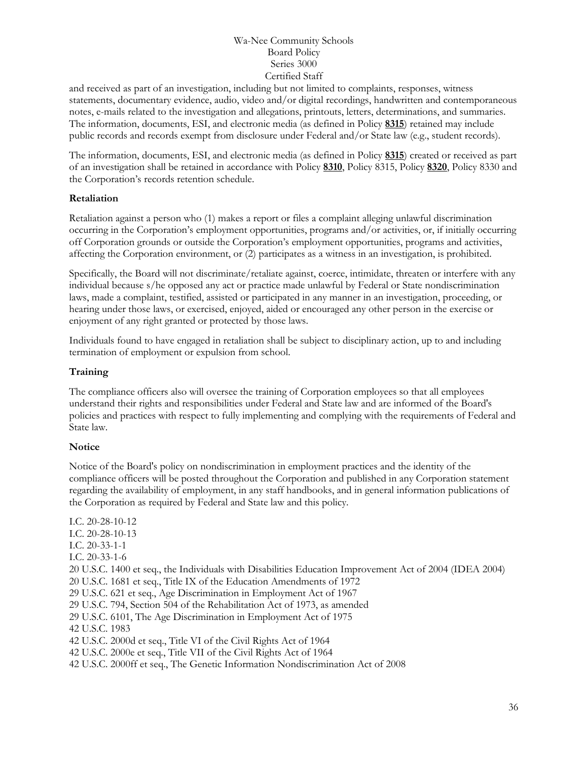and received as part of an investigation, including but not limited to complaints, responses, witness statements, documentary evidence, audio, video and/or digital recordings, handwritten and contemporaneous notes, e-mails related to the investigation and allegations, printouts, letters, determinations, and summaries. The information, documents, ESI, and electronic media (as defined in Policy **8315**) retained may include public records and records exempt from disclosure under Federal and/or State law (e.g., student records).

The information, documents, ESI, and electronic media (as defined in Policy **8315**) created or received as part of an investigation shall be retained in accordance with Policy **8310**, Policy 8315, Policy **8320**, Policy 8330 and the Corporation's records retention schedule.

**Retaliation**

Retaliation against a person who (1) makes a report or files a complaint alleging unlawful discrimination occurring in the Corporation's employment opportunities, programs and/or activities, or, if initially occurring off Corporation grounds or outside the Corporation's employment opportunities, programs and activities, affecting the Corporation environment, or (2) participates as a witness in an investigation, is prohibited.

Specifically, the Board will not discriminate/retaliate against, coerce, intimidate, threaten or interfere with any individual because s/he opposed any act or practice made unlawful by Federal or State nondiscrimination laws, made a complaint, testified, assisted or participated in any manner in an investigation, proceeding, or hearing under those laws, or exercised, enjoyed, aided or encouraged any other person in the exercise or enjoyment of any right granted or protected by those laws.

Individuals found to have engaged in retaliation shall be subject to disciplinary action, up to and including termination of employment or expulsion from school.

**Training**

The compliance officers also will oversee the training of Corporation employees so that all employees understand their rights and responsibilities under Federal and State law and are informed of the Board's policies and practices with respect to fully implementing and complying with the requirements of Federal and State law.

**Notice**

Notice of the Board's policy on nondiscrimination in employment practices and the identity of the compliance officers will be posted throughout the Corporation and published in any Corporation statement regarding the availability of employment, in any staff handbooks, and in general information publications of the Corporation as required by Federal and State law and this policy.

I.C. 20-28-10-12
I.C. 20-28-10-13
I.C. 20-33-1-1
I.C. 20-33-1-6
20 U.S.C. 1400 et seq., the Individuals with Disabilities Education Improvement Act of 2004 (IDEA 2004)
20 U.S.C. 1681 et seq., Title IX of the Education Amendments of 1972
29 U.S.C. 621 et seq., Age Discrimination in Employment Act of 1967
29 U.S.C. 794, Section 504 of the Rehabilitation Act of 1973, as amended
29 U.S.C. 6101, The Age Discrimination in Employment Act of 1975
42 U.S.C. 1983
42 U.S.C. 2000d et seq., Title VI of the Civil Rights Act of 1964
42 U.S.C. 2000e et seq., Title VII of the Civil Rights Act of 1964
42 U.S.C. 2000ff et seq., The Genetic Information Nondiscrimination Act of 2008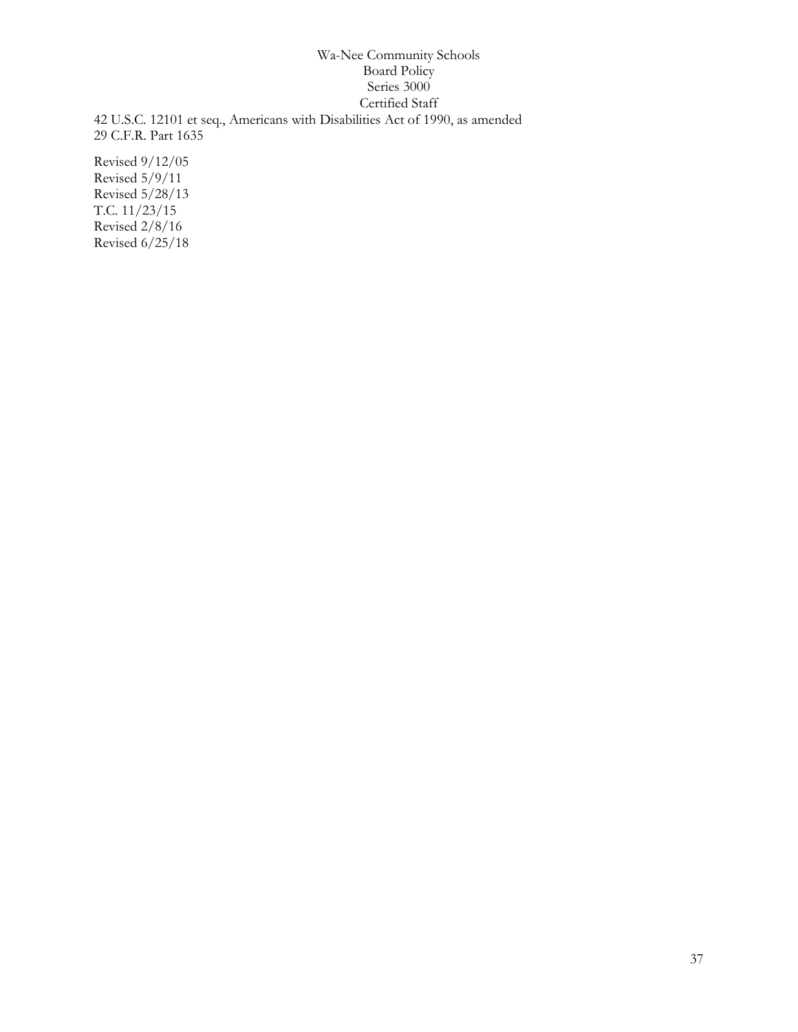42 U.S.C. 12101 et seq., Americans with Disabilities Act of 1990, as amended
29 C.F.R. Part 1635

Revised 9/12/05
Revised 5/9/11
Revised 5/28/13
T.C. 11/23/15
Revised 2/8/16
Revised 6/25/18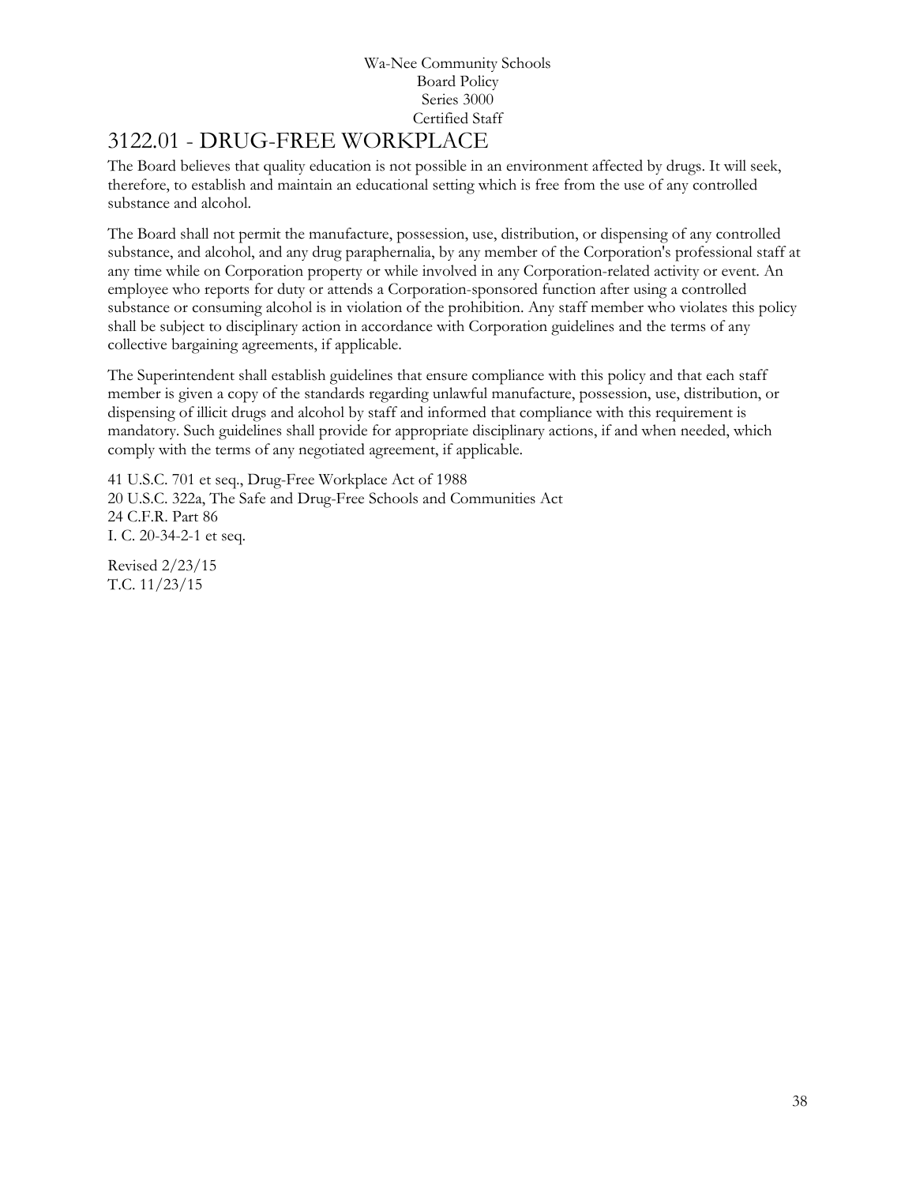Wa-Nee Community Schools
Board Policy
Series 3000
Certified Staff

# 3122.01 - DRUG-FREE WORKPLACE

The Board believes that quality education is not possible in an environment affected by drugs. It will seek, therefore, to establish and maintain an educational setting which is free from the use of any controlled substance and alcohol.

The Board shall not permit the manufacture, possession, use, distribution, or dispensing of any controlled substance, and alcohol, and any drug paraphernalia, by any member of the Corporation's professional staff at any time while on Corporation property or while involved in any Corporation-related activity or event. An employee who reports for duty or attends a Corporation-sponsored function after using a controlled substance or consuming alcohol is in violation of the prohibition. Any staff member who violates this policy shall be subject to disciplinary action in accordance with Corporation guidelines and the terms of any collective bargaining agreements, if applicable.

The Superintendent shall establish guidelines that ensure compliance with this policy and that each staff member is given a copy of the standards regarding unlawful manufacture, possession, use, distribution, or dispensing of illicit drugs and alcohol by staff and informed that compliance with this requirement is mandatory. Such guidelines shall provide for appropriate disciplinary actions, if and when needed, which comply with the terms of any negotiated agreement, if applicable.

41 U.S.C. 701 et seq., Drug-Free Workplace Act of 1988
20 U.S.C. 322a, The Safe and Drug-Free Schools and Communities Act
24 C.F.R. Part 86
I. C. 20-34-2-1 et seq.

Revised 2/23/15
T.C. 11/23/15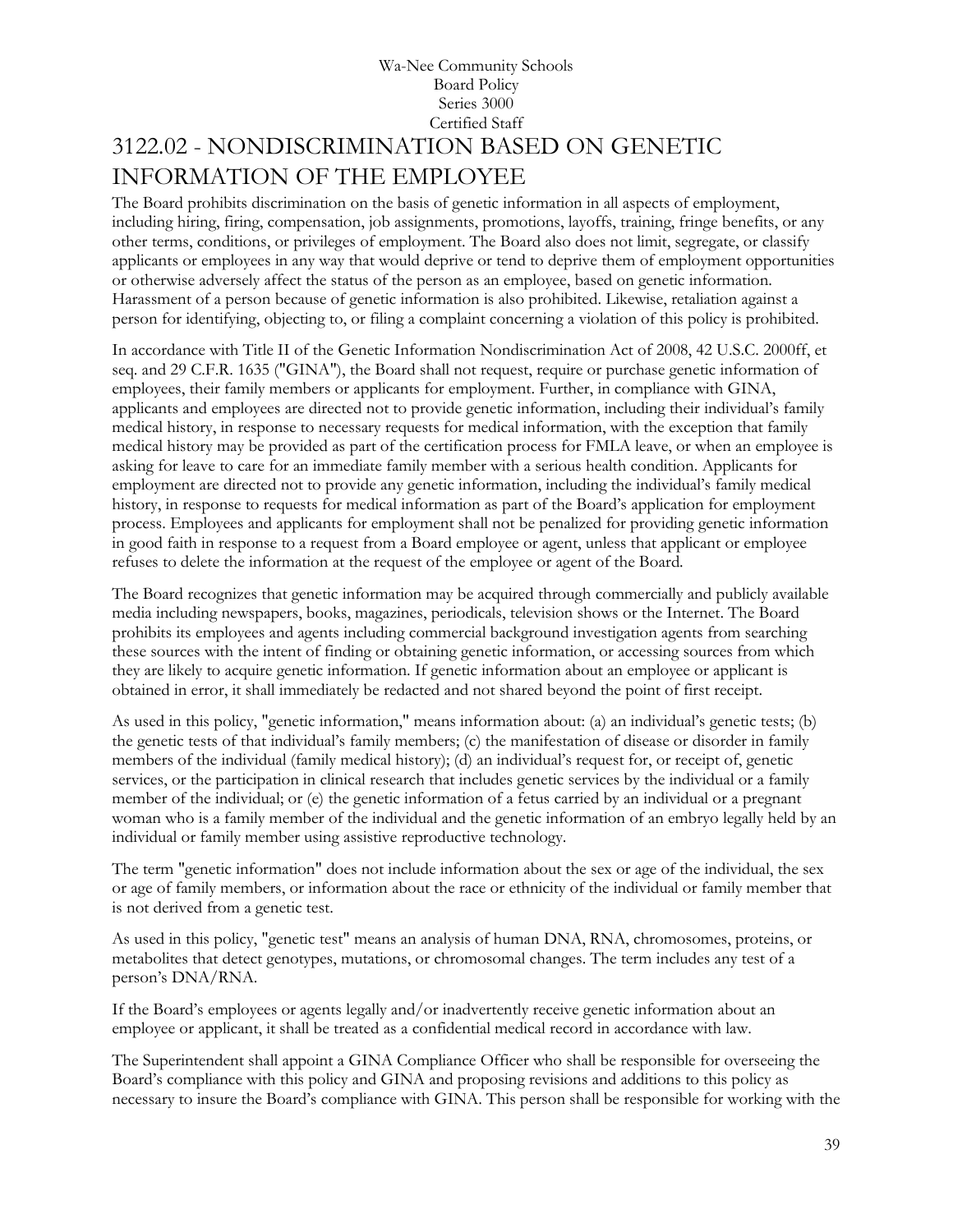Wa-Nee Community Schools
Board Policy
Series 3000
Certified Staff

# 3122.02 - NONDISCRIMINATION BASED ON GENETIC INFORMATION OF THE EMPLOYEE

The Board prohibits discrimination on the basis of genetic information in all aspects of employment, including hiring, firing, compensation, job assignments, promotions, layoffs, training, fringe benefits, or any other terms, conditions, or privileges of employment. The Board also does not limit, segregate, or classify applicants or employees in any way that would deprive or tend to deprive them of employment opportunities or otherwise adversely affect the status of the person as an employee, based on genetic information. Harassment of a person because of genetic information is also prohibited. Likewise, retaliation against a person for identifying, objecting to, or filing a complaint concerning a violation of this policy is prohibited.

In accordance with Title II of the Genetic Information Nondiscrimination Act of 2008, 42 U.S.C. 2000ff, et seq. and 29 C.F.R. 1635 ("GINA"), the Board shall not request, require or purchase genetic information of employees, their family members or applicants for employment. Further, in compliance with GINA, applicants and employees are directed not to provide genetic information, including their individual's family medical history, in response to necessary requests for medical information, with the exception that family medical history may be provided as part of the certification process for FMLA leave, or when an employee is asking for leave to care for an immediate family member with a serious health condition. Applicants for employment are directed not to provide any genetic information, including the individual's family medical history, in response to requests for medical information as part of the Board's application for employment process. Employees and applicants for employment shall not be penalized for providing genetic information in good faith in response to a request from a Board employee or agent, unless that applicant or employee refuses to delete the information at the request of the employee or agent of the Board.

The Board recognizes that genetic information may be acquired through commercially and publicly available media including newspapers, books, magazines, periodicals, television shows or the Internet. The Board prohibits its employees and agents including commercial background investigation agents from searching these sources with the intent of finding or obtaining genetic information, or accessing sources from which they are likely to acquire genetic information. If genetic information about an employee or applicant is obtained in error, it shall immediately be redacted and not shared beyond the point of first receipt.

As used in this policy, "genetic information," means information about: (a) an individual's genetic tests; (b) the genetic tests of that individual's family members; (c) the manifestation of disease or disorder in family members of the individual (family medical history); (d) an individual's request for, or receipt of, genetic services, or the participation in clinical research that includes genetic services by the individual or a family member of the individual; or (e) the genetic information of a fetus carried by an individual or a pregnant woman who is a family member of the individual and the genetic information of an embryo legally held by an individual or family member using assistive reproductive technology.

The term "genetic information" does not include information about the sex or age of the individual, the sex or age of family members, or information about the race or ethnicity of the individual or family member that is not derived from a genetic test.

As used in this policy, "genetic test" means an analysis of human DNA, RNA, chromosomes, proteins, or metabolites that detect genotypes, mutations, or chromosomal changes. The term includes any test of a person's DNA/RNA.

If the Board's employees or agents legally and/or inadvertently receive genetic information about an employee or applicant, it shall be treated as a confidential medical record in accordance with law.

The Superintendent shall appoint a GINA Compliance Officer who shall be responsible for overseeing the Board's compliance with this policy and GINA and proposing revisions and additions to this policy as necessary to insure the Board's compliance with GINA. This person shall be responsible for working with the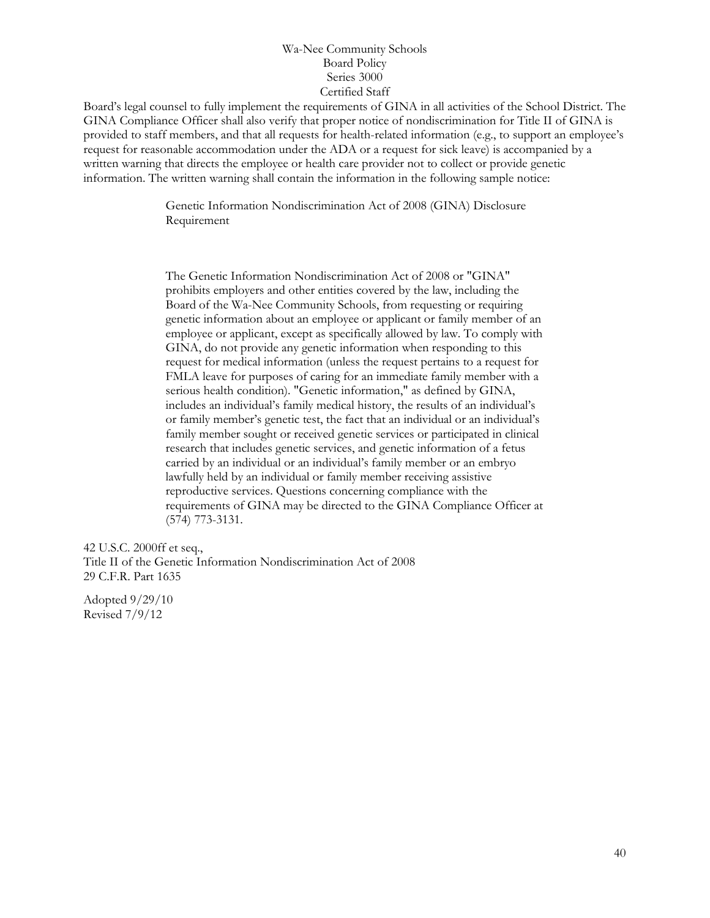Board's legal counsel to fully implement the requirements of GINA in all activities of the School District. The GINA Compliance Officer shall also verify that proper notice of nondiscrimination for Title II of GINA is provided to staff members, and that all requests for health-related information (e.g., to support an employee's request for reasonable accommodation under the ADA or a request for sick leave) is accompanied by a written warning that directs the employee or health care provider not to collect or provide genetic information. The written warning shall contain the information in the following sample notice:

> Genetic Information Nondiscrimination Act of 2008 (GINA) Disclosure Requirement
>
> The Genetic Information Nondiscrimination Act of 2008 or "GINA" prohibits employers and other entities covered by the law, including the Board of the Wa-Nee Community Schools, from requesting or requiring genetic information about an employee or applicant or family member of an employee or applicant, except as specifically allowed by law. To comply with GINA, do not provide any genetic information when responding to this request for medical information (unless the request pertains to a request for FMLA leave for purposes of caring for an immediate family member with a serious health condition). "Genetic information," as defined by GINA, includes an individual's family medical history, the results of an individual's or family member's genetic test, the fact that an individual or an individual's family member sought or received genetic services or participated in clinical research that includes genetic services, and genetic information of a fetus carried by an individual or an individual's family member or an embryo lawfully held by an individual or family member receiving assistive reproductive services. Questions concerning compliance with the requirements of GINA may be directed to the GINA Compliance Officer at (574) 773-3131.

42 U.S.C. 2000ff et seq.,
Title II of the Genetic Information Nondiscrimination Act of 2008
29 C.F.R. Part 1635

Adopted 9/29/10
Revised 7/9/12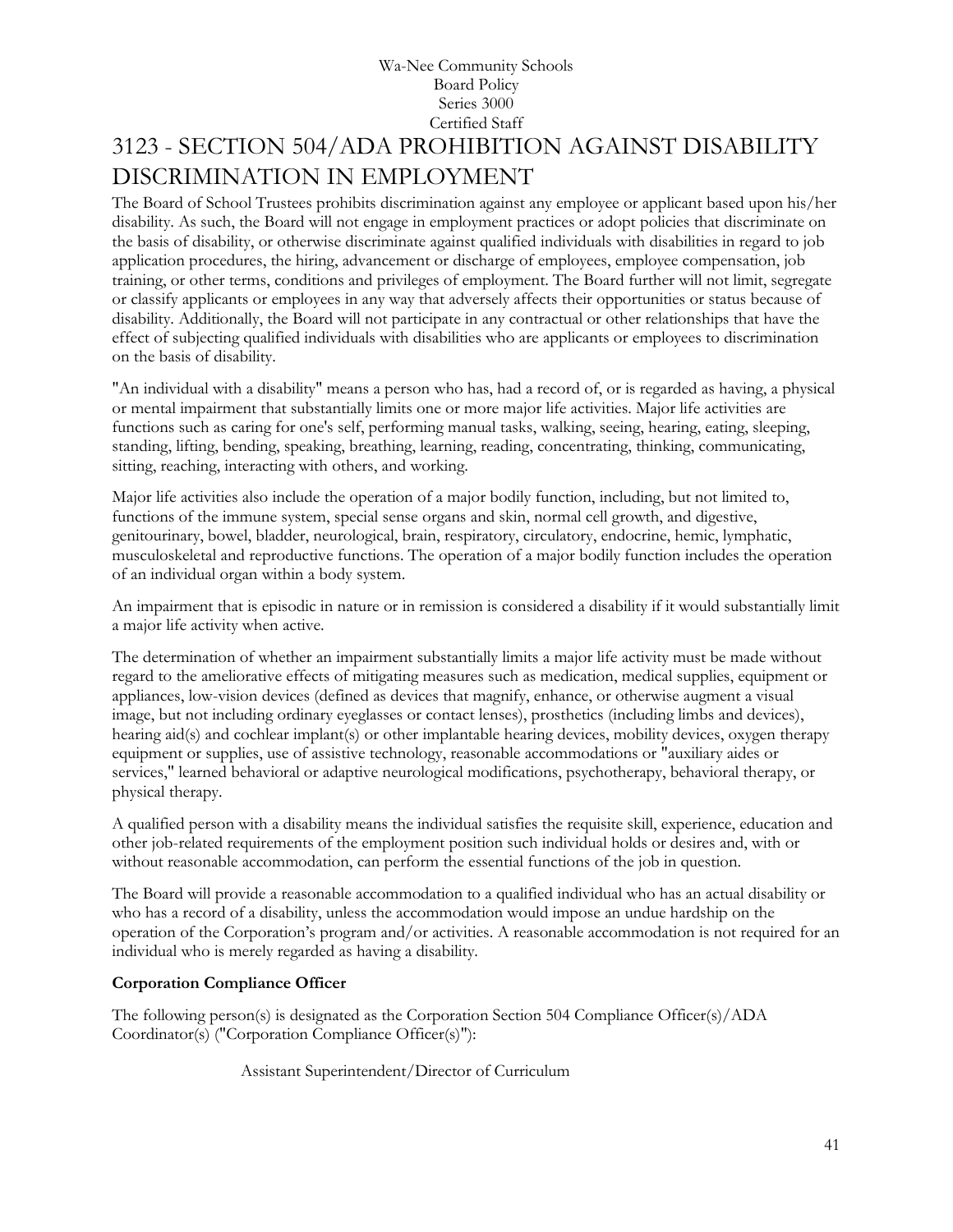Wa-Nee Community Schools
Board Policy
Series 3000
Certified Staff

# 3123 - SECTION 504/ADA PROHIBITION AGAINST DISABILITY DISCRIMINATION IN EMPLOYMENT

The Board of School Trustees prohibits discrimination against any employee or applicant based upon his/her disability. As such, the Board will not engage in employment practices or adopt policies that discriminate on the basis of disability, or otherwise discriminate against qualified individuals with disabilities in regard to job application procedures, the hiring, advancement or discharge of employees, employee compensation, job training, or other terms, conditions and privileges of employment. The Board further will not limit, segregate or classify applicants or employees in any way that adversely affects their opportunities or status because of disability. Additionally, the Board will not participate in any contractual or other relationships that have the effect of subjecting qualified individuals with disabilities who are applicants or employees to discrimination on the basis of disability.

"An individual with a disability" means a person who has, had a record of, or is regarded as having, a physical or mental impairment that substantially limits one or more major life activities. Major life activities are functions such as caring for one's self, performing manual tasks, walking, seeing, hearing, eating, sleeping, standing, lifting, bending, speaking, breathing, learning, reading, concentrating, thinking, communicating, sitting, reaching, interacting with others, and working.

Major life activities also include the operation of a major bodily function, including, but not limited to, functions of the immune system, special sense organs and skin, normal cell growth, and digestive, genitourinary, bowel, bladder, neurological, brain, respiratory, circulatory, endocrine, hemic, lymphatic, musculoskeletal and reproductive functions. The operation of a major bodily function includes the operation of an individual organ within a body system.

An impairment that is episodic in nature or in remission is considered a disability if it would substantially limit a major life activity when active.

The determination of whether an impairment substantially limits a major life activity must be made without regard to the ameliorative effects of mitigating measures such as medication, medical supplies, equipment or appliances, low-vision devices (defined as devices that magnify, enhance, or otherwise augment a visual image, but not including ordinary eyeglasses or contact lenses), prosthetics (including limbs and devices), hearing aid(s) and cochlear implant(s) or other implantable hearing devices, mobility devices, oxygen therapy equipment or supplies, use of assistive technology, reasonable accommodations or "auxiliary aides or services," learned behavioral or adaptive neurological modifications, psychotherapy, behavioral therapy, or physical therapy.

A qualified person with a disability means the individual satisfies the requisite skill, experience, education and other job-related requirements of the employment position such individual holds or desires and, with or without reasonable accommodation, can perform the essential functions of the job in question.

The Board will provide a reasonable accommodation to a qualified individual who has an actual disability or who has a record of a disability, unless the accommodation would impose an undue hardship on the operation of the Corporation's program and/or activities. A reasonable accommodation is not required for an individual who is merely regarded as having a disability.

**Corporation Compliance Officer**

The following person(s) is designated as the Corporation Section 504 Compliance Officer(s)/ADA Coordinator(s) ("Corporation Compliance Officer(s)"):

Assistant Superintendent/Director of Curriculum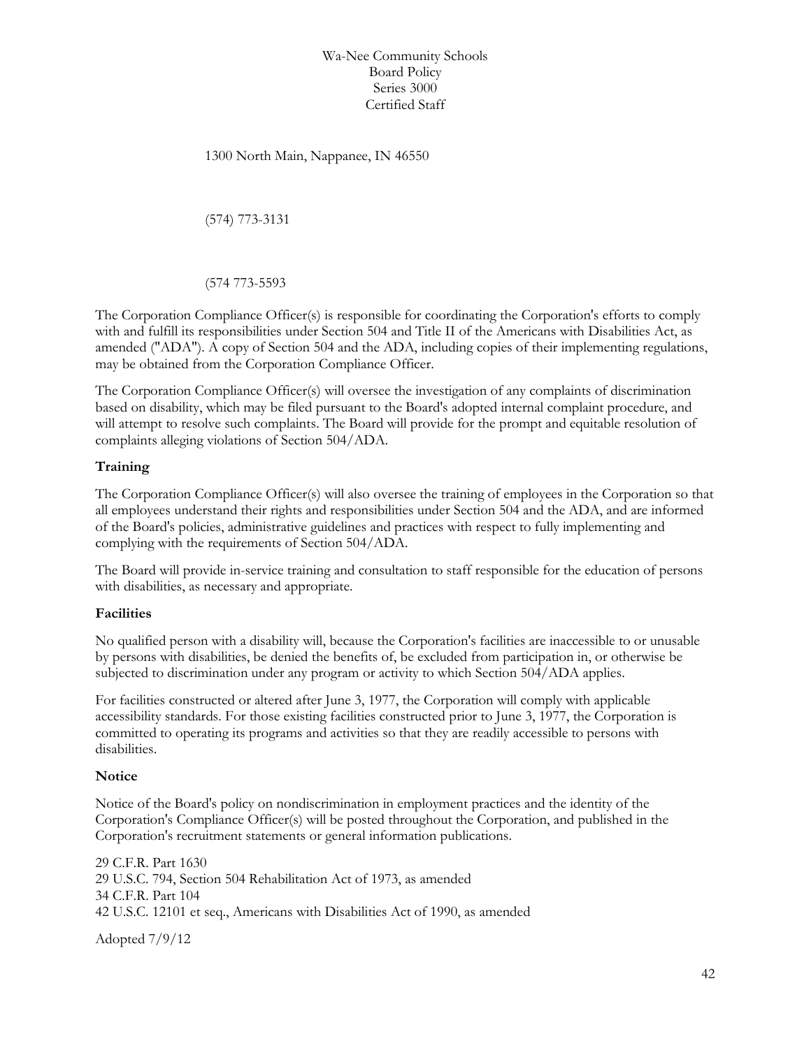1300 North Main, Nappanee, IN 46550

(574) 773-3131

(574 773-5593

The Corporation Compliance Officer(s) is responsible for coordinating the Corporation's efforts to comply with and fulfill its responsibilities under Section 504 and Title II of the Americans with Disabilities Act, as amended ("ADA"). A copy of Section 504 and the ADA, including copies of their implementing regulations, may be obtained from the Corporation Compliance Officer.

The Corporation Compliance Officer(s) will oversee the investigation of any complaints of discrimination based on disability, which may be filed pursuant to the Board's adopted internal complaint procedure, and will attempt to resolve such complaints. The Board will provide for the prompt and equitable resolution of complaints alleging violations of Section 504/ADA.

**Training**

The Corporation Compliance Officer(s) will also oversee the training of employees in the Corporation so that all employees understand their rights and responsibilities under Section 504 and the ADA, and are informed of the Board's policies, administrative guidelines and practices with respect to fully implementing and complying with the requirements of Section 504/ADA.

The Board will provide in-service training and consultation to staff responsible for the education of persons with disabilities, as necessary and appropriate.

**Facilities**

No qualified person with a disability will, because the Corporation's facilities are inaccessible to or unusable by persons with disabilities, be denied the benefits of, be excluded from participation in, or otherwise be subjected to discrimination under any program or activity to which Section 504/ADA applies.

For facilities constructed or altered after June 3, 1977, the Corporation will comply with applicable accessibility standards. For those existing facilities constructed prior to June 3, 1977, the Corporation is committed to operating its programs and activities so that they are readily accessible to persons with disabilities.

**Notice**

Notice of the Board's policy on nondiscrimination in employment practices and the identity of the Corporation's Compliance Officer(s) will be posted throughout the Corporation, and published in the Corporation's recruitment statements or general information publications.

29 C.F.R. Part 1630
29 U.S.C. 794, Section 504 Rehabilitation Act of 1973, as amended
34 C.F.R. Part 104
42 U.S.C. 12101 et seq., Americans with Disabilities Act of 1990, as amended

Adopted 7/9/12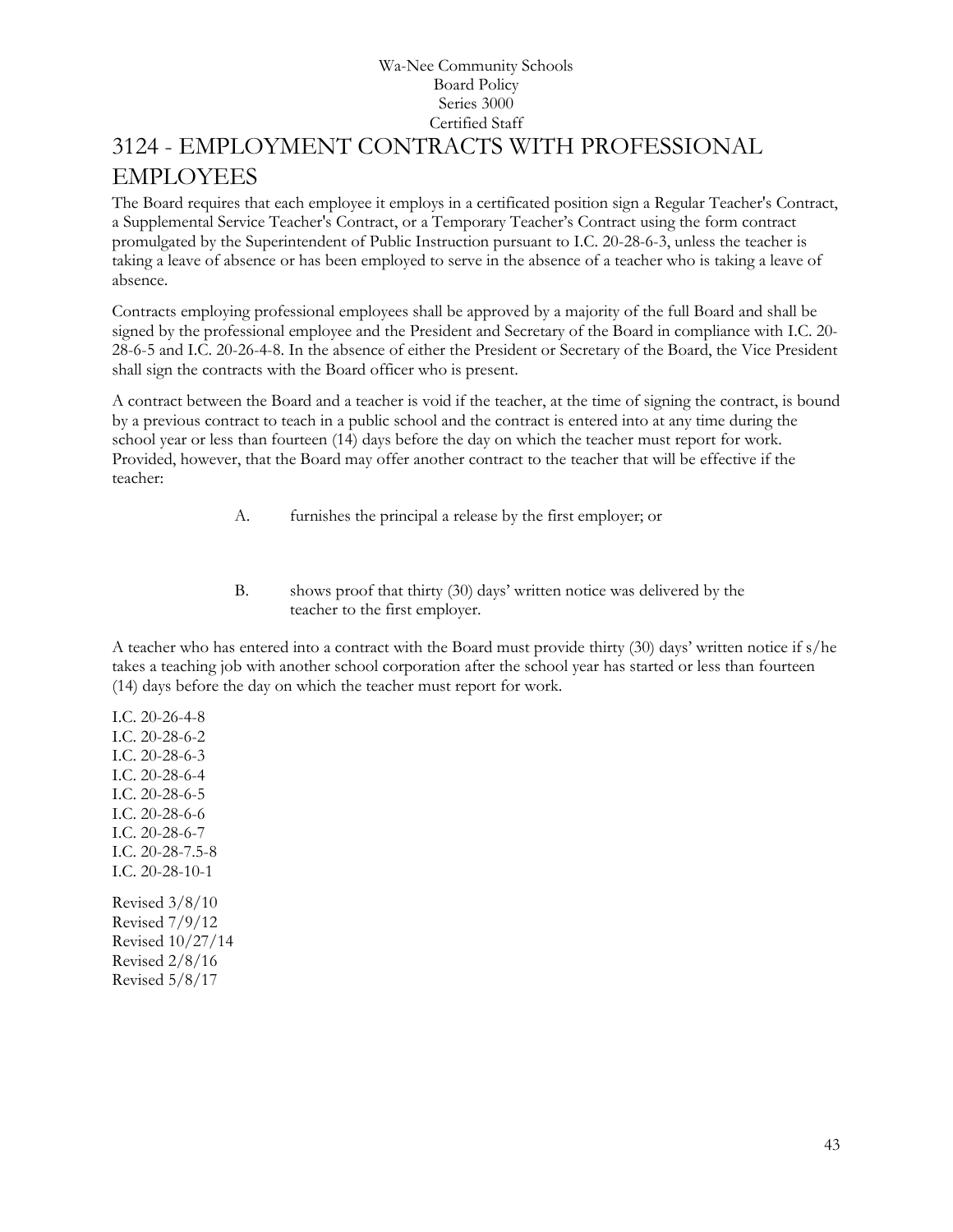Wa-Nee Community Schools
Board Policy
Series 3000
Certified Staff

# 3124 - EMPLOYMENT CONTRACTS WITH PROFESSIONAL EMPLOYEES

The Board requires that each employee it employs in a certificated position sign a Regular Teacher's Contract, a Supplemental Service Teacher's Contract, or a Temporary Teacher's Contract using the form contract promulgated by the Superintendent of Public Instruction pursuant to I.C. 20-28-6-3, unless the teacher is taking a leave of absence or has been employed to serve in the absence of a teacher who is taking a leave of absence.

Contracts employing professional employees shall be approved by a majority of the full Board and shall be signed by the professional employee and the President and Secretary of the Board in compliance with I.C. 20-28-6-5 and I.C. 20-26-4-8. In the absence of either the President or Secretary of the Board, the Vice President shall sign the contracts with the Board officer who is present.

A contract between the Board and a teacher is void if the teacher, at the time of signing the contract, is bound by a previous contract to teach in a public school and the contract is entered into at any time during the school year or less than fourteen (14) days before the day on which the teacher must report for work. Provided, however, that the Board may offer another contract to the teacher that will be effective if the teacher:

A. furnishes the principal a release by the first employer; or

B. shows proof that thirty (30) days' written notice was delivered by the teacher to the first employer.

A teacher who has entered into a contract with the Board must provide thirty (30) days' written notice if s/he takes a teaching job with another school corporation after the school year has started or less than fourteen (14) days before the day on which the teacher must report for work.

I.C. 20-26-4-8
I.C. 20-28-6-2
I.C. 20-28-6-3
I.C. 20-28-6-4
I.C. 20-28-6-5
I.C. 20-28-6-6
I.C. 20-28-6-7
I.C. 20-28-7.5-8
I.C. 20-28-10-1

Revised 3/8/10
Revised 7/9/12
Revised 10/27/14
Revised 2/8/16
Revised 5/8/17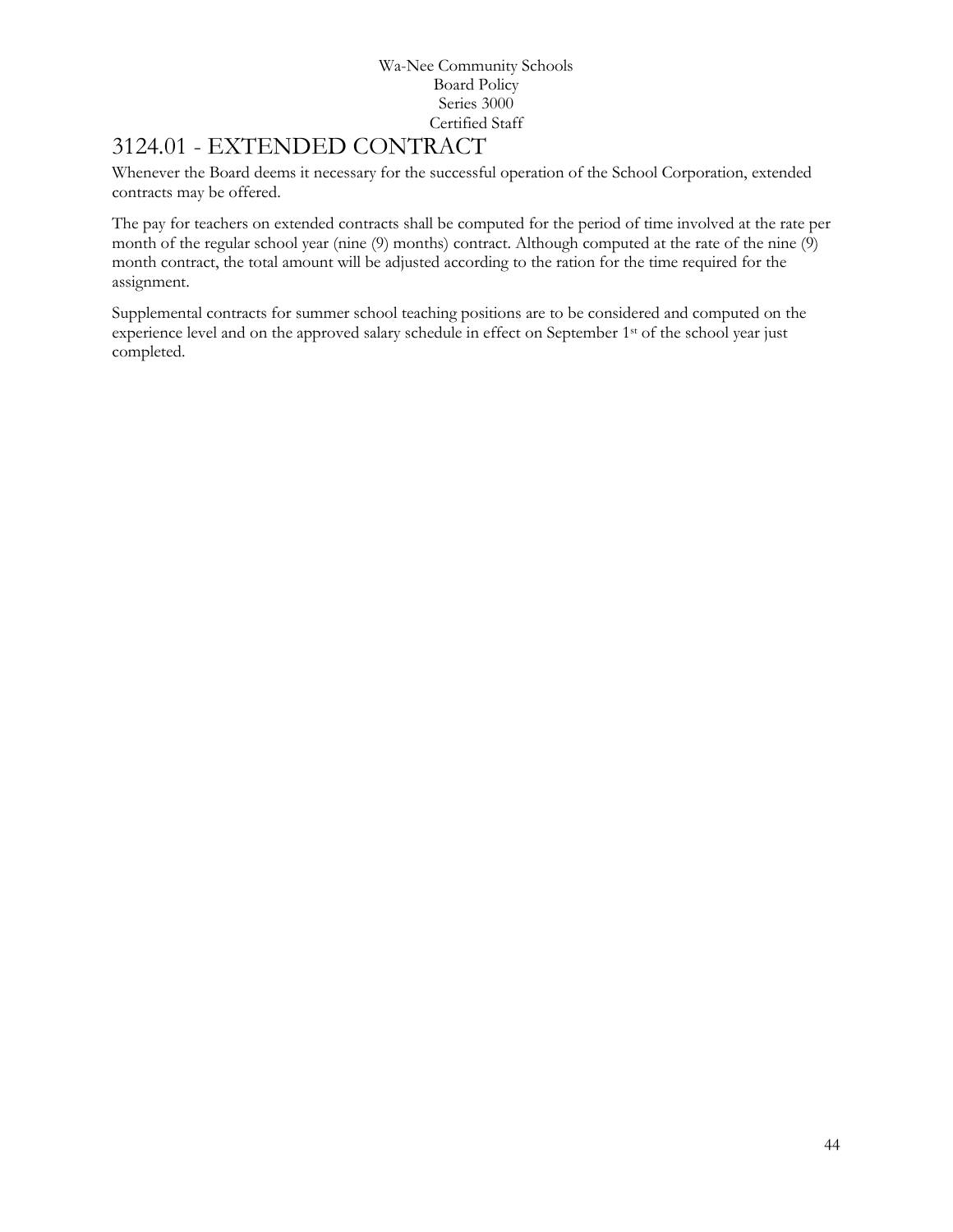# 3124.01 - EXTENDED CONTRACT

Whenever the Board deems it necessary for the successful operation of the School Corporation, extended contracts may be offered.

The pay for teachers on extended contracts shall be computed for the period of time involved at the rate per month of the regular school year (nine (9) months) contract. Although computed at the rate of the nine (9) month contract, the total amount will be adjusted according to the ration for the time required for the assignment.

Supplemental contracts for summer school teaching positions are to be considered and computed on the experience level and on the approved salary schedule in effect on September 1st of the school year just completed.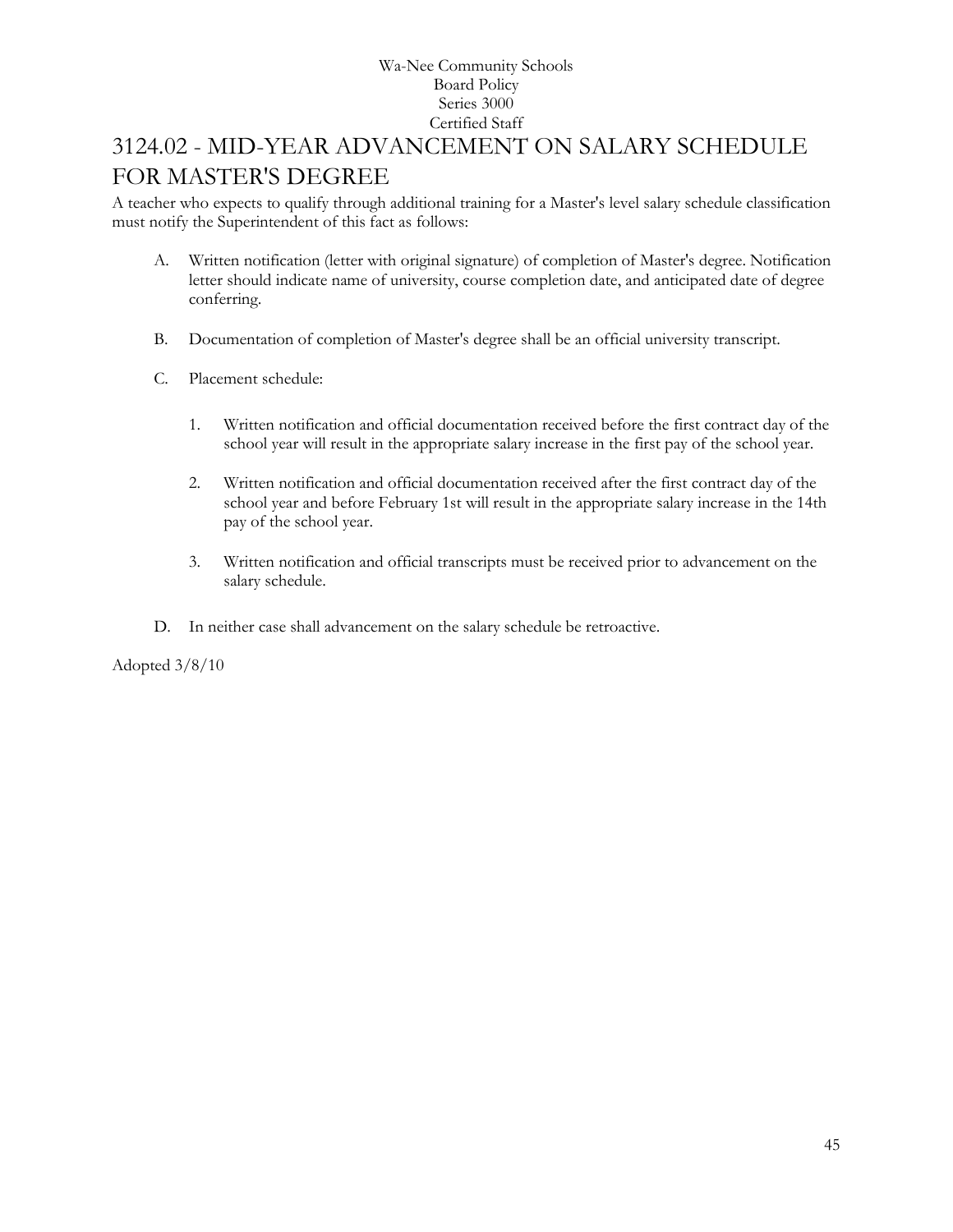# 3124.02 - MID-YEAR ADVANCEMENT ON SALARY SCHEDULE FOR MASTER'S DEGREE

A teacher who expects to qualify through additional training for a Master's level salary schedule classification must notify the Superintendent of this fact as follows:

A. Written notification (letter with original signature) of completion of Master's degree. Notification letter should indicate name of university, course completion date, and anticipated date of degree conferring.

B. Documentation of completion of Master's degree shall be an official university transcript.

C. Placement schedule:

   1. Written notification and official documentation received before the first contract day of the school year will result in the appropriate salary increase in the first pay of the school year.

   2. Written notification and official documentation received after the first contract day of the school year and before February 1st will result in the appropriate salary increase in the 14th pay of the school year.

   3. Written notification and official transcripts must be received prior to advancement on the salary schedule.

D. In neither case shall advancement on the salary schedule be retroactive.

Adopted 3/8/10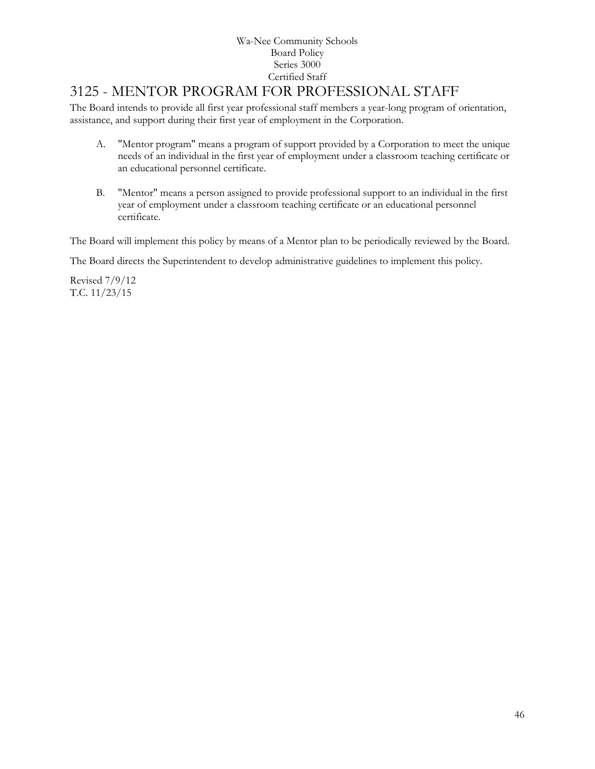# 3125 - MENTOR PROGRAM FOR PROFESSIONAL STAFF

The Board intends to provide all first year professional staff members a year-long program of orientation, assistance, and support during their first year of employment in the Corporation.

A. "Mentor program" means a program of support provided by a Corporation to meet the unique needs of an individual in the first year of employment under a classroom teaching certificate or an educational personnel certificate.

B. "Mentor" means a person assigned to provide professional support to an individual in the first year of employment under a classroom teaching certificate or an educational personnel certificate.

The Board will implement this policy by means of a Mentor plan to be periodically reviewed by the Board.

The Board directs the Superintendent to develop administrative guidelines to implement this policy.

Revised 7/9/12
T.C. 11/23/15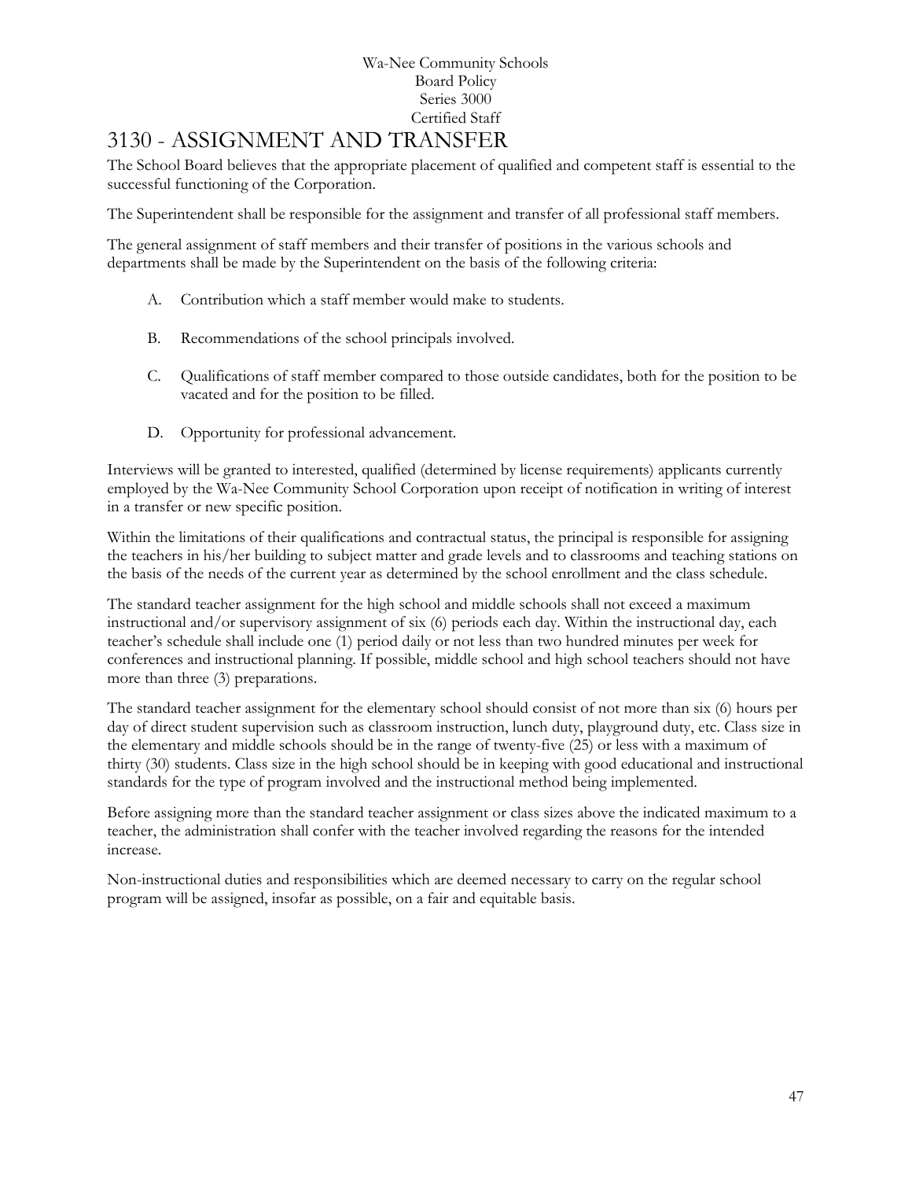# 3130 - ASSIGNMENT AND TRANSFER

The School Board believes that the appropriate placement of qualified and competent staff is essential to the successful functioning of the Corporation.

The Superintendent shall be responsible for the assignment and transfer of all professional staff members.

The general assignment of staff members and their transfer of positions in the various schools and departments shall be made by the Superintendent on the basis of the following criteria:

A. Contribution which a staff member would make to students.

B. Recommendations of the school principals involved.

C. Qualifications of staff member compared to those outside candidates, both for the position to be vacated and for the position to be filled.

D. Opportunity for professional advancement.

Interviews will be granted to interested, qualified (determined by license requirements) applicants currently employed by the Wa-Nee Community School Corporation upon receipt of notification in writing of interest in a transfer or new specific position.

Within the limitations of their qualifications and contractual status, the principal is responsible for assigning the teachers in his/her building to subject matter and grade levels and to classrooms and teaching stations on the basis of the needs of the current year as determined by the school enrollment and the class schedule.

The standard teacher assignment for the high school and middle schools shall not exceed a maximum instructional and/or supervisory assignment of six (6) periods each day. Within the instructional day, each teacher's schedule shall include one (1) period daily or not less than two hundred minutes per week for conferences and instructional planning. If possible, middle school and high school teachers should not have more than three (3) preparations.

The standard teacher assignment for the elementary school should consist of not more than six (6) hours per day of direct student supervision such as classroom instruction, lunch duty, playground duty, etc. Class size in the elementary and middle schools should be in the range of twenty-five (25) or less with a maximum of thirty (30) students. Class size in the high school should be in keeping with good educational and instructional standards for the type of program involved and the instructional method being implemented.

Before assigning more than the standard teacher assignment or class sizes above the indicated maximum to a teacher, the administration shall confer with the teacher involved regarding the reasons for the intended increase.

Non-instructional duties and responsibilities which are deemed necessary to carry on the regular school program will be assigned, insofar as possible, on a fair and equitable basis.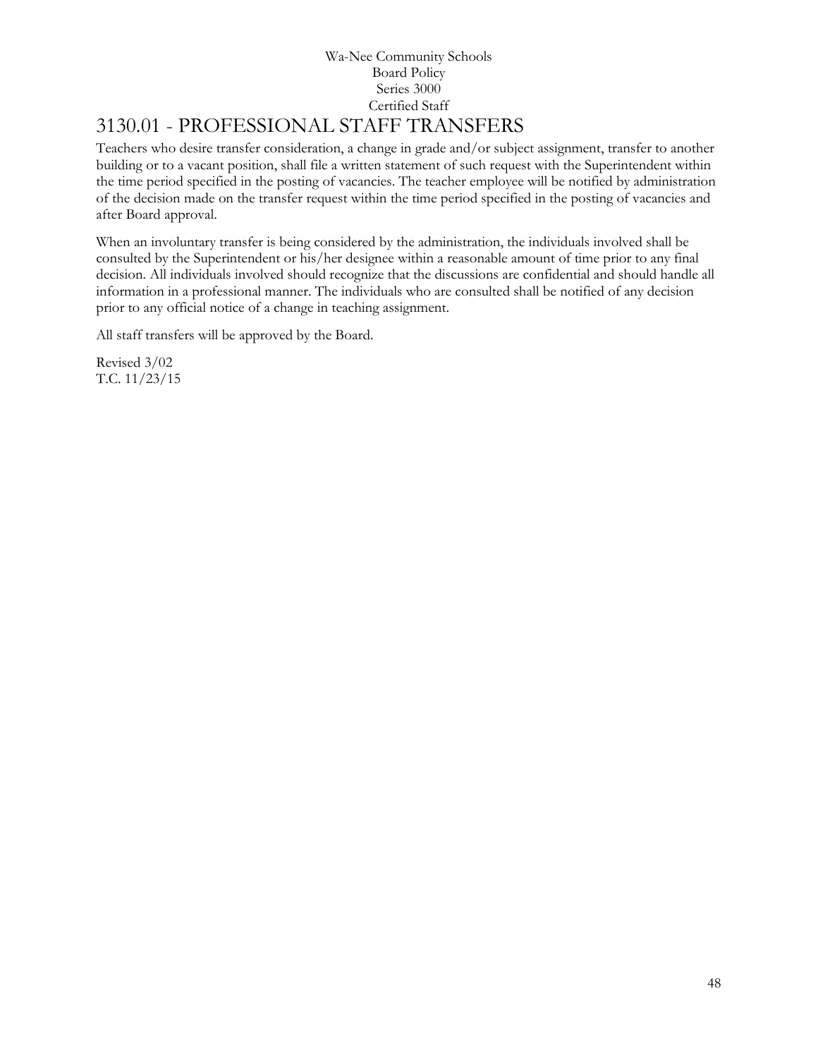Wa-Nee Community Schools
Board Policy
Series 3000
Certified Staff

# 3130.01 - PROFESSIONAL STAFF TRANSFERS

Teachers who desire transfer consideration, a change in grade and/or subject assignment, transfer to another building or to a vacant position, shall file a written statement of such request with the Superintendent within the time period specified in the posting of vacancies. The teacher employee will be notified by administration of the decision made on the transfer request within the time period specified in the posting of vacancies and after Board approval.

When an involuntary transfer is being considered by the administration, the individuals involved shall be consulted by the Superintendent or his/her designee within a reasonable amount of time prior to any final decision. All individuals involved should recognize that the discussions are confidential and should handle all information in a professional manner. The individuals who are consulted shall be notified of any decision prior to any official notice of a change in teaching assignment.

All staff transfers will be approved by the Board.

Revised 3/02
T.C. 11/23/15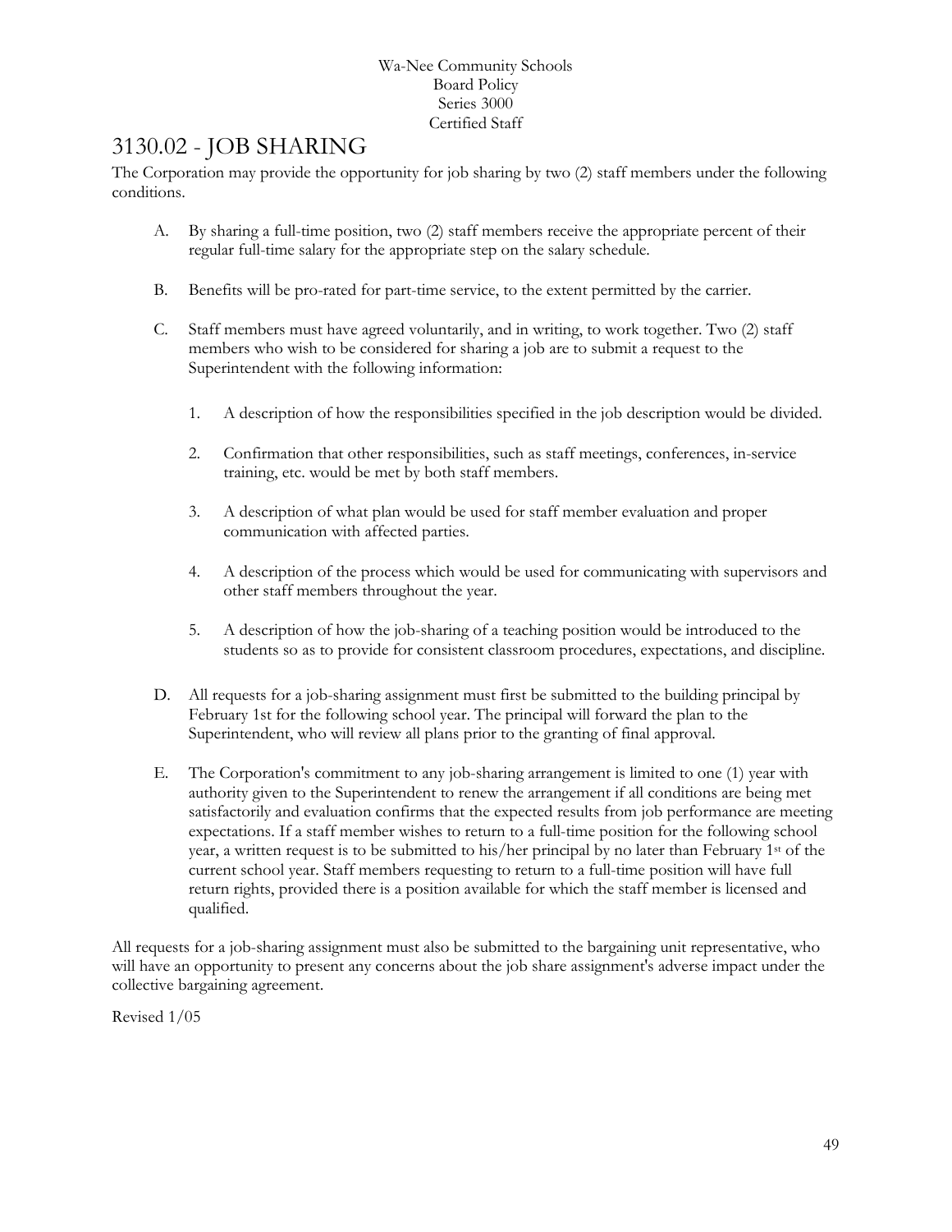Wa-Nee Community Schools
Board Policy
Series 3000
Certified Staff

# 3130.02 - JOB SHARING

The Corporation may provide the opportunity for job sharing by two (2) staff members under the following conditions.

A. By sharing a full-time position, two (2) staff members receive the appropriate percent of their regular full-time salary for the appropriate step on the salary schedule.

B. Benefits will be pro-rated for part-time service, to the extent permitted by the carrier.

C. Staff members must have agreed voluntarily, and in writing, to work together. Two (2) staff members who wish to be considered for sharing a job are to submit a request to the Superintendent with the following information:

   1. A description of how the responsibilities specified in the job description would be divided.

   2. Confirmation that other responsibilities, such as staff meetings, conferences, in-service training, etc. would be met by both staff members.

   3. A description of what plan would be used for staff member evaluation and proper communication with affected parties.

   4. A description of the process which would be used for communicating with supervisors and other staff members throughout the year.

   5. A description of how the job-sharing of a teaching position would be introduced to the students so as to provide for consistent classroom procedures, expectations, and discipline.

D. All requests for a job-sharing assignment must first be submitted to the building principal by February 1st for the following school year. The principal will forward the plan to the Superintendent, who will review all plans prior to the granting of final approval.

E. The Corporation's commitment to any job-sharing arrangement is limited to one (1) year with authority given to the Superintendent to renew the arrangement if all conditions are being met satisfactorily and evaluation confirms that the expected results from job performance are meeting expectations. If a staff member wishes to return to a full-time position for the following school year, a written request is to be submitted to his/her principal by no later than February 1st of the current school year. Staff members requesting to return to a full-time position will have full return rights, provided there is a position available for which the staff member is licensed and qualified.

All requests for a job-sharing assignment must also be submitted to the bargaining unit representative, who will have an opportunity to present any concerns about the job share assignment's adverse impact under the collective bargaining agreement.

Revised 1/05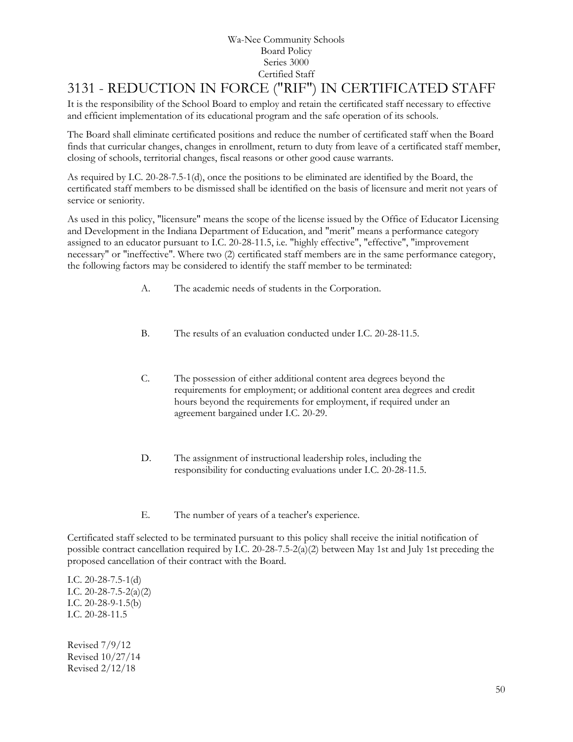Wa-Nee Community Schools
Board Policy
Series 3000
Certified Staff

# 3131 - REDUCTION IN FORCE ("RIF") IN CERTIFICATED STAFF

It is the responsibility of the School Board to employ and retain the certificated staff necessary to effective and efficient implementation of its educational program and the safe operation of its schools.

The Board shall eliminate certificated positions and reduce the number of certificated staff when the Board finds that curricular changes, changes in enrollment, return to duty from leave of a certificated staff member, closing of schools, territorial changes, fiscal reasons or other good cause warrants.

As required by I.C. 20-28-7.5-1(d), once the positions to be eliminated are identified by the Board, the certificated staff members to be dismissed shall be identified on the basis of licensure and merit not years of service or seniority.

As used in this policy, "licensure" means the scope of the license issued by the Office of Educator Licensing and Development in the Indiana Department of Education, and "merit" means a performance category assigned to an educator pursuant to I.C. 20-28-11.5, i.e. "highly effective", "effective", "improvement necessary" or "ineffective". Where two (2) certificated staff members are in the same performance category, the following factors may be considered to identify the staff member to be terminated:

A. The academic needs of students in the Corporation.

B. The results of an evaluation conducted under I.C. 20-28-11.5.

C. The possession of either additional content area degrees beyond the requirements for employment; or additional content area degrees and credit hours beyond the requirements for employment, if required under an agreement bargained under I.C. 20-29.

D. The assignment of instructional leadership roles, including the responsibility for conducting evaluations under I.C. 20-28-11.5.

E. The number of years of a teacher's experience.

Certificated staff selected to be terminated pursuant to this policy shall receive the initial notification of possible contract cancellation required by I.C. 20-28-7.5-2(a)(2) between May 1st and July 1st preceding the proposed cancellation of their contract with the Board.

I.C. 20-28-7.5-1(d)
I.C. 20-28-7.5-2(a)(2)
I.C. 20-28-9-1.5(b)
I.C. 20-28-11.5

Revised 7/9/12
Revised 10/27/14
Revised 2/12/18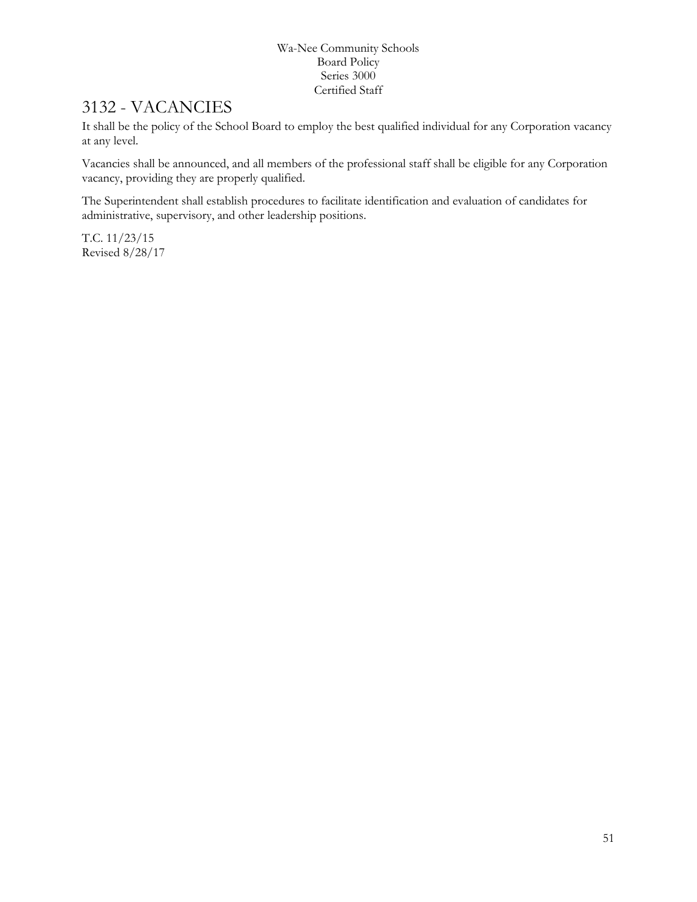# 3132 - VACANCIES

It shall be the policy of the School Board to employ the best qualified individual for any Corporation vacancy at any level.

Vacancies shall be announced, and all members of the professional staff shall be eligible for any Corporation vacancy, providing they are properly qualified.

The Superintendent shall establish procedures to facilitate identification and evaluation of candidates for administrative, supervisory, and other leadership positions.

T.C. 11/23/15
Revised 8/28/17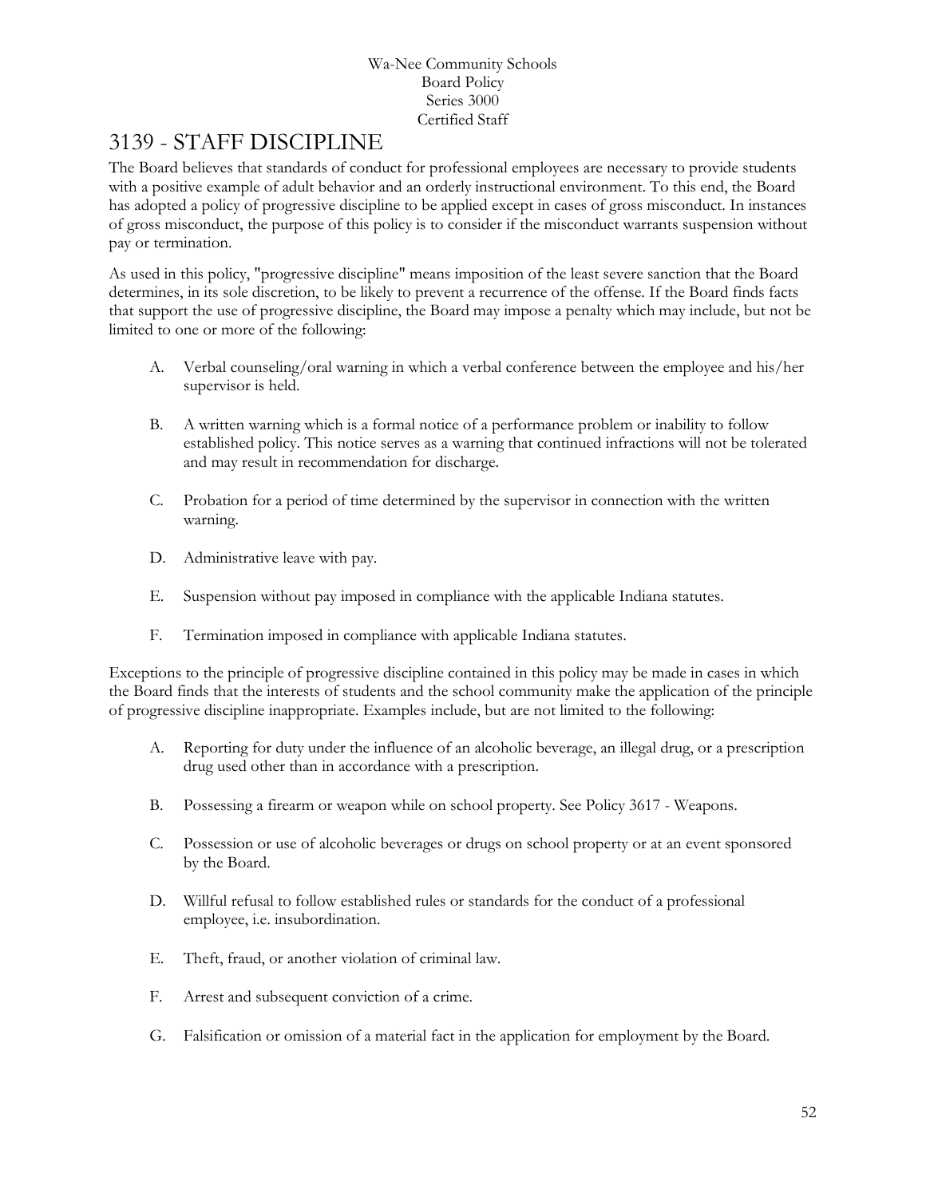# 3139 - STAFF DISCIPLINE

The Board believes that standards of conduct for professional employees are necessary to provide students with a positive example of adult behavior and an orderly instructional environment. To this end, the Board has adopted a policy of progressive discipline to be applied except in cases of gross misconduct. In instances of gross misconduct, the purpose of this policy is to consider if the misconduct warrants suspension without pay or termination.

As used in this policy, "progressive discipline" means imposition of the least severe sanction that the Board determines, in its sole discretion, to be likely to prevent a recurrence of the offense. If the Board finds facts that support the use of progressive discipline, the Board may impose a penalty which may include, but not be limited to one or more of the following:

A. Verbal counseling/oral warning in which a verbal conference between the employee and his/her supervisor is held.

B. A written warning which is a formal notice of a performance problem or inability to follow established policy. This notice serves as a warning that continued infractions will not be tolerated and may result in recommendation for discharge.

C. Probation for a period of time determined by the supervisor in connection with the written warning.

D. Administrative leave with pay.

E. Suspension without pay imposed in compliance with the applicable Indiana statutes.

F. Termination imposed in compliance with applicable Indiana statutes.

Exceptions to the principle of progressive discipline contained in this policy may be made in cases in which the Board finds that the interests of students and the school community make the application of the principle of progressive discipline inappropriate. Examples include, but are not limited to the following:

A. Reporting for duty under the influence of an alcoholic beverage, an illegal drug, or a prescription drug used other than in accordance with a prescription.

B. Possessing a firearm or weapon while on school property. See Policy 3617 - Weapons.

C. Possession or use of alcoholic beverages or drugs on school property or at an event sponsored by the Board.

D. Willful refusal to follow established rules or standards for the conduct of a professional employee, i.e. insubordination.

E. Theft, fraud, or another violation of criminal law.

F. Arrest and subsequent conviction of a crime.

G. Falsification or omission of a material fact in the application for employment by the Board.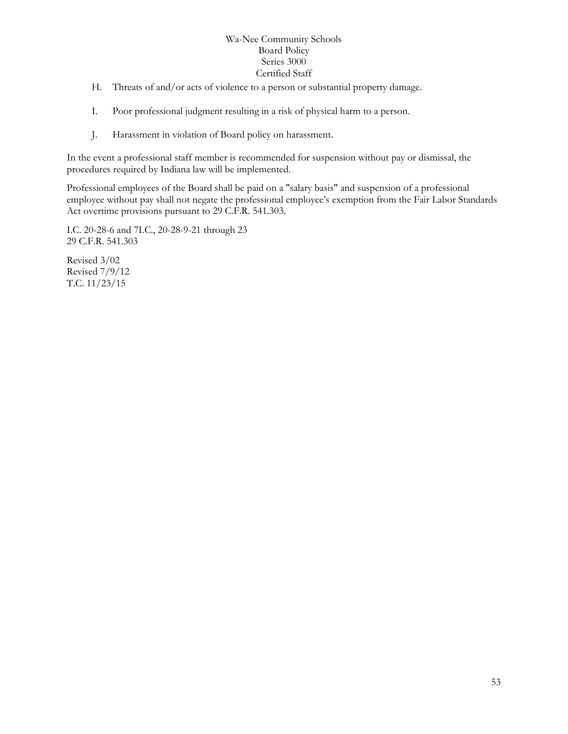H. Threats of and/or acts of violence to a person or substantial property damage.

I. Poor professional judgment resulting in a risk of physical harm to a person.

J. Harassment in violation of Board policy on harassment.

In the event a professional staff member is recommended for suspension without pay or dismissal, the procedures required by Indiana law will be implemented.

Professional employees of the Board shall be paid on a "salary basis" and suspension of a professional employee without pay shall not negate the professional employee's exemption from the Fair Labor Standards Act overtime provisions pursuant to 29 C.F.R. 541.303.

I.C. 20-28-6 and 7I.C., 20-28-9-21 through 23
29 C.F.R. 541.303

Revised 3/02
Revised 7/9/12
T.C. 11/23/15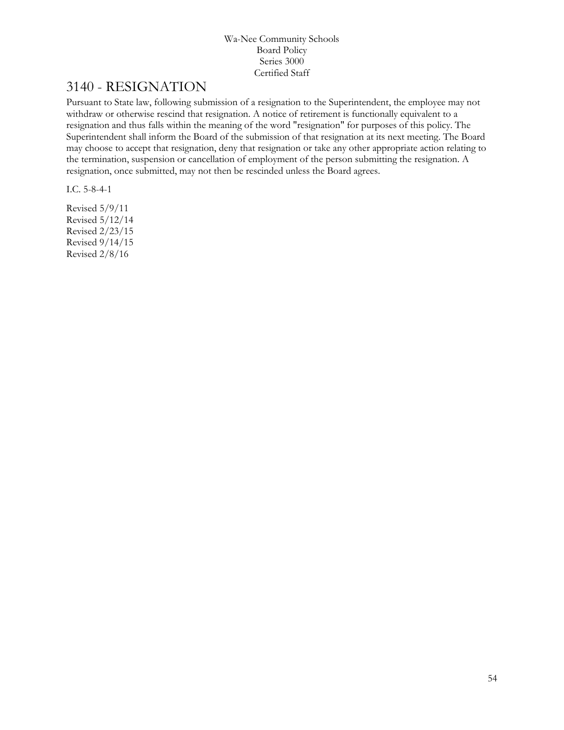# 3140 - RESIGNATION

Pursuant to State law, following submission of a resignation to the Superintendent, the employee may not withdraw or otherwise rescind that resignation. A notice of retirement is functionally equivalent to a resignation and thus falls within the meaning of the word "resignation" for purposes of this policy. The Superintendent shall inform the Board of the submission of that resignation at its next meeting. The Board may choose to accept that resignation, deny that resignation or take any other appropriate action relating to the termination, suspension or cancellation of employment of the person submitting the resignation. A resignation, once submitted, may not then be rescinded unless the Board agrees.

I.C. 5-8-4-1

Revised 5/9/11
Revised 5/12/14
Revised 2/23/15
Revised 9/14/15
Revised 2/8/16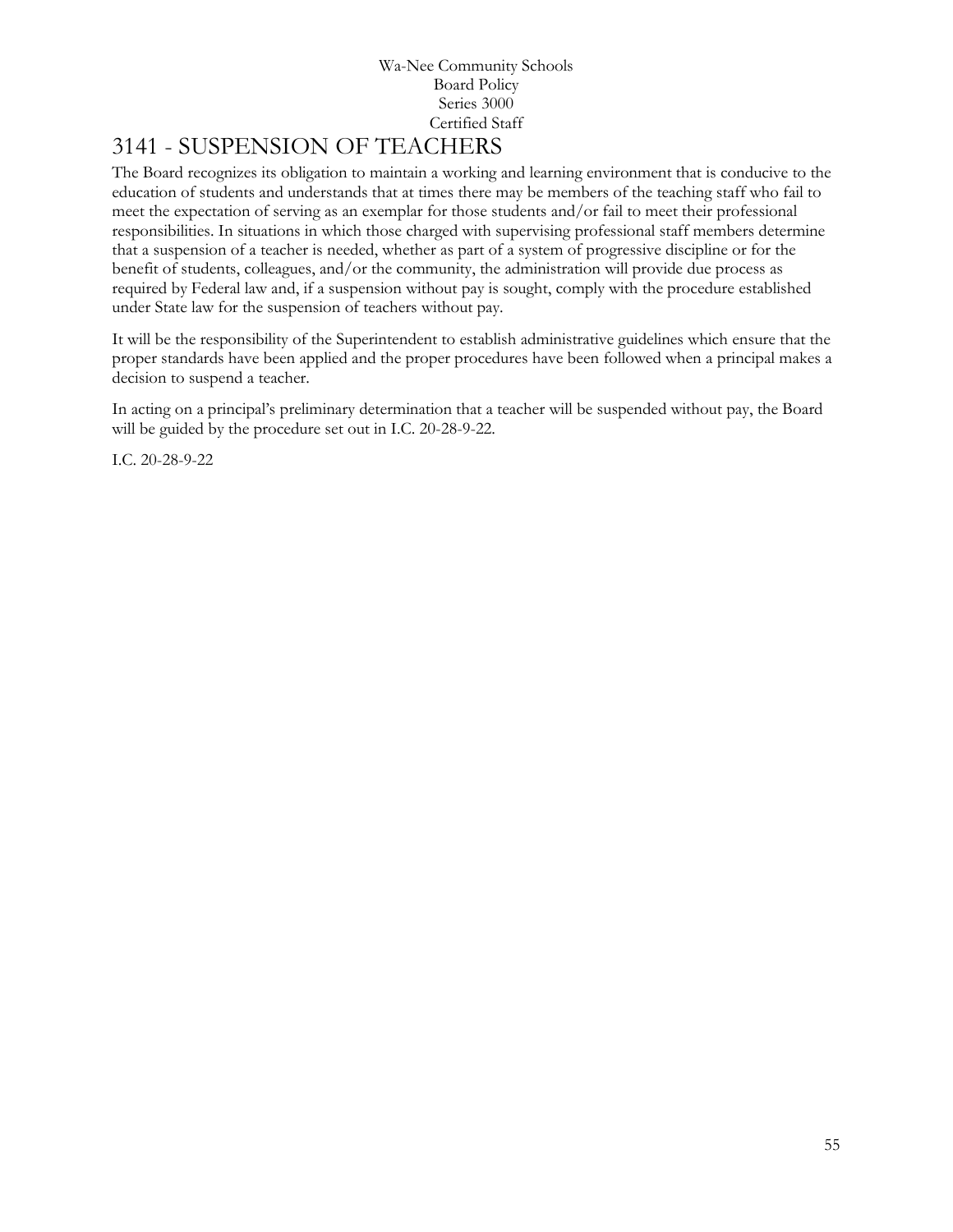# 3141 - SUSPENSION OF TEACHERS

The Board recognizes its obligation to maintain a working and learning environment that is conducive to the education of students and understands that at times there may be members of the teaching staff who fail to meet the expectation of serving as an exemplar for those students and/or fail to meet their professional responsibilities. In situations in which those charged with supervising professional staff members determine that a suspension of a teacher is needed, whether as part of a system of progressive discipline or for the benefit of students, colleagues, and/or the community, the administration will provide due process as required by Federal law and, if a suspension without pay is sought, comply with the procedure established under State law for the suspension of teachers without pay.

It will be the responsibility of the Superintendent to establish administrative guidelines which ensure that the proper standards have been applied and the proper procedures have been followed when a principal makes a decision to suspend a teacher.

In acting on a principal's preliminary determination that a teacher will be suspended without pay, the Board will be guided by the procedure set out in I.C. 20-28-9-22.

I.C. 20-28-9-22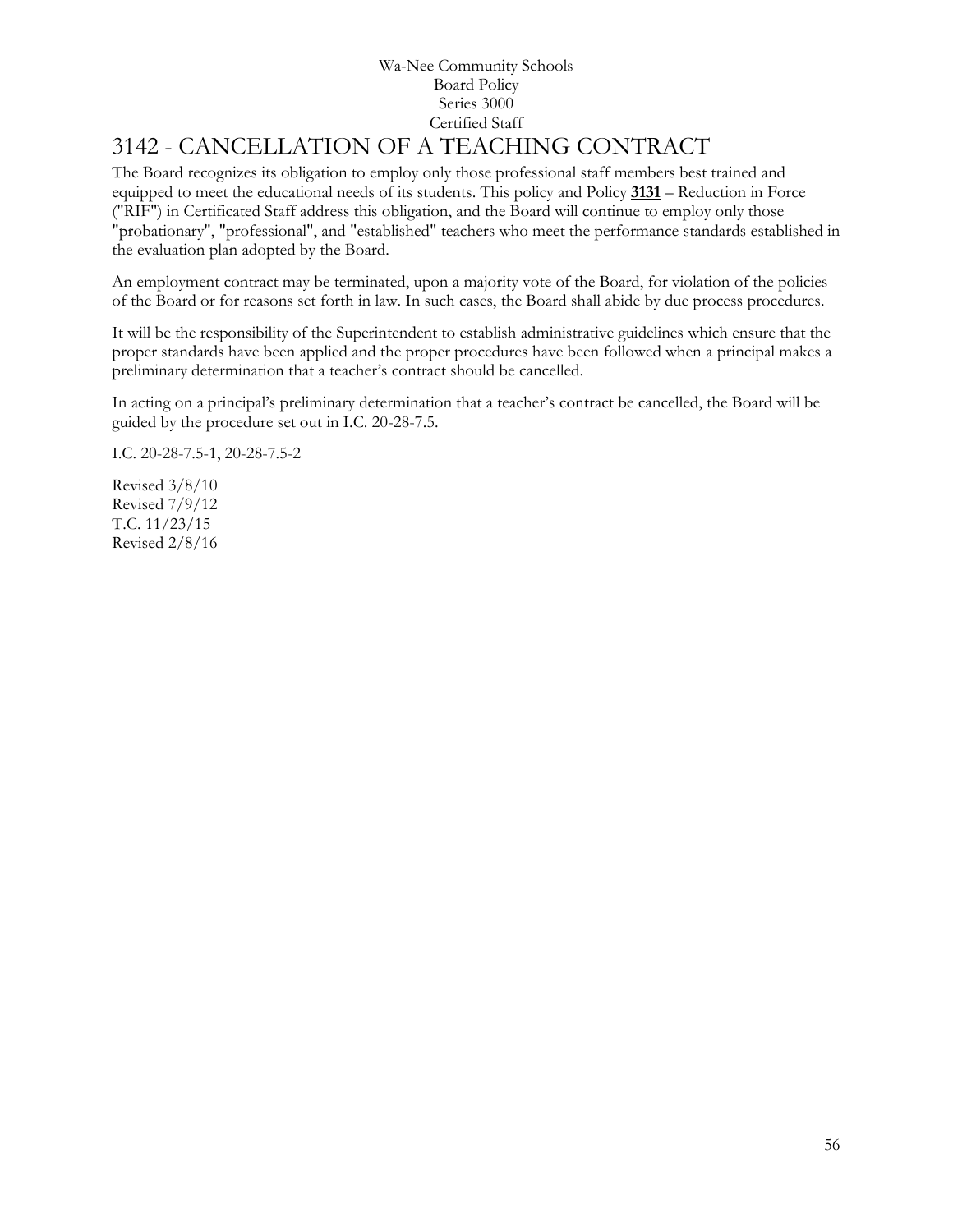Wa-Nee Community Schools
Board Policy
Series 3000
Certified Staff

# 3142 - CANCELLATION OF A TEACHING CONTRACT

The Board recognizes its obligation to employ only those professional staff members best trained and equipped to meet the educational needs of its students. This policy and Policy **3131** – Reduction in Force ("RIF") in Certificated Staff address this obligation, and the Board will continue to employ only those "probationary", "professional", and "established" teachers who meet the performance standards established in the evaluation plan adopted by the Board.

An employment contract may be terminated, upon a majority vote of the Board, for violation of the policies of the Board or for reasons set forth in law. In such cases, the Board shall abide by due process procedures.

It will be the responsibility of the Superintendent to establish administrative guidelines which ensure that the proper standards have been applied and the proper procedures have been followed when a principal makes a preliminary determination that a teacher's contract should be cancelled.

In acting on a principal's preliminary determination that a teacher's contract be cancelled, the Board will be guided by the procedure set out in I.C. 20-28-7.5.

I.C. 20-28-7.5-1, 20-28-7.5-2

Revised 3/8/10
Revised 7/9/12
T.C. 11/23/15
Revised 2/8/16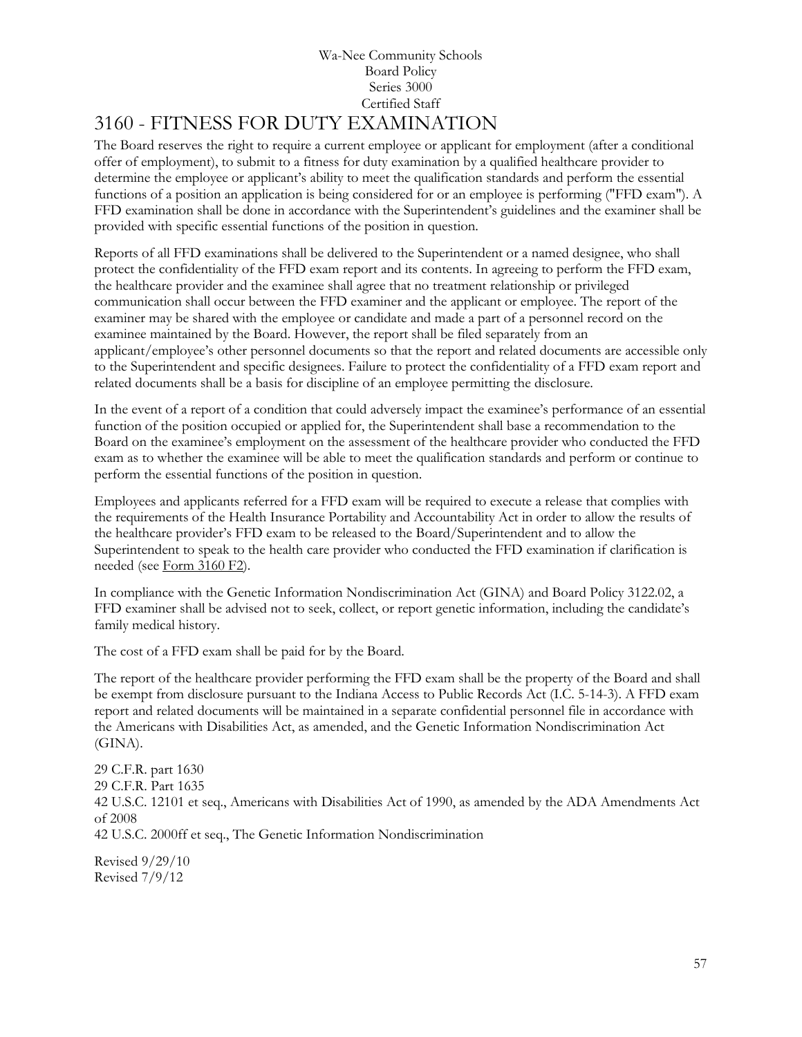Wa-Nee Community Schools
Board Policy
Series 3000
Certified Staff

# 3160 - FITNESS FOR DUTY EXAMINATION

The Board reserves the right to require a current employee or applicant for employment (after a conditional offer of employment), to submit to a fitness for duty examination by a qualified healthcare provider to determine the employee or applicant's ability to meet the qualification standards and perform the essential functions of a position an application is being considered for or an employee is performing ("FFD exam"). A FFD examination shall be done in accordance with the Superintendent's guidelines and the examiner shall be provided with specific essential functions of the position in question.

Reports of all FFD examinations shall be delivered to the Superintendent or a named designee, who shall protect the confidentiality of the FFD exam report and its contents. In agreeing to perform the FFD exam, the healthcare provider and the examinee shall agree that no treatment relationship or privileged communication shall occur between the FFD examiner and the applicant or employee. The report of the examiner may be shared with the employee or candidate and made a part of a personnel record on the examinee maintained by the Board. However, the report shall be filed separately from an applicant/employee's other personnel documents so that the report and related documents are accessible only to the Superintendent and specific designees. Failure to protect the confidentiality of a FFD exam report and related documents shall be a basis for discipline of an employee permitting the disclosure.

In the event of a report of a condition that could adversely impact the examinee's performance of an essential function of the position occupied or applied for, the Superintendent shall base a recommendation to the Board on the examinee's employment on the assessment of the healthcare provider who conducted the FFD exam as to whether the examinee will be able to meet the qualification standards and perform or continue to perform the essential functions of the position in question.

Employees and applicants referred for a FFD exam will be required to execute a release that complies with the requirements of the Health Insurance Portability and Accountability Act in order to allow the results of the healthcare provider's FFD exam to be released to the Board/Superintendent and to allow the Superintendent to speak to the health care provider who conducted the FFD examination if clarification is needed (see Form 3160 F2).

In compliance with the Genetic Information Nondiscrimination Act (GINA) and Board Policy 3122.02, a FFD examiner shall be advised not to seek, collect, or report genetic information, including the candidate's family medical history.

The cost of a FFD exam shall be paid for by the Board.

The report of the healthcare provider performing the FFD exam shall be the property of the Board and shall be exempt from disclosure pursuant to the Indiana Access to Public Records Act (I.C. 5-14-3). A FFD exam report and related documents will be maintained in a separate confidential personnel file in accordance with the Americans with Disabilities Act, as amended, and the Genetic Information Nondiscrimination Act (GINA).

29 C.F.R. part 1630
29 C.F.R. Part 1635
42 U.S.C. 12101 et seq., Americans with Disabilities Act of 1990, as amended by the ADA Amendments Act of 2008
42 U.S.C. 2000ff et seq., The Genetic Information Nondiscrimination

Revised 9/29/10
Revised 7/9/12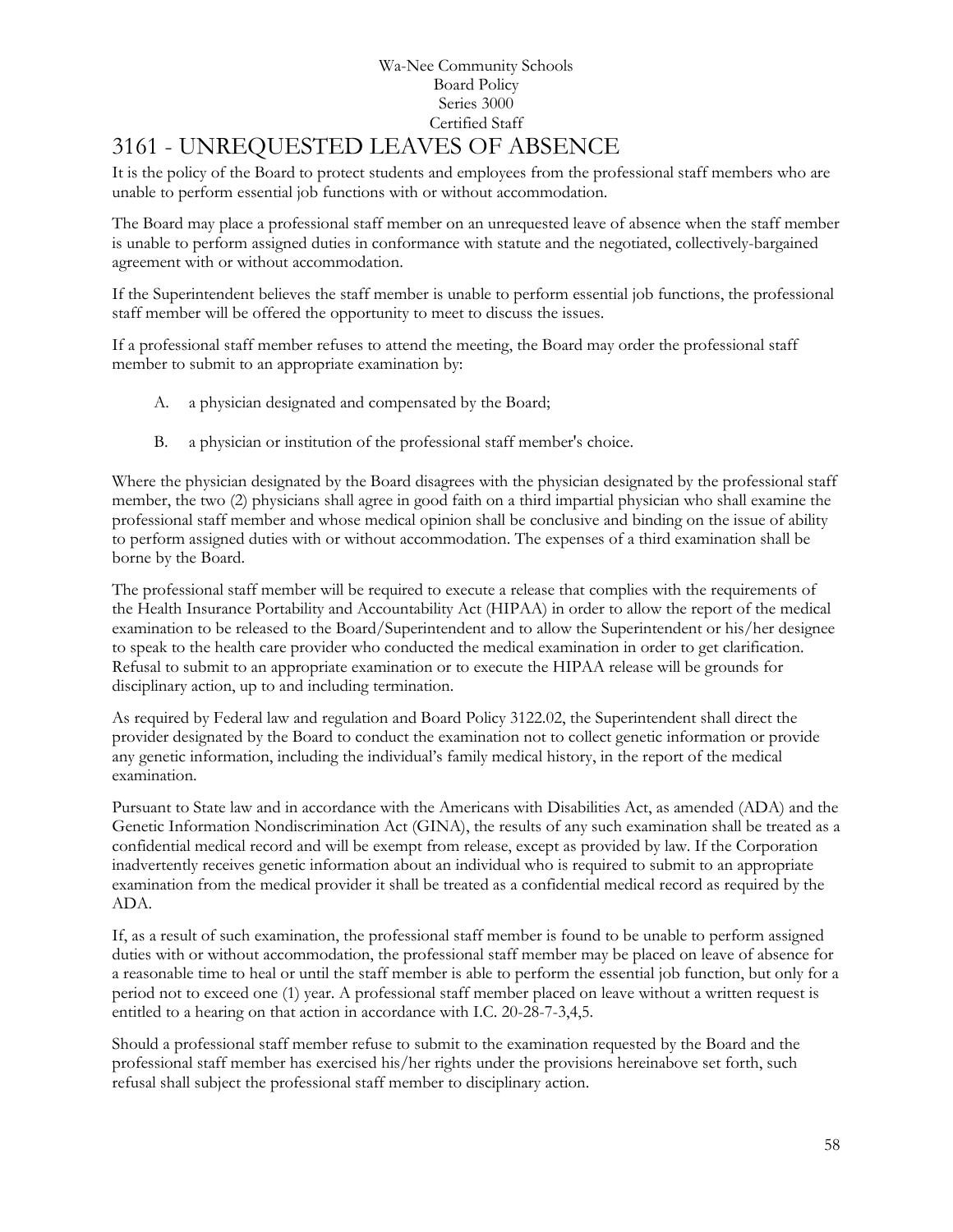Wa-Nee Community Schools
Board Policy
Series 3000
Certified Staff

# 3161 - UNREQUESTED LEAVES OF ABSENCE

It is the policy of the Board to protect students and employees from the professional staff members who are unable to perform essential job functions with or without accommodation.

The Board may place a professional staff member on an unrequested leave of absence when the staff member is unable to perform assigned duties in conformance with statute and the negotiated, collectively-bargained agreement with or without accommodation.

If the Superintendent believes the staff member is unable to perform essential job functions, the professional staff member will be offered the opportunity to meet to discuss the issues.

If a professional staff member refuses to attend the meeting, the Board may order the professional staff member to submit to an appropriate examination by:

A. a physician designated and compensated by the Board;

B. a physician or institution of the professional staff member's choice.

Where the physician designated by the Board disagrees with the physician designated by the professional staff member, the two (2) physicians shall agree in good faith on a third impartial physician who shall examine the professional staff member and whose medical opinion shall be conclusive and binding on the issue of ability to perform assigned duties with or without accommodation. The expenses of a third examination shall be borne by the Board.

The professional staff member will be required to execute a release that complies with the requirements of the Health Insurance Portability and Accountability Act (HIPAA) in order to allow the report of the medical examination to be released to the Board/Superintendent and to allow the Superintendent or his/her designee to speak to the health care provider who conducted the medical examination in order to get clarification. Refusal to submit to an appropriate examination or to execute the HIPAA release will be grounds for disciplinary action, up to and including termination.

As required by Federal law and regulation and Board Policy 3122.02, the Superintendent shall direct the provider designated by the Board to conduct the examination not to collect genetic information or provide any genetic information, including the individual's family medical history, in the report of the medical examination.

Pursuant to State law and in accordance with the Americans with Disabilities Act, as amended (ADA) and the Genetic Information Nondiscrimination Act (GINA), the results of any such examination shall be treated as a confidential medical record and will be exempt from release, except as provided by law. If the Corporation inadvertently receives genetic information about an individual who is required to submit to an appropriate examination from the medical provider it shall be treated as a confidential medical record as required by the ADA.

If, as a result of such examination, the professional staff member is found to be unable to perform assigned duties with or without accommodation, the professional staff member may be placed on leave of absence for a reasonable time to heal or until the staff member is able to perform the essential job function, but only for a period not to exceed one (1) year. A professional staff member placed on leave without a written request is entitled to a hearing on that action in accordance with I.C. 20-28-7-3,4,5.

Should a professional staff member refuse to submit to the examination requested by the Board and the professional staff member has exercised his/her rights under the provisions hereinabove set forth, such refusal shall subject the professional staff member to disciplinary action.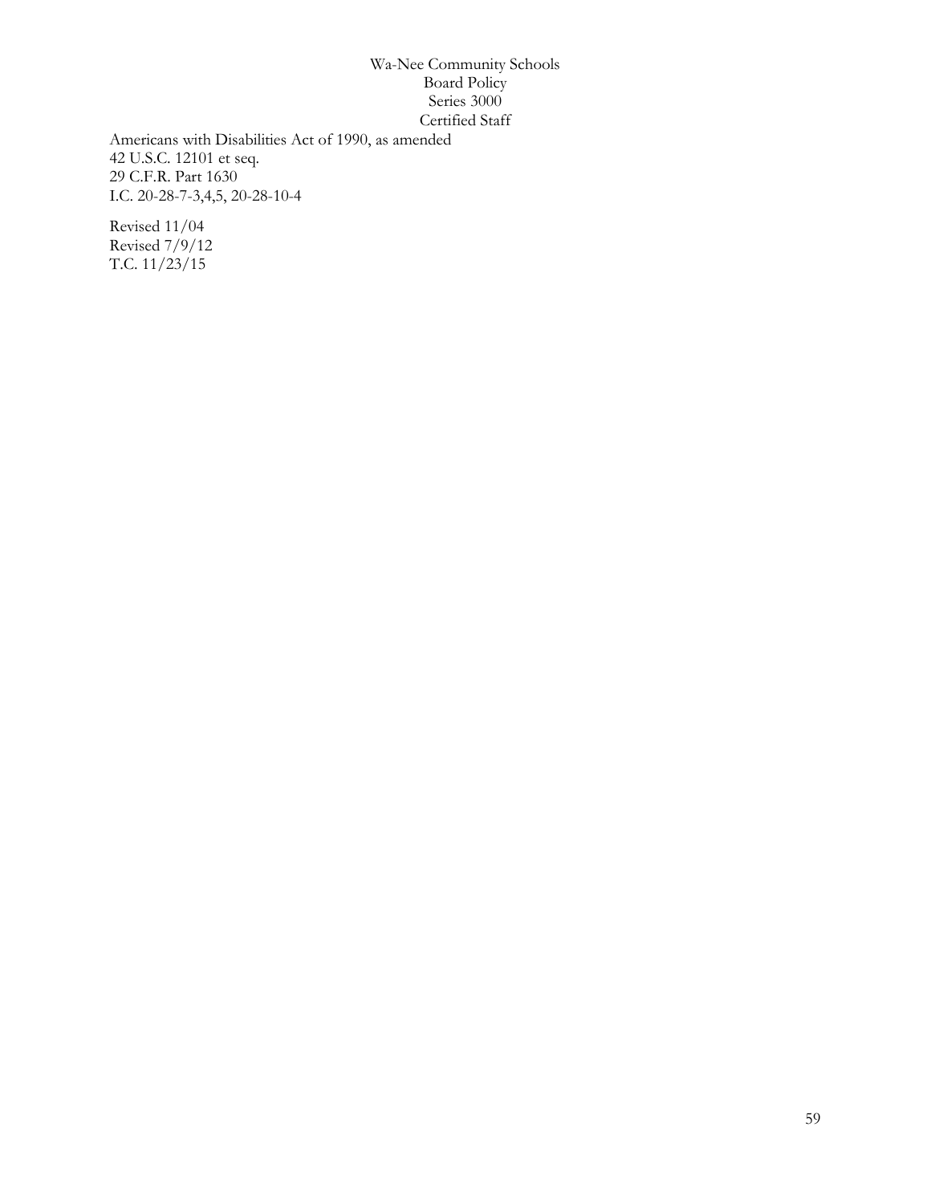Americans with Disabilities Act of 1990, as amended
42 U.S.C. 12101 et seq.
29 C.F.R. Part 1630
I.C. 20-28-7-3,4,5, 20-28-10-4

Revised 11/04
Revised 7/9/12
T.C. 11/23/15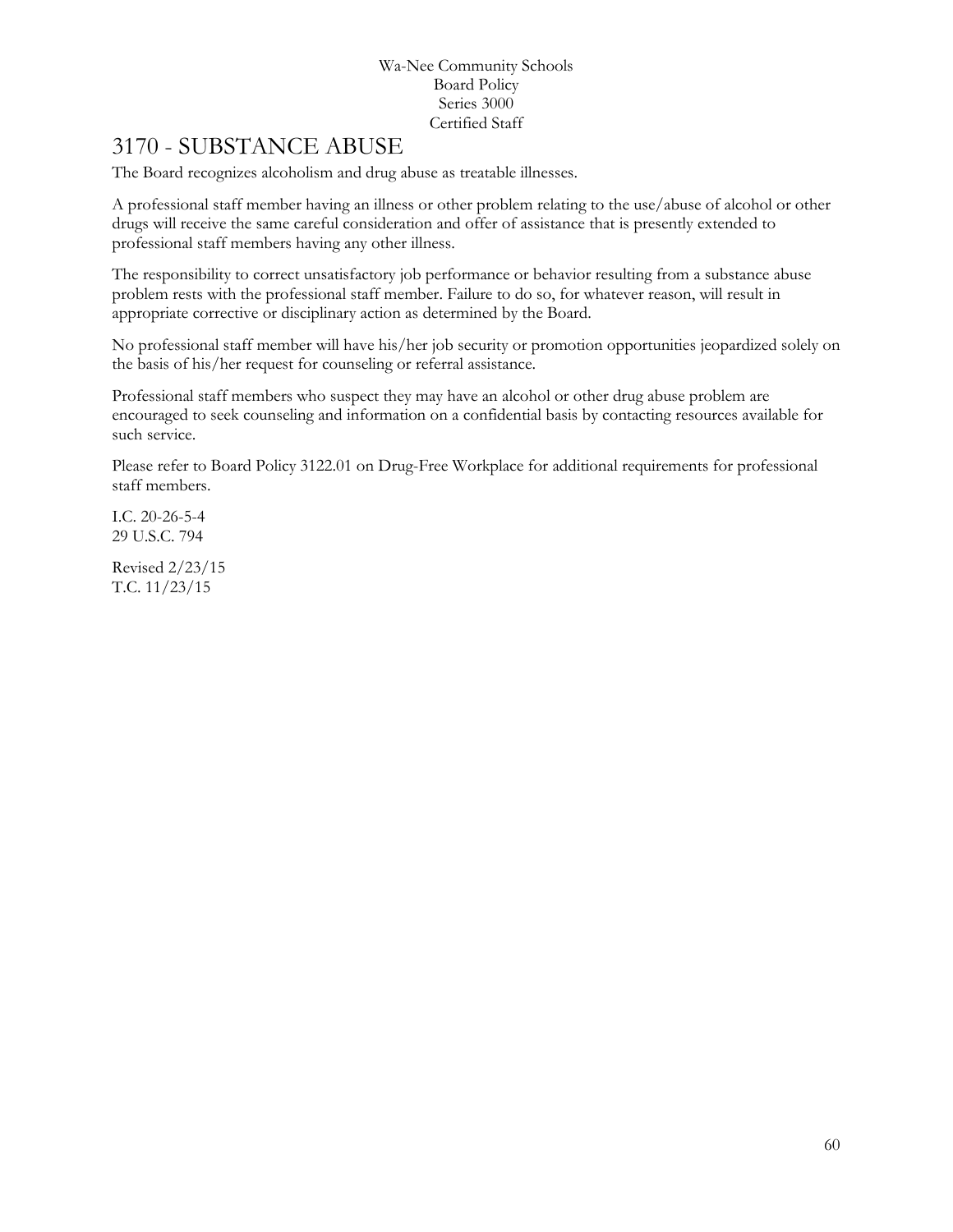# 3170 - SUBSTANCE ABUSE

The Board recognizes alcoholism and drug abuse as treatable illnesses.

A professional staff member having an illness or other problem relating to the use/abuse of alcohol or other drugs will receive the same careful consideration and offer of assistance that is presently extended to professional staff members having any other illness.

The responsibility to correct unsatisfactory job performance or behavior resulting from a substance abuse problem rests with the professional staff member. Failure to do so, for whatever reason, will result in appropriate corrective or disciplinary action as determined by the Board.

No professional staff member will have his/her job security or promotion opportunities jeopardized solely on the basis of his/her request for counseling or referral assistance.

Professional staff members who suspect they may have an alcohol or other drug abuse problem are encouraged to seek counseling and information on a confidential basis by contacting resources available for such service.

Please refer to Board Policy 3122.01 on Drug-Free Workplace for additional requirements for professional staff members.

I.C. 20-26-5-4
29 U.S.C. 794

Revised 2/23/15
T.C. 11/23/15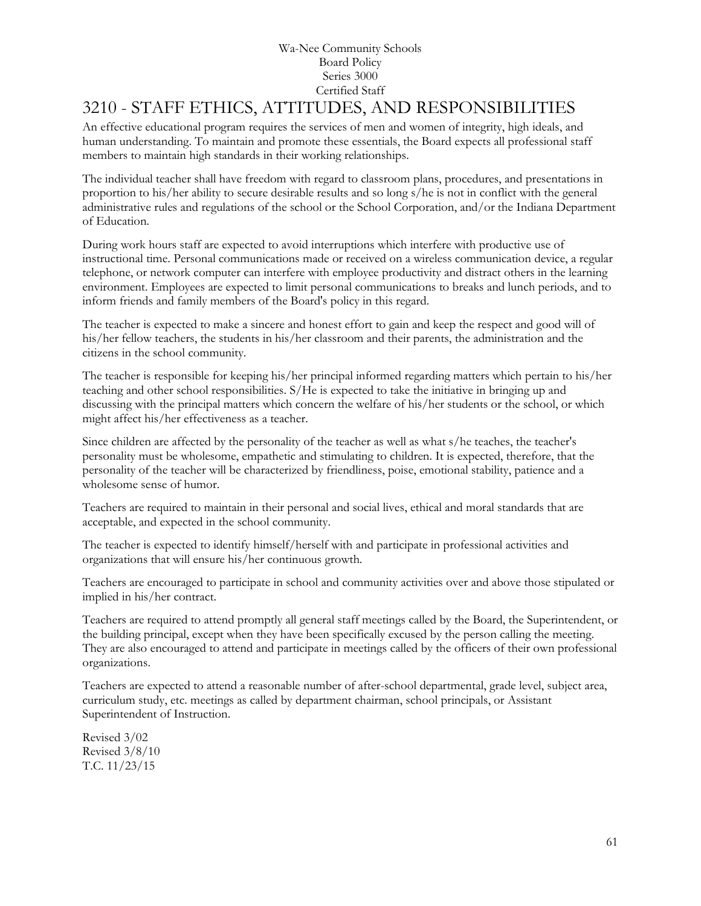Wa-Nee Community Schools
Board Policy
Series 3000
Certified Staff

# 3210 - STAFF ETHICS, ATTITUDES, AND RESPONSIBILITIES

An effective educational program requires the services of men and women of integrity, high ideals, and human understanding. To maintain and promote these essentials, the Board expects all professional staff members to maintain high standards in their working relationships.

The individual teacher shall have freedom with regard to classroom plans, procedures, and presentations in proportion to his/her ability to secure desirable results and so long s/he is not in conflict with the general administrative rules and regulations of the school or the School Corporation, and/or the Indiana Department of Education.

During work hours staff are expected to avoid interruptions which interfere with productive use of instructional time. Personal communications made or received on a wireless communication device, a regular telephone, or network computer can interfere with employee productivity and distract others in the learning environment. Employees are expected to limit personal communications to breaks and lunch periods, and to inform friends and family members of the Board's policy in this regard.

The teacher is expected to make a sincere and honest effort to gain and keep the respect and good will of his/her fellow teachers, the students in his/her classroom and their parents, the administration and the citizens in the school community.

The teacher is responsible for keeping his/her principal informed regarding matters which pertain to his/her teaching and other school responsibilities. S/He is expected to take the initiative in bringing up and discussing with the principal matters which concern the welfare of his/her students or the school, or which might affect his/her effectiveness as a teacher.

Since children are affected by the personality of the teacher as well as what s/he teaches, the teacher's personality must be wholesome, empathetic and stimulating to children. It is expected, therefore, that the personality of the teacher will be characterized by friendliness, poise, emotional stability, patience and a wholesome sense of humor.

Teachers are required to maintain in their personal and social lives, ethical and moral standards that are acceptable, and expected in the school community.

The teacher is expected to identify himself/herself with and participate in professional activities and organizations that will ensure his/her continuous growth.

Teachers are encouraged to participate in school and community activities over and above those stipulated or implied in his/her contract.

Teachers are required to attend promptly all general staff meetings called by the Board, the Superintendent, or the building principal, except when they have been specifically excused by the person calling the meeting. They are also encouraged to attend and participate in meetings called by the officers of their own professional organizations.

Teachers are expected to attend a reasonable number of after-school departmental, grade level, subject area, curriculum study, etc. meetings as called by department chairman, school principals, or Assistant Superintendent of Instruction.

Revised 3/02
Revised 3/8/10
T.C. 11/23/15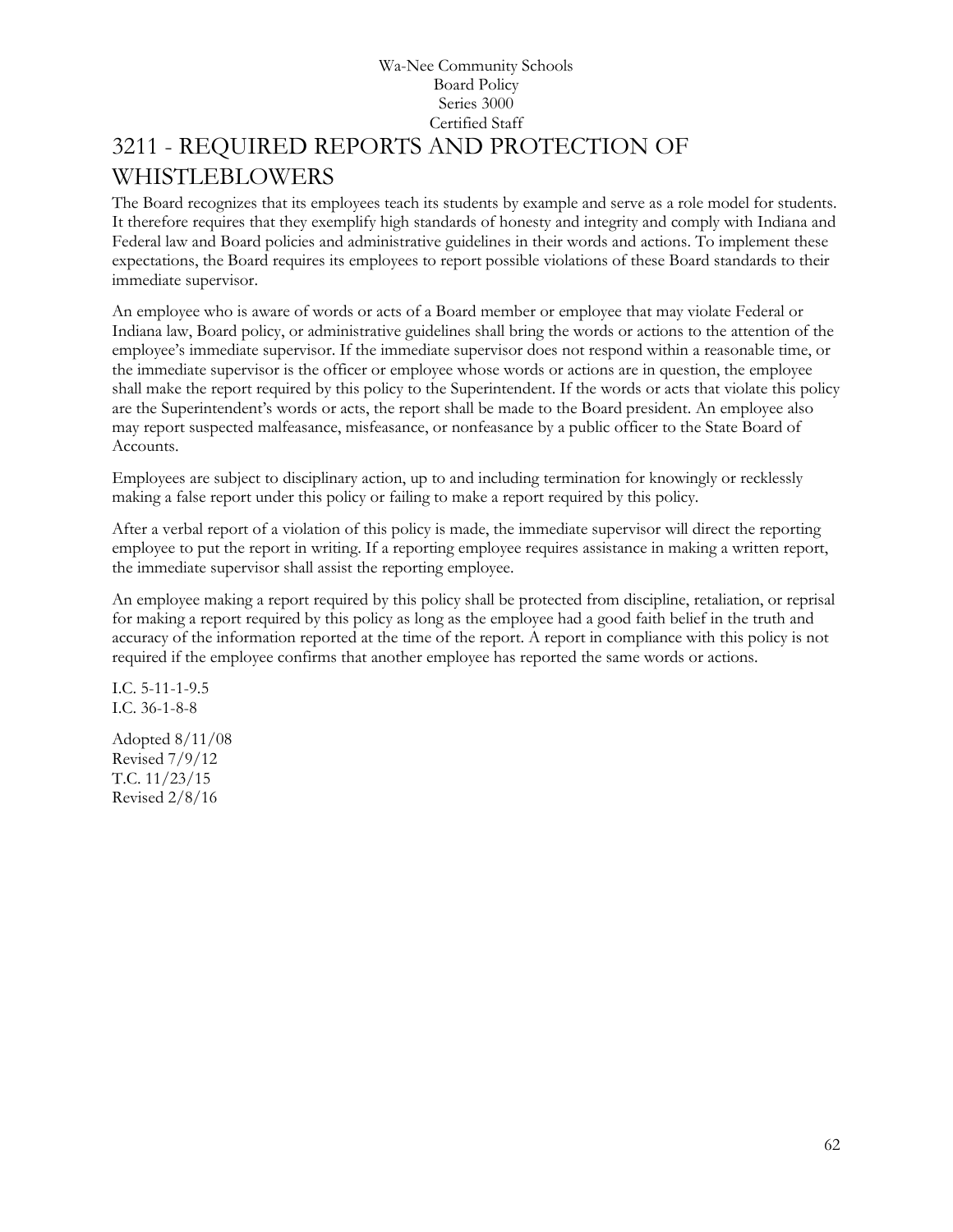Wa-Nee Community Schools
Board Policy
Series 3000
Certified Staff

# 3211 - REQUIRED REPORTS AND PROTECTION OF WHISTLEBLOWERS

The Board recognizes that its employees teach its students by example and serve as a role model for students. It therefore requires that they exemplify high standards of honesty and integrity and comply with Indiana and Federal law and Board policies and administrative guidelines in their words and actions. To implement these expectations, the Board requires its employees to report possible violations of these Board standards to their immediate supervisor.

An employee who is aware of words or acts of a Board member or employee that may violate Federal or Indiana law, Board policy, or administrative guidelines shall bring the words or actions to the attention of the employee's immediate supervisor. If the immediate supervisor does not respond within a reasonable time, or the immediate supervisor is the officer or employee whose words or actions are in question, the employee shall make the report required by this policy to the Superintendent. If the words or acts that violate this policy are the Superintendent's words or acts, the report shall be made to the Board president. An employee also may report suspected malfeasance, misfeasance, or nonfeasance by a public officer to the State Board of Accounts.

Employees are subject to disciplinary action, up to and including termination for knowingly or recklessly making a false report under this policy or failing to make a report required by this policy.

After a verbal report of a violation of this policy is made, the immediate supervisor will direct the reporting employee to put the report in writing. If a reporting employee requires assistance in making a written report, the immediate supervisor shall assist the reporting employee.

An employee making a report required by this policy shall be protected from discipline, retaliation, or reprisal for making a report required by this policy as long as the employee had a good faith belief in the truth and accuracy of the information reported at the time of the report. A report in compliance with this policy is not required if the employee confirms that another employee has reported the same words or actions.

I.C. 5-11-1-9.5
I.C. 36-1-8-8

Adopted 8/11/08
Revised 7/9/12
T.C. 11/23/15
Revised 2/8/16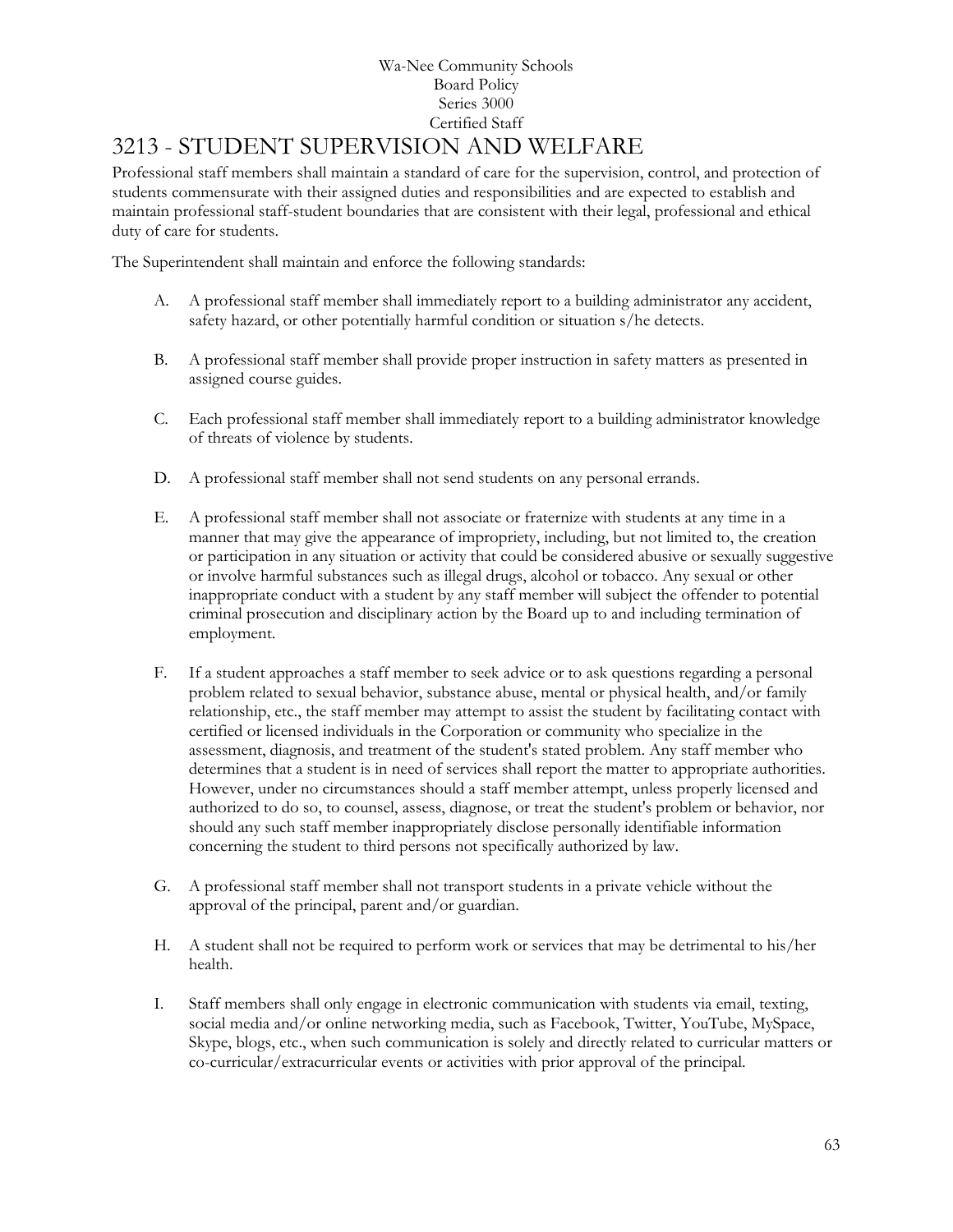Wa-Nee Community Schools
Board Policy
Series 3000
Certified Staff

# 3213 - STUDENT SUPERVISION AND WELFARE

Professional staff members shall maintain a standard of care for the supervision, control, and protection of students commensurate with their assigned duties and responsibilities and are expected to establish and maintain professional staff-student boundaries that are consistent with their legal, professional and ethical duty of care for students.

The Superintendent shall maintain and enforce the following standards:

A. A professional staff member shall immediately report to a building administrator any accident, safety hazard, or other potentially harmful condition or situation s/he detects.

B. A professional staff member shall provide proper instruction in safety matters as presented in assigned course guides.

C. Each professional staff member shall immediately report to a building administrator knowledge of threats of violence by students.

D. A professional staff member shall not send students on any personal errands.

E. A professional staff member shall not associate or fraternize with students at any time in a manner that may give the appearance of impropriety, including, but not limited to, the creation or participation in any situation or activity that could be considered abusive or sexually suggestive or involve harmful substances such as illegal drugs, alcohol or tobacco. Any sexual or other inappropriate conduct with a student by any staff member will subject the offender to potential criminal prosecution and disciplinary action by the Board up to and including termination of employment.

F. If a student approaches a staff member to seek advice or to ask questions regarding a personal problem related to sexual behavior, substance abuse, mental or physical health, and/or family relationship, etc., the staff member may attempt to assist the student by facilitating contact with certified or licensed individuals in the Corporation or community who specialize in the assessment, diagnosis, and treatment of the student's stated problem. Any staff member who determines that a student is in need of services shall report the matter to appropriate authorities. However, under no circumstances should a staff member attempt, unless properly licensed and authorized to do so, to counsel, assess, diagnose, or treat the student's problem or behavior, nor should any such staff member inappropriately disclose personally identifiable information concerning the student to third persons not specifically authorized by law.

G. A professional staff member shall not transport students in a private vehicle without the approval of the principal, parent and/or guardian.

H. A student shall not be required to perform work or services that may be detrimental to his/her health.

I. Staff members shall only engage in electronic communication with students via email, texting, social media and/or online networking media, such as Facebook, Twitter, YouTube, MySpace, Skype, blogs, etc., when such communication is solely and directly related to curricular matters or co-curricular/extracurricular events or activities with prior approval of the principal.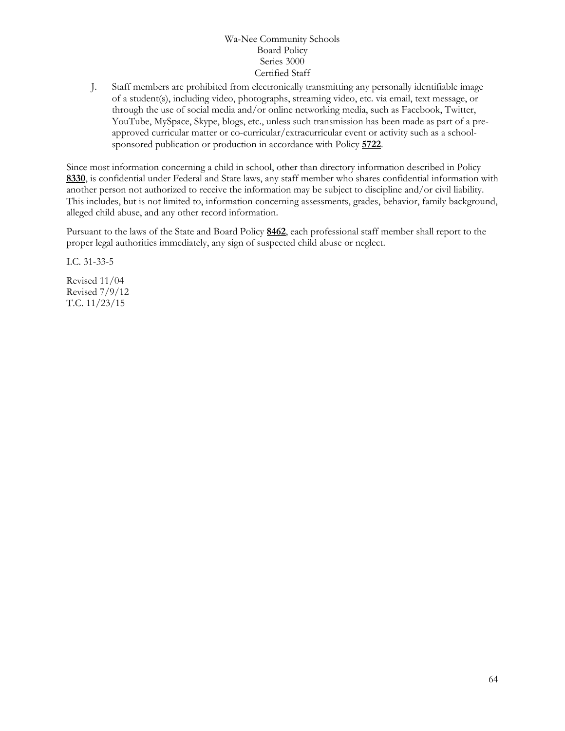J. Staff members are prohibited from electronically transmitting any personally identifiable image of a student(s), including video, photographs, streaming video, etc. via email, text message, or through the use of social media and/or online networking media, such as Facebook, Twitter, YouTube, MySpace, Skype, blogs, etc., unless such transmission has been made as part of a pre-approved curricular matter or co-curricular/extracurricular event or activity such as a school-sponsored publication or production in accordance with Policy **5722**.

Since most information concerning a child in school, other than directory information described in Policy **8330**, is confidential under Federal and State laws, any staff member who shares confidential information with another person not authorized to receive the information may be subject to discipline and/or civil liability. This includes, but is not limited to, information concerning assessments, grades, behavior, family background, alleged child abuse, and any other record information.

Pursuant to the laws of the State and Board Policy **8462**, each professional staff member shall report to the proper legal authorities immediately, any sign of suspected child abuse or neglect.

I.C. 31-33-5

Revised 11/04
Revised 7/9/12
T.C. 11/23/15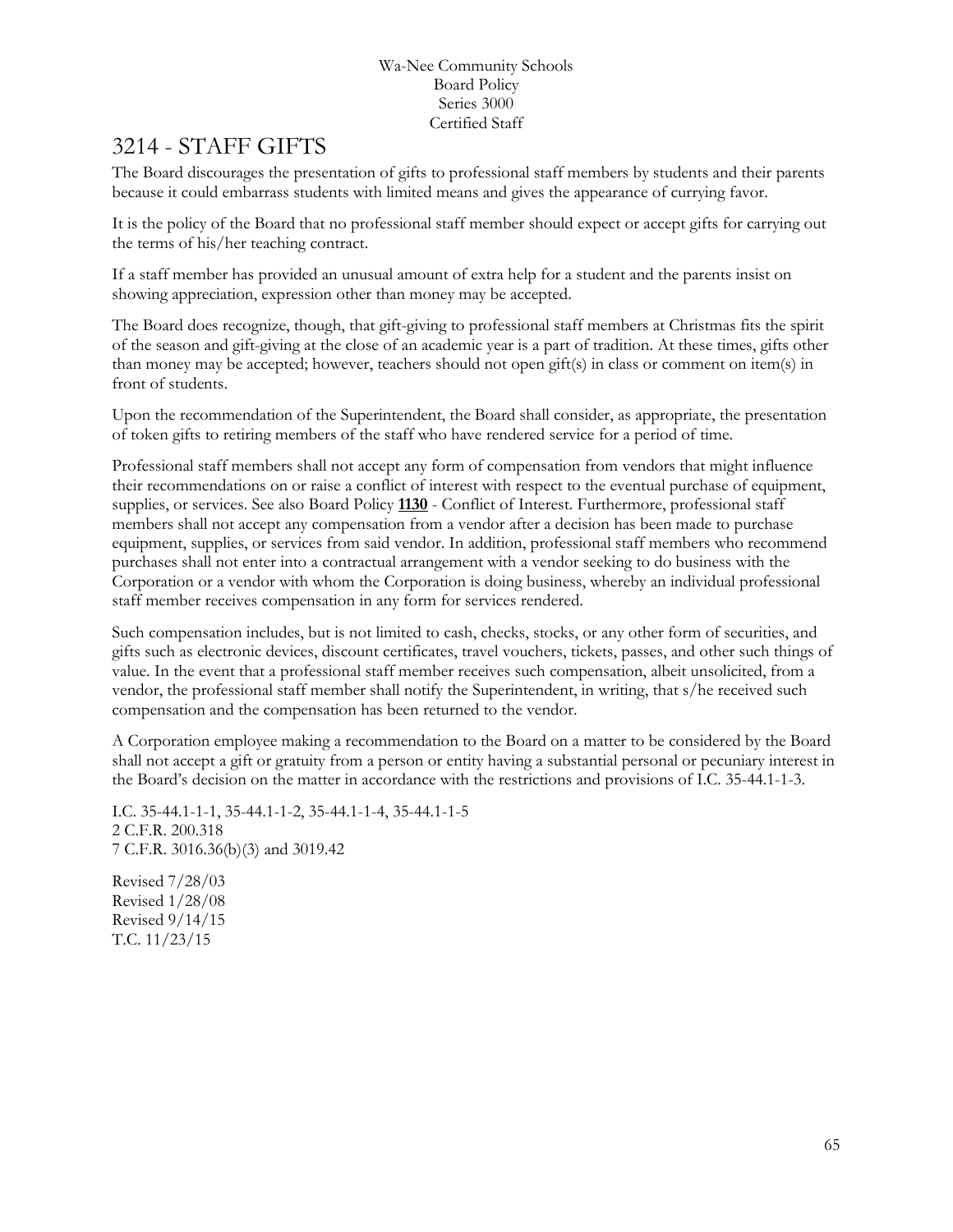Wa-Nee Community Schools
Board Policy
Series 3000
Certified Staff

# 3214 - STAFF GIFTS

The Board discourages the presentation of gifts to professional staff members by students and their parents because it could embarrass students with limited means and gives the appearance of currying favor.

It is the policy of the Board that no professional staff member should expect or accept gifts for carrying out the terms of his/her teaching contract.

If a staff member has provided an unusual amount of extra help for a student and the parents insist on showing appreciation, expression other than money may be accepted.

The Board does recognize, though, that gift-giving to professional staff members at Christmas fits the spirit of the season and gift-giving at the close of an academic year is a part of tradition. At these times, gifts other than money may be accepted; however, teachers should not open gift(s) in class or comment on item(s) in front of students.

Upon the recommendation of the Superintendent, the Board shall consider, as appropriate, the presentation of token gifts to retiring members of the staff who have rendered service for a period of time.

Professional staff members shall not accept any form of compensation from vendors that might influence their recommendations on or raise a conflict of interest with respect to the eventual purchase of equipment, supplies, or services. See also Board Policy **1130** - Conflict of Interest. Furthermore, professional staff members shall not accept any compensation from a vendor after a decision has been made to purchase equipment, supplies, or services from said vendor. In addition, professional staff members who recommend purchases shall not enter into a contractual arrangement with a vendor seeking to do business with the Corporation or a vendor with whom the Corporation is doing business, whereby an individual professional staff member receives compensation in any form for services rendered.

Such compensation includes, but is not limited to cash, checks, stocks, or any other form of securities, and gifts such as electronic devices, discount certificates, travel vouchers, tickets, passes, and other such things of value. In the event that a professional staff member receives such compensation, albeit unsolicited, from a vendor, the professional staff member shall notify the Superintendent, in writing, that s/he received such compensation and the compensation has been returned to the vendor.

A Corporation employee making a recommendation to the Board on a matter to be considered by the Board shall not accept a gift or gratuity from a person or entity having a substantial personal or pecuniary interest in the Board's decision on the matter in accordance with the restrictions and provisions of I.C. 35-44.1-1-3.

I.C. 35-44.1-1-1, 35-44.1-1-2, 35-44.1-1-4, 35-44.1-1-5
2 C.F.R. 200.318
7 C.F.R. 3016.36(b)(3) and 3019.42

Revised 7/28/03
Revised 1/28/08
Revised 9/14/15
T.C. 11/23/15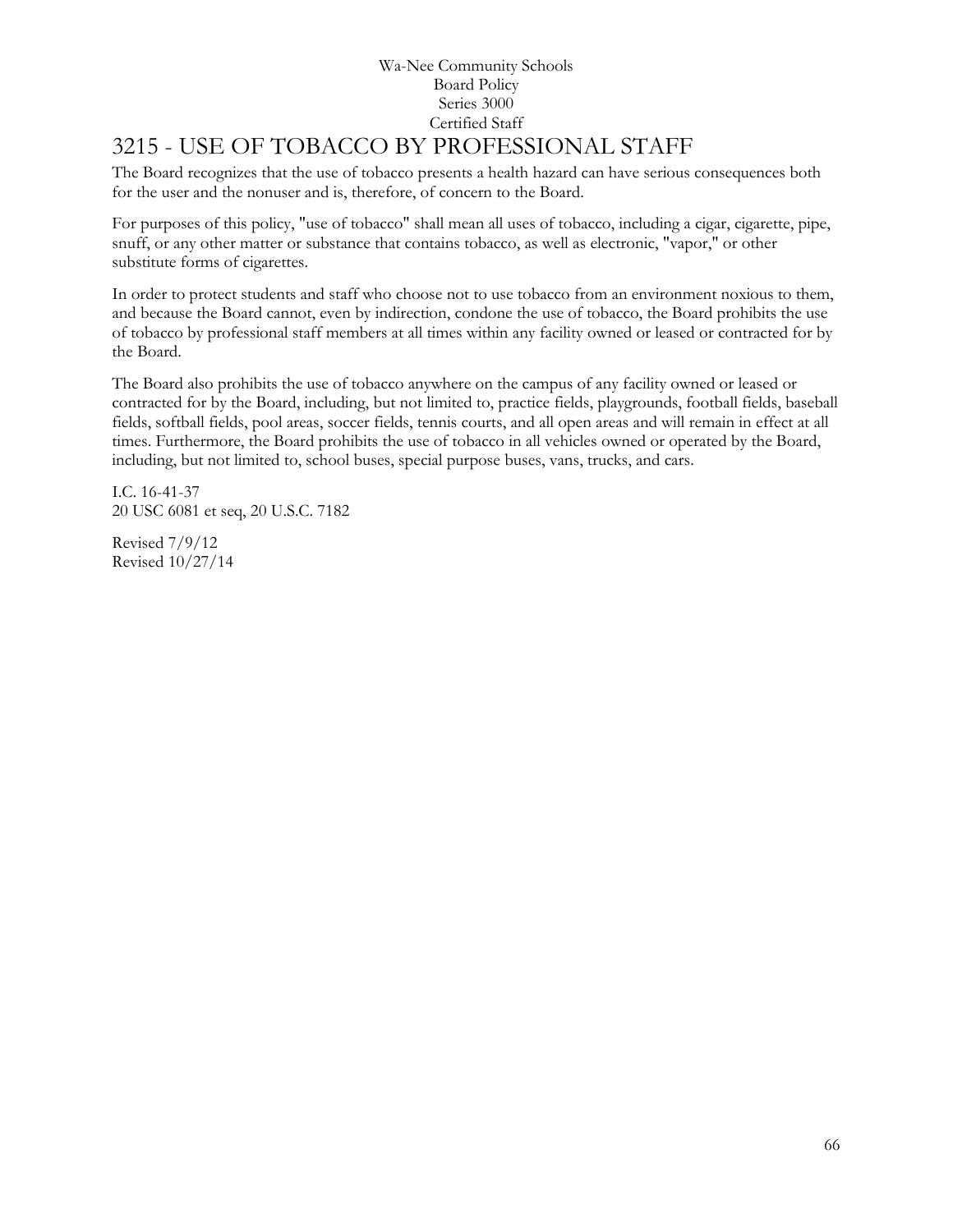Wa-Nee Community Schools
Board Policy
Series 3000
Certified Staff

# 3215 - USE OF TOBACCO BY PROFESSIONAL STAFF

The Board recognizes that the use of tobacco presents a health hazard can have serious consequences both for the user and the nonuser and is, therefore, of concern to the Board.

For purposes of this policy, "use of tobacco" shall mean all uses of tobacco, including a cigar, cigarette, pipe, snuff, or any other matter or substance that contains tobacco, as well as electronic, "vapor," or other substitute forms of cigarettes.

In order to protect students and staff who choose not to use tobacco from an environment noxious to them, and because the Board cannot, even by indirection, condone the use of tobacco, the Board prohibits the use of tobacco by professional staff members at all times within any facility owned or leased or contracted for by the Board.

The Board also prohibits the use of tobacco anywhere on the campus of any facility owned or leased or contracted for by the Board, including, but not limited to, practice fields, playgrounds, football fields, baseball fields, softball fields, pool areas, soccer fields, tennis courts, and all open areas and will remain in effect at all times. Furthermore, the Board prohibits the use of tobacco in all vehicles owned or operated by the Board, including, but not limited to, school buses, special purpose buses, vans, trucks, and cars.

I.C. 16-41-37
20 USC 6081 et seq, 20 U.S.C. 7182

Revised 7/9/12
Revised 10/27/14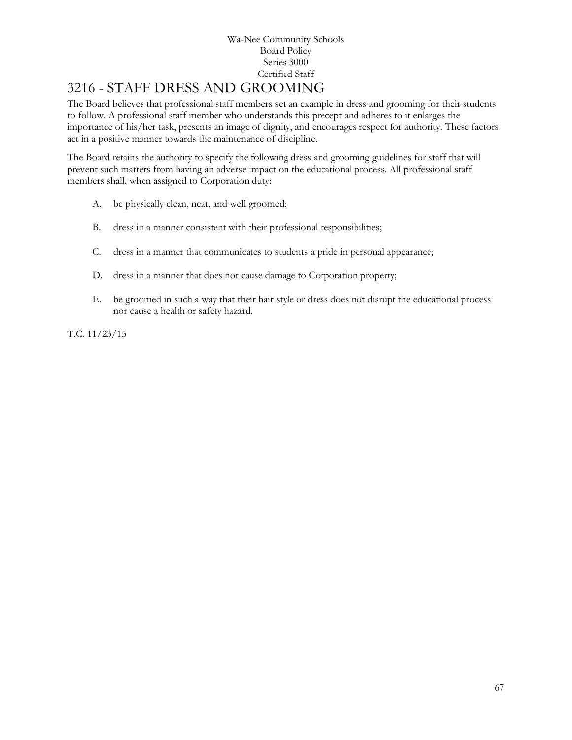Wa-Nee Community Schools
Board Policy
Series 3000
Certified Staff

# 3216 - STAFF DRESS AND GROOMING

The Board believes that professional staff members set an example in dress and grooming for their students to follow. A professional staff member who understands this precept and adheres to it enlarges the importance of his/her task, presents an image of dignity, and encourages respect for authority. These factors act in a positive manner towards the maintenance of discipline.

The Board retains the authority to specify the following dress and grooming guidelines for staff that will prevent such matters from having an adverse impact on the educational process. All professional staff members shall, when assigned to Corporation duty:

A. be physically clean, neat, and well groomed;

B. dress in a manner consistent with their professional responsibilities;

C. dress in a manner that communicates to students a pride in personal appearance;

D. dress in a manner that does not cause damage to Corporation property;

E. be groomed in such a way that their hair style or dress does not disrupt the educational process nor cause a health or safety hazard.

T.C. 11/23/15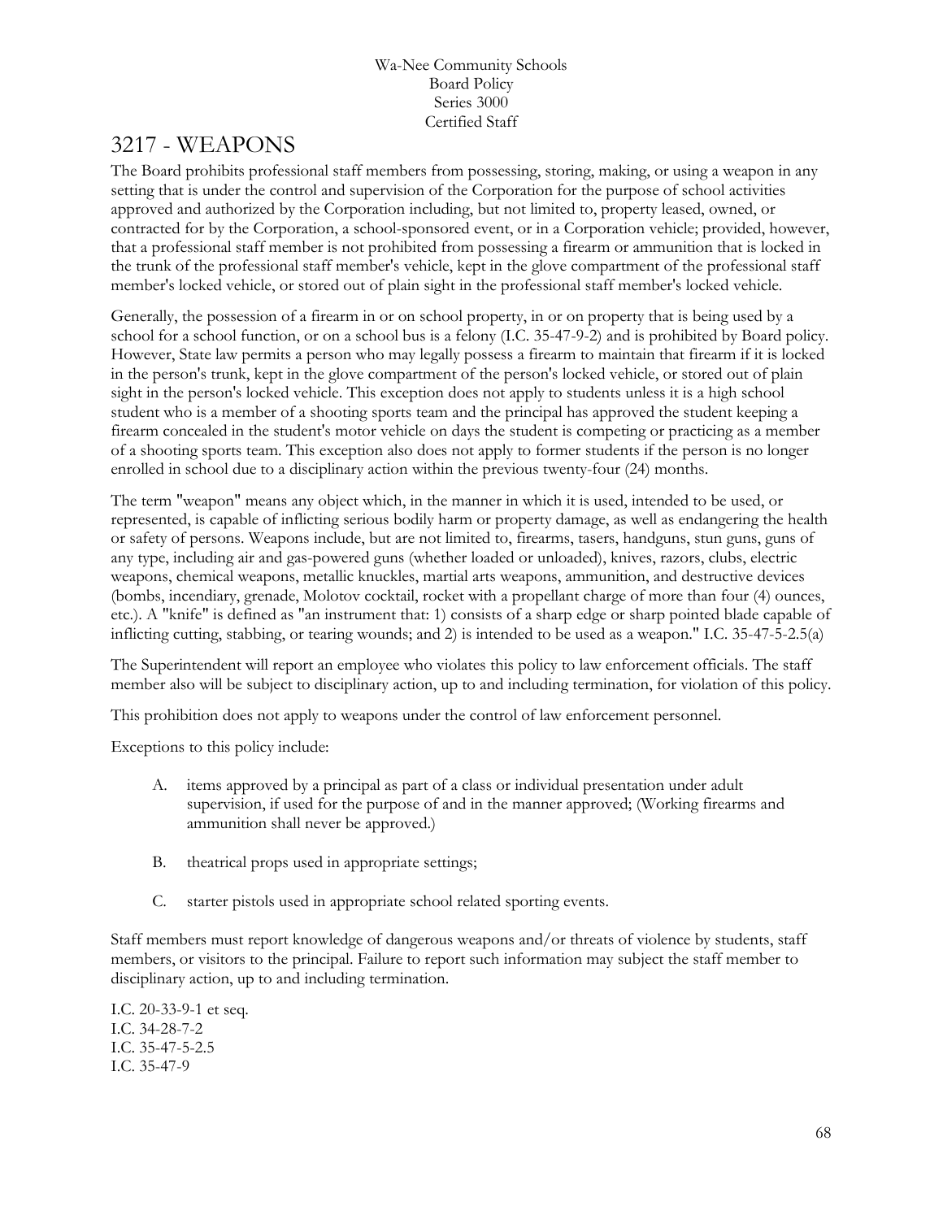Wa-Nee Community Schools
Board Policy
Series 3000
Certified Staff

# 3217 - WEAPONS

The Board prohibits professional staff members from possessing, storing, making, or using a weapon in any setting that is under the control and supervision of the Corporation for the purpose of school activities approved and authorized by the Corporation including, but not limited to, property leased, owned, or contracted for by the Corporation, a school-sponsored event, or in a Corporation vehicle; provided, however, that a professional staff member is not prohibited from possessing a firearm or ammunition that is locked in the trunk of the professional staff member's vehicle, kept in the glove compartment of the professional staff member's locked vehicle, or stored out of plain sight in the professional staff member's locked vehicle.

Generally, the possession of a firearm in or on school property, in or on property that is being used by a school for a school function, or on a school bus is a felony (I.C. 35-47-9-2) and is prohibited by Board policy. However, State law permits a person who may legally possess a firearm to maintain that firearm if it is locked in the person's trunk, kept in the glove compartment of the person's locked vehicle, or stored out of plain sight in the person's locked vehicle. This exception does not apply to students unless it is a high school student who is a member of a shooting sports team and the principal has approved the student keeping a firearm concealed in the student's motor vehicle on days the student is competing or practicing as a member of a shooting sports team. This exception also does not apply to former students if the person is no longer enrolled in school due to a disciplinary action within the previous twenty-four (24) months.

The term "weapon" means any object which, in the manner in which it is used, intended to be used, or represented, is capable of inflicting serious bodily harm or property damage, as well as endangering the health or safety of persons. Weapons include, but are not limited to, firearms, tasers, handguns, stun guns, guns of any type, including air and gas-powered guns (whether loaded or unloaded), knives, razors, clubs, electric weapons, chemical weapons, metallic knuckles, martial arts weapons, ammunition, and destructive devices (bombs, incendiary, grenade, Molotov cocktail, rocket with a propellant charge of more than four (4) ounces, etc.). A "knife" is defined as "an instrument that: 1) consists of a sharp edge or sharp pointed blade capable of inflicting cutting, stabbing, or tearing wounds; and 2) is intended to be used as a weapon." I.C. 35-47-5-2.5(a)

The Superintendent will report an employee who violates this policy to law enforcement officials. The staff member also will be subject to disciplinary action, up to and including termination, for violation of this policy.

This prohibition does not apply to weapons under the control of law enforcement personnel.

Exceptions to this policy include:

A. items approved by a principal as part of a class or individual presentation under adult supervision, if used for the purpose of and in the manner approved; (Working firearms and ammunition shall never be approved.)

B. theatrical props used in appropriate settings;

C. starter pistols used in appropriate school related sporting events.

Staff members must report knowledge of dangerous weapons and/or threats of violence by students, staff members, or visitors to the principal. Failure to report such information may subject the staff member to disciplinary action, up to and including termination.

I.C. 20-33-9-1 et seq.
I.C. 34-28-7-2
I.C. 35-47-5-2.5
I.C. 35-47-9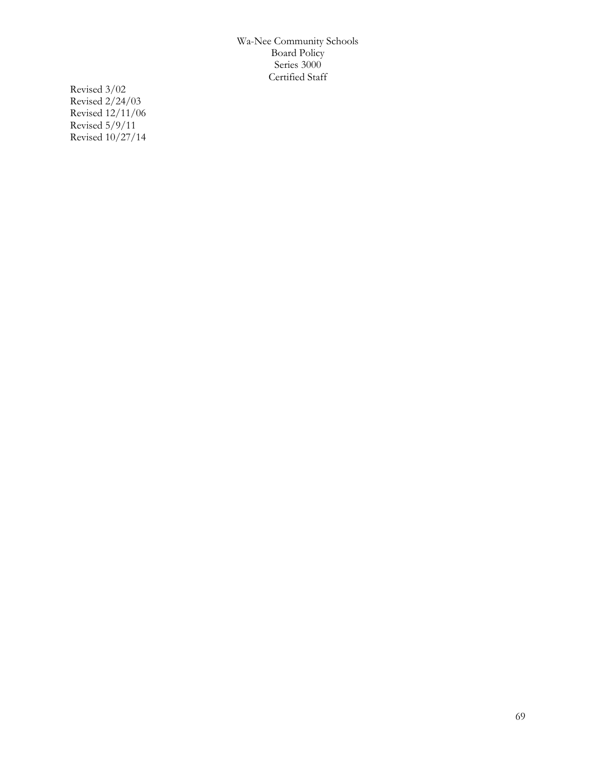Revised 3/02
Revised 2/24/03
Revised 12/11/06
Revised 5/9/11
Revised 10/27/14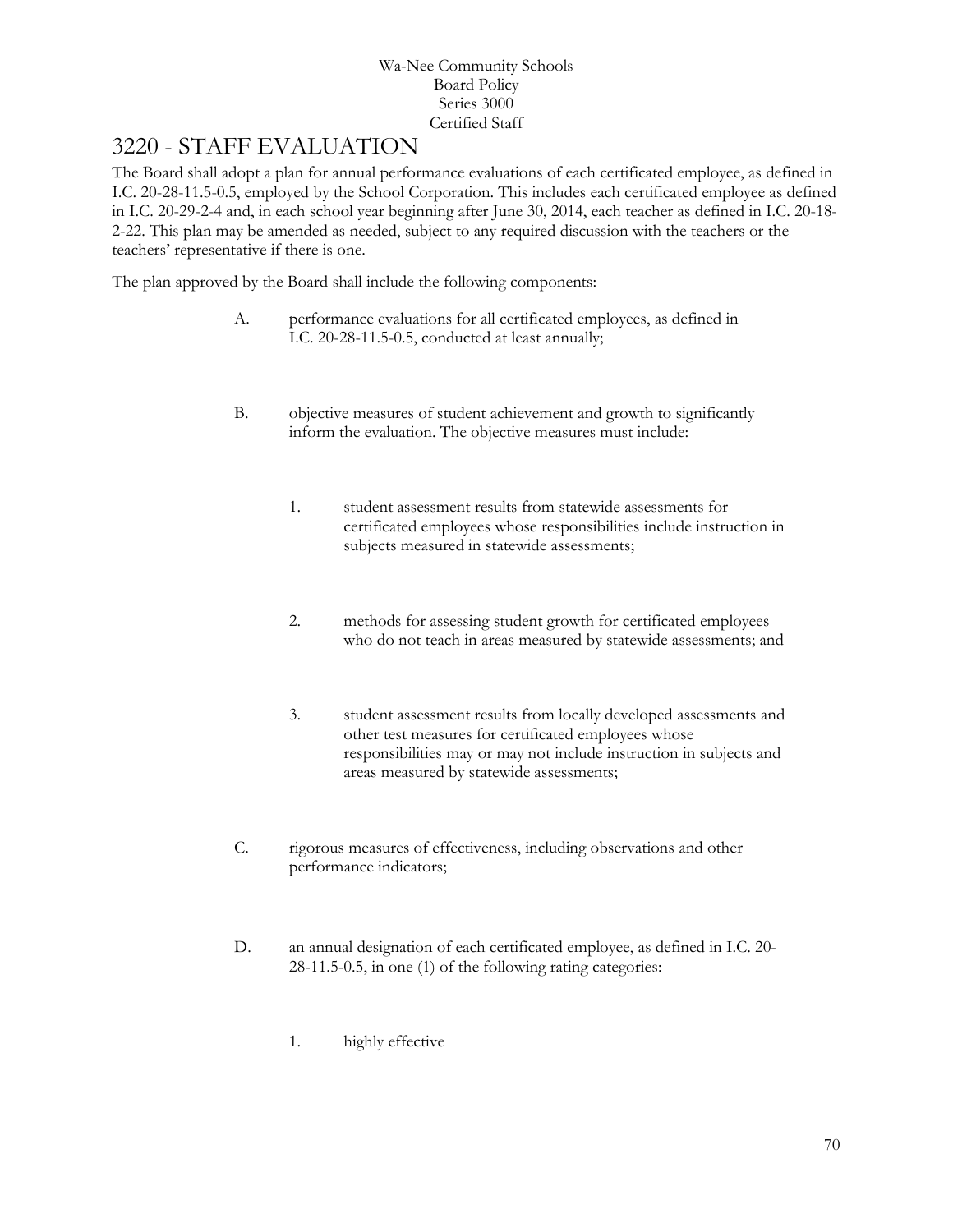Wa-Nee Community Schools
Board Policy
Series 3000
Certified Staff

# 3220 - STAFF EVALUATION

The Board shall adopt a plan for annual performance evaluations of each certificated employee, as defined in I.C. 20-28-11.5-0.5, employed by the School Corporation. This includes each certificated employee as defined in I.C. 20-29-2-4 and, in each school year beginning after June 30, 2014, each teacher as defined in I.C. 20-18-2-22. This plan may be amended as needed, subject to any required discussion with the teachers or the teachers' representative if there is one.

The plan approved by the Board shall include the following components:

A. performance evaluations for all certificated employees, as defined in I.C. 20-28-11.5-0.5, conducted at least annually;

B. objective measures of student achievement and growth to significantly inform the evaluation. The objective measures must include:

   1. student assessment results from statewide assessments for certificated employees whose responsibilities include instruction in subjects measured in statewide assessments;

   2. methods for assessing student growth for certificated employees who do not teach in areas measured by statewide assessments; and

   3. student assessment results from locally developed assessments and other test measures for certificated employees whose responsibilities may or may not include instruction in subjects and areas measured by statewide assessments;

C. rigorous measures of effectiveness, including observations and other performance indicators;

D. an annual designation of each certificated employee, as defined in I.C. 20-28-11.5-0.5, in one (1) of the following rating categories:

   1. highly effective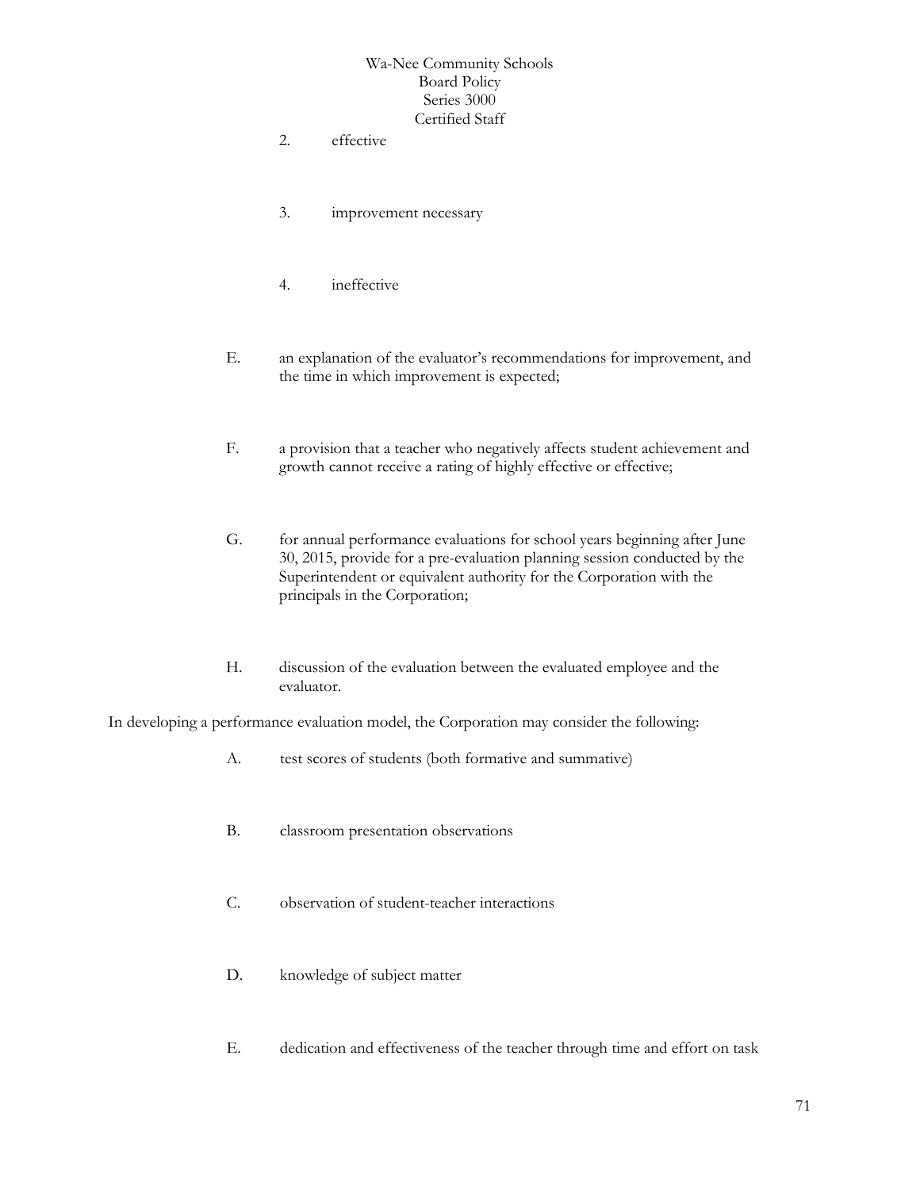2. effective

3. improvement necessary

4. ineffective

E. an explanation of the evaluator's recommendations for improvement, and the time in which improvement is expected;

F. a provision that a teacher who negatively affects student achievement and growth cannot receive a rating of highly effective or effective;

G. for annual performance evaluations for school years beginning after June 30, 2015, provide for a pre-evaluation planning session conducted by the Superintendent or equivalent authority for the Corporation with the principals in the Corporation;

H. discussion of the evaluation between the evaluated employee and the evaluator.

In developing a performance evaluation model, the Corporation may consider the following:

A. test scores of students (both formative and summative)

B. classroom presentation observations

C. observation of student-teacher interactions

D. knowledge of subject matter

E. dedication and effectiveness of the teacher through time and effort on task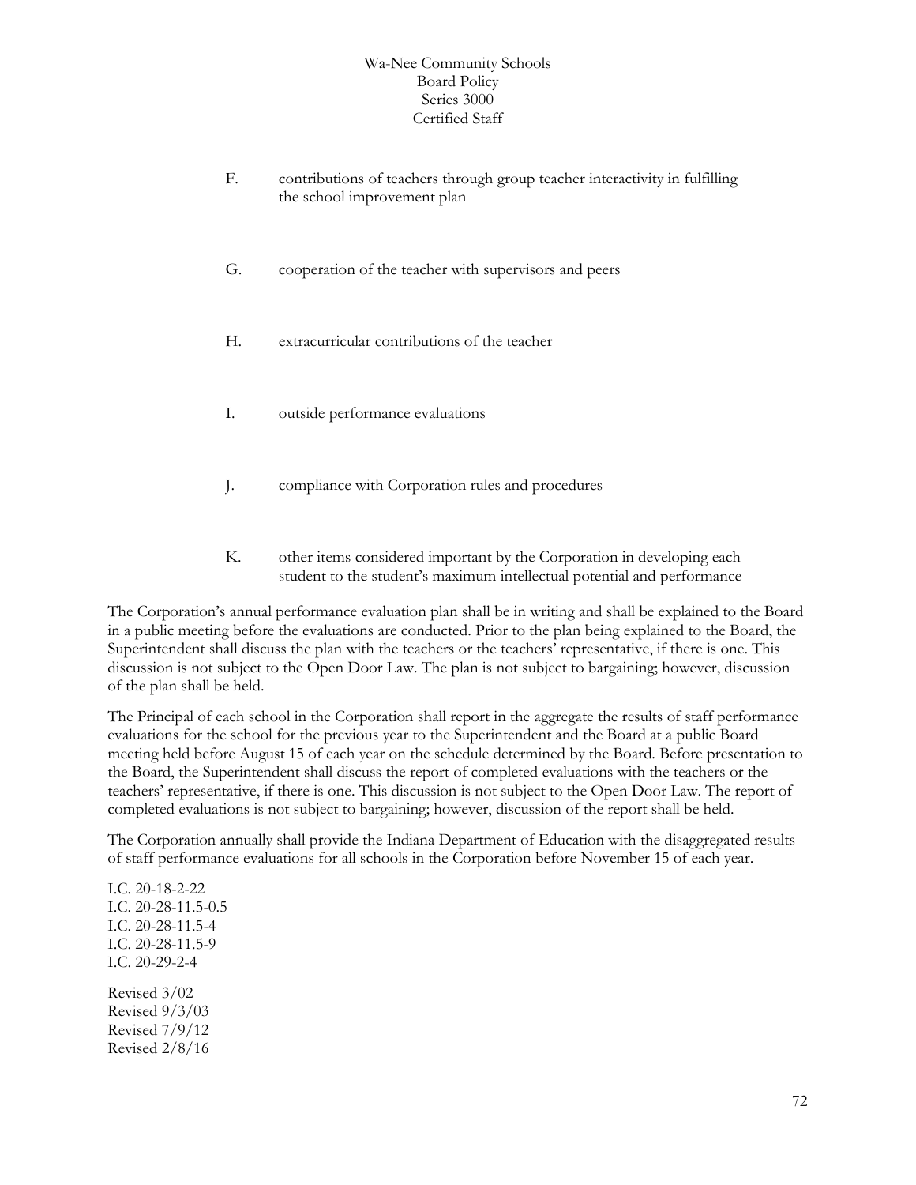F. contributions of teachers through group teacher interactivity in fulfilling the school improvement plan

G. cooperation of the teacher with supervisors and peers

H. extracurricular contributions of the teacher

I. outside performance evaluations

J. compliance with Corporation rules and procedures

K. other items considered important by the Corporation in developing each student to the student's maximum intellectual potential and performance

The Corporation's annual performance evaluation plan shall be in writing and shall be explained to the Board in a public meeting before the evaluations are conducted. Prior to the plan being explained to the Board, the Superintendent shall discuss the plan with the teachers or the teachers' representative, if there is one. This discussion is not subject to the Open Door Law. The plan is not subject to bargaining; however, discussion of the plan shall be held.

The Principal of each school in the Corporation shall report in the aggregate the results of staff performance evaluations for the school for the previous year to the Superintendent and the Board at a public Board meeting held before August 15 of each year on the schedule determined by the Board. Before presentation to the Board, the Superintendent shall discuss the report of completed evaluations with the teachers or the teachers' representative, if there is one. This discussion is not subject to the Open Door Law. The report of completed evaluations is not subject to bargaining; however, discussion of the report shall be held.

The Corporation annually shall provide the Indiana Department of Education with the disaggregated results of staff performance evaluations for all schools in the Corporation before November 15 of each year.

I.C. 20-18-2-22
I.C. 20-28-11.5-0.5
I.C. 20-28-11.5-4
I.C. 20-28-11.5-9
I.C. 20-29-2-4

Revised 3/02
Revised 9/3/03
Revised 7/9/12
Revised 2/8/16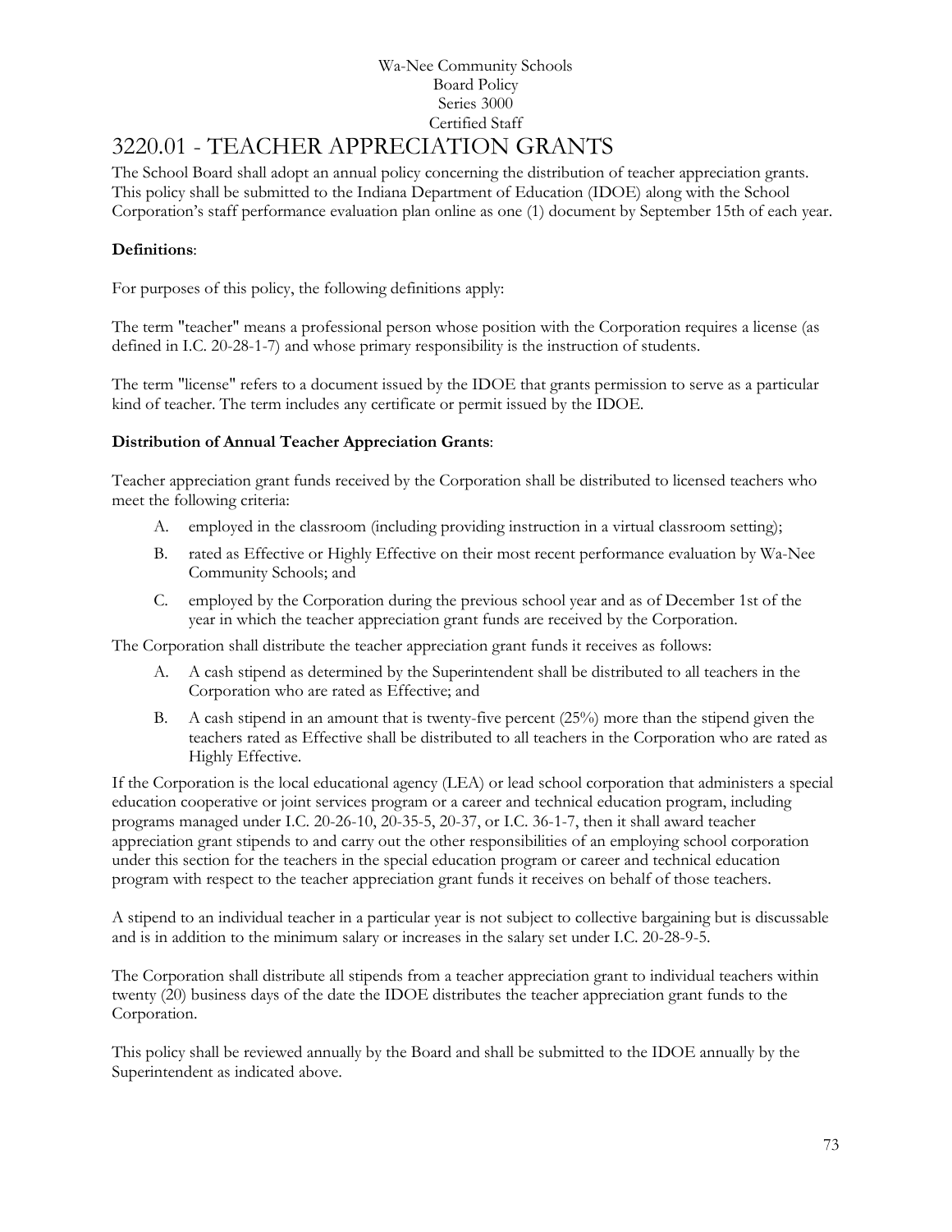Wa-Nee Community Schools
Board Policy
Series 3000
Certified Staff

# 3220.01 - TEACHER APPRECIATION GRANTS

The School Board shall adopt an annual policy concerning the distribution of teacher appreciation grants. This policy shall be submitted to the Indiana Department of Education (IDOE) along with the School Corporation's staff performance evaluation plan online as one (1) document by September 15th of each year.

**Definitions**:

For purposes of this policy, the following definitions apply:

The term "teacher" means a professional person whose position with the Corporation requires a license (as defined in I.C. 20-28-1-7) and whose primary responsibility is the instruction of students.

The term "license" refers to a document issued by the IDOE that grants permission to serve as a particular kind of teacher. The term includes any certificate or permit issued by the IDOE.

**Distribution of Annual Teacher Appreciation Grants**:

Teacher appreciation grant funds received by the Corporation shall be distributed to licensed teachers who meet the following criteria:

A. employed in the classroom (including providing instruction in a virtual classroom setting);

B. rated as Effective or Highly Effective on their most recent performance evaluation by Wa-Nee Community Schools; and

C. employed by the Corporation during the previous school year and as of December 1st of the year in which the teacher appreciation grant funds are received by the Corporation.

The Corporation shall distribute the teacher appreciation grant funds it receives as follows:

A. A cash stipend as determined by the Superintendent shall be distributed to all teachers in the Corporation who are rated as Effective; and

B. A cash stipend in an amount that is twenty-five percent (25%) more than the stipend given the teachers rated as Effective shall be distributed to all teachers in the Corporation who are rated as Highly Effective.

If the Corporation is the local educational agency (LEA) or lead school corporation that administers a special education cooperative or joint services program or a career and technical education program, including programs managed under I.C. 20-26-10, 20-35-5, 20-37, or I.C. 36-1-7, then it shall award teacher appreciation grant stipends to and carry out the other responsibilities of an employing school corporation under this section for the teachers in the special education program or career and technical education program with respect to the teacher appreciation grant funds it receives on behalf of those teachers.

A stipend to an individual teacher in a particular year is not subject to collective bargaining but is discussable and is in addition to the minimum salary or increases in the salary set under I.C. 20-28-9-5.

The Corporation shall distribute all stipends from a teacher appreciation grant to individual teachers within twenty (20) business days of the date the IDOE distributes the teacher appreciation grant funds to the Corporation.

This policy shall be reviewed annually by the Board and shall be submitted to the IDOE annually by the Superintendent as indicated above.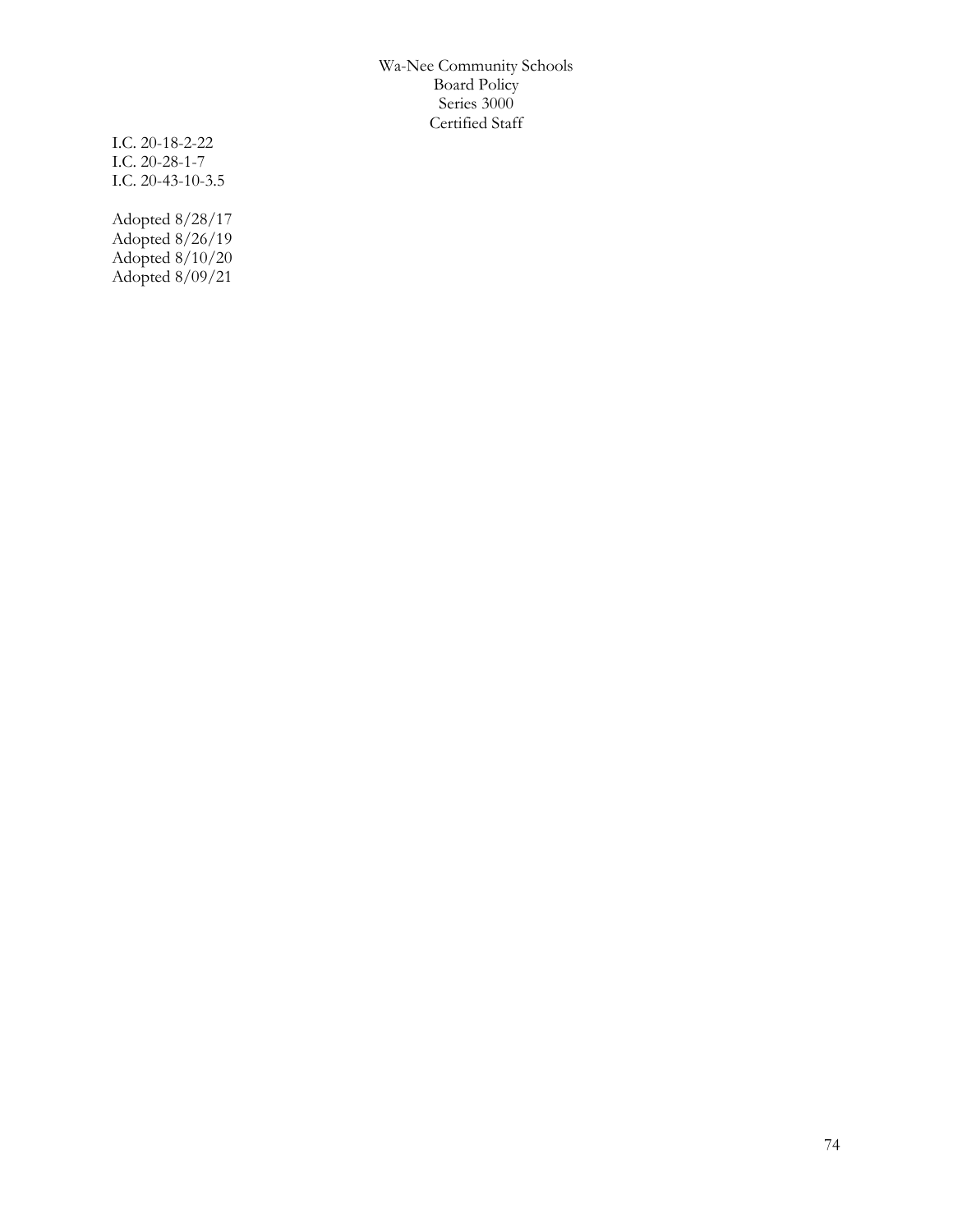I.C. 20-18-2-22
I.C. 20-28-1-7
I.C. 20-43-10-3.5

Adopted 8/28/17
Adopted 8/26/19
Adopted 8/10/20
Adopted 8/09/21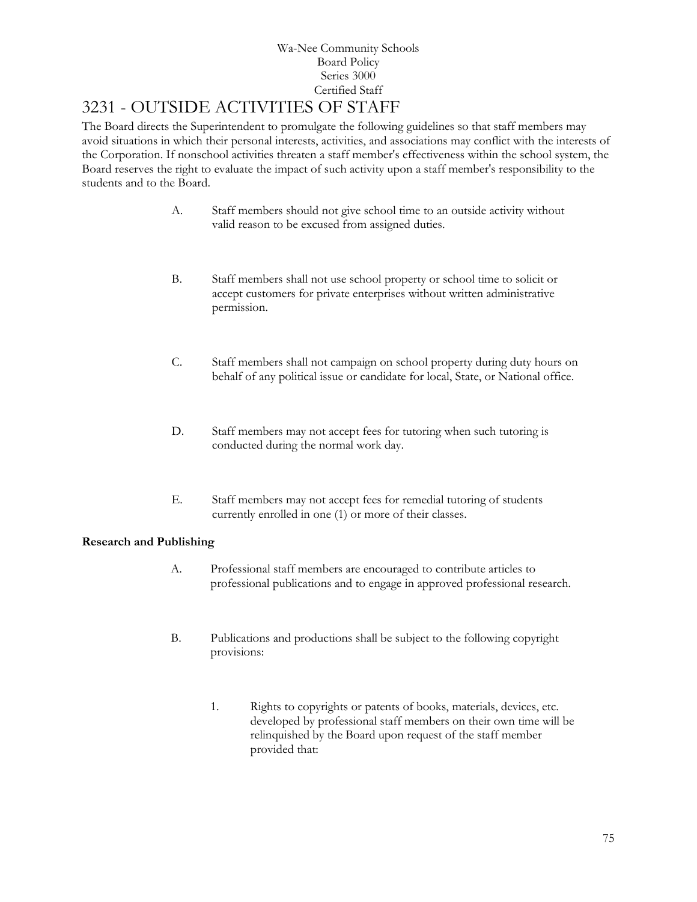Wa-Nee Community Schools
Board Policy
Series 3000
Certified Staff

# 3231 - OUTSIDE ACTIVITIES OF STAFF

The Board directs the Superintendent to promulgate the following guidelines so that staff members may avoid situations in which their personal interests, activities, and associations may conflict with the interests of the Corporation. If nonschool activities threaten a staff member's effectiveness within the school system, the Board reserves the right to evaluate the impact of such activity upon a staff member's responsibility to the students and to the Board.

A. Staff members should not give school time to an outside activity without valid reason to be excused from assigned duties.

B. Staff members shall not use school property or school time to solicit or accept customers for private enterprises without written administrative permission.

C. Staff members shall not campaign on school property during duty hours on behalf of any political issue or candidate for local, State, or National office.

D. Staff members may not accept fees for tutoring when such tutoring is conducted during the normal work day.

E. Staff members may not accept fees for remedial tutoring of students currently enrolled in one (1) or more of their classes.

**Research and Publishing**

A. Professional staff members are encouraged to contribute articles to professional publications and to engage in approved professional research.

B. Publications and productions shall be subject to the following copyright provisions:

   1. Rights to copyrights or patents of books, materials, devices, etc. developed by professional staff members on their own time will be relinquished by the Board upon request of the staff member provided that: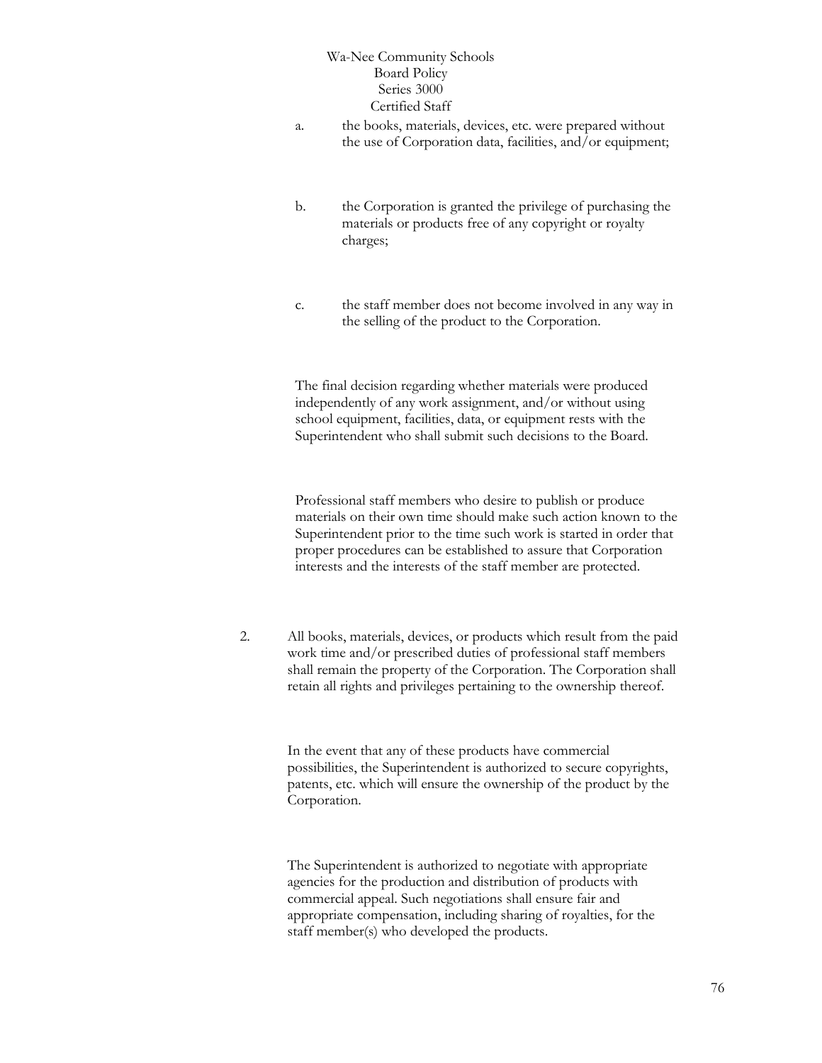a. the books, materials, devices, etc. were prepared without the use of Corporation data, facilities, and/or equipment;

b. the Corporation is granted the privilege of purchasing the materials or products free of any copyright or royalty charges;

c. the staff member does not become involved in any way in the selling of the product to the Corporation.

The final decision regarding whether materials were produced independently of any work assignment, and/or without using school equipment, facilities, data, or equipment rests with the Superintendent who shall submit such decisions to the Board.

Professional staff members who desire to publish or produce materials on their own time should make such action known to the Superintendent prior to the time such work is started in order that proper procedures can be established to assure that Corporation interests and the interests of the staff member are protected.

2. All books, materials, devices, or products which result from the paid work time and/or prescribed duties of professional staff members shall remain the property of the Corporation. The Corporation shall retain all rights and privileges pertaining to the ownership thereof.

   In the event that any of these products have commercial possibilities, the Superintendent is authorized to secure copyrights, patents, etc. which will ensure the ownership of the product by the Corporation.

   The Superintendent is authorized to negotiate with appropriate agencies for the production and distribution of products with commercial appeal. Such negotiations shall ensure fair and appropriate compensation, including sharing of royalties, for the staff member(s) who developed the products.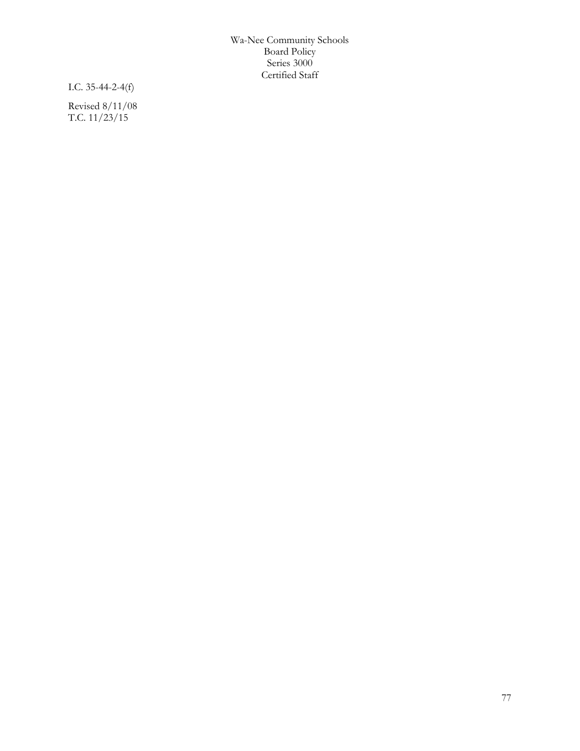I.C. 35-44-2-4(f)

Revised 8/11/08
T.C. 11/23/15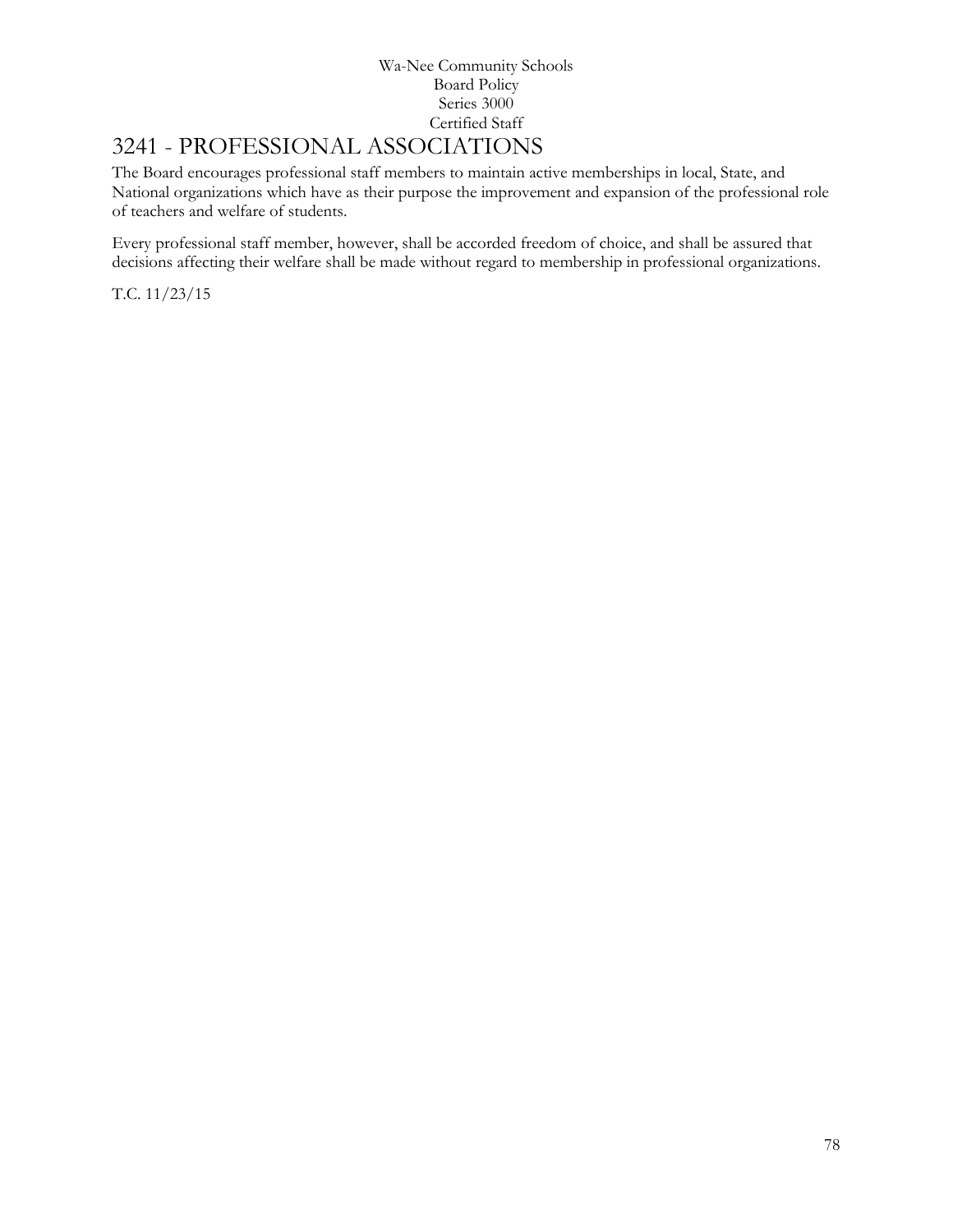# 3241 - PROFESSIONAL ASSOCIATIONS

The Board encourages professional staff members to maintain active memberships in local, State, and National organizations which have as their purpose the improvement and expansion of the professional role of teachers and welfare of students.

Every professional staff member, however, shall be accorded freedom of choice, and shall be assured that decisions affecting their welfare shall be made without regard to membership in professional organizations.

T.C. 11/23/15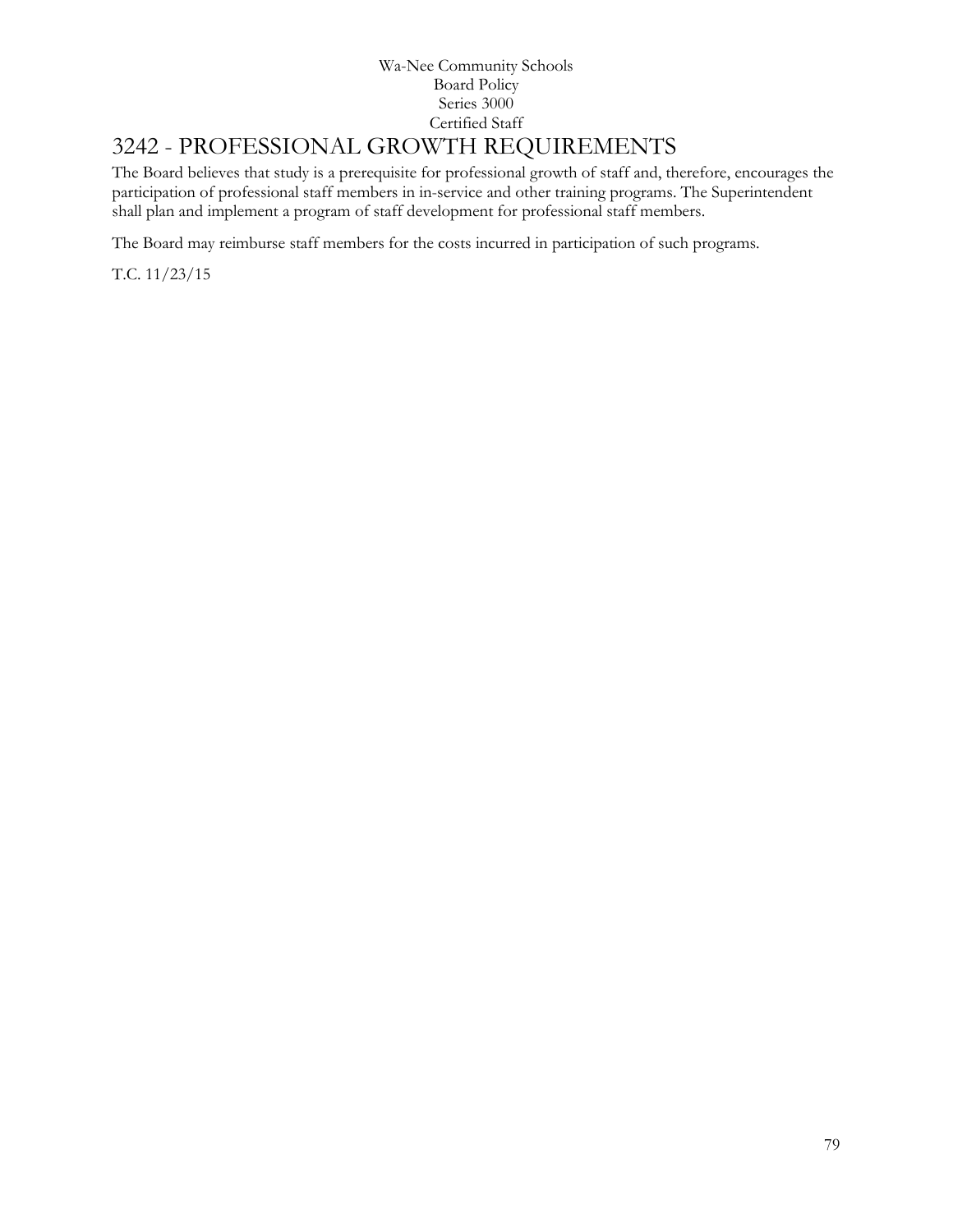Wa-Nee Community Schools
Board Policy
Series 3000
Certified Staff

# 3242 - PROFESSIONAL GROWTH REQUIREMENTS

The Board believes that study is a prerequisite for professional growth of staff and, therefore, encourages the participation of professional staff members in in-service and other training programs. The Superintendent shall plan and implement a program of staff development for professional staff members.

The Board may reimburse staff members for the costs incurred in participation of such programs.

T.C. 11/23/15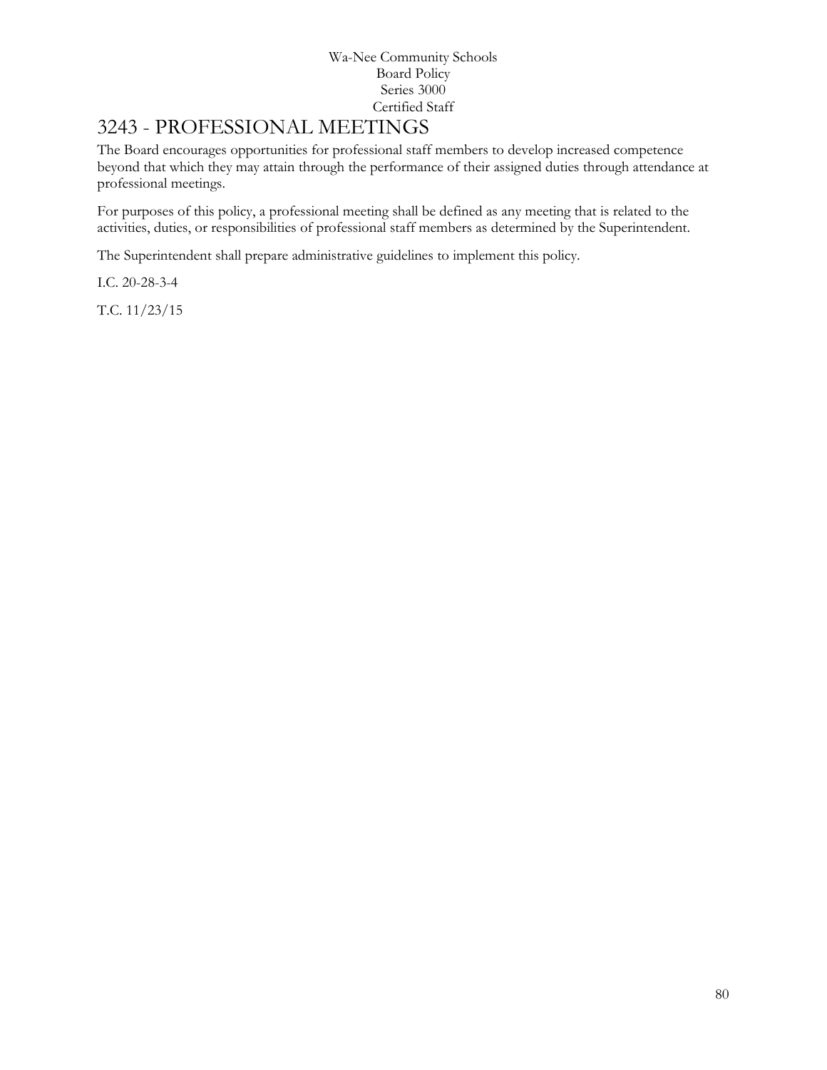Wa-Nee Community Schools
Board Policy
Series 3000
Certified Staff

# 3243 - PROFESSIONAL MEETINGS

The Board encourages opportunities for professional staff members to develop increased competence beyond that which they may attain through the performance of their assigned duties through attendance at professional meetings.

For purposes of this policy, a professional meeting shall be defined as any meeting that is related to the activities, duties, or responsibilities of professional staff members as determined by the Superintendent.

The Superintendent shall prepare administrative guidelines to implement this policy.

I.C. 20-28-3-4

T.C. 11/23/15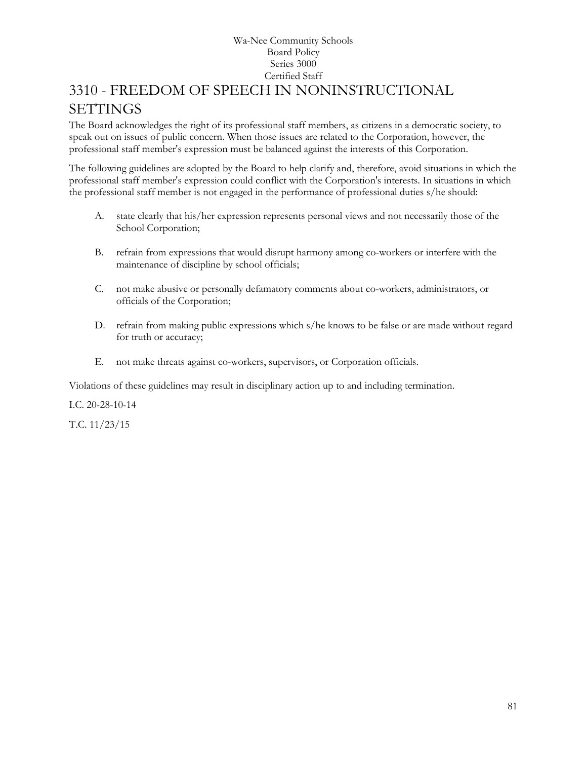# 3310 - FREEDOM OF SPEECH IN NONINSTRUCTIONAL SETTINGS

The Board acknowledges the right of its professional staff members, as citizens in a democratic society, to speak out on issues of public concern. When those issues are related to the Corporation, however, the professional staff member's expression must be balanced against the interests of this Corporation.

The following guidelines are adopted by the Board to help clarify and, therefore, avoid situations in which the professional staff member's expression could conflict with the Corporation's interests. In situations in which the professional staff member is not engaged in the performance of professional duties s/he should:

A. state clearly that his/her expression represents personal views and not necessarily those of the School Corporation;

B. refrain from expressions that would disrupt harmony among co-workers or interfere with the maintenance of discipline by school officials;

C. not make abusive or personally defamatory comments about co-workers, administrators, or officials of the Corporation;

D. refrain from making public expressions which s/he knows to be false or are made without regard for truth or accuracy;

E. not make threats against co-workers, supervisors, or Corporation officials.

Violations of these guidelines may result in disciplinary action up to and including termination.

I.C. 20-28-10-14

T.C. 11/23/15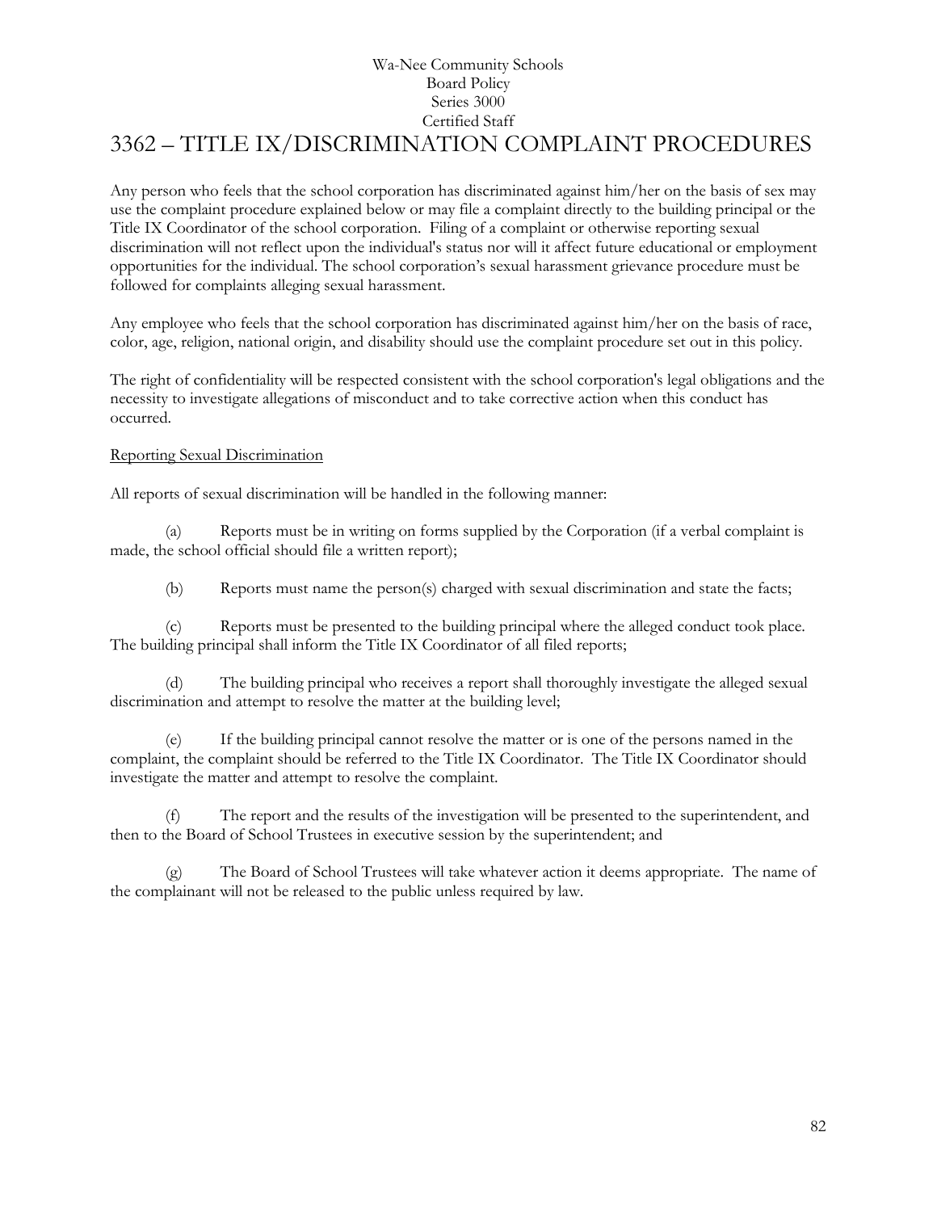Wa-Nee Community Schools
Board Policy
Series 3000
Certified Staff

# 3362 – TITLE IX/DISCRIMINATION COMPLAINT PROCEDURES

Any person who feels that the school corporation has discriminated against him/her on the basis of sex may use the complaint procedure explained below or may file a complaint directly to the building principal or the Title IX Coordinator of the school corporation. Filing of a complaint or otherwise reporting sexual discrimination will not reflect upon the individual's status nor will it affect future educational or employment opportunities for the individual. The school corporation's sexual harassment grievance procedure must be followed for complaints alleging sexual harassment.

Any employee who feels that the school corporation has discriminated against him/her on the basis of race, color, age, religion, national origin, and disability should use the complaint procedure set out in this policy.

The right of confidentiality will be respected consistent with the school corporation's legal obligations and the necessity to investigate allegations of misconduct and to take corrective action when this conduct has occurred.

Reporting Sexual Discrimination

All reports of sexual discrimination will be handled in the following manner:

(a) Reports must be in writing on forms supplied by the Corporation (if a verbal complaint is made, the school official should file a written report);

(b) Reports must name the person(s) charged with sexual discrimination and state the facts;

(c) Reports must be presented to the building principal where the alleged conduct took place. The building principal shall inform the Title IX Coordinator of all filed reports;

(d) The building principal who receives a report shall thoroughly investigate the alleged sexual discrimination and attempt to resolve the matter at the building level;

(e) If the building principal cannot resolve the matter or is one of the persons named in the complaint, the complaint should be referred to the Title IX Coordinator. The Title IX Coordinator should investigate the matter and attempt to resolve the complaint.

(f) The report and the results of the investigation will be presented to the superintendent, and then to the Board of School Trustees in executive session by the superintendent; and

(g) The Board of School Trustees will take whatever action it deems appropriate. The name of the complainant will not be released to the public unless required by law.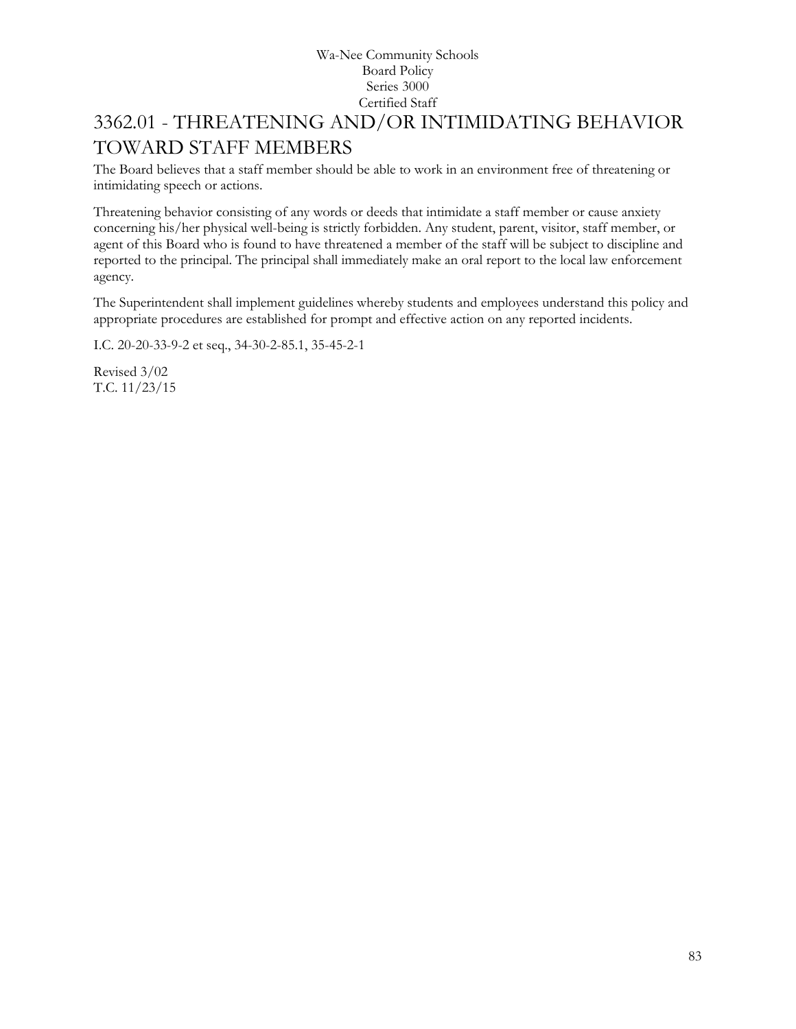# 3362.01 - THREATENING AND/OR INTIMIDATING BEHAVIOR TOWARD STAFF MEMBERS

The Board believes that a staff member should be able to work in an environment free of threatening or intimidating speech or actions.

Threatening behavior consisting of any words or deeds that intimidate a staff member or cause anxiety concerning his/her physical well-being is strictly forbidden. Any student, parent, visitor, staff member, or agent of this Board who is found to have threatened a member of the staff will be subject to discipline and reported to the principal. The principal shall immediately make an oral report to the local law enforcement agency.

The Superintendent shall implement guidelines whereby students and employees understand this policy and appropriate procedures are established for prompt and effective action on any reported incidents.

I.C. 20-20-33-9-2 et seq., 34-30-2-85.1, 35-45-2-1

Revised 3/02
T.C. 11/23/15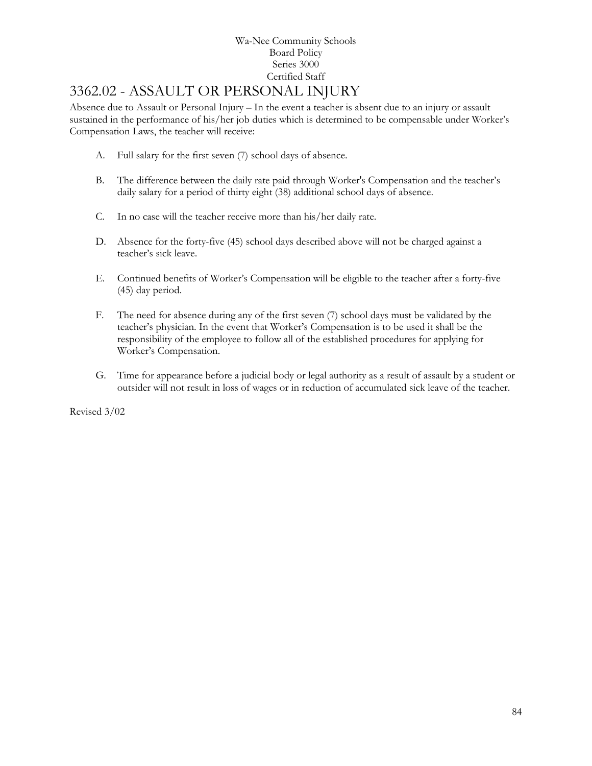Wa-Nee Community Schools
Board Policy
Series 3000
Certified Staff

# 3362.02 - ASSAULT OR PERSONAL INJURY

Absence due to Assault or Personal Injury – In the event a teacher is absent due to an injury or assault sustained in the performance of his/her job duties which is determined to be compensable under Worker's Compensation Laws, the teacher will receive:

A. Full salary for the first seven (7) school days of absence.

B. The difference between the daily rate paid through Worker's Compensation and the teacher's daily salary for a period of thirty eight (38) additional school days of absence.

C. In no case will the teacher receive more than his/her daily rate.

D. Absence for the forty-five (45) school days described above will not be charged against a teacher's sick leave.

E. Continued benefits of Worker's Compensation will be eligible to the teacher after a forty-five (45) day period.

F. The need for absence during any of the first seven (7) school days must be validated by the teacher's physician. In the event that Worker's Compensation is to be used it shall be the responsibility of the employee to follow all of the established procedures for applying for Worker's Compensation.

G. Time for appearance before a judicial body or legal authority as a result of assault by a student or outsider will not result in loss of wages or in reduction of accumulated sick leave of the teacher.

Revised 3/02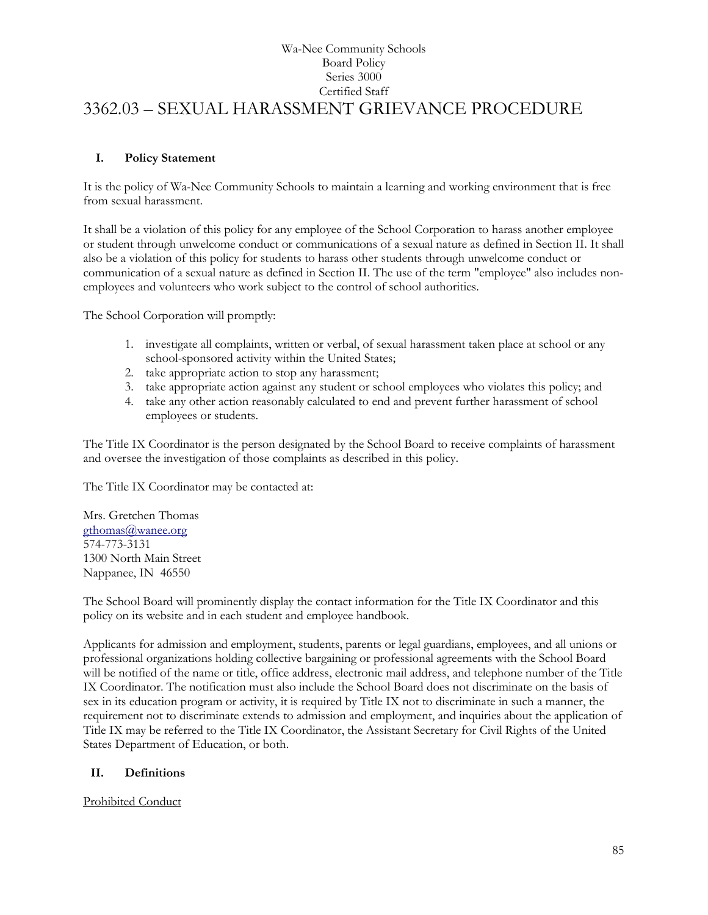Wa-Nee Community Schools
Board Policy
Series 3000
Certified Staff

# 3362.03 – SEXUAL HARASSMENT GRIEVANCE PROCEDURE

## I. Policy Statement

It is the policy of Wa-Nee Community Schools to maintain a learning and working environment that is free from sexual harassment.

It shall be a violation of this policy for any employee of the School Corporation to harass another employee or student through unwelcome conduct or communications of a sexual nature as defined in Section II. It shall also be a violation of this policy for students to harass other students through unwelcome conduct or communication of a sexual nature as defined in Section II. The use of the term "employee" also includes non-employees and volunteers who work subject to the control of school authorities.

The School Corporation will promptly:

1. investigate all complaints, written or verbal, of sexual harassment taken place at school or any school-sponsored activity within the United States;
2. take appropriate action to stop any harassment;
3. take appropriate action against any student or school employees who violates this policy; and
4. take any other action reasonably calculated to end and prevent further harassment of school employees or students.

The Title IX Coordinator is the person designated by the School Board to receive complaints of harassment and oversee the investigation of those complaints as described in this policy.

The Title IX Coordinator may be contacted at:

Mrs. Gretchen Thomas
gthomas@wanee.org
574-773-3131
1300 North Main Street
Nappanee, IN 46550

The School Board will prominently display the contact information for the Title IX Coordinator and this policy on its website and in each student and employee handbook.

Applicants for admission and employment, students, parents or legal guardians, employees, and all unions or professional organizations holding collective bargaining or professional agreements with the School Board will be notified of the name or title, office address, electronic mail address, and telephone number of the Title IX Coordinator. The notification must also include the School Board does not discriminate on the basis of sex in its education program or activity, it is required by Title IX not to discriminate in such a manner, the requirement not to discriminate extends to admission and employment, and inquiries about the application of Title IX may be referred to the Title IX Coordinator, the Assistant Secretary for Civil Rights of the United States Department of Education, or both.

## II. Definitions

Prohibited Conduct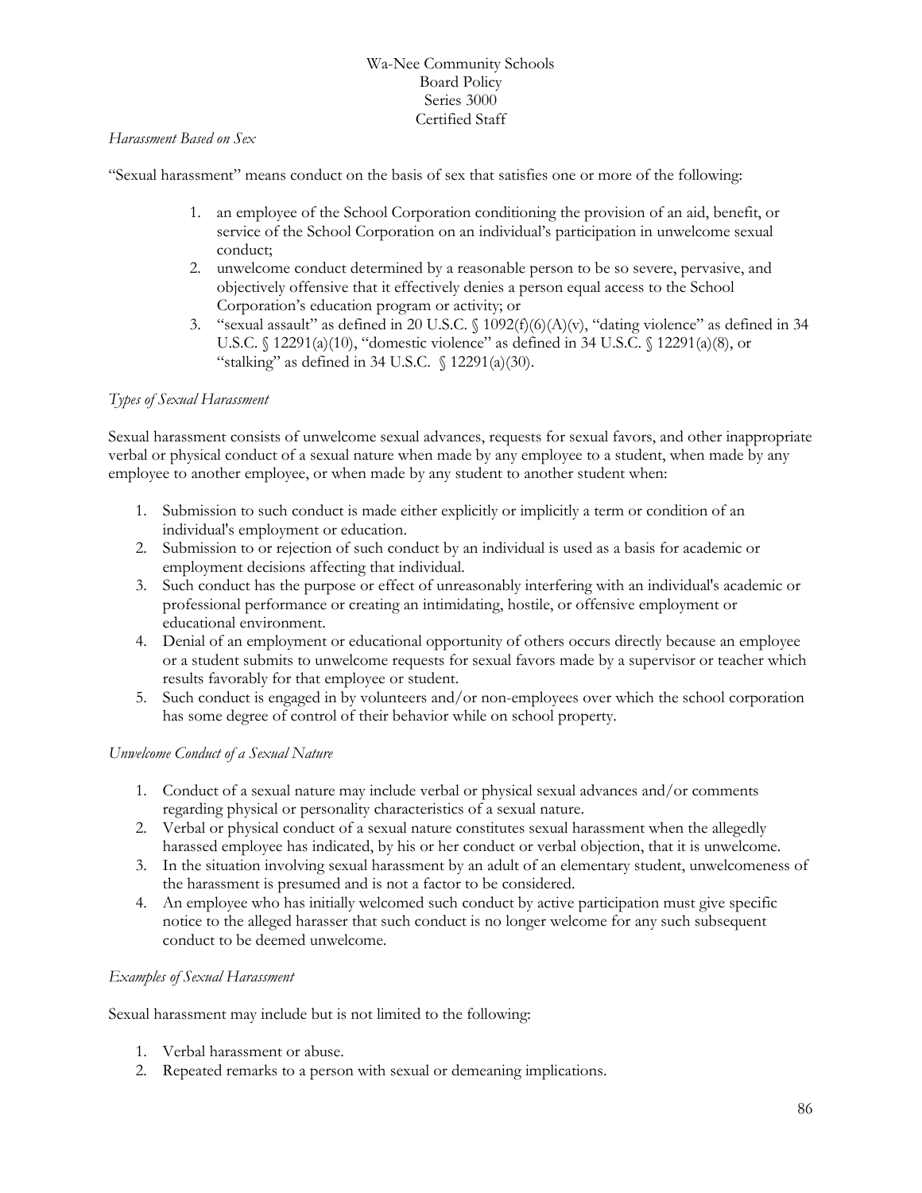*Harassment Based on Sex*

"Sexual harassment" means conduct on the basis of sex that satisfies one or more of the following:

1. an employee of the School Corporation conditioning the provision of an aid, benefit, or service of the School Corporation on an individual's participation in unwelcome sexual conduct;
2. unwelcome conduct determined by a reasonable person to be so severe, pervasive, and objectively offensive that it effectively denies a person equal access to the School Corporation's education program or activity; or
3. "sexual assault" as defined in 20 U.S.C. § 1092(f)(6)(A)(v), "dating violence" as defined in 34 U.S.C. § 12291(a)(10), "domestic violence" as defined in 34 U.S.C. § 12291(a)(8), or "stalking" as defined in 34 U.S.C. § 12291(a)(30).

*Types of Sexual Harassment*

Sexual harassment consists of unwelcome sexual advances, requests for sexual favors, and other inappropriate verbal or physical conduct of a sexual nature when made by any employee to a student, when made by any employee to another employee, or when made by any student to another student when:

1. Submission to such conduct is made either explicitly or implicitly a term or condition of an individual's employment or education.
2. Submission to or rejection of such conduct by an individual is used as a basis for academic or employment decisions affecting that individual.
3. Such conduct has the purpose or effect of unreasonably interfering with an individual's academic or professional performance or creating an intimidating, hostile, or offensive employment or educational environment.
4. Denial of an employment or educational opportunity of others occurs directly because an employee or a student submits to unwelcome requests for sexual favors made by a supervisor or teacher which results favorably for that employee or student.
5. Such conduct is engaged in by volunteers and/or non-employees over which the school corporation has some degree of control of their behavior while on school property.

*Unwelcome Conduct of a Sexual Nature*

1. Conduct of a sexual nature may include verbal or physical sexual advances and/or comments regarding physical or personality characteristics of a sexual nature.
2. Verbal or physical conduct of a sexual nature constitutes sexual harassment when the allegedly harassed employee has indicated, by his or her conduct or verbal objection, that it is unwelcome.
3. In the situation involving sexual harassment by an adult of an elementary student, unwelcomeness of the harassment is presumed and is not a factor to be considered.
4. An employee who has initially welcomed such conduct by active participation must give specific notice to the alleged harasser that such conduct is no longer welcome for any such subsequent conduct to be deemed unwelcome.

*Examples of Sexual Harassment*

Sexual harassment may include but is not limited to the following:

1. Verbal harassment or abuse.
2. Repeated remarks to a person with sexual or demeaning implications.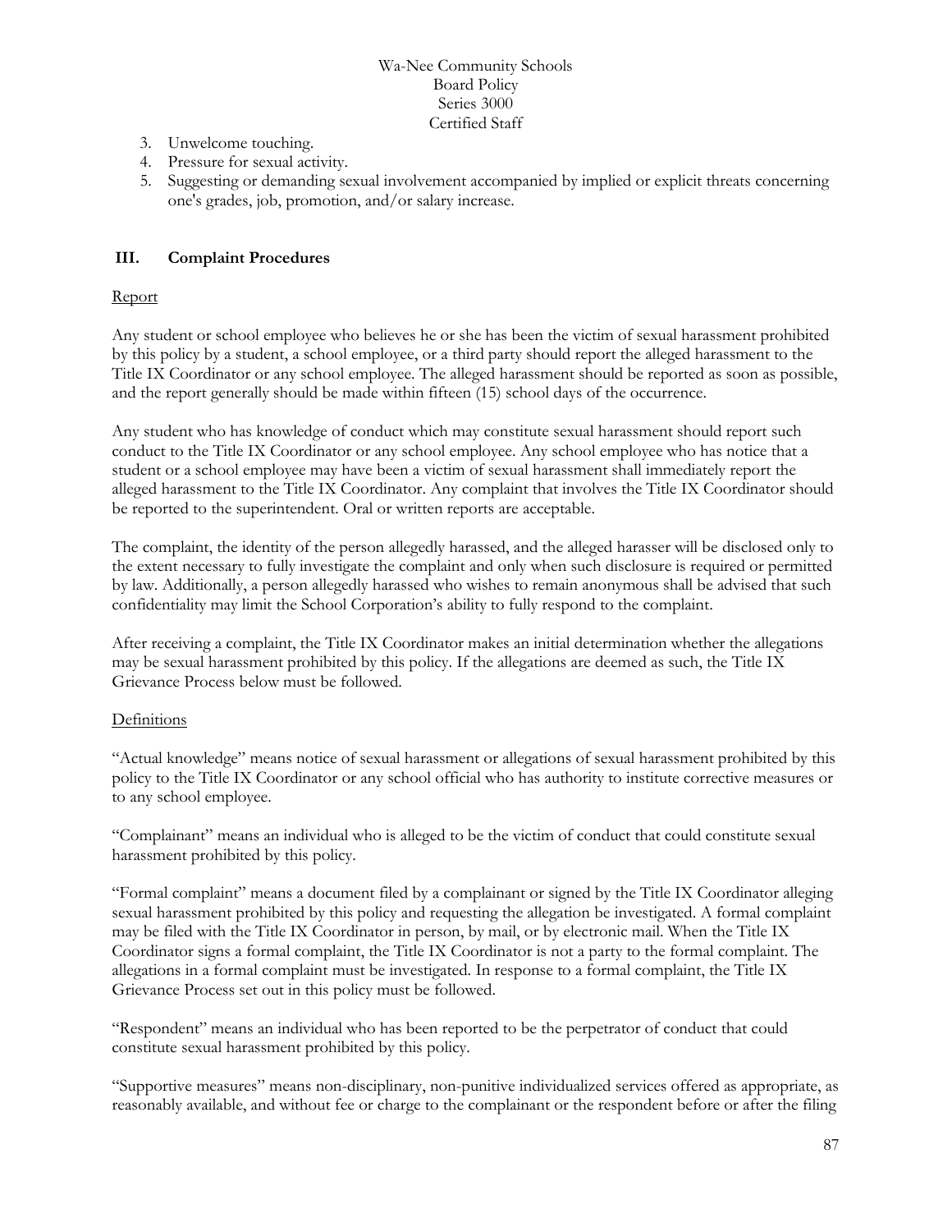3. Unwelcome touching.
4. Pressure for sexual activity.
5. Suggesting or demanding sexual involvement accompanied by implied or explicit threats concerning one's grades, job, promotion, and/or salary increase.

## III. Complaint Procedures

Report

Any student or school employee who believes he or she has been the victim of sexual harassment prohibited by this policy by a student, a school employee, or a third party should report the alleged harassment to the Title IX Coordinator or any school employee. The alleged harassment should be reported as soon as possible, and the report generally should be made within fifteen (15) school days of the occurrence.

Any student who has knowledge of conduct which may constitute sexual harassment should report such conduct to the Title IX Coordinator or any school employee. Any school employee who has notice that a student or a school employee may have been a victim of sexual harassment shall immediately report the alleged harassment to the Title IX Coordinator. Any complaint that involves the Title IX Coordinator should be reported to the superintendent. Oral or written reports are acceptable.

The complaint, the identity of the person allegedly harassed, and the alleged harasser will be disclosed only to the extent necessary to fully investigate the complaint and only when such disclosure is required or permitted by law. Additionally, a person allegedly harassed who wishes to remain anonymous shall be advised that such confidentiality may limit the School Corporation's ability to fully respond to the complaint.

After receiving a complaint, the Title IX Coordinator makes an initial determination whether the allegations may be sexual harassment prohibited by this policy. If the allegations are deemed as such, the Title IX Grievance Process below must be followed.

Definitions

"Actual knowledge" means notice of sexual harassment or allegations of sexual harassment prohibited by this policy to the Title IX Coordinator or any school official who has authority to institute corrective measures or to any school employee.

"Complainant" means an individual who is alleged to be the victim of conduct that could constitute sexual harassment prohibited by this policy.

"Formal complaint" means a document filed by a complainant or signed by the Title IX Coordinator alleging sexual harassment prohibited by this policy and requesting the allegation be investigated. A formal complaint may be filed with the Title IX Coordinator in person, by mail, or by electronic mail. When the Title IX Coordinator signs a formal complaint, the Title IX Coordinator is not a party to the formal complaint. The allegations in a formal complaint must be investigated. In response to a formal complaint, the Title IX Grievance Process set out in this policy must be followed.

"Respondent" means an individual who has been reported to be the perpetrator of conduct that could constitute sexual harassment prohibited by this policy.

"Supportive measures" means non-disciplinary, non-punitive individualized services offered as appropriate, as reasonably available, and without fee or charge to the complainant or the respondent before or after the filing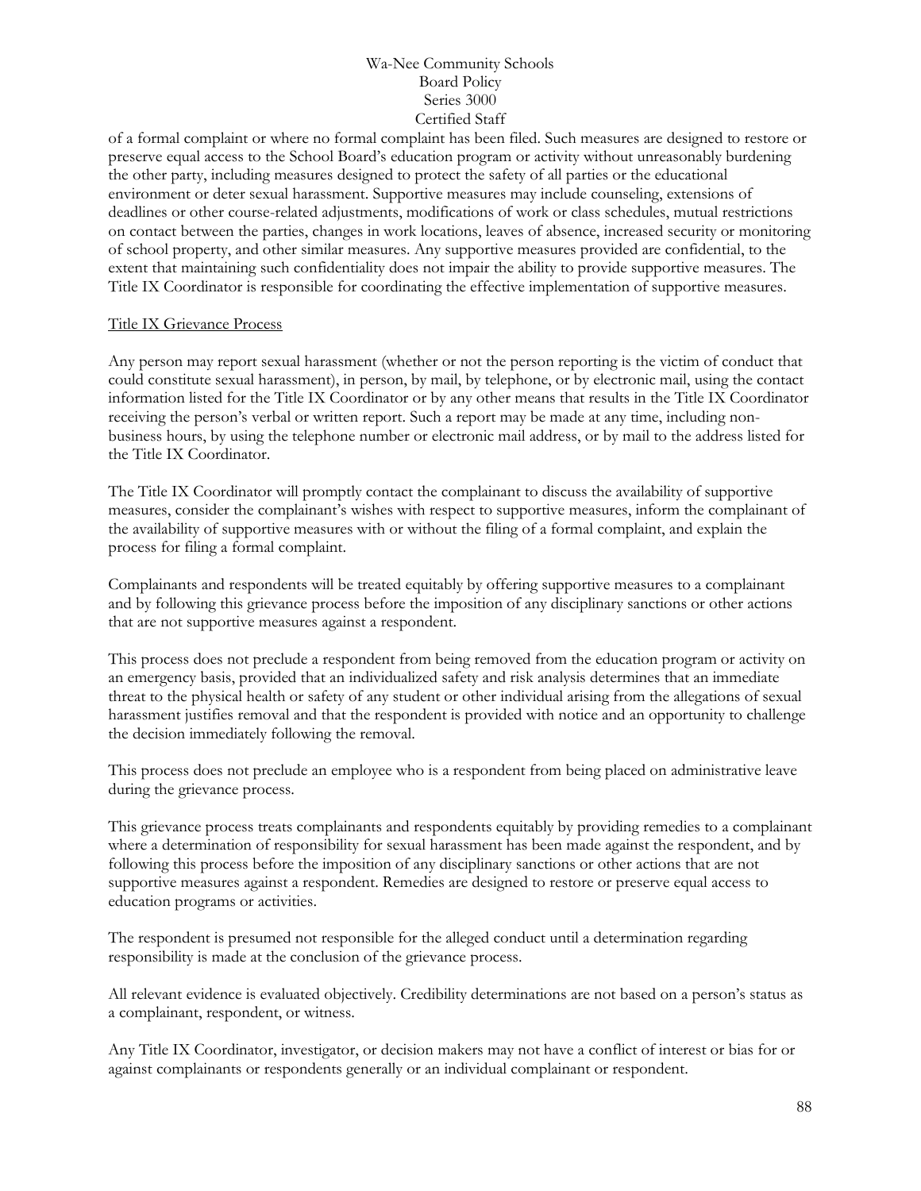of a formal complaint or where no formal complaint has been filed. Such measures are designed to restore or preserve equal access to the School Board's education program or activity without unreasonably burdening the other party, including measures designed to protect the safety of all parties or the educational environment or deter sexual harassment. Supportive measures may include counseling, extensions of deadlines or other course-related adjustments, modifications of work or class schedules, mutual restrictions on contact between the parties, changes in work locations, leaves of absence, increased security or monitoring of school property, and other similar measures. Any supportive measures provided are confidential, to the extent that maintaining such confidentiality does not impair the ability to provide supportive measures. The Title IX Coordinator is responsible for coordinating the effective implementation of supportive measures.

Title IX Grievance Process

Any person may report sexual harassment (whether or not the person reporting is the victim of conduct that could constitute sexual harassment), in person, by mail, by telephone, or by electronic mail, using the contact information listed for the Title IX Coordinator or by any other means that results in the Title IX Coordinator receiving the person's verbal or written report. Such a report may be made at any time, including non-business hours, by using the telephone number or electronic mail address, or by mail to the address listed for the Title IX Coordinator.

The Title IX Coordinator will promptly contact the complainant to discuss the availability of supportive measures, consider the complainant's wishes with respect to supportive measures, inform the complainant of the availability of supportive measures with or without the filing of a formal complaint, and explain the process for filing a formal complaint.

Complainants and respondents will be treated equitably by offering supportive measures to a complainant and by following this grievance process before the imposition of any disciplinary sanctions or other actions that are not supportive measures against a respondent.

This process does not preclude a respondent from being removed from the education program or activity on an emergency basis, provided that an individualized safety and risk analysis determines that an immediate threat to the physical health or safety of any student or other individual arising from the allegations of sexual harassment justifies removal and that the respondent is provided with notice and an opportunity to challenge the decision immediately following the removal.

This process does not preclude an employee who is a respondent from being placed on administrative leave during the grievance process.

This grievance process treats complainants and respondents equitably by providing remedies to a complainant where a determination of responsibility for sexual harassment has been made against the respondent, and by following this process before the imposition of any disciplinary sanctions or other actions that are not supportive measures against a respondent. Remedies are designed to restore or preserve equal access to education programs or activities.

The respondent is presumed not responsible for the alleged conduct until a determination regarding responsibility is made at the conclusion of the grievance process.

All relevant evidence is evaluated objectively. Credibility determinations are not based on a person's status as a complainant, respondent, or witness.

Any Title IX Coordinator, investigator, or decision makers may not have a conflict of interest or bias for or against complainants or respondents generally or an individual complainant or respondent.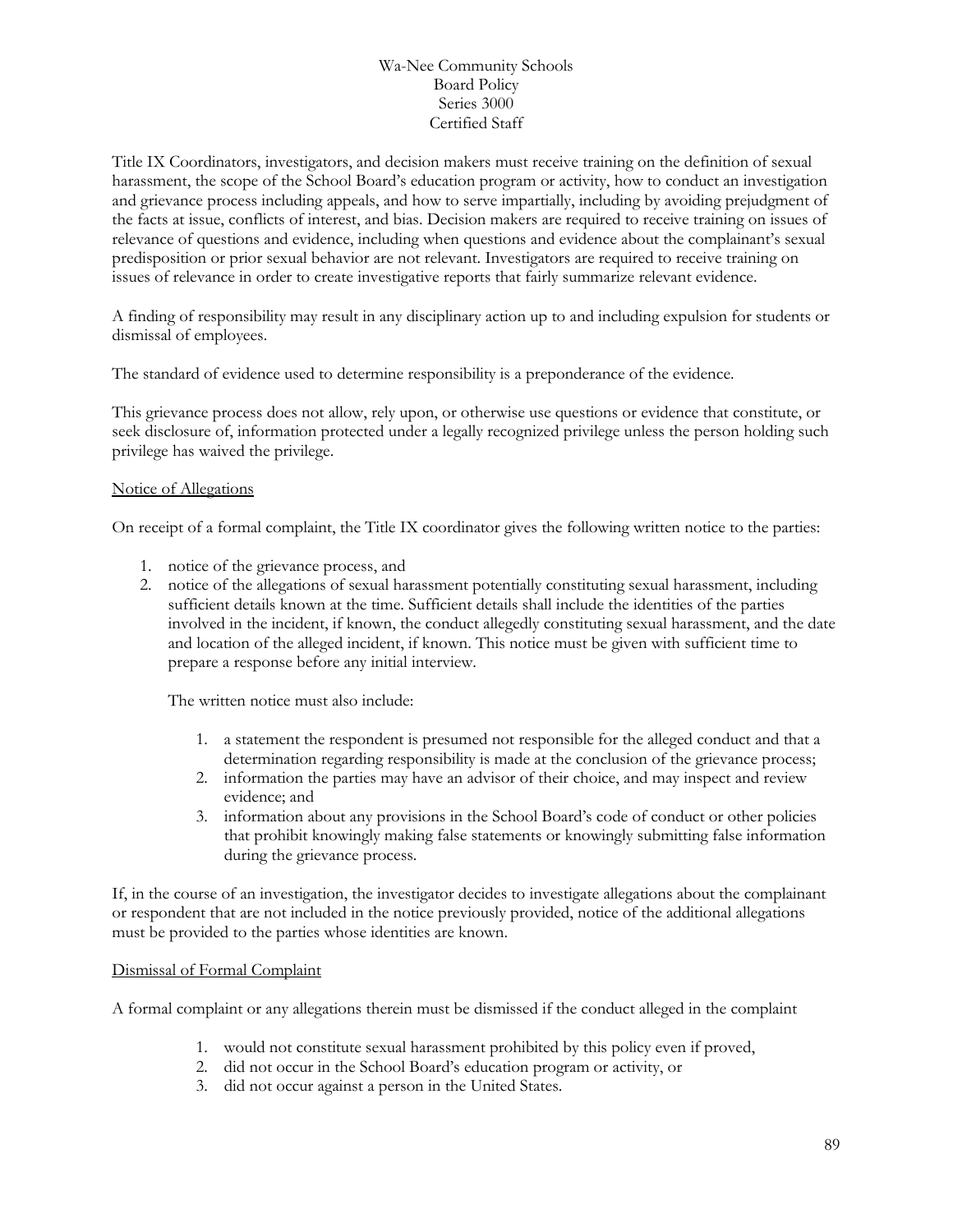Title IX Coordinators, investigators, and decision makers must receive training on the definition of sexual harassment, the scope of the School Board's education program or activity, how to conduct an investigation and grievance process including appeals, and how to serve impartially, including by avoiding prejudgment of the facts at issue, conflicts of interest, and bias. Decision makers are required to receive training on issues of relevance of questions and evidence, including when questions and evidence about the complainant's sexual predisposition or prior sexual behavior are not relevant. Investigators are required to receive training on issues of relevance in order to create investigative reports that fairly summarize relevant evidence.

A finding of responsibility may result in any disciplinary action up to and including expulsion for students or dismissal of employees.

The standard of evidence used to determine responsibility is a preponderance of the evidence.

This grievance process does not allow, rely upon, or otherwise use questions or evidence that constitute, or seek disclosure of, information protected under a legally recognized privilege unless the person holding such privilege has waived the privilege.

Notice of Allegations

On receipt of a formal complaint, the Title IX coordinator gives the following written notice to the parties:

1. notice of the grievance process, and
2. notice of the allegations of sexual harassment potentially constituting sexual harassment, including sufficient details known at the time. Sufficient details shall include the identities of the parties involved in the incident, if known, the conduct allegedly constituting sexual harassment, and the date and location of the alleged incident, if known. This notice must be given with sufficient time to prepare a response before any initial interview.

   The written notice must also include:

   1. a statement the respondent is presumed not responsible for the alleged conduct and that a determination regarding responsibility is made at the conclusion of the grievance process;
   2. information the parties may have an advisor of their choice, and may inspect and review evidence; and
   3. information about any provisions in the School Board's code of conduct or other policies that prohibit knowingly making false statements or knowingly submitting false information during the grievance process.

If, in the course of an investigation, the investigator decides to investigate allegations about the complainant or respondent that are not included in the notice previously provided, notice of the additional allegations must be provided to the parties whose identities are known.

Dismissal of Formal Complaint

A formal complaint or any allegations therein must be dismissed if the conduct alleged in the complaint

1. would not constitute sexual harassment prohibited by this policy even if proved,
2. did not occur in the School Board's education program or activity, or
3. did not occur against a person in the United States.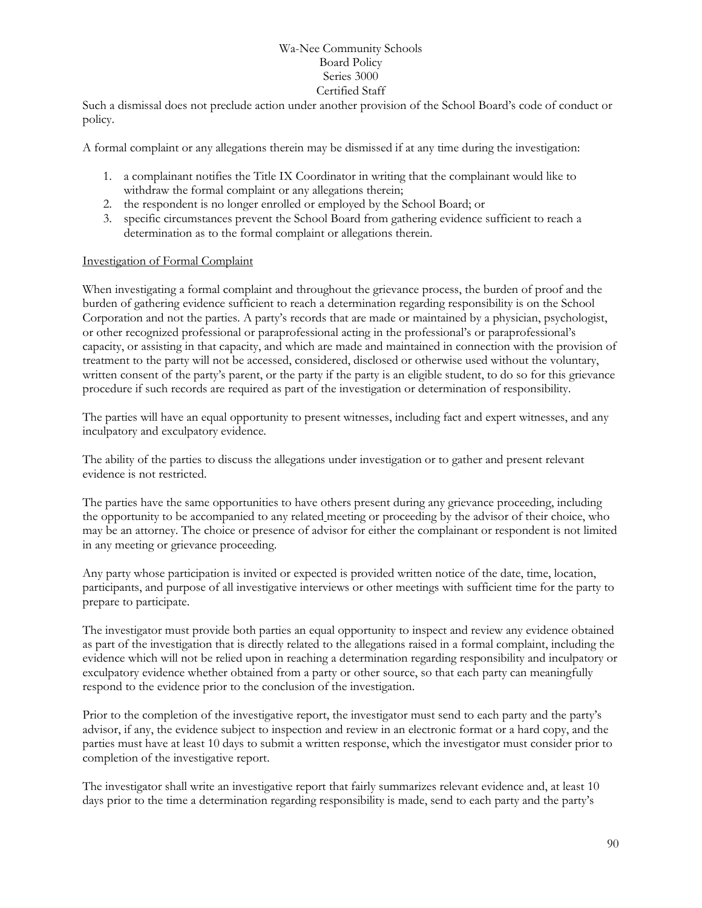Such a dismissal does not preclude action under another provision of the School Board's code of conduct or policy.

A formal complaint or any allegations therein may be dismissed if at any time during the investigation:

1. a complainant notifies the Title IX Coordinator in writing that the complainant would like to withdraw the formal complaint or any allegations therein;
2. the respondent is no longer enrolled or employed by the School Board; or
3. specific circumstances prevent the School Board from gathering evidence sufficient to reach a determination as to the formal complaint or allegations therein.

Investigation of Formal Complaint

When investigating a formal complaint and throughout the grievance process, the burden of proof and the burden of gathering evidence sufficient to reach a determination regarding responsibility is on the School Corporation and not the parties. A party's records that are made or maintained by a physician, psychologist, or other recognized professional or paraprofessional acting in the professional's or paraprofessional's capacity, or assisting in that capacity, and which are made and maintained in connection with the provision of treatment to the party will not be accessed, considered, disclosed or otherwise used without the voluntary, written consent of the party's parent, or the party if the party is an eligible student, to do so for this grievance procedure if such records are required as part of the investigation or determination of responsibility.

The parties will have an equal opportunity to present witnesses, including fact and expert witnesses, and any inculpatory and exculpatory evidence.

The ability of the parties to discuss the allegations under investigation or to gather and present relevant evidence is not restricted.

The parties have the same opportunities to have others present during any grievance proceeding, including the opportunity to be accompanied to any related meeting or proceeding by the advisor of their choice, who may be an attorney. The choice or presence of advisor for either the complainant or respondent is not limited in any meeting or grievance proceeding.

Any party whose participation is invited or expected is provided written notice of the date, time, location, participants, and purpose of all investigative interviews or other meetings with sufficient time for the party to prepare to participate.

The investigator must provide both parties an equal opportunity to inspect and review any evidence obtained as part of the investigation that is directly related to the allegations raised in a formal complaint, including the evidence which will not be relied upon in reaching a determination regarding responsibility and inculpatory or exculpatory evidence whether obtained from a party or other source, so that each party can meaningfully respond to the evidence prior to the conclusion of the investigation.

Prior to the completion of the investigative report, the investigator must send to each party and the party's advisor, if any, the evidence subject to inspection and review in an electronic format or a hard copy, and the parties must have at least 10 days to submit a written response, which the investigator must consider prior to completion of the investigative report.

The investigator shall write an investigative report that fairly summarizes relevant evidence and, at least 10 days prior to the time a determination regarding responsibility is made, send to each party and the party's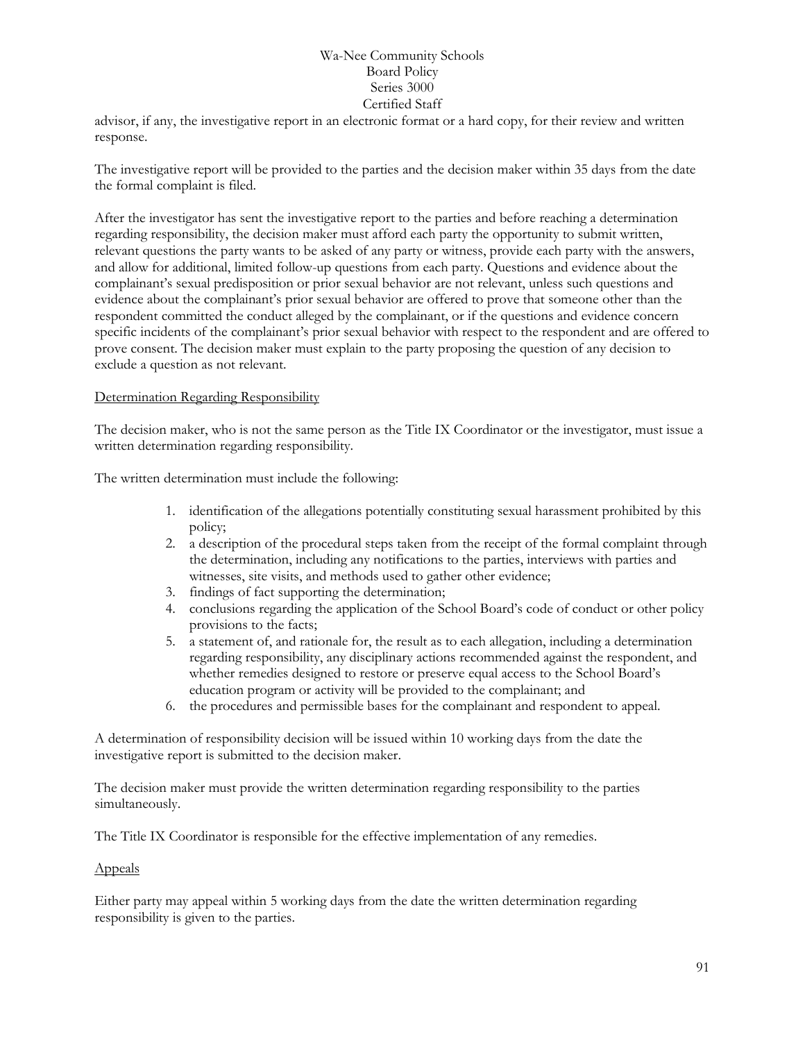advisor, if any, the investigative report in an electronic format or a hard copy, for their review and written response.

The investigative report will be provided to the parties and the decision maker within 35 days from the date the formal complaint is filed.

After the investigator has sent the investigative report to the parties and before reaching a determination regarding responsibility, the decision maker must afford each party the opportunity to submit written, relevant questions the party wants to be asked of any party or witness, provide each party with the answers, and allow for additional, limited follow-up questions from each party. Questions and evidence about the complainant's sexual predisposition or prior sexual behavior are not relevant, unless such questions and evidence about the complainant's prior sexual behavior are offered to prove that someone other than the respondent committed the conduct alleged by the complainant, or if the questions and evidence concern specific incidents of the complainant's prior sexual behavior with respect to the respondent and are offered to prove consent. The decision maker must explain to the party proposing the question of any decision to exclude a question as not relevant.

Determination Regarding Responsibility

The decision maker, who is not the same person as the Title IX Coordinator or the investigator, must issue a written determination regarding responsibility.

The written determination must include the following:

1. identification of the allegations potentially constituting sexual harassment prohibited by this policy;
2. a description of the procedural steps taken from the receipt of the formal complaint through the determination, including any notifications to the parties, interviews with parties and witnesses, site visits, and methods used to gather other evidence;
3. findings of fact supporting the determination;
4. conclusions regarding the application of the School Board's code of conduct or other policy provisions to the facts;
5. a statement of, and rationale for, the result as to each allegation, including a determination regarding responsibility, any disciplinary actions recommended against the respondent, and whether remedies designed to restore or preserve equal access to the School Board's education program or activity will be provided to the complainant; and
6. the procedures and permissible bases for the complainant and respondent to appeal.

A determination of responsibility decision will be issued within 10 working days from the date the investigative report is submitted to the decision maker.

The decision maker must provide the written determination regarding responsibility to the parties simultaneously.

The Title IX Coordinator is responsible for the effective implementation of any remedies.

Appeals

Either party may appeal within 5 working days from the date the written determination regarding responsibility is given to the parties.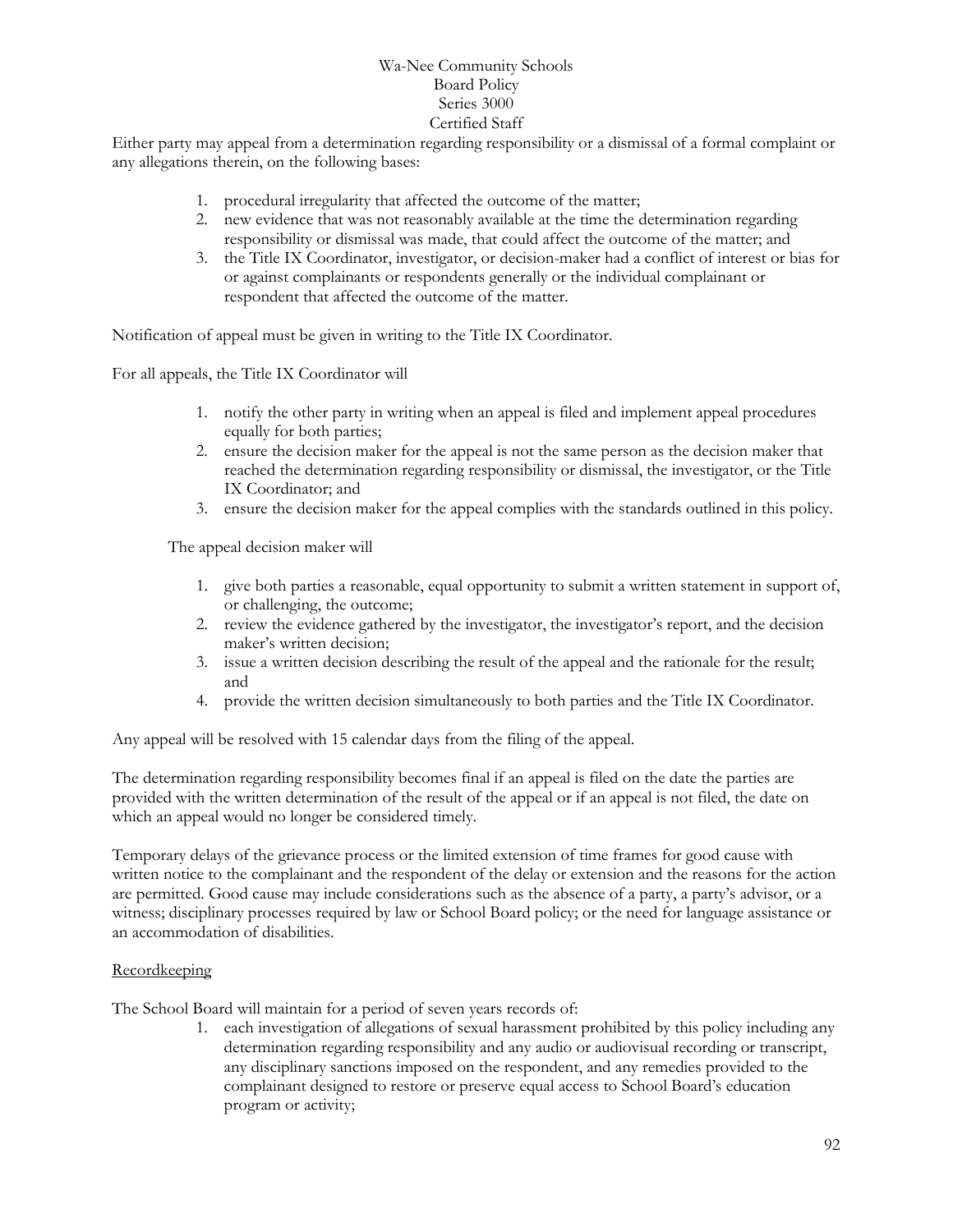Either party may appeal from a determination regarding responsibility or a dismissal of a formal complaint or any allegations therein, on the following bases:

1. procedural irregularity that affected the outcome of the matter;
2. new evidence that was not reasonably available at the time the determination regarding responsibility or dismissal was made, that could affect the outcome of the matter; and
3. the Title IX Coordinator, investigator, or decision-maker had a conflict of interest or bias for or against complainants or respondents generally or the individual complainant or respondent that affected the outcome of the matter.

Notification of appeal must be given in writing to the Title IX Coordinator.

For all appeals, the Title IX Coordinator will

1. notify the other party in writing when an appeal is filed and implement appeal procedures equally for both parties;
2. ensure the decision maker for the appeal is not the same person as the decision maker that reached the determination regarding responsibility or dismissal, the investigator, or the Title IX Coordinator; and
3. ensure the decision maker for the appeal complies with the standards outlined in this policy.

The appeal decision maker will

1. give both parties a reasonable, equal opportunity to submit a written statement in support of, or challenging, the outcome;
2. review the evidence gathered by the investigator, the investigator's report, and the decision maker's written decision;
3. issue a written decision describing the result of the appeal and the rationale for the result; and
4. provide the written decision simultaneously to both parties and the Title IX Coordinator.

Any appeal will be resolved with 15 calendar days from the filing of the appeal.

The determination regarding responsibility becomes final if an appeal is filed on the date the parties are provided with the written determination of the result of the appeal or if an appeal is not filed, the date on which an appeal would no longer be considered timely.

Temporary delays of the grievance process or the limited extension of time frames for good cause with written notice to the complainant and the respondent of the delay or extension and the reasons for the action are permitted. Good cause may include considerations such as the absence of a party, a party's advisor, or a witness; disciplinary processes required by law or School Board policy; or the need for language assistance or an accommodation of disabilities.

<u>Recordkeeping</u>

The School Board will maintain for a period of seven years records of:

1. each investigation of allegations of sexual harassment prohibited by this policy including any determination regarding responsibility and any audio or audiovisual recording or transcript, any disciplinary sanctions imposed on the respondent, and any remedies provided to the complainant designed to restore or preserve equal access to School Board's education program or activity;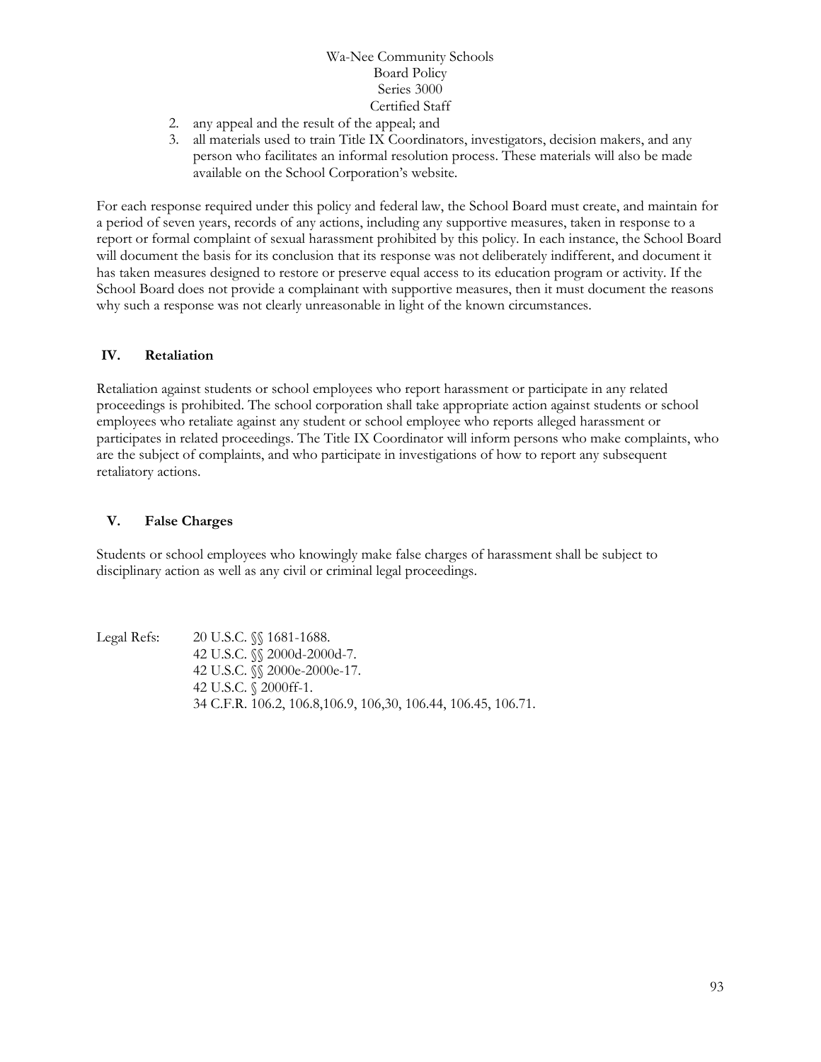2. any appeal and the result of the appeal; and
3. all materials used to train Title IX Coordinators, investigators, decision makers, and any person who facilitates an informal resolution process. These materials will also be made available on the School Corporation's website.

For each response required under this policy and federal law, the School Board must create, and maintain for a period of seven years, records of any actions, including any supportive measures, taken in response to a report or formal complaint of sexual harassment prohibited by this policy. In each instance, the School Board will document the basis for its conclusion that its response was not deliberately indifferent, and document it has taken measures designed to restore or preserve equal access to its education program or activity. If the School Board does not provide a complainant with supportive measures, then it must document the reasons why such a response was not clearly unreasonable in light of the known circumstances.

## IV. Retaliation

Retaliation against students or school employees who report harassment or participate in any related proceedings is prohibited. The school corporation shall take appropriate action against students or school employees who retaliate against any student or school employee who reports alleged harassment or participates in related proceedings. The Title IX Coordinator will inform persons who make complaints, who are the subject of complaints, and who participate in investigations of how to report any subsequent retaliatory actions.

## V. False Charges

Students or school employees who knowingly make false charges of harassment shall be subject to disciplinary action as well as any civil or criminal legal proceedings.

Legal Refs:
20 U.S.C. §§ 1681-1688.
42 U.S.C. §§ 2000d-2000d-7.
42 U.S.C. §§ 2000e-2000e-17.
42 U.S.C. § 2000ff-1.
34 C.F.R. 106.2, 106.8,106.9, 106,30, 106.44, 106.45, 106.71.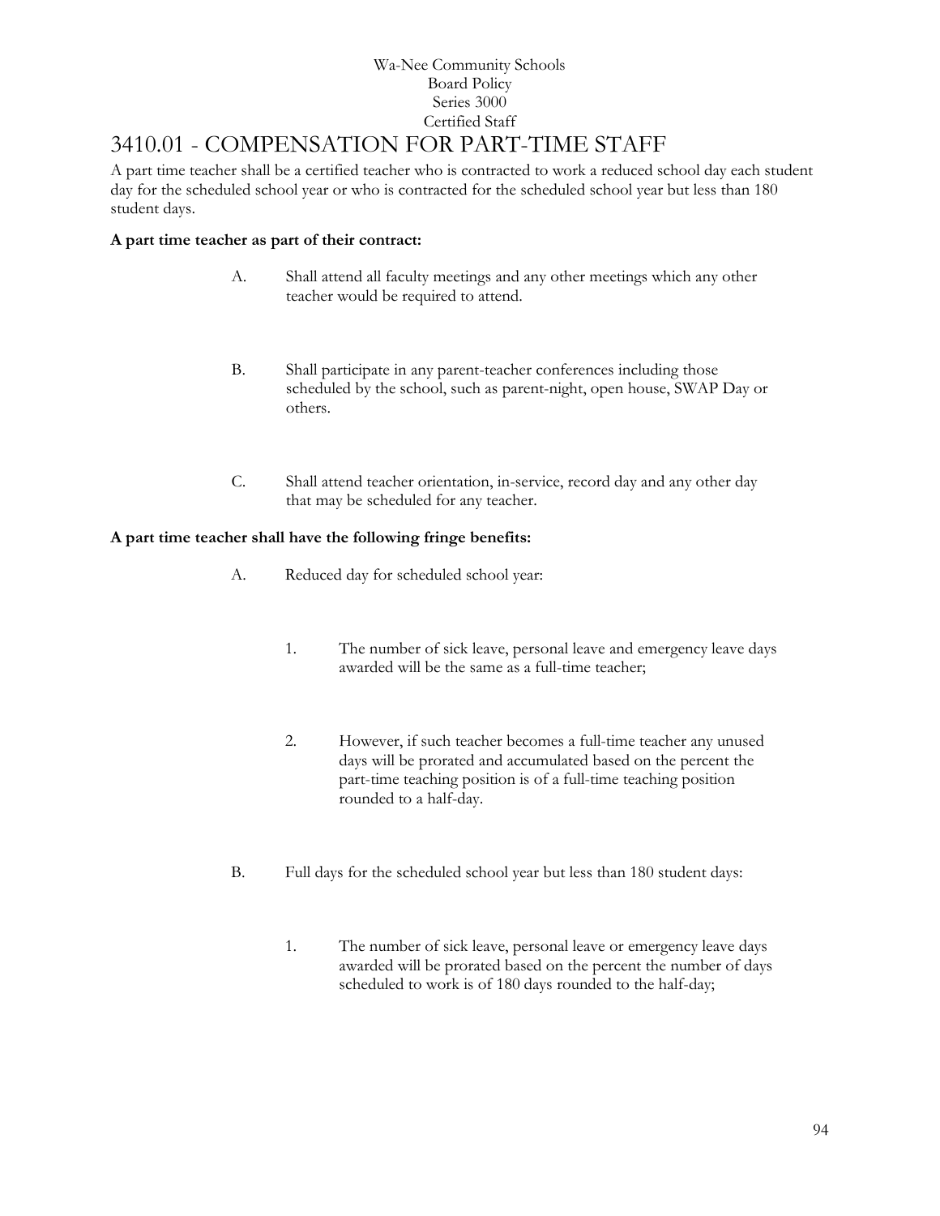Wa-Nee Community Schools
Board Policy
Series 3000
Certified Staff

# 3410.01 - COMPENSATION FOR PART-TIME STAFF

A part time teacher shall be a certified teacher who is contracted to work a reduced school day each student day for the scheduled school year or who is contracted for the scheduled school year but less than 180 student days.

**A part time teacher as part of their contract:**

A. Shall attend all faculty meetings and any other meetings which any other teacher would be required to attend.

B. Shall participate in any parent-teacher conferences including those scheduled by the school, such as parent-night, open house, SWAP Day or others.

C. Shall attend teacher orientation, in-service, record day and any other day that may be scheduled for any teacher.

**A part time teacher shall have the following fringe benefits:**

A. Reduced day for scheduled school year:

1. The number of sick leave, personal leave and emergency leave days awarded will be the same as a full-time teacher;

2. However, if such teacher becomes a full-time teacher any unused days will be prorated and accumulated based on the percent the part-time teaching position is of a full-time teaching position rounded to a half-day.

B. Full days for the scheduled school year but less than 180 student days:

1. The number of sick leave, personal leave or emergency leave days awarded will be prorated based on the percent the number of days scheduled to work is of 180 days rounded to the half-day;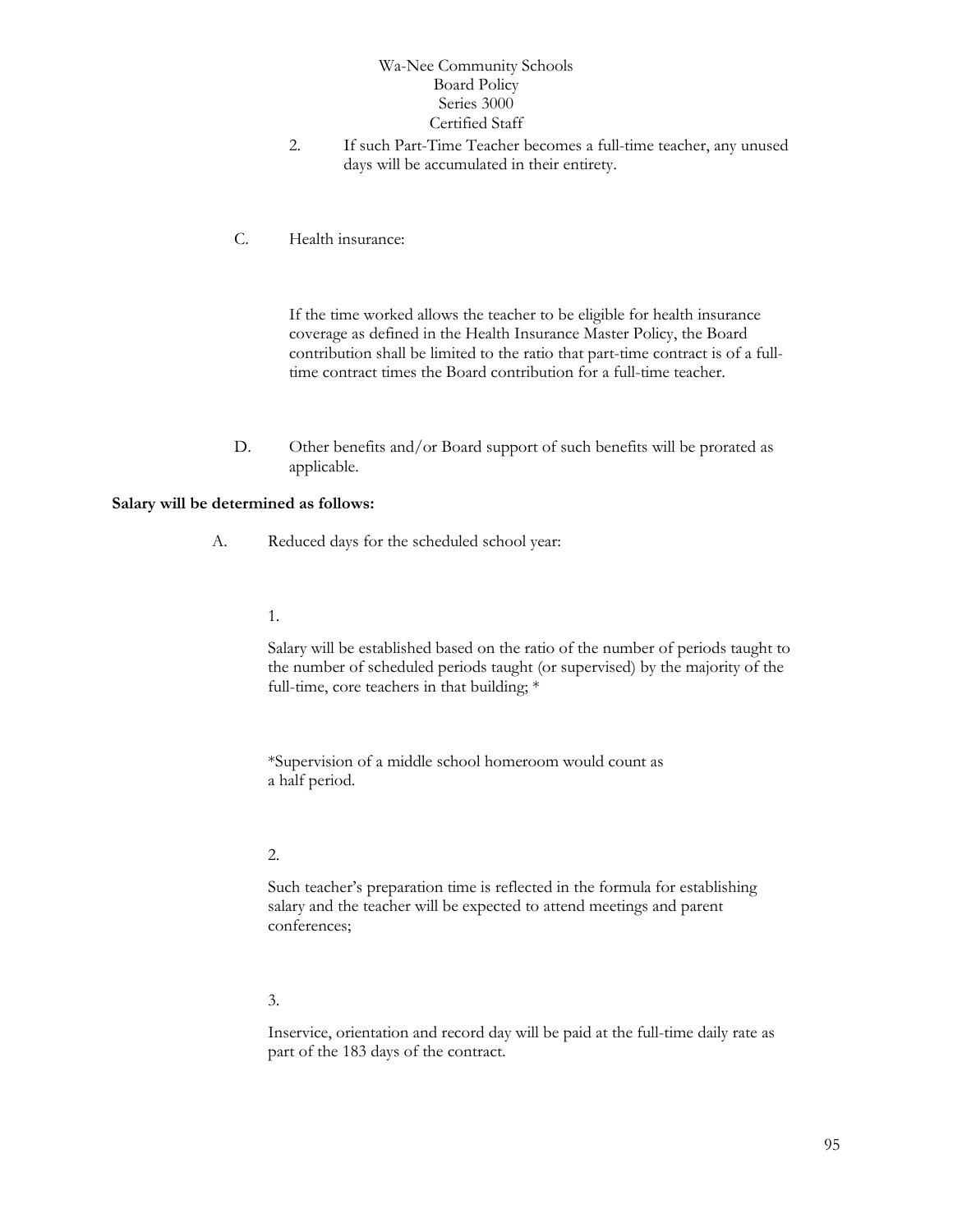2. If such Part-Time Teacher becomes a full-time teacher, any unused days will be accumulated in their entirety.

C. Health insurance:

If the time worked allows the teacher to be eligible for health insurance coverage as defined in the Health Insurance Master Policy, the Board contribution shall be limited to the ratio that part-time contract is of a full-time contract times the Board contribution for a full-time teacher.

D. Other benefits and/or Board support of such benefits will be prorated as applicable.

**Salary will be determined as follows:**

A. Reduced days for the scheduled school year:

1.

Salary will be established based on the ratio of the number of periods taught to the number of scheduled periods taught (or supervised) by the majority of the full-time, core teachers in that building; *

*Supervision of a middle school homeroom would count as a half period.

2.

Such teacher's preparation time is reflected in the formula for establishing salary and the teacher will be expected to attend meetings and parent conferences;

3.

Inservice, orientation and record day will be paid at the full-time daily rate as part of the 183 days of the contract.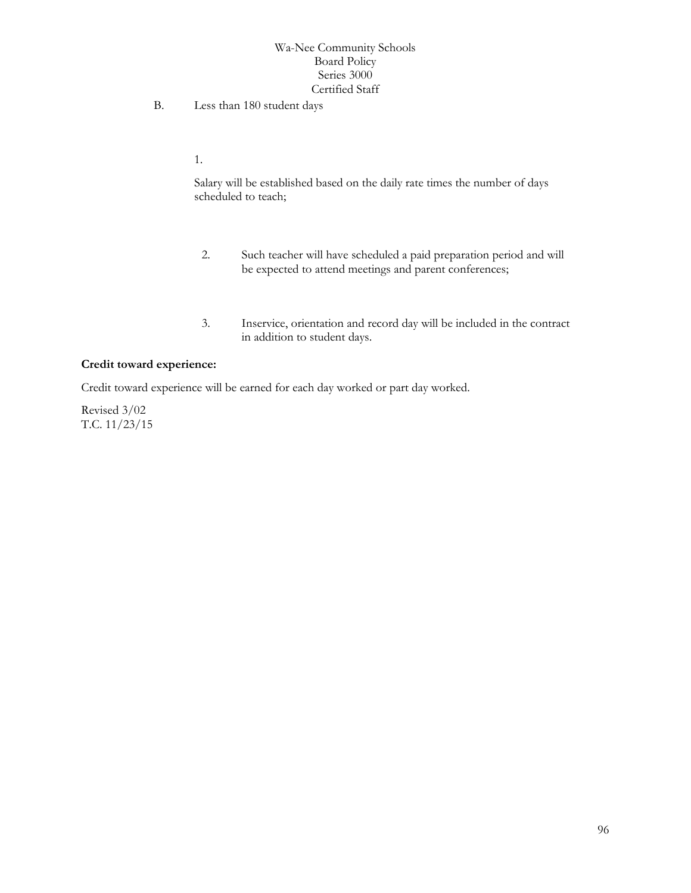B. Less than 180 student days

1. Salary will be established based on the daily rate times the number of days scheduled to teach;

2. Such teacher will have scheduled a paid preparation period and will be expected to attend meetings and parent conferences;

3. Inservice, orientation and record day will be included in the contract in addition to student days.

**Credit toward experience:**

Credit toward experience will be earned for each day worked or part day worked.

Revised 3/02
T.C. 11/23/15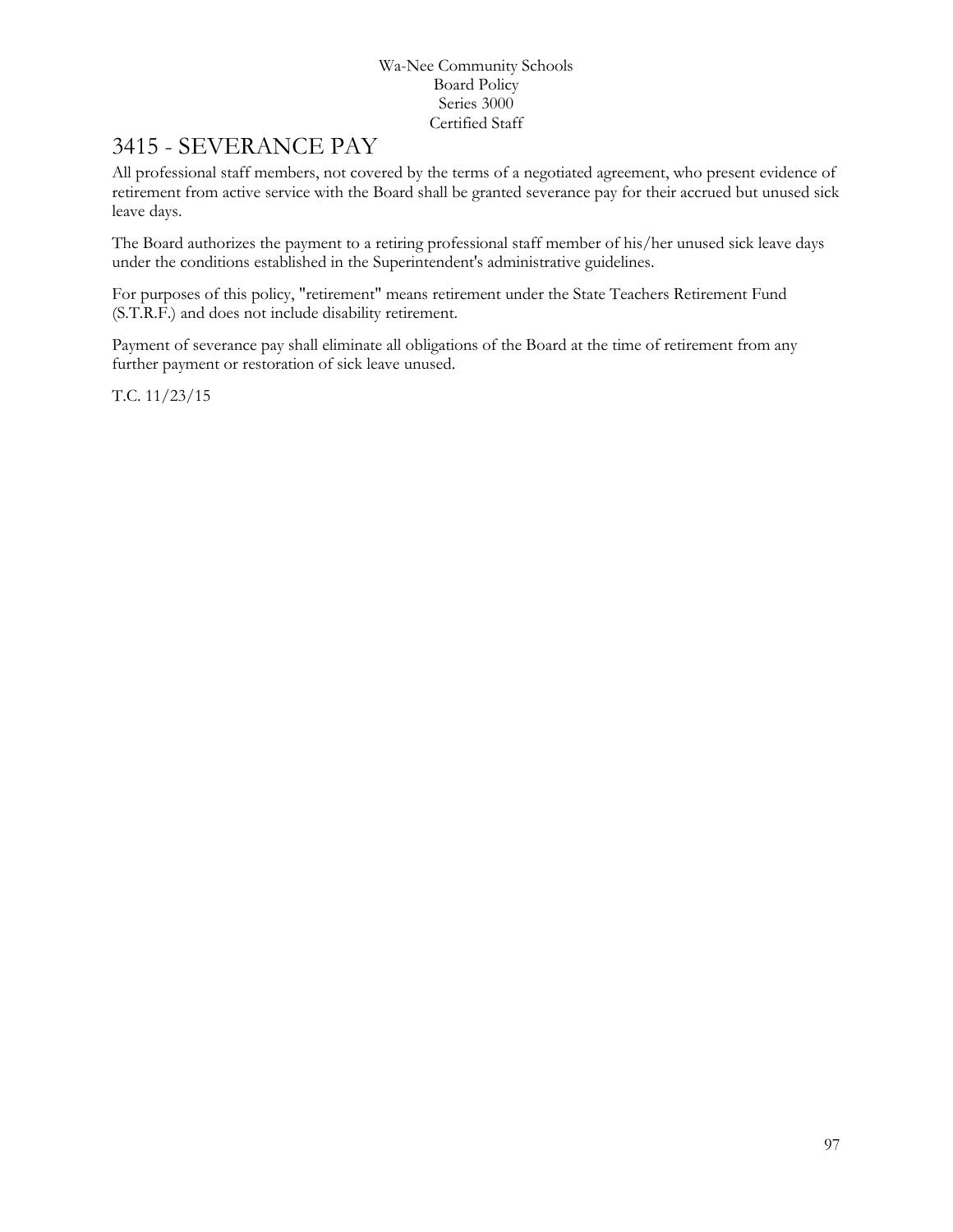# 3415 - SEVERANCE PAY

All professional staff members, not covered by the terms of a negotiated agreement, who present evidence of retirement from active service with the Board shall be granted severance pay for their accrued but unused sick leave days.

The Board authorizes the payment to a retiring professional staff member of his/her unused sick leave days under the conditions established in the Superintendent's administrative guidelines.

For purposes of this policy, "retirement" means retirement under the State Teachers Retirement Fund (S.T.R.F.) and does not include disability retirement.

Payment of severance pay shall eliminate all obligations of the Board at the time of retirement from any further payment or restoration of sick leave unused.

T.C. 11/23/15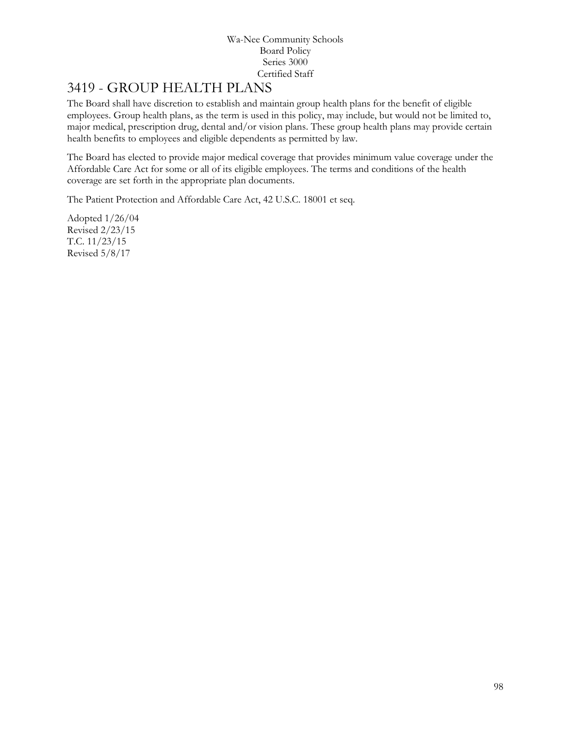# 3419 - GROUP HEALTH PLANS

The Board shall have discretion to establish and maintain group health plans for the benefit of eligible employees. Group health plans, as the term is used in this policy, may include, but would not be limited to, major medical, prescription drug, dental and/or vision plans. These group health plans may provide certain health benefits to employees and eligible dependents as permitted by law.

The Board has elected to provide major medical coverage that provides minimum value coverage under the Affordable Care Act for some or all of its eligible employees. The terms and conditions of the health coverage are set forth in the appropriate plan documents.

The Patient Protection and Affordable Care Act, 42 U.S.C. 18001 et seq.

Adopted 1/26/04
Revised 2/23/15
T.C. 11/23/15
Revised 5/8/17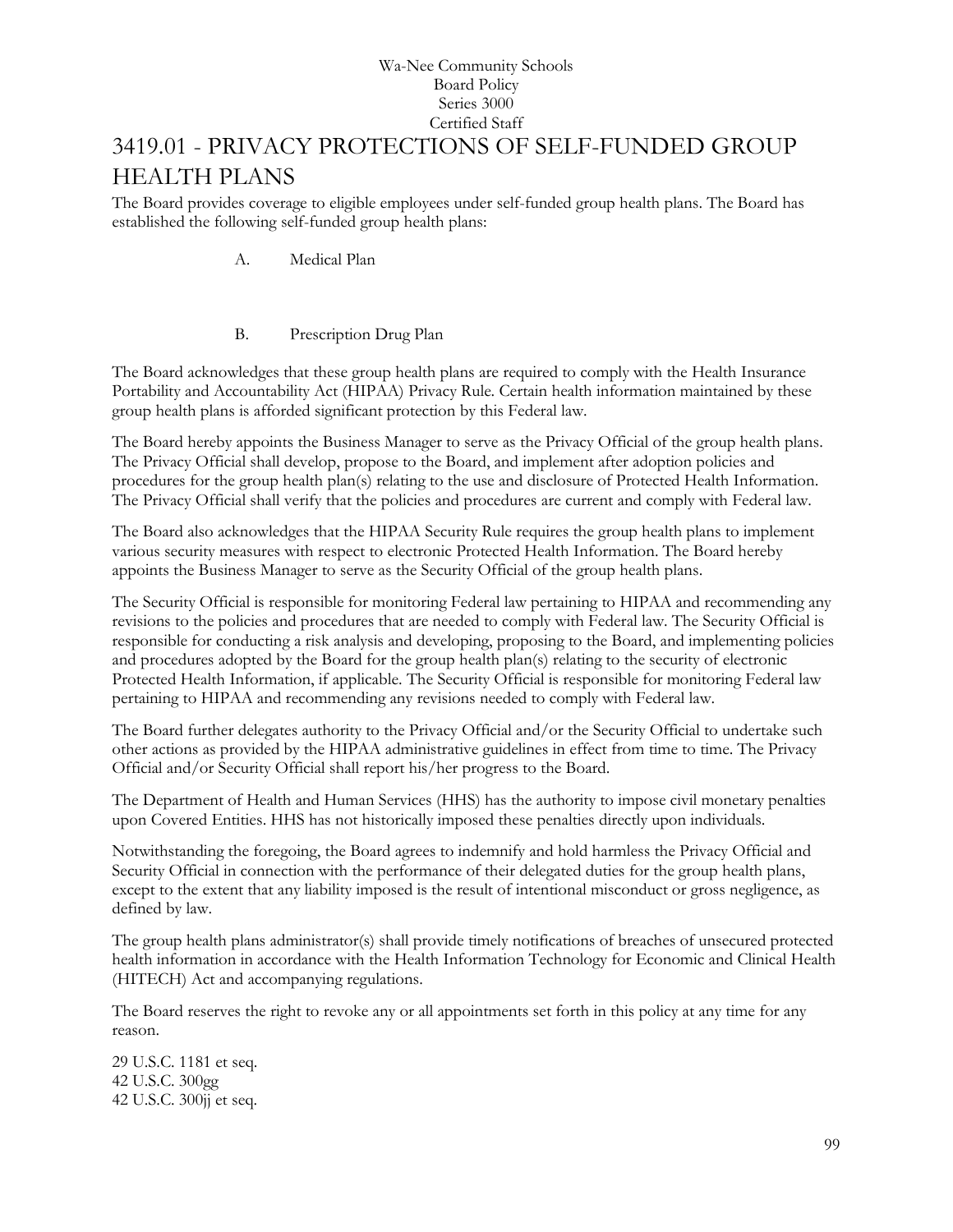Wa-Nee Community Schools
Board Policy
Series 3000
Certified Staff

# 3419.01 - PRIVACY PROTECTIONS OF SELF-FUNDED GROUP HEALTH PLANS

The Board provides coverage to eligible employees under self-funded group health plans. The Board has established the following self-funded group health plans:

A. Medical Plan

B. Prescription Drug Plan

The Board acknowledges that these group health plans are required to comply with the Health Insurance Portability and Accountability Act (HIPAA) Privacy Rule. Certain health information maintained by these group health plans is afforded significant protection by this Federal law.

The Board hereby appoints the Business Manager to serve as the Privacy Official of the group health plans. The Privacy Official shall develop, propose to the Board, and implement after adoption policies and procedures for the group health plan(s) relating to the use and disclosure of Protected Health Information. The Privacy Official shall verify that the policies and procedures are current and comply with Federal law.

The Board also acknowledges that the HIPAA Security Rule requires the group health plans to implement various security measures with respect to electronic Protected Health Information. The Board hereby appoints the Business Manager to serve as the Security Official of the group health plans.

The Security Official is responsible for monitoring Federal law pertaining to HIPAA and recommending any revisions to the policies and procedures that are needed to comply with Federal law. The Security Official is responsible for conducting a risk analysis and developing, proposing to the Board, and implementing policies and procedures adopted by the Board for the group health plan(s) relating to the security of electronic Protected Health Information, if applicable. The Security Official is responsible for monitoring Federal law pertaining to HIPAA and recommending any revisions needed to comply with Federal law.

The Board further delegates authority to the Privacy Official and/or the Security Official to undertake such other actions as provided by the HIPAA administrative guidelines in effect from time to time. The Privacy Official and/or Security Official shall report his/her progress to the Board.

The Department of Health and Human Services (HHS) has the authority to impose civil monetary penalties upon Covered Entities. HHS has not historically imposed these penalties directly upon individuals.

Notwithstanding the foregoing, the Board agrees to indemnify and hold harmless the Privacy Official and Security Official in connection with the performance of their delegated duties for the group health plans, except to the extent that any liability imposed is the result of intentional misconduct or gross negligence, as defined by law.

The group health plans administrator(s) shall provide timely notifications of breaches of unsecured protected health information in accordance with the Health Information Technology for Economic and Clinical Health (HITECH) Act and accompanying regulations.

The Board reserves the right to revoke any or all appointments set forth in this policy at any time for any reason.

29 U.S.C. 1181 et seq.
42 U.S.C. 300gg
42 U.S.C. 300jj et seq.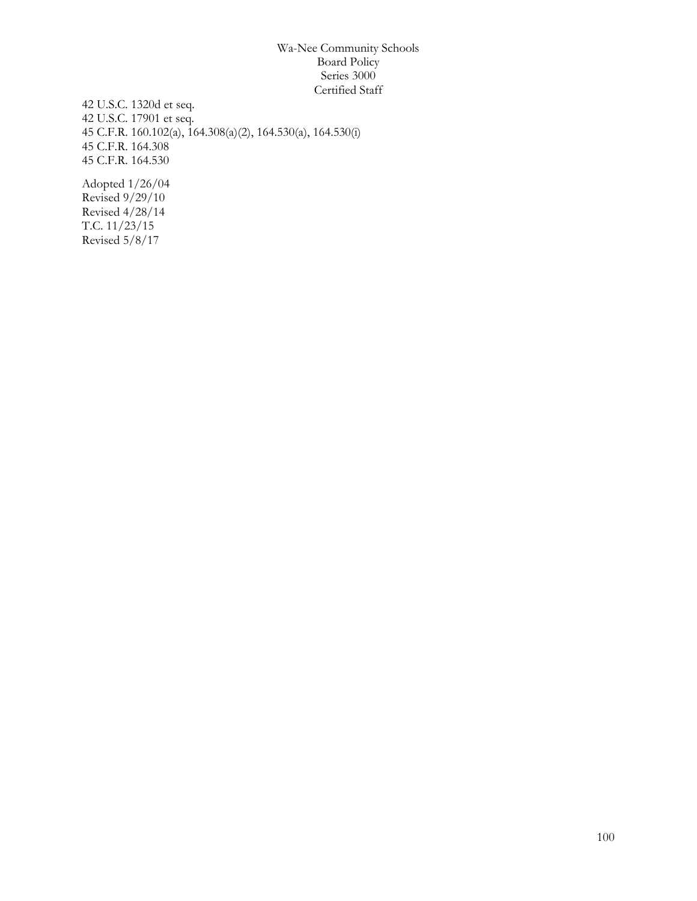42 U.S.C. 1320d et seq.
42 U.S.C. 17901 et seq.
45 C.F.R. 160.102(a), 164.308(a)(2), 164.530(a), 164.530(i)
45 C.F.R. 164.308
45 C.F.R. 164.530

Adopted 1/26/04
Revised 9/29/10
Revised 4/28/14
T.C. 11/23/15
Revised 5/8/17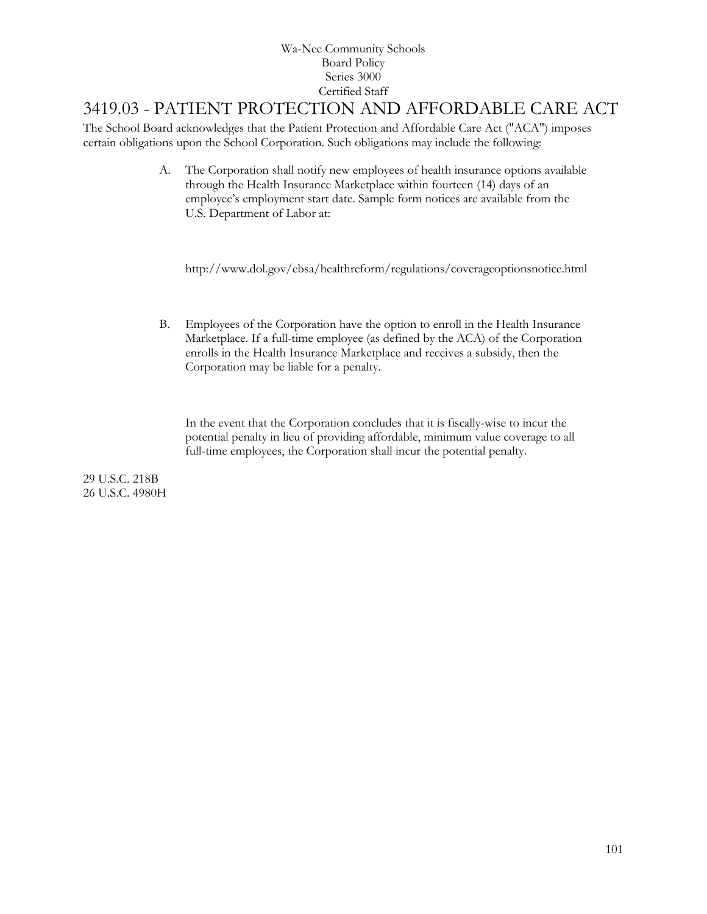Wa-Nee Community Schools
Board Policy
Series 3000
Certified Staff

# 3419.03 - PATIENT PROTECTION AND AFFORDABLE CARE ACT

The School Board acknowledges that the Patient Protection and Affordable Care Act ("ACA") imposes certain obligations upon the School Corporation. Such obligations may include the following:

A. The Corporation shall notify new employees of health insurance options available through the Health Insurance Marketplace within fourteen (14) days of an employee's employment start date. Sample form notices are available from the U.S. Department of Labor at:

   http://www.dol.gov/ebsa/healthreform/regulations/coverageoptionsnotice.html

B. Employees of the Corporation have the option to enroll in the Health Insurance Marketplace. If a full-time employee (as defined by the ACA) of the Corporation enrolls in the Health Insurance Marketplace and receives a subsidy, then the Corporation may be liable for a penalty.

   In the event that the Corporation concludes that it is fiscally-wise to incur the potential penalty in lieu of providing affordable, minimum value coverage to all full-time employees, the Corporation shall incur the potential penalty.

29 U.S.C. 218B
26 U.S.C. 4980H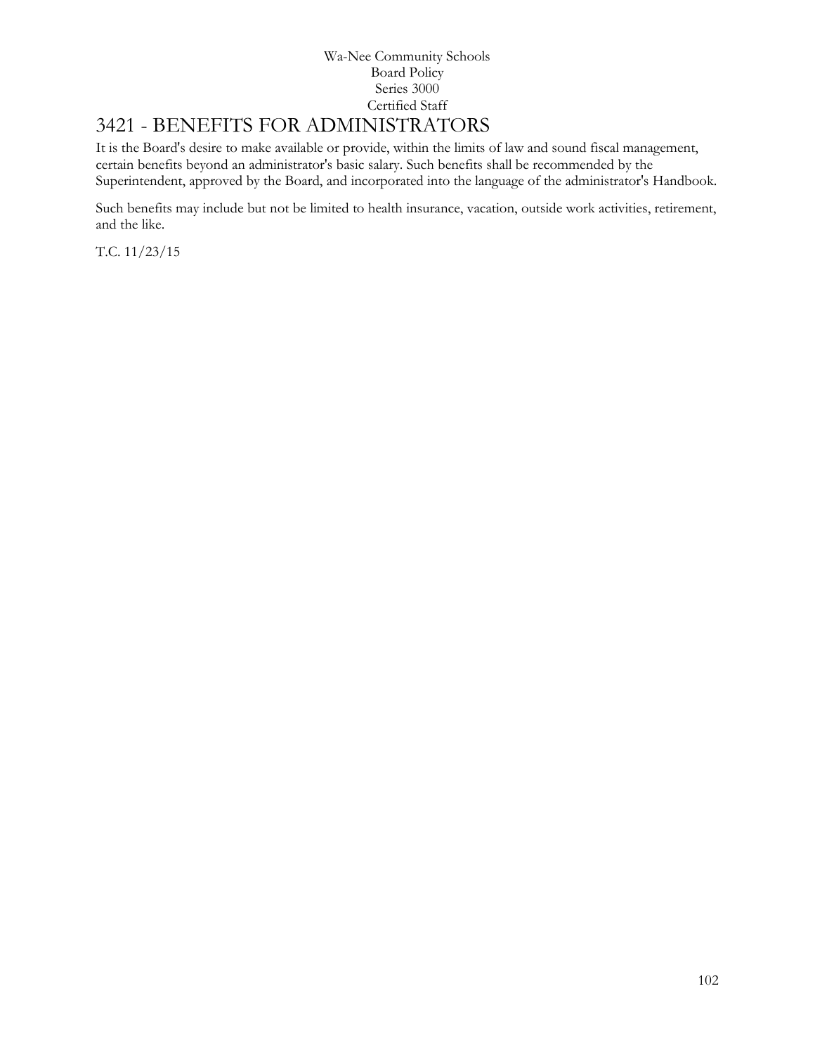# 3421 - BENEFITS FOR ADMINISTRATORS

It is the Board's desire to make available or provide, within the limits of law and sound fiscal management, certain benefits beyond an administrator's basic salary. Such benefits shall be recommended by the Superintendent, approved by the Board, and incorporated into the language of the administrator's Handbook.

Such benefits may include but not be limited to health insurance, vacation, outside work activities, retirement, and the like.

T.C. 11/23/15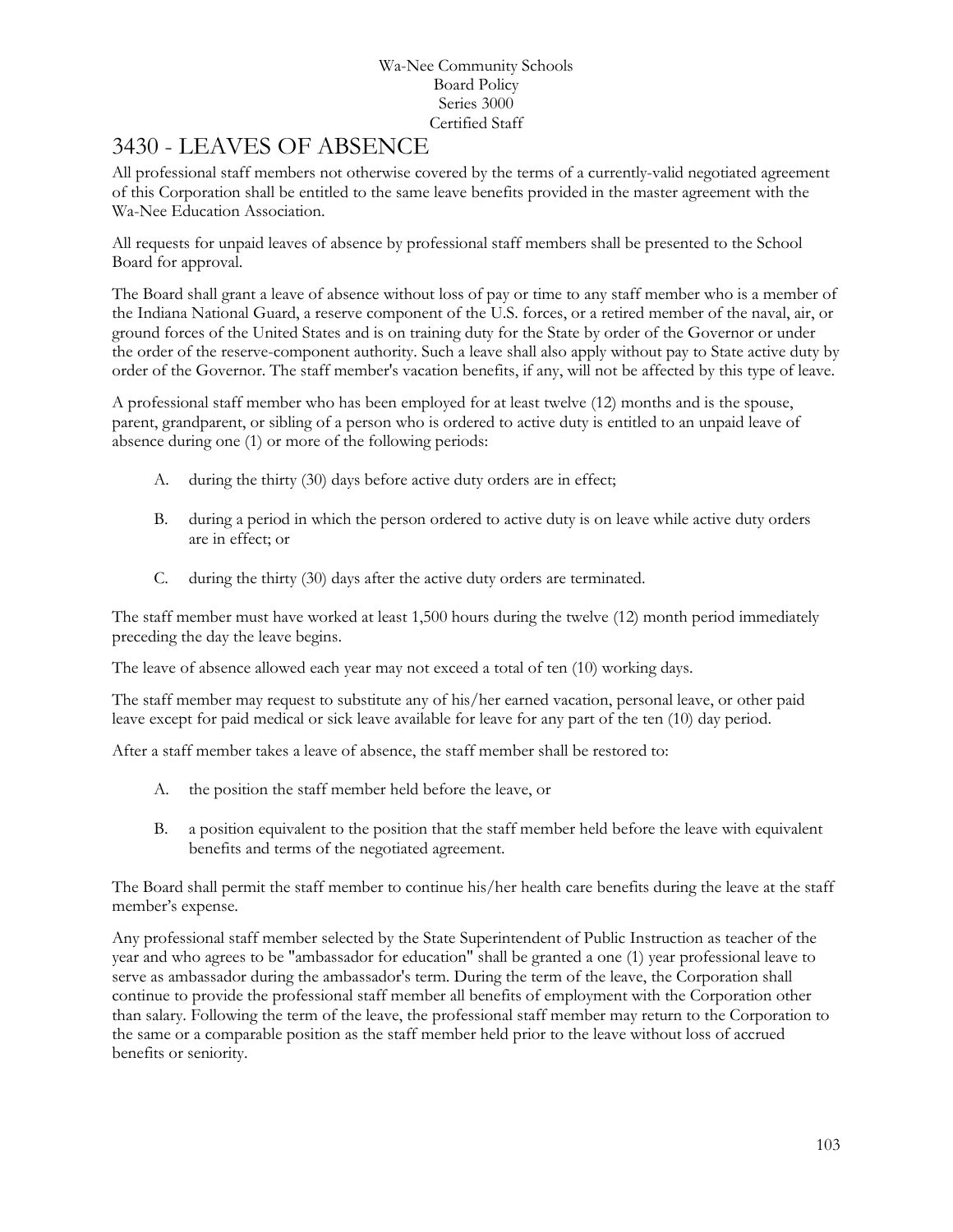Wa-Nee Community Schools
Board Policy
Series 3000
Certified Staff

# 3430 - LEAVES OF ABSENCE

All professional staff members not otherwise covered by the terms of a currently-valid negotiated agreement of this Corporation shall be entitled to the same leave benefits provided in the master agreement with the Wa-Nee Education Association.

All requests for unpaid leaves of absence by professional staff members shall be presented to the School Board for approval.

The Board shall grant a leave of absence without loss of pay or time to any staff member who is a member of the Indiana National Guard, a reserve component of the U.S. forces, or a retired member of the naval, air, or ground forces of the United States and is on training duty for the State by order of the Governor or under the order of the reserve-component authority. Such a leave shall also apply without pay to State active duty by order of the Governor. The staff member's vacation benefits, if any, will not be affected by this type of leave.

A professional staff member who has been employed for at least twelve (12) months and is the spouse, parent, grandparent, or sibling of a person who is ordered to active duty is entitled to an unpaid leave of absence during one (1) or more of the following periods:

A. during the thirty (30) days before active duty orders are in effect;

B. during a period in which the person ordered to active duty is on leave while active duty orders are in effect; or

C. during the thirty (30) days after the active duty orders are terminated.

The staff member must have worked at least 1,500 hours during the twelve (12) month period immediately preceding the day the leave begins.

The leave of absence allowed each year may not exceed a total of ten (10) working days.

The staff member may request to substitute any of his/her earned vacation, personal leave, or other paid leave except for paid medical or sick leave available for leave for any part of the ten (10) day period.

After a staff member takes a leave of absence, the staff member shall be restored to:

A. the position the staff member held before the leave, or

B. a position equivalent to the position that the staff member held before the leave with equivalent benefits and terms of the negotiated agreement.

The Board shall permit the staff member to continue his/her health care benefits during the leave at the staff member's expense.

Any professional staff member selected by the State Superintendent of Public Instruction as teacher of the year and who agrees to be "ambassador for education" shall be granted a one (1) year professional leave to serve as ambassador during the ambassador's term. During the term of the leave, the Corporation shall continue to provide the professional staff member all benefits of employment with the Corporation other than salary. Following the term of the leave, the professional staff member may return to the Corporation to the same or a comparable position as the staff member held prior to the leave without loss of accrued benefits or seniority.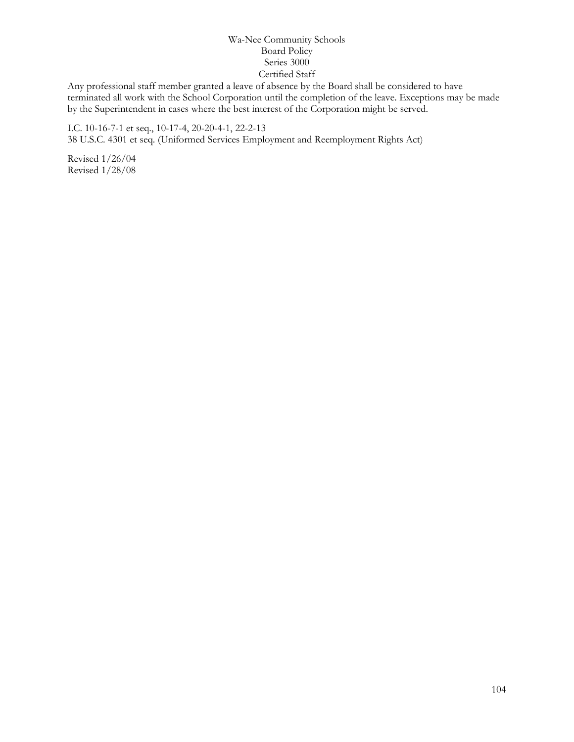Any professional staff member granted a leave of absence by the Board shall be considered to have terminated all work with the School Corporation until the completion of the leave. Exceptions may be made by the Superintendent in cases where the best interest of the Corporation might be served.

I.C. 10-16-7-1 et seq., 10-17-4, 20-20-4-1, 22-2-13
38 U.S.C. 4301 et seq. (Uniformed Services Employment and Reemployment Rights Act)

Revised 1/26/04
Revised 1/28/08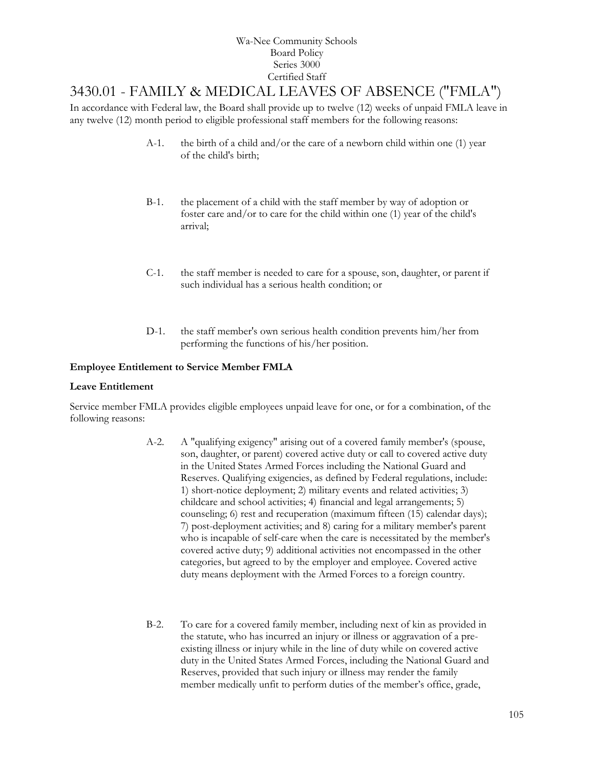Wa-Nee Community Schools
Board Policy
Series 3000
Certified Staff

# 3430.01 - FAMILY & MEDICAL LEAVES OF ABSENCE ("FMLA")

In accordance with Federal law, the Board shall provide up to twelve (12) weeks of unpaid FMLA leave in any twelve (12) month period to eligible professional staff members for the following reasons:

A-1. the birth of a child and/or the care of a newborn child within one (1) year of the child's birth;

B-1. the placement of a child with the staff member by way of adoption or foster care and/or to care for the child within one (1) year of the child's arrival;

C-1. the staff member is needed to care for a spouse, son, daughter, or parent if such individual has a serious health condition; or

D-1. the staff member's own serious health condition prevents him/her from performing the functions of his/her position.

**Employee Entitlement to Service Member FMLA**

**Leave Entitlement**

Service member FMLA provides eligible employees unpaid leave for one, or for a combination, of the following reasons:

A-2. A "qualifying exigency" arising out of a covered family member's (spouse, son, daughter, or parent) covered active duty or call to covered active duty in the United States Armed Forces including the National Guard and Reserves. Qualifying exigencies, as defined by Federal regulations, include: 1) short-notice deployment; 2) military events and related activities; 3) childcare and school activities; 4) financial and legal arrangements; 5) counseling; 6) rest and recuperation (maximum fifteen (15) calendar days); 7) post-deployment activities; and 8) caring for a military member's parent who is incapable of self-care when the care is necessitated by the member's covered active duty; 9) additional activities not encompassed in the other categories, but agreed to by the employer and employee. Covered active duty means deployment with the Armed Forces to a foreign country.

B-2. To care for a covered family member, including next of kin as provided in the statute, who has incurred an injury or illness or aggravation of a pre-existing illness or injury while in the line of duty while on covered active duty in the United States Armed Forces, including the National Guard and Reserves, provided that such injury or illness may render the family member medically unfit to perform duties of the member's office, grade,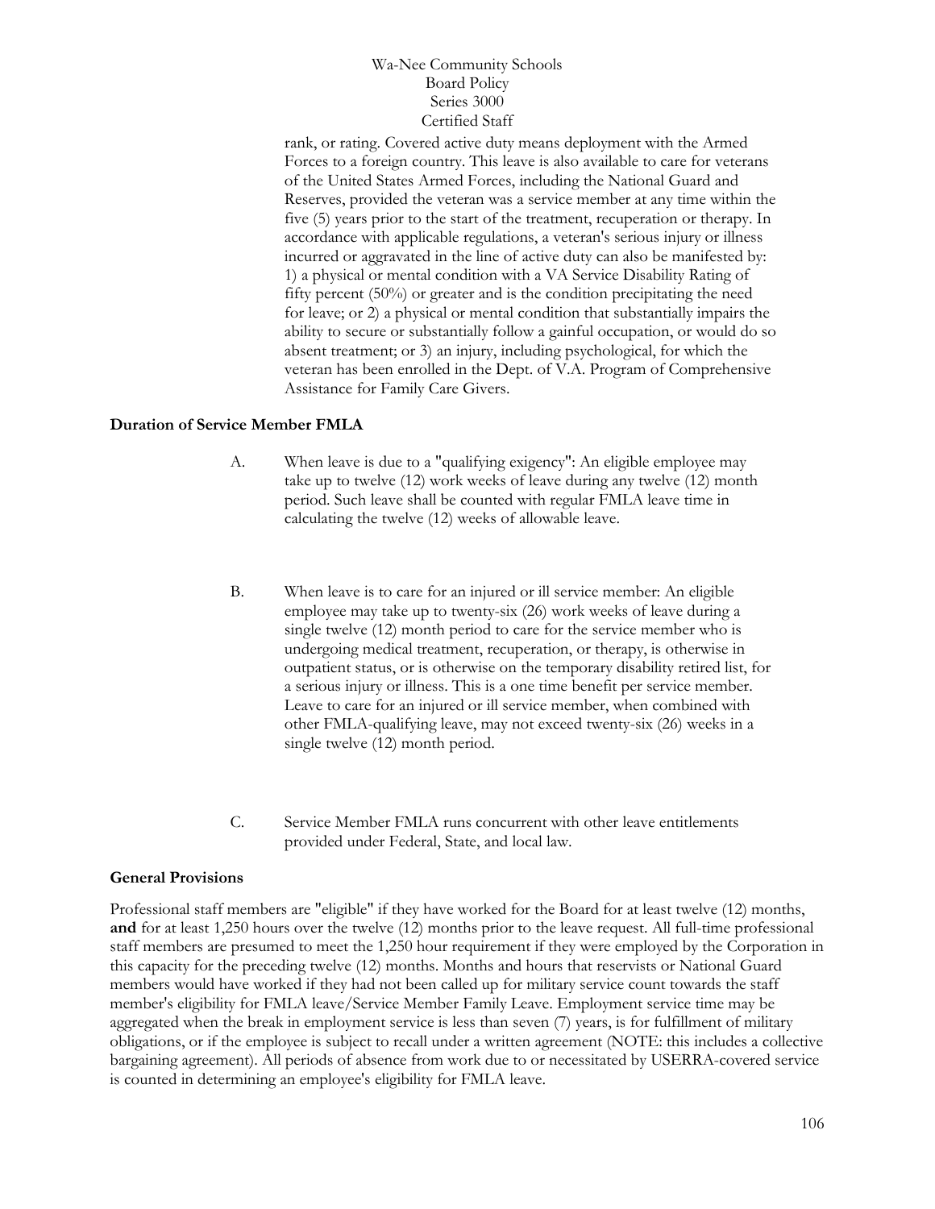rank, or rating. Covered active duty means deployment with the Armed Forces to a foreign country. This leave is also available to care for veterans of the United States Armed Forces, including the National Guard and Reserves, provided the veteran was a service member at any time within the five (5) years prior to the start of the treatment, recuperation or therapy. In accordance with applicable regulations, a veteran's serious injury or illness incurred or aggravated in the line of active duty can also be manifested by: 1) a physical or mental condition with a VA Service Disability Rating of fifty percent (50%) or greater and is the condition precipitating the need for leave; or 2) a physical or mental condition that substantially impairs the ability to secure or substantially follow a gainful occupation, or would do so absent treatment; or 3) an injury, including psychological, for which the veteran has been enrolled in the Dept. of V.A. Program of Comprehensive Assistance for Family Care Givers.

**Duration of Service Member FMLA**

A. When leave is due to a "qualifying exigency": An eligible employee may take up to twelve (12) work weeks of leave during any twelve (12) month period. Such leave shall be counted with regular FMLA leave time in calculating the twelve (12) weeks of allowable leave.

B. When leave is to care for an injured or ill service member: An eligible employee may take up to twenty-six (26) work weeks of leave during a single twelve (12) month period to care for the service member who is undergoing medical treatment, recuperation, or therapy, is otherwise in outpatient status, or is otherwise on the temporary disability retired list, for a serious injury or illness. This is a one time benefit per service member. Leave to care for an injured or ill service member, when combined with other FMLA-qualifying leave, may not exceed twenty-six (26) weeks in a single twelve (12) month period.

C. Service Member FMLA runs concurrent with other leave entitlements provided under Federal, State, and local law.

**General Provisions**

Professional staff members are "eligible" if they have worked for the Board for at least twelve (12) months, **and** for at least 1,250 hours over the twelve (12) months prior to the leave request. All full-time professional staff members are presumed to meet the 1,250 hour requirement if they were employed by the Corporation in this capacity for the preceding twelve (12) months. Months and hours that reservists or National Guard members would have worked if they had not been called up for military service count towards the staff member's eligibility for FMLA leave/Service Member Family Leave. Employment service time may be aggregated when the break in employment service is less than seven (7) years, is for fulfillment of military obligations, or if the employee is subject to recall under a written agreement (NOTE: this includes a collective bargaining agreement). All periods of absence from work due to or necessitated by USERRA-covered service is counted in determining an employee's eligibility for FMLA leave.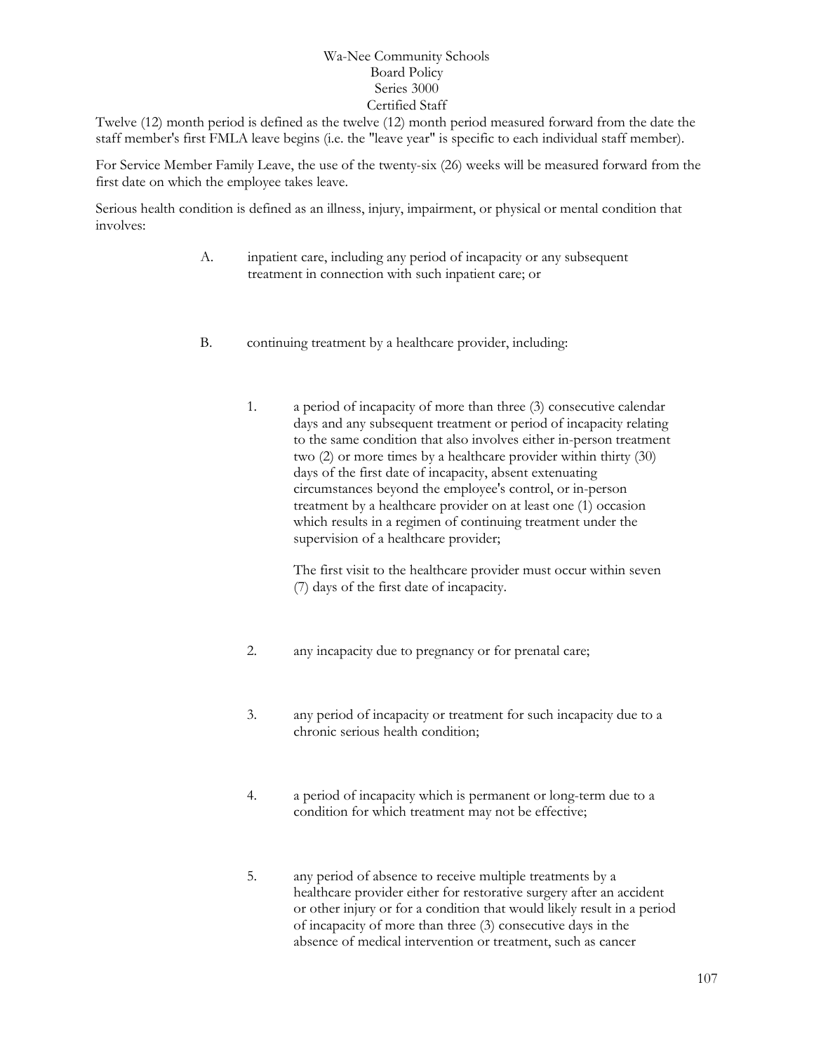Twelve (12) month period is defined as the twelve (12) month period measured forward from the date the staff member's first FMLA leave begins (i.e. the "leave year" is specific to each individual staff member).

For Service Member Family Leave, the use of the twenty-six (26) weeks will be measured forward from the first date on which the employee takes leave.

Serious health condition is defined as an illness, injury, impairment, or physical or mental condition that involves:

A. inpatient care, including any period of incapacity or any subsequent treatment in connection with such inpatient care; or

B. continuing treatment by a healthcare provider, including:

   1. a period of incapacity of more than three (3) consecutive calendar days and any subsequent treatment or period of incapacity relating to the same condition that also involves either in-person treatment two (2) or more times by a healthcare provider within thirty (30) days of the first date of incapacity, absent extenuating circumstances beyond the employee's control, or in-person treatment by a healthcare provider on at least one (1) occasion which results in a regimen of continuing treatment under the supervision of a healthcare provider;

      The first visit to the healthcare provider must occur within seven (7) days of the first date of incapacity.

   2. any incapacity due to pregnancy or for prenatal care;

   3. any period of incapacity or treatment for such incapacity due to a chronic serious health condition;

   4. a period of incapacity which is permanent or long-term due to a condition for which treatment may not be effective;

   5. any period of absence to receive multiple treatments by a healthcare provider either for restorative surgery after an accident or other injury or for a condition that would likely result in a period of incapacity of more than three (3) consecutive days in the absence of medical intervention or treatment, such as cancer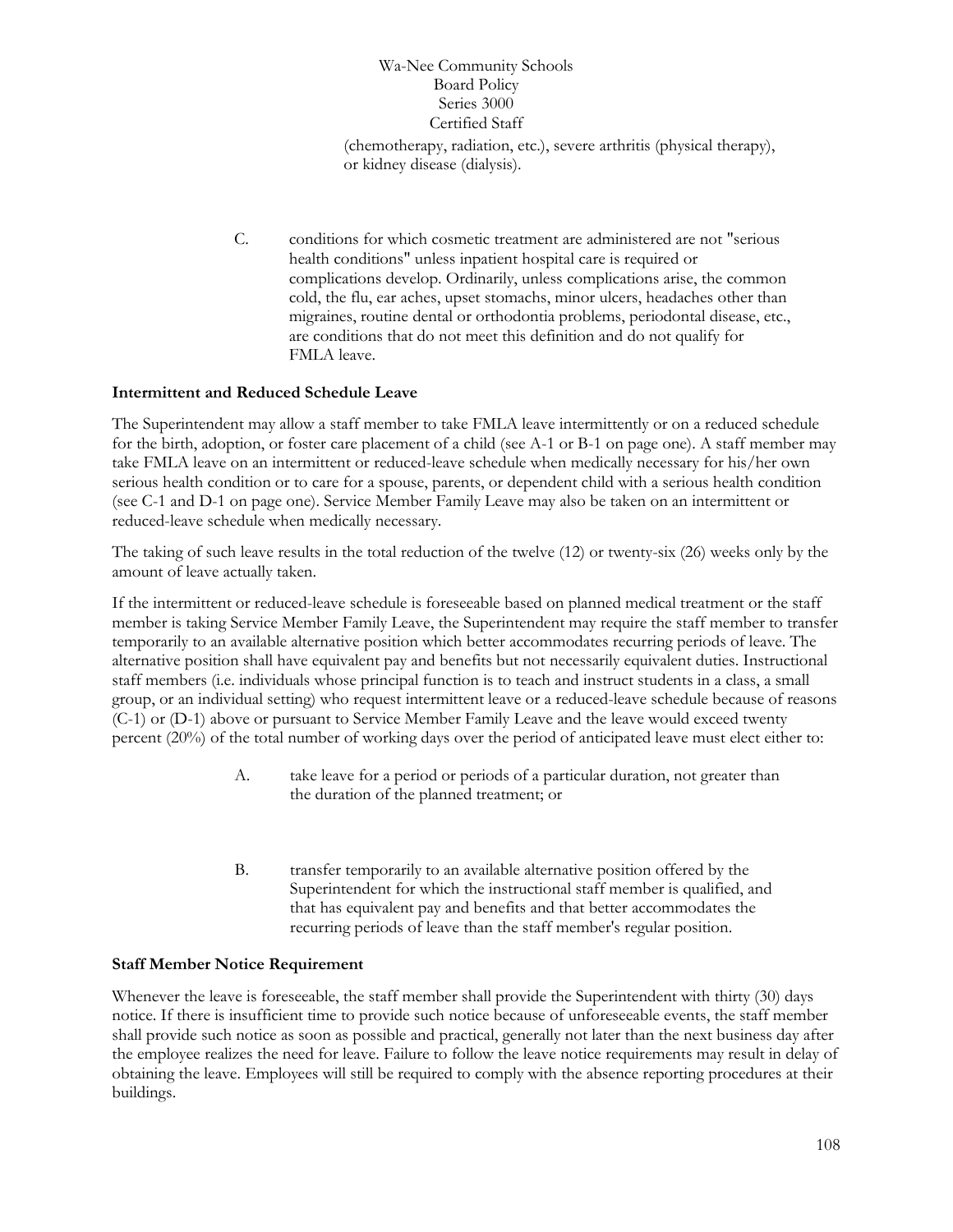(chemotherapy, radiation, etc.), severe arthritis (physical therapy), or kidney disease (dialysis).

C. conditions for which cosmetic treatment are administered are not "serious health conditions" unless inpatient hospital care is required or complications develop. Ordinarily, unless complications arise, the common cold, the flu, ear aches, upset stomachs, minor ulcers, headaches other than migraines, routine dental or orthodontia problems, periodontal disease, etc., are conditions that do not meet this definition and do not qualify for FMLA leave.

**Intermittent and Reduced Schedule Leave**

The Superintendent may allow a staff member to take FMLA leave intermittently or on a reduced schedule for the birth, adoption, or foster care placement of a child (see A-1 or B-1 on page one). A staff member may take FMLA leave on an intermittent or reduced-leave schedule when medically necessary for his/her own serious health condition or to care for a spouse, parents, or dependent child with a serious health condition (see C-1 and D-1 on page one). Service Member Family Leave may also be taken on an intermittent or reduced-leave schedule when medically necessary.

The taking of such leave results in the total reduction of the twelve (12) or twenty-six (26) weeks only by the amount of leave actually taken.

If the intermittent or reduced-leave schedule is foreseeable based on planned medical treatment or the staff member is taking Service Member Family Leave, the Superintendent may require the staff member to transfer temporarily to an available alternative position which better accommodates recurring periods of leave. The alternative position shall have equivalent pay and benefits but not necessarily equivalent duties. Instructional staff members (i.e. individuals whose principal function is to teach and instruct students in a class, a small group, or an individual setting) who request intermittent leave or a reduced-leave schedule because of reasons (C-1) or (D-1) above or pursuant to Service Member Family Leave and the leave would exceed twenty percent (20%) of the total number of working days over the period of anticipated leave must elect either to:

A. take leave for a period or periods of a particular duration, not greater than the duration of the planned treatment; or

B. transfer temporarily to an available alternative position offered by the Superintendent for which the instructional staff member is qualified, and that has equivalent pay and benefits and that better accommodates the recurring periods of leave than the staff member's regular position.

**Staff Member Notice Requirement**

Whenever the leave is foreseeable, the staff member shall provide the Superintendent with thirty (30) days notice. If there is insufficient time to provide such notice because of unforeseeable events, the staff member shall provide such notice as soon as possible and practical, generally not later than the next business day after the employee realizes the need for leave. Failure to follow the leave notice requirements may result in delay of obtaining the leave. Employees will still be required to comply with the absence reporting procedures at their buildings.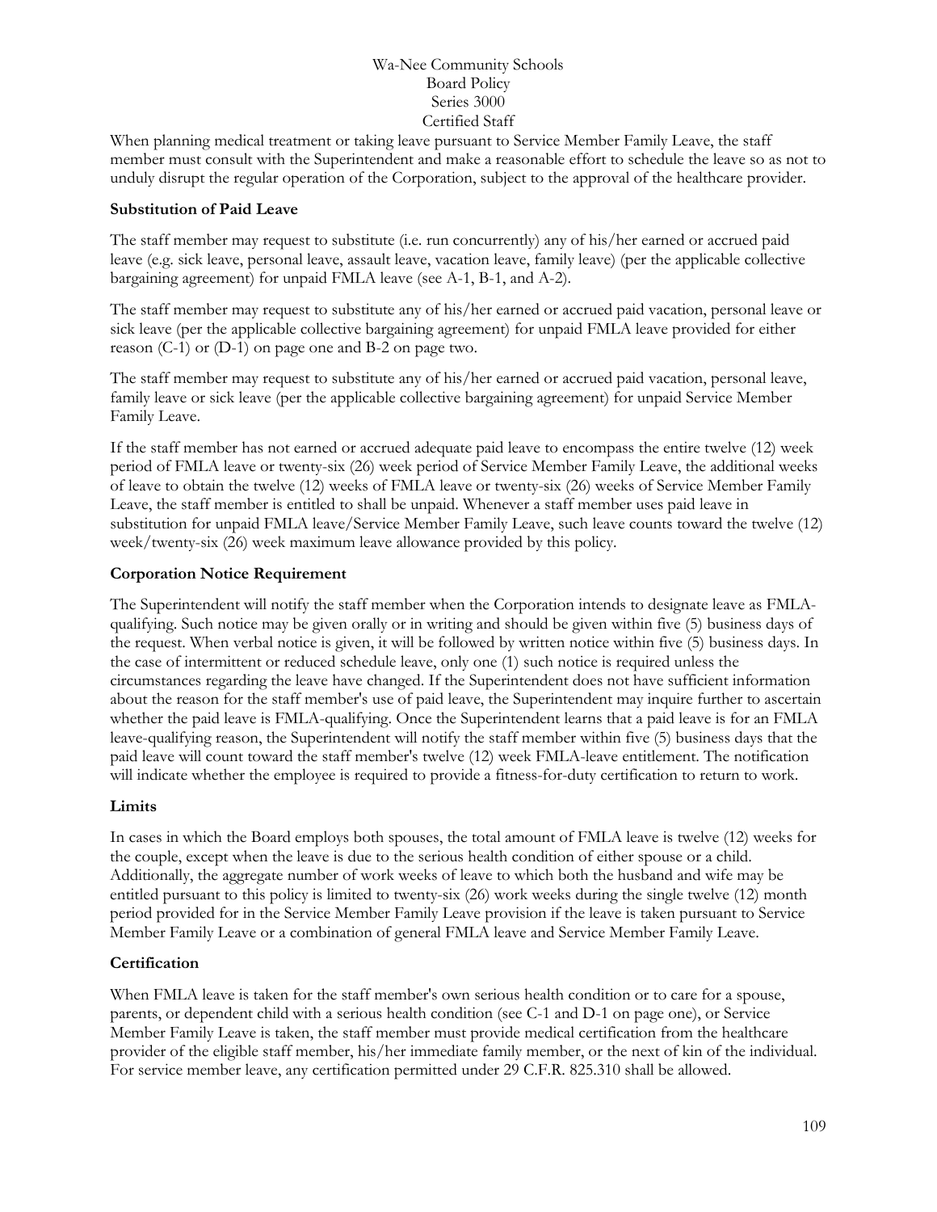When planning medical treatment or taking leave pursuant to Service Member Family Leave, the staff member must consult with the Superintendent and make a reasonable effort to schedule the leave so as not to unduly disrupt the regular operation of the Corporation, subject to the approval of the healthcare provider.

**Substitution of Paid Leave**

The staff member may request to substitute (i.e. run concurrently) any of his/her earned or accrued paid leave (e.g. sick leave, personal leave, assault leave, vacation leave, family leave) (per the applicable collective bargaining agreement) for unpaid FMLA leave (see A-1, B-1, and A-2).

The staff member may request to substitute any of his/her earned or accrued paid vacation, personal leave or sick leave (per the applicable collective bargaining agreement) for unpaid FMLA leave provided for either reason (C-1) or (D-1) on page one and B-2 on page two.

The staff member may request to substitute any of his/her earned or accrued paid vacation, personal leave, family leave or sick leave (per the applicable collective bargaining agreement) for unpaid Service Member Family Leave.

If the staff member has not earned or accrued adequate paid leave to encompass the entire twelve (12) week period of FMLA leave or twenty-six (26) week period of Service Member Family Leave, the additional weeks of leave to obtain the twelve (12) weeks of FMLA leave or twenty-six (26) weeks of Service Member Family Leave, the staff member is entitled to shall be unpaid. Whenever a staff member uses paid leave in substitution for unpaid FMLA leave/Service Member Family Leave, such leave counts toward the twelve (12) week/twenty-six (26) week maximum leave allowance provided by this policy.

**Corporation Notice Requirement**

The Superintendent will notify the staff member when the Corporation intends to designate leave as FMLA-qualifying. Such notice may be given orally or in writing and should be given within five (5) business days of the request. When verbal notice is given, it will be followed by written notice within five (5) business days. In the case of intermittent or reduced schedule leave, only one (1) such notice is required unless the circumstances regarding the leave have changed. If the Superintendent does not have sufficient information about the reason for the staff member's use of paid leave, the Superintendent may inquire further to ascertain whether the paid leave is FMLA-qualifying. Once the Superintendent learns that a paid leave is for an FMLA leave-qualifying reason, the Superintendent will notify the staff member within five (5) business days that the paid leave will count toward the staff member's twelve (12) week FMLA-leave entitlement. The notification will indicate whether the employee is required to provide a fitness-for-duty certification to return to work.

**Limits**

In cases in which the Board employs both spouses, the total amount of FMLA leave is twelve (12) weeks for the couple, except when the leave is due to the serious health condition of either spouse or a child. Additionally, the aggregate number of work weeks of leave to which both the husband and wife may be entitled pursuant to this policy is limited to twenty-six (26) work weeks during the single twelve (12) month period provided for in the Service Member Family Leave provision if the leave is taken pursuant to Service Member Family Leave or a combination of general FMLA leave and Service Member Family Leave.

**Certification**

When FMLA leave is taken for the staff member's own serious health condition or to care for a spouse, parents, or dependent child with a serious health condition (see C-1 and D-1 on page one), or Service Member Family Leave is taken, the staff member must provide medical certification from the healthcare provider of the eligible staff member, his/her immediate family member, or the next of kin of the individual. For service member leave, any certification permitted under 29 C.F.R. 825.310 shall be allowed.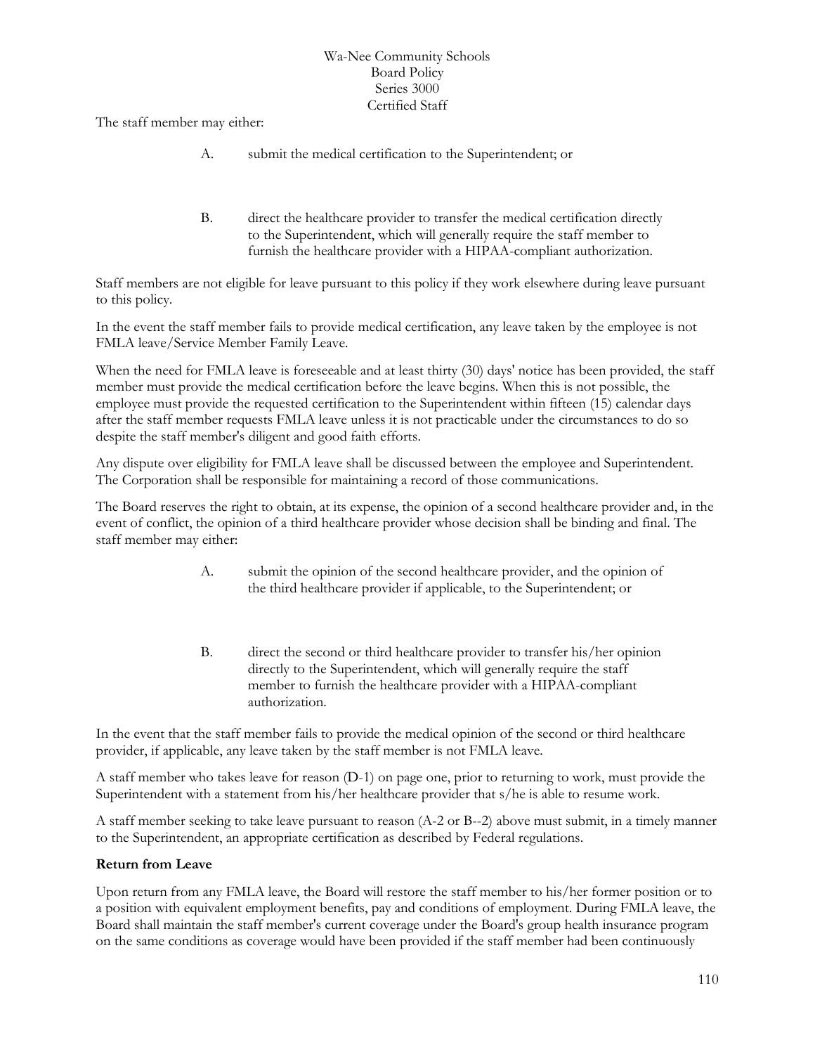The staff member may either:

A. submit the medical certification to the Superintendent; or

B. direct the healthcare provider to transfer the medical certification directly to the Superintendent, which will generally require the staff member to furnish the healthcare provider with a HIPAA-compliant authorization.

Staff members are not eligible for leave pursuant to this policy if they work elsewhere during leave pursuant to this policy.

In the event the staff member fails to provide medical certification, any leave taken by the employee is not FMLA leave/Service Member Family Leave.

When the need for FMLA leave is foreseeable and at least thirty (30) days' notice has been provided, the staff member must provide the medical certification before the leave begins. When this is not possible, the employee must provide the requested certification to the Superintendent within fifteen (15) calendar days after the staff member requests FMLA leave unless it is not practicable under the circumstances to do so despite the staff member's diligent and good faith efforts.

Any dispute over eligibility for FMLA leave shall be discussed between the employee and Superintendent. The Corporation shall be responsible for maintaining a record of those communications.

The Board reserves the right to obtain, at its expense, the opinion of a second healthcare provider and, in the event of conflict, the opinion of a third healthcare provider whose decision shall be binding and final. The staff member may either:

A. submit the opinion of the second healthcare provider, and the opinion of the third healthcare provider if applicable, to the Superintendent; or

B. direct the second or third healthcare provider to transfer his/her opinion directly to the Superintendent, which will generally require the staff member to furnish the healthcare provider with a HIPAA-compliant authorization.

In the event that the staff member fails to provide the medical opinion of the second or third healthcare provider, if applicable, any leave taken by the staff member is not FMLA leave.

A staff member who takes leave for reason (D-1) on page one, prior to returning to work, must provide the Superintendent with a statement from his/her healthcare provider that s/he is able to resume work.

A staff member seeking to take leave pursuant to reason (A-2 or B--2) above must submit, in a timely manner to the Superintendent, an appropriate certification as described by Federal regulations.

**Return from Leave**

Upon return from any FMLA leave, the Board will restore the staff member to his/her former position or to a position with equivalent employment benefits, pay and conditions of employment. During FMLA leave, the Board shall maintain the staff member's current coverage under the Board's group health insurance program on the same conditions as coverage would have been provided if the staff member had been continuously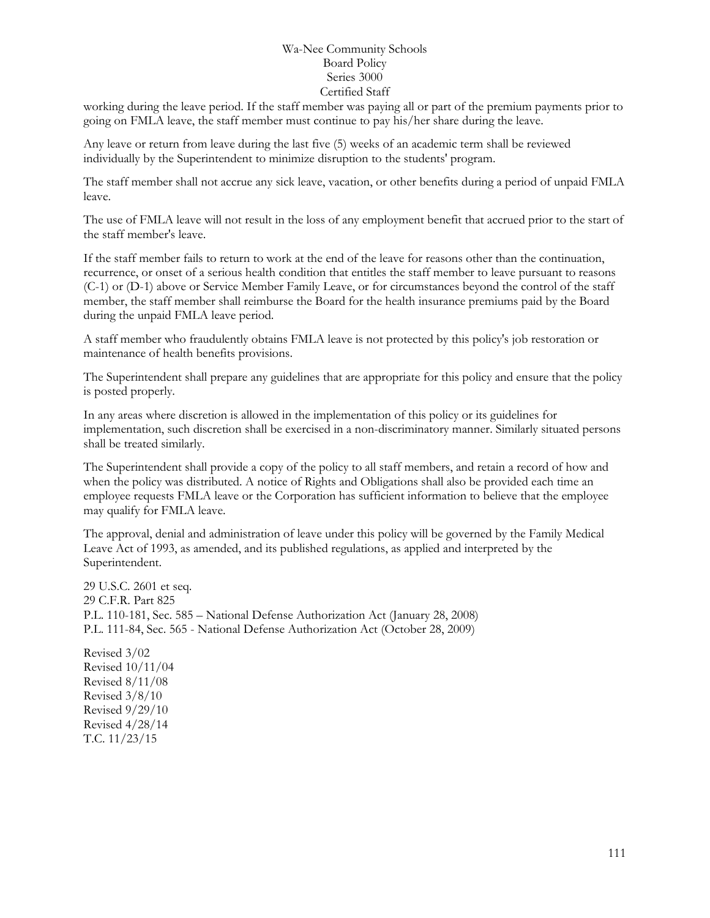working during the leave period. If the staff member was paying all or part of the premium payments prior to going on FMLA leave, the staff member must continue to pay his/her share during the leave.

Any leave or return from leave during the last five (5) weeks of an academic term shall be reviewed individually by the Superintendent to minimize disruption to the students' program.

The staff member shall not accrue any sick leave, vacation, or other benefits during a period of unpaid FMLA leave.

The use of FMLA leave will not result in the loss of any employment benefit that accrued prior to the start of the staff member's leave.

If the staff member fails to return to work at the end of the leave for reasons other than the continuation, recurrence, or onset of a serious health condition that entitles the staff member to leave pursuant to reasons (C-1) or (D-1) above or Service Member Family Leave, or for circumstances beyond the control of the staff member, the staff member shall reimburse the Board for the health insurance premiums paid by the Board during the unpaid FMLA leave period.

A staff member who fraudulently obtains FMLA leave is not protected by this policy's job restoration or maintenance of health benefits provisions.

The Superintendent shall prepare any guidelines that are appropriate for this policy and ensure that the policy is posted properly.

In any areas where discretion is allowed in the implementation of this policy or its guidelines for implementation, such discretion shall be exercised in a non-discriminatory manner. Similarly situated persons shall be treated similarly.

The Superintendent shall provide a copy of the policy to all staff members, and retain a record of how and when the policy was distributed. A notice of Rights and Obligations shall also be provided each time an employee requests FMLA leave or the Corporation has sufficient information to believe that the employee may qualify for FMLA leave.

The approval, denial and administration of leave under this policy will be governed by the Family Medical Leave Act of 1993, as amended, and its published regulations, as applied and interpreted by the Superintendent.

29 U.S.C. 2601 et seq.
29 C.F.R. Part 825
P.L. 110-181, Sec. 585 – National Defense Authorization Act (January 28, 2008)
P.L. 111-84, Sec. 565 - National Defense Authorization Act (October 28, 2009)

Revised 3/02
Revised 10/11/04
Revised 8/11/08
Revised 3/8/10
Revised 9/29/10
Revised 4/28/14
T.C. 11/23/15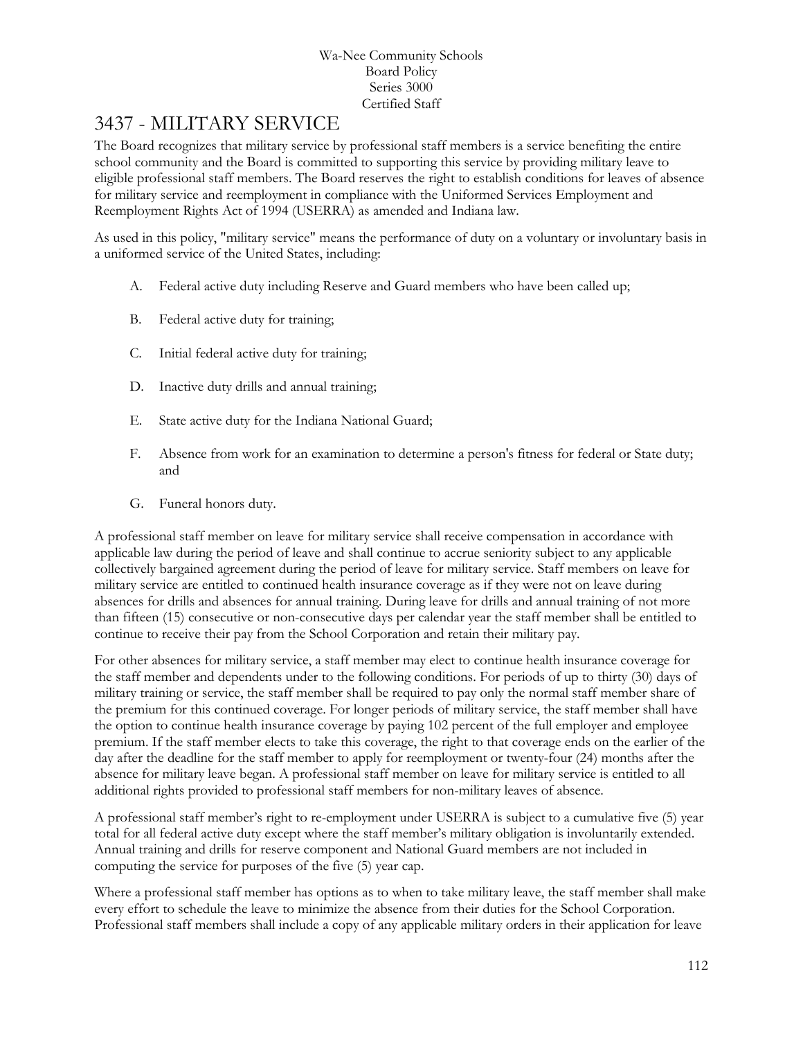Wa-Nee Community Schools
Board Policy
Series 3000
Certified Staff

# 3437 - MILITARY SERVICE

The Board recognizes that military service by professional staff members is a service benefiting the entire school community and the Board is committed to supporting this service by providing military leave to eligible professional staff members. The Board reserves the right to establish conditions for leaves of absence for military service and reemployment in compliance with the Uniformed Services Employment and Reemployment Rights Act of 1994 (USERRA) as amended and Indiana law.

As used in this policy, "military service" means the performance of duty on a voluntary or involuntary basis in a uniformed service of the United States, including:

A. Federal active duty including Reserve and Guard members who have been called up;

B. Federal active duty for training;

C. Initial federal active duty for training;

D. Inactive duty drills and annual training;

E. State active duty for the Indiana National Guard;

F. Absence from work for an examination to determine a person's fitness for federal or State duty; and

G. Funeral honors duty.

A professional staff member on leave for military service shall receive compensation in accordance with applicable law during the period of leave and shall continue to accrue seniority subject to any applicable collectively bargained agreement during the period of leave for military service. Staff members on leave for military service are entitled to continued health insurance coverage as if they were not on leave during absences for drills and absences for annual training. During leave for drills and annual training of not more than fifteen (15) consecutive or non-consecutive days per calendar year the staff member shall be entitled to continue to receive their pay from the School Corporation and retain their military pay.

For other absences for military service, a staff member may elect to continue health insurance coverage for the staff member and dependents under to the following conditions. For periods of up to thirty (30) days of military training or service, the staff member shall be required to pay only the normal staff member share of the premium for this continued coverage. For longer periods of military service, the staff member shall have the option to continue health insurance coverage by paying 102 percent of the full employer and employee premium. If the staff member elects to take this coverage, the right to that coverage ends on the earlier of the day after the deadline for the staff member to apply for reemployment or twenty-four (24) months after the absence for military leave began. A professional staff member on leave for military service is entitled to all additional rights provided to professional staff members for non-military leaves of absence.

A professional staff member's right to re-employment under USERRA is subject to a cumulative five (5) year total for all federal active duty except where the staff member's military obligation is involuntarily extended. Annual training and drills for reserve component and National Guard members are not included in computing the service for purposes of the five (5) year cap.

Where a professional staff member has options as to when to take military leave, the staff member shall make every effort to schedule the leave to minimize the absence from their duties for the School Corporation. Professional staff members shall include a copy of any applicable military orders in their application for leave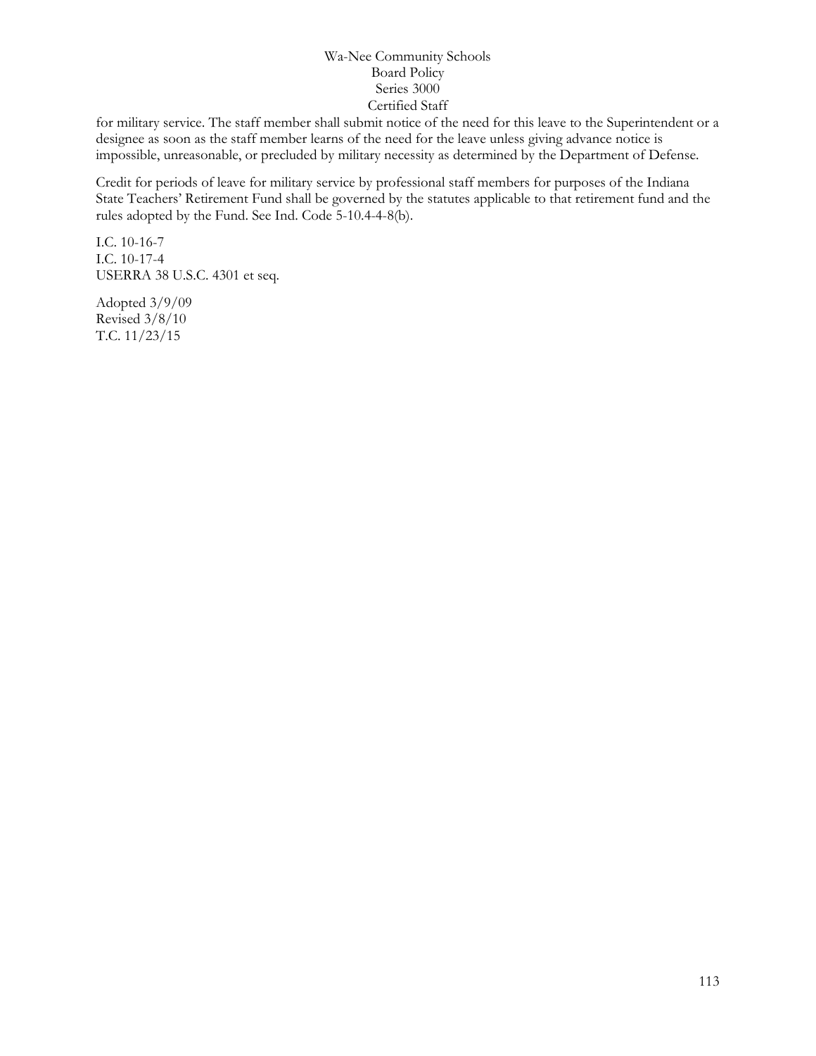for military service. The staff member shall submit notice of the need for this leave to the Superintendent or a designee as soon as the staff member learns of the need for the leave unless giving advance notice is impossible, unreasonable, or precluded by military necessity as determined by the Department of Defense.

Credit for periods of leave for military service by professional staff members for purposes of the Indiana State Teachers' Retirement Fund shall be governed by the statutes applicable to that retirement fund and the rules adopted by the Fund. See Ind. Code 5-10.4-4-8(b).

I.C. 10-16-7
I.C. 10-17-4
USERRA 38 U.S.C. 4301 et seq.

Adopted 3/9/09
Revised 3/8/10
T.C. 11/23/15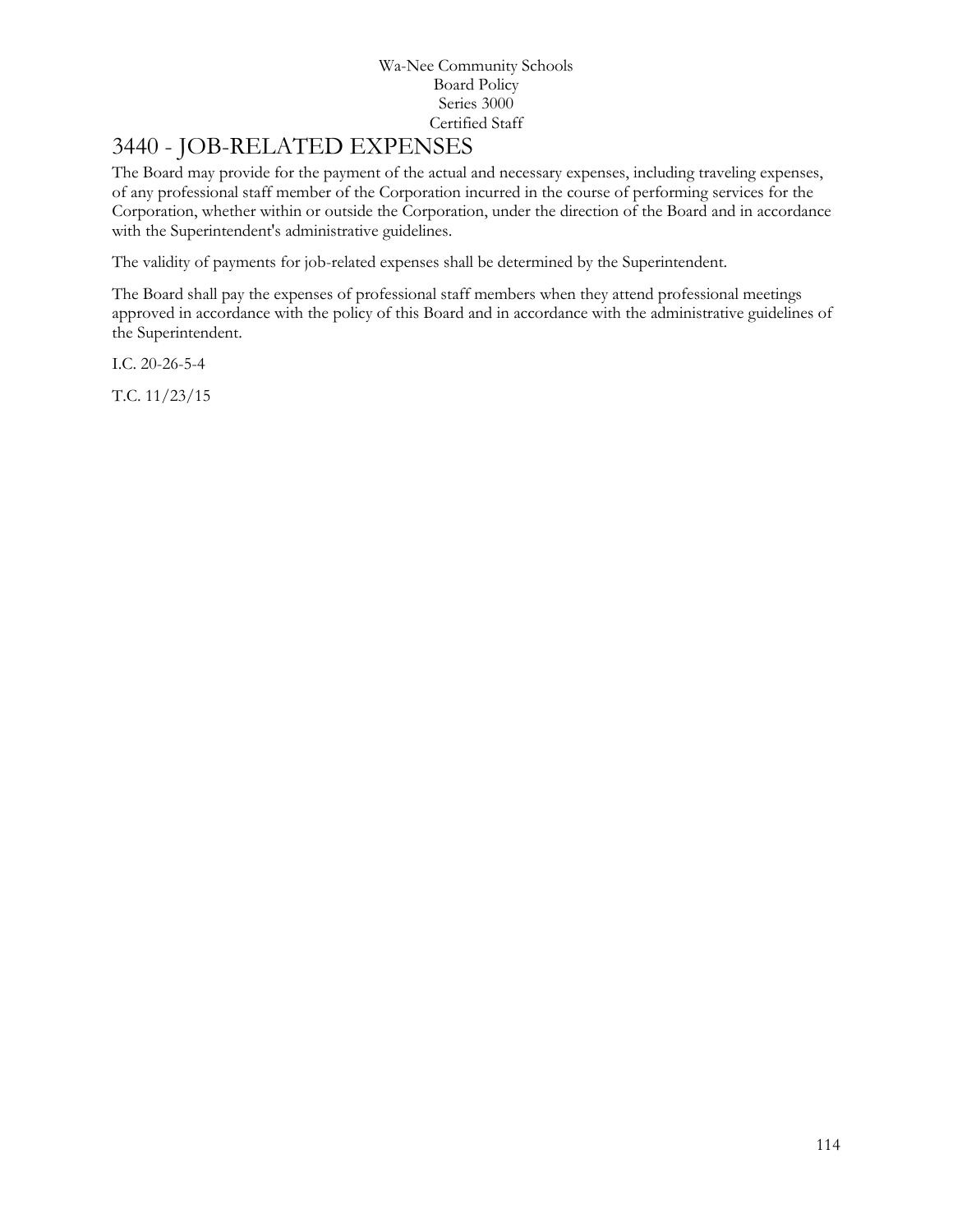# 3440 - JOB-RELATED EXPENSES

The Board may provide for the payment of the actual and necessary expenses, including traveling expenses, of any professional staff member of the Corporation incurred in the course of performing services for the Corporation, whether within or outside the Corporation, under the direction of the Board and in accordance with the Superintendent's administrative guidelines.

The validity of payments for job-related expenses shall be determined by the Superintendent.

The Board shall pay the expenses of professional staff members when they attend professional meetings approved in accordance with the policy of this Board and in accordance with the administrative guidelines of the Superintendent.

I.C. 20-26-5-4

T.C. 11/23/15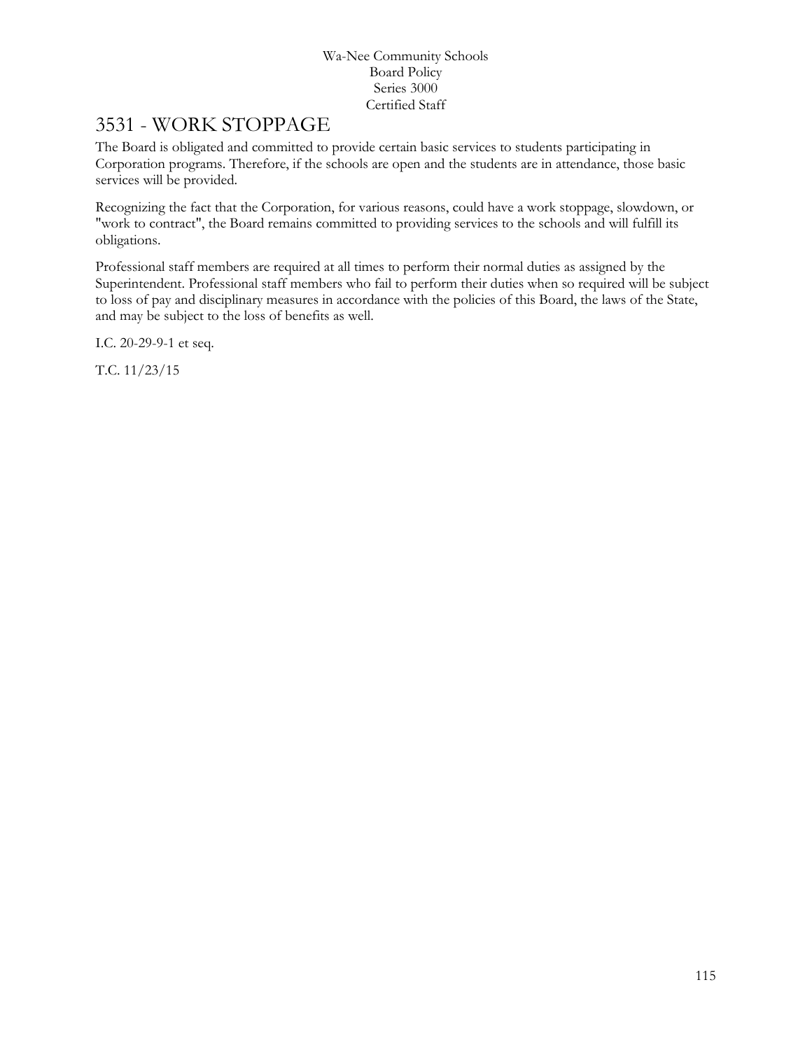# 3531 - WORK STOPPAGE

The Board is obligated and committed to provide certain basic services to students participating in Corporation programs. Therefore, if the schools are open and the students are in attendance, those basic services will be provided.

Recognizing the fact that the Corporation, for various reasons, could have a work stoppage, slowdown, or "work to contract", the Board remains committed to providing services to the schools and will fulfill its obligations.

Professional staff members are required at all times to perform their normal duties as assigned by the Superintendent. Professional staff members who fail to perform their duties when so required will be subject to loss of pay and disciplinary measures in accordance with the policies of this Board, the laws of the State, and may be subject to the loss of benefits as well.

I.C. 20-29-9-1 et seq.

T.C. 11/23/15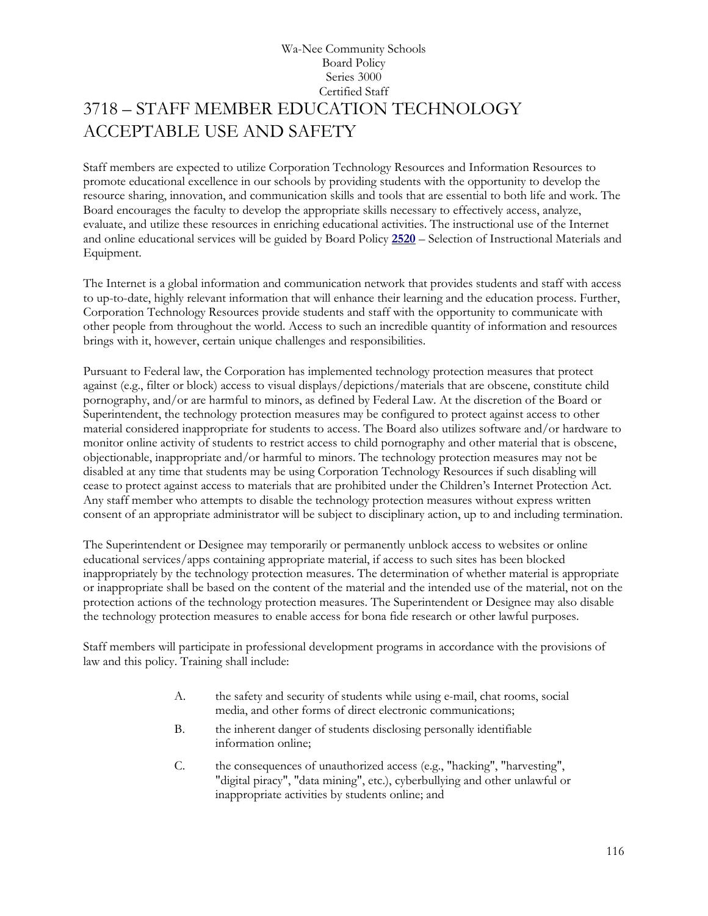Wa-Nee Community Schools
Board Policy
Series 3000
Certified Staff

# 3718 – STAFF MEMBER EDUCATION TECHNOLOGY ACCEPTABLE USE AND SAFETY

Staff members are expected to utilize Corporation Technology Resources and Information Resources to promote educational excellence in our schools by providing students with the opportunity to develop the resource sharing, innovation, and communication skills and tools that are essential to both life and work. The Board encourages the faculty to develop the appropriate skills necessary to effectively access, analyze, evaluate, and utilize these resources in enriching educational activities. The instructional use of the Internet and online educational services will be guided by Board Policy **2520** – Selection of Instructional Materials and Equipment.

The Internet is a global information and communication network that provides students and staff with access to up-to-date, highly relevant information that will enhance their learning and the education process. Further, Corporation Technology Resources provide students and staff with the opportunity to communicate with other people from throughout the world. Access to such an incredible quantity of information and resources brings with it, however, certain unique challenges and responsibilities.

Pursuant to Federal law, the Corporation has implemented technology protection measures that protect against (e.g., filter or block) access to visual displays/depictions/materials that are obscene, constitute child pornography, and/or are harmful to minors, as defined by Federal Law. At the discretion of the Board or Superintendent, the technology protection measures may be configured to protect against access to other material considered inappropriate for students to access. The Board also utilizes software and/or hardware to monitor online activity of students to restrict access to child pornography and other material that is obscene, objectionable, inappropriate and/or harmful to minors. The technology protection measures may not be disabled at any time that students may be using Corporation Technology Resources if such disabling will cease to protect against access to materials that are prohibited under the Children's Internet Protection Act. Any staff member who attempts to disable the technology protection measures without express written consent of an appropriate administrator will be subject to disciplinary action, up to and including termination.

The Superintendent or Designee may temporarily or permanently unblock access to websites or online educational services/apps containing appropriate material, if access to such sites has been blocked inappropriately by the technology protection measures. The determination of whether material is appropriate or inappropriate shall be based on the content of the material and the intended use of the material, not on the protection actions of the technology protection measures. The Superintendent or Designee may also disable the technology protection measures to enable access for bona fide research or other lawful purposes.

Staff members will participate in professional development programs in accordance with the provisions of law and this policy. Training shall include:

A. the safety and security of students while using e-mail, chat rooms, social media, and other forms of direct electronic communications;

B. the inherent danger of students disclosing personally identifiable information online;

C. the consequences of unauthorized access (e.g., "hacking", "harvesting", "digital piracy", "data mining", etc.), cyberbullying and other unlawful or inappropriate activities by students online; and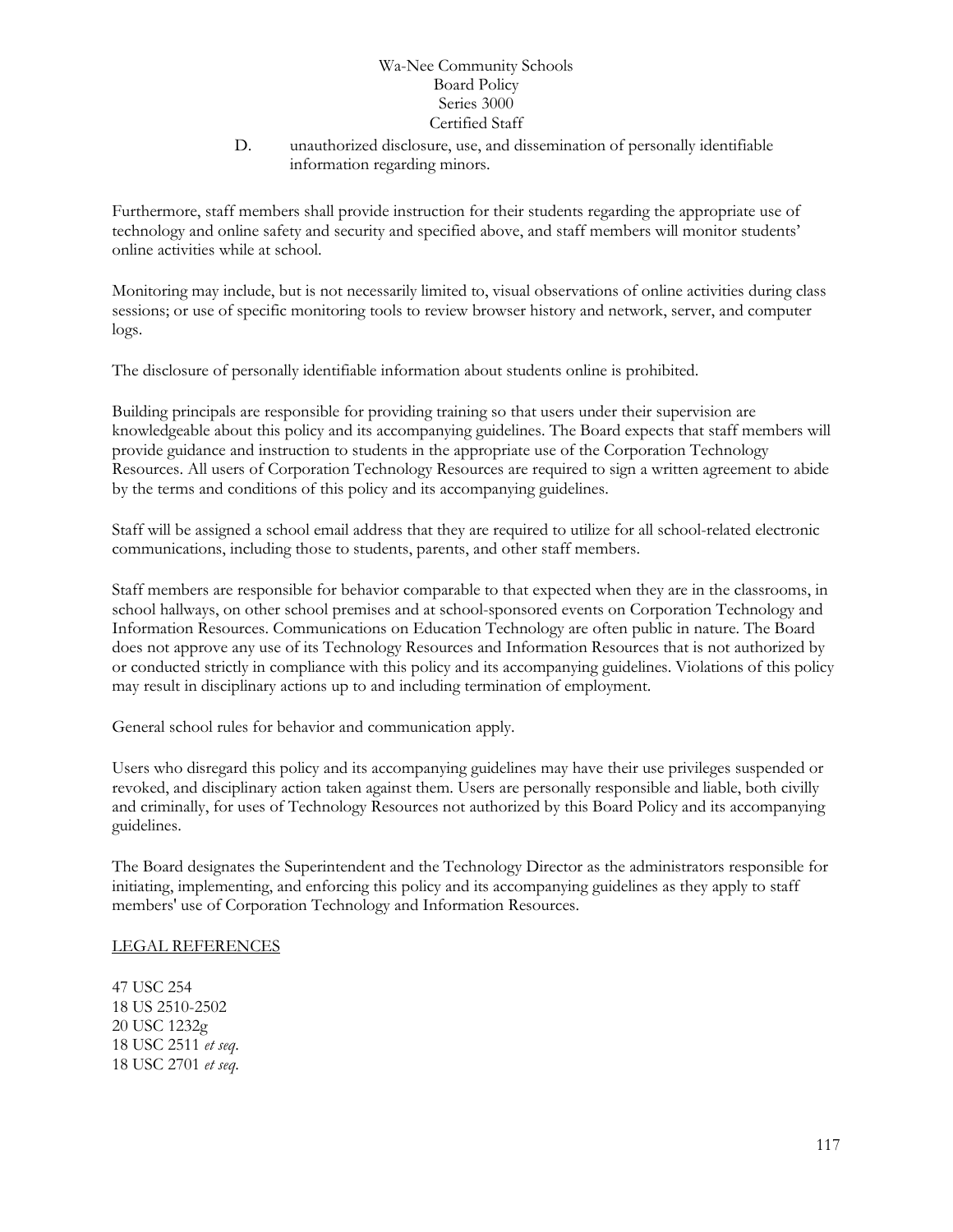D. unauthorized disclosure, use, and dissemination of personally identifiable information regarding minors.

Furthermore, staff members shall provide instruction for their students regarding the appropriate use of technology and online safety and security and specified above, and staff members will monitor students' online activities while at school.

Monitoring may include, but is not necessarily limited to, visual observations of online activities during class sessions; or use of specific monitoring tools to review browser history and network, server, and computer logs.

The disclosure of personally identifiable information about students online is prohibited.

Building principals are responsible for providing training so that users under their supervision are knowledgeable about this policy and its accompanying guidelines. The Board expects that staff members will provide guidance and instruction to students in the appropriate use of the Corporation Technology Resources. All users of Corporation Technology Resources are required to sign a written agreement to abide by the terms and conditions of this policy and its accompanying guidelines.

Staff will be assigned a school email address that they are required to utilize for all school-related electronic communications, including those to students, parents, and other staff members.

Staff members are responsible for behavior comparable to that expected when they are in the classrooms, in school hallways, on other school premises and at school-sponsored events on Corporation Technology and Information Resources. Communications on Education Technology are often public in nature. The Board does not approve any use of its Technology Resources and Information Resources that is not authorized by or conducted strictly in compliance with this policy and its accompanying guidelines. Violations of this policy may result in disciplinary actions up to and including termination of employment.

General school rules for behavior and communication apply.

Users who disregard this policy and its accompanying guidelines may have their use privileges suspended or revoked, and disciplinary action taken against them. Users are personally responsible and liable, both civilly and criminally, for uses of Technology Resources not authorized by this Board Policy and its accompanying guidelines.

The Board designates the Superintendent and the Technology Director as the administrators responsible for initiating, implementing, and enforcing this policy and its accompanying guidelines as they apply to staff members' use of Corporation Technology and Information Resources.

<u>LEGAL REFERENCES</u>

47 USC 254
18 US 2510-2502
20 USC 1232g
18 USC 2511 *et seq*.
18 USC 2701 *et seq*.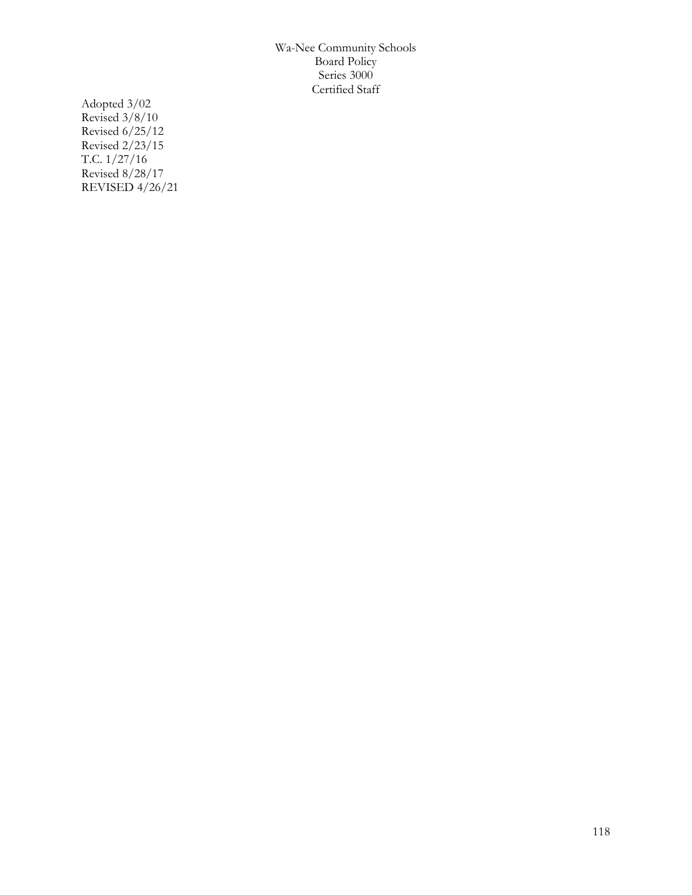Adopted 3/02
Revised 3/8/10
Revised 6/25/12
Revised 2/23/15
T.C. 1/27/16
Revised 8/28/17
REVISED 4/26/21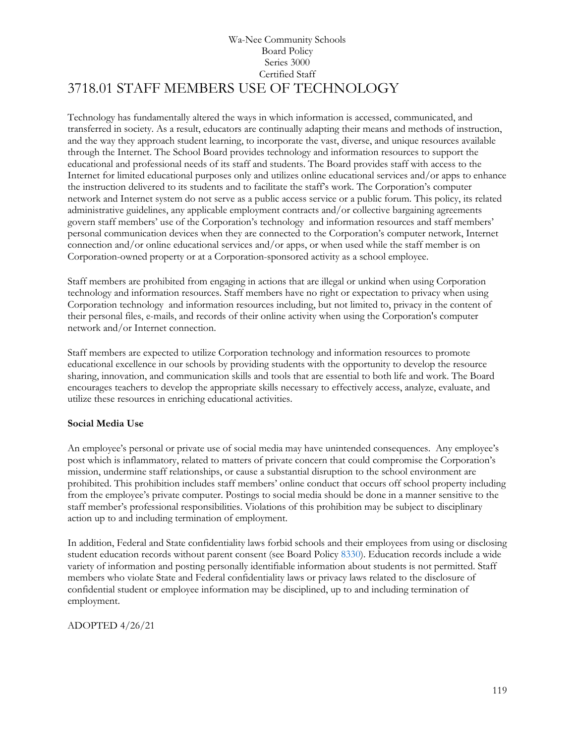Wa-Nee Community Schools
Board Policy
Series 3000
Certified Staff

# 3718.01 STAFF MEMBERS USE OF TECHNOLOGY

Technology has fundamentally altered the ways in which information is accessed, communicated, and transferred in society. As a result, educators are continually adapting their means and methods of instruction, and the way they approach student learning, to incorporate the vast, diverse, and unique resources available through the Internet. The School Board provides technology and information resources to support the educational and professional needs of its staff and students. The Board provides staff with access to the Internet for limited educational purposes only and utilizes online educational services and/or apps to enhance the instruction delivered to its students and to facilitate the staff's work. The Corporation's computer network and Internet system do not serve as a public access service or a public forum. This policy, its related administrative guidelines, any applicable employment contracts and/or collective bargaining agreements govern staff members' use of the Corporation's technology and information resources and staff members' personal communication devices when they are connected to the Corporation's computer network, Internet connection and/or online educational services and/or apps, or when used while the staff member is on Corporation-owned property or at a Corporation-sponsored activity as a school employee.

Staff members are prohibited from engaging in actions that are illegal or unkind when using Corporation technology and information resources. Staff members have no right or expectation to privacy when using Corporation technology and information resources including, but not limited to, privacy in the content of their personal files, e-mails, and records of their online activity when using the Corporation's computer network and/or Internet connection.

Staff members are expected to utilize Corporation technology and information resources to promote educational excellence in our schools by providing students with the opportunity to develop the resource sharing, innovation, and communication skills and tools that are essential to both life and work. The Board encourages teachers to develop the appropriate skills necessary to effectively access, analyze, evaluate, and utilize these resources in enriching educational activities.

**Social Media Use**

An employee's personal or private use of social media may have unintended consequences. Any employee's post which is inflammatory, related to matters of private concern that could compromise the Corporation's mission, undermine staff relationships, or cause a substantial disruption to the school environment are prohibited. This prohibition includes staff members' online conduct that occurs off school property including from the employee's private computer. Postings to social media should be done in a manner sensitive to the staff member's professional responsibilities. Violations of this prohibition may be subject to disciplinary action up to and including termination of employment.

In addition, Federal and State confidentiality laws forbid schools and their employees from using or disclosing student education records without parent consent (see Board Policy 8330). Education records include a wide variety of information and posting personally identifiable information about students is not permitted. Staff members who violate State and Federal confidentiality laws or privacy laws related to the disclosure of confidential student or employee information may be disciplined, up to and including termination of employment.

ADOPTED 4/26/21